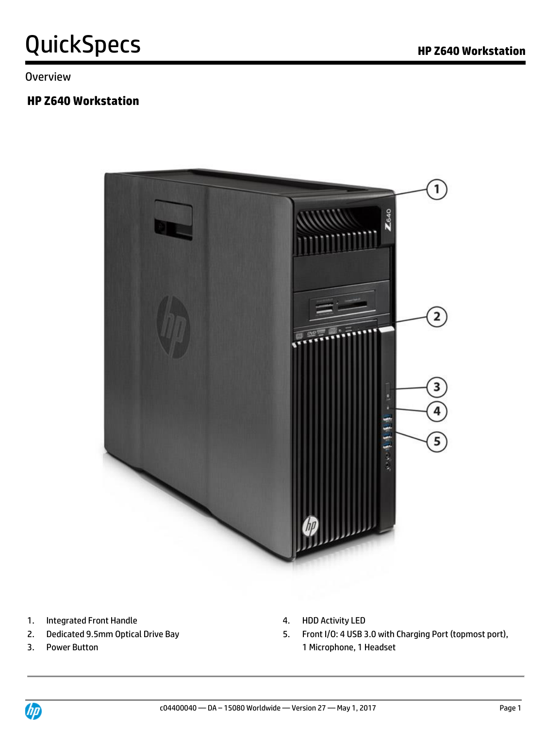# QuickSpecs

Overview

## HP Z640 Workstation

1. Integrated Front Handle
2. Dedicated 9.5mm Optical Drive Bay
3. Power Button
4. HDD Activity LED
5. Front I/O: 4 USB 3.0 with Charging Port (topmost port), 1 Microphone, 1 Headset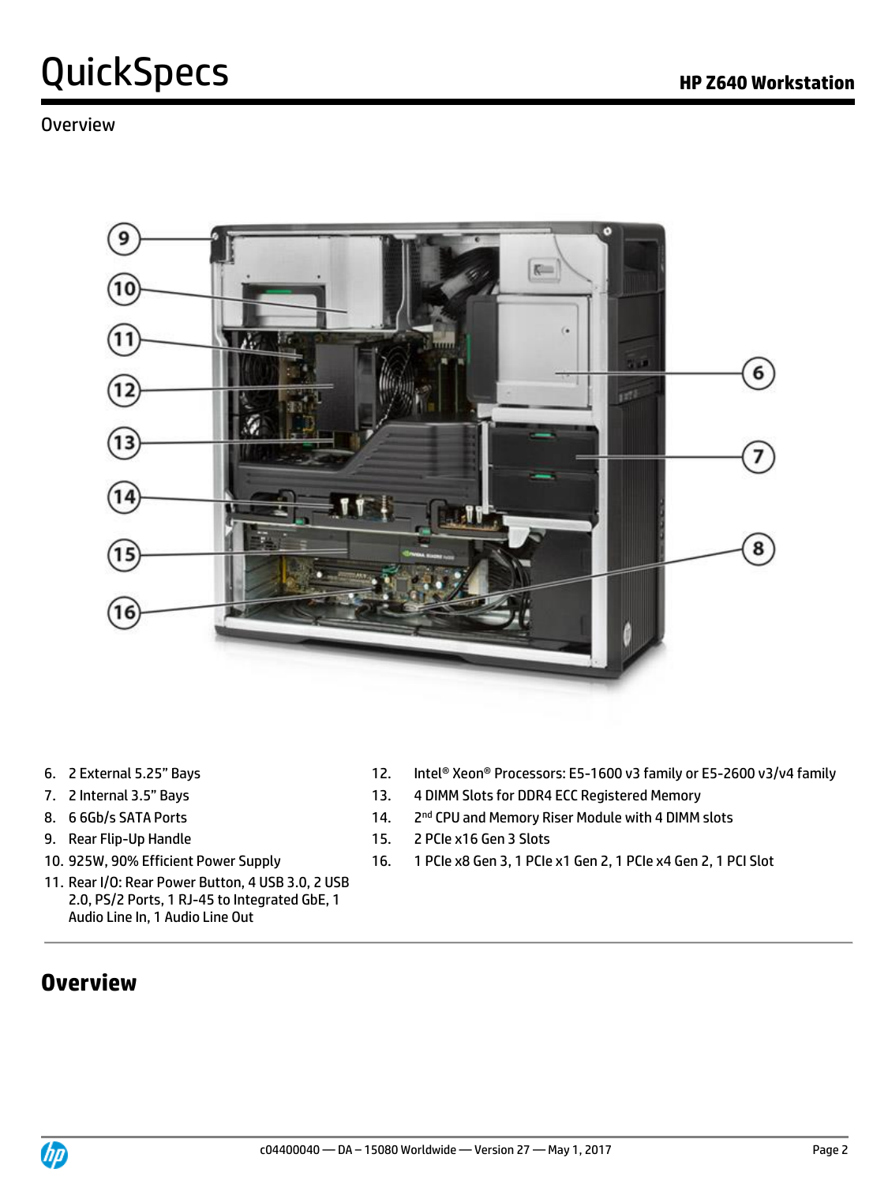Overview

6. 2 External 5.25" Bays
7. 2 Internal 3.5" Bays
8. 6 6Gb/s SATA Ports
9. Rear Flip-Up Handle
10. 925W, 90% Efficient Power Supply
11. Rear I/O: Rear Power Button, 4 USB 3.0, 2 USB 2.0, PS/2 Ports, 1 RJ-45 to Integrated GbE, 1 Audio Line In, 1 Audio Line Out
12. Intel® Xeon® Processors: E5-1600 v3 family or E5-2600 v3/v4 family
13. 4 DIMM Slots for DDR4 ECC Registered Memory
14. 2nd CPU and Memory Riser Module with 4 DIMM slots
15. 2 PCIe x16 Gen 3 Slots
16. 1 PCIe x8 Gen 3, 1 PCIe x1 Gen 2, 1 PCIe x4 Gen 2, 1 PCI Slot

## Overview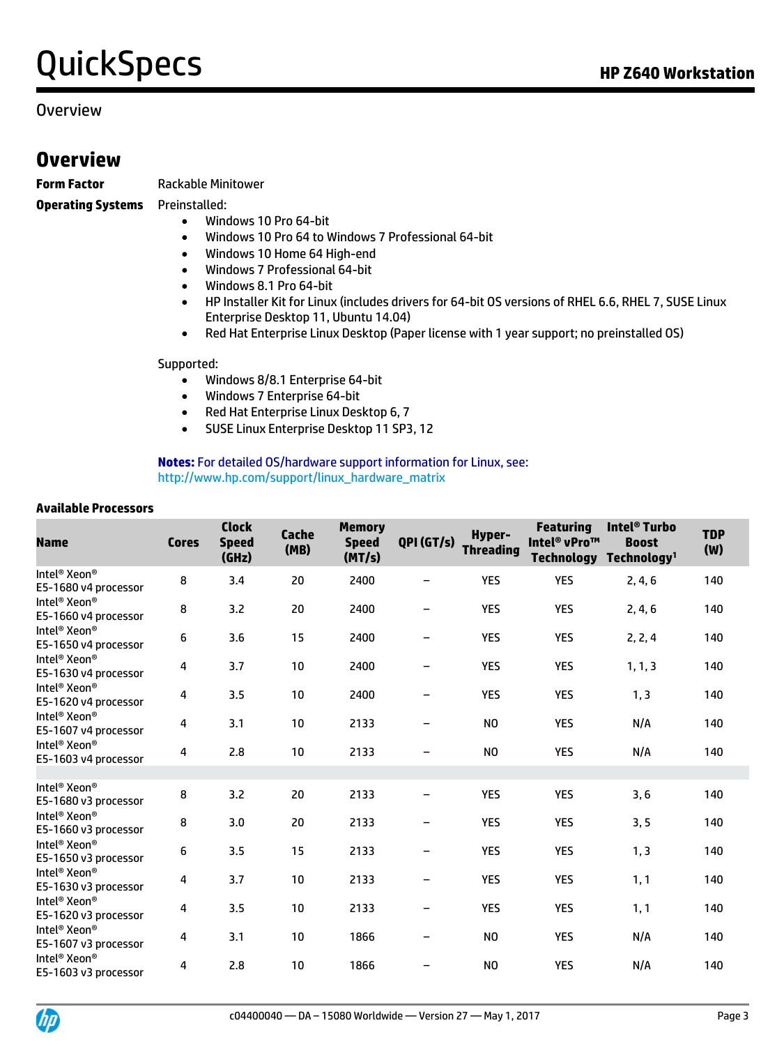Overview

## Overview

**Form Factor** Rackable Minitower

**Operating Systems** Preinstalled:

- Windows 10 Pro 64-bit
- Windows 10 Pro 64 to Windows 7 Professional 64-bit
- Windows 10 Home 64 High-end
- Windows 7 Professional 64-bit
- Windows 8.1 Pro 64-bit
- HP Installer Kit for Linux (includes drivers for 64-bit OS versions of RHEL 6.6, RHEL 7, SUSE Linux Enterprise Desktop 11, Ubuntu 14.04)
- Red Hat Enterprise Linux Desktop (Paper license with 1 year support; no preinstalled OS)

Supported:

- Windows 8/8.1 Enterprise 64-bit
- Windows 7 Enterprise 64-bit
- Red Hat Enterprise Linux Desktop 6, 7
- SUSE Linux Enterprise Desktop 11 SP3, 12

**Notes:** For detailed OS/hardware support information for Linux, see: http://www.hp.com/support/linux_hardware_matrix

**Available Processors**

| Name | Cores | Clock Speed (GHz) | Cache (MB) | Memory Speed (MT/s) | QPI (GT/s) | Hyper-Threading | Featuring Intel® vPro™ Technology | Intel® Turbo Boost Technology[1] | TDP (W) |
|---|---|---|---|---|---|---|---|---|---|
| Intel® Xeon® E5-1680 v4 processor | 8 | 3.4 | 20 | 2400 | – | YES | YES | 2, 4, 6 | 140 |
| Intel® Xeon® E5-1660 v4 processor | 8 | 3.2 | 20 | 2400 | – | YES | YES | 2, 4, 6 | 140 |
| Intel® Xeon® E5-1650 v4 processor | 6 | 3.6 | 15 | 2400 | – | YES | YES | 2, 2, 4 | 140 |
| Intel® Xeon® E5-1630 v4 processor | 4 | 3.7 | 10 | 2400 | – | YES | YES | 1, 1, 3 | 140 |
| Intel® Xeon® E5-1620 v4 processor | 4 | 3.5 | 10 | 2400 | – | YES | YES | 1, 3 | 140 |
| Intel® Xeon® E5-1607 v4 processor | 4 | 3.1 | 10 | 2133 | – | NO | YES | N/A | 140 |
| Intel® Xeon® E5-1603 v4 processor | 4 | 2.8 | 10 | 2133 | – | NO | YES | N/A | 140 |
| | | | | | | | | | |
| Intel® Xeon® E5-1680 v3 processor | 8 | 3.2 | 20 | 2133 | – | YES | YES | 3, 6 | 140 |
| Intel® Xeon® E5-1660 v3 processor | 8 | 3.0 | 20 | 2133 | – | YES | YES | 3, 5 | 140 |
| Intel® Xeon® E5-1650 v3 processor | 6 | 3.5 | 15 | 2133 | – | YES | YES | 1, 3 | 140 |
| Intel® Xeon® E5-1630 v3 processor | 4 | 3.7 | 10 | 2133 | – | YES | YES | 1, 1 | 140 |
| Intel® Xeon® E5-1620 v3 processor | 4 | 3.5 | 10 | 2133 | – | YES | YES | 1, 1 | 140 |
| Intel® Xeon® E5-1607 v3 processor | 4 | 3.1 | 10 | 1866 | – | NO | YES | N/A | 140 |
| Intel® Xeon® E5-1603 v3 processor | 4 | 2.8 | 10 | 1866 | – | NO | YES | N/A | 140 |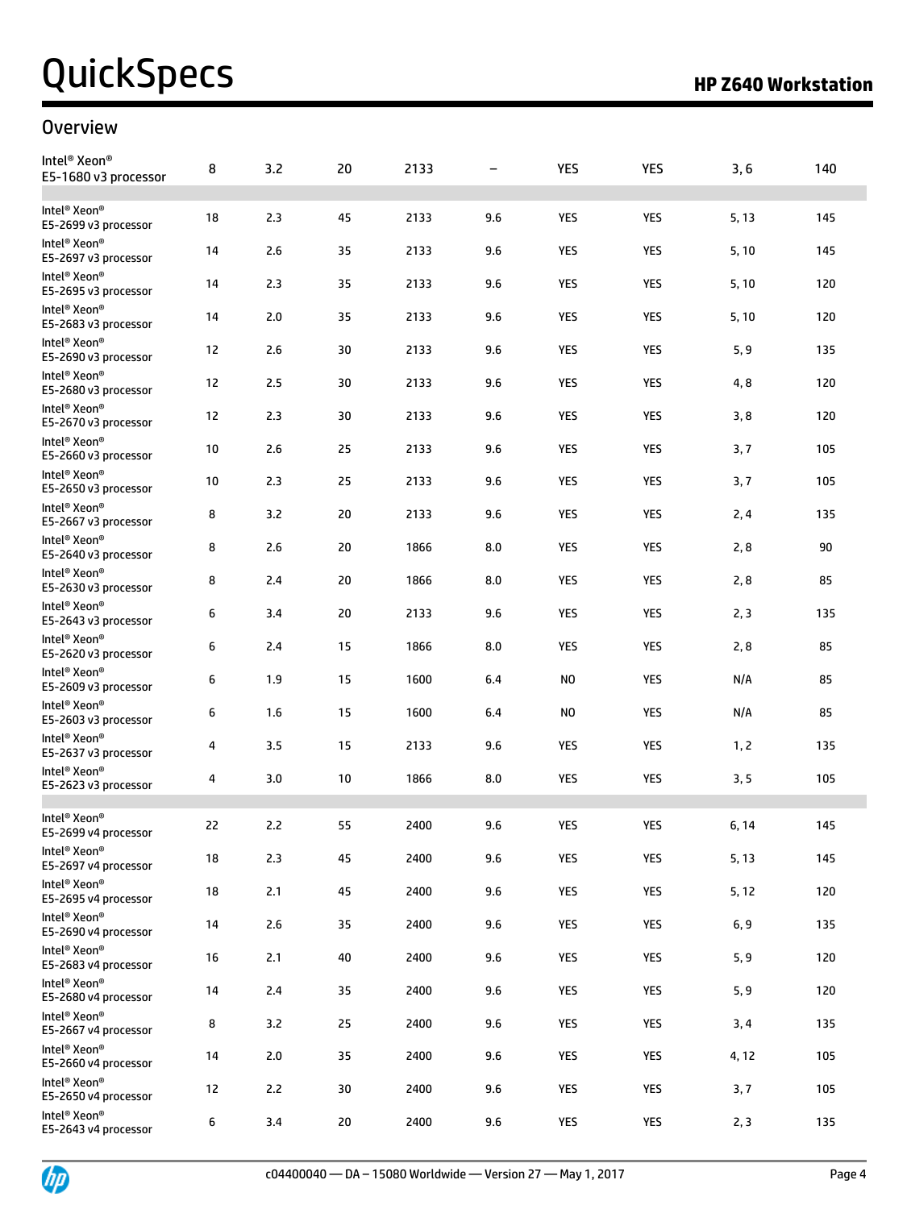## Overview

| | | | | | | | | | |
|---|---|---|---|---|---|---|---|---|---|
| Intel® Xeon® E5-1680 v3 processor | 8 | 3.2 | 20 | 2133 | – | YES | YES | 3, 6 | 140 |
| | | | | | | | | | |
| Intel® Xeon® E5-2699 v3 processor | 18 | 2.3 | 45 | 2133 | 9.6 | YES | YES | 5, 13 | 145 |
| Intel® Xeon® E5-2697 v3 processor | 14 | 2.6 | 35 | 2133 | 9.6 | YES | YES | 5, 10 | 145 |
| Intel® Xeon® E5-2695 v3 processor | 14 | 2.3 | 35 | 2133 | 9.6 | YES | YES | 5, 10 | 120 |
| Intel® Xeon® E5-2683 v3 processor | 14 | 2.0 | 35 | 2133 | 9.6 | YES | YES | 5, 10 | 120 |
| Intel® Xeon® E5-2690 v3 processor | 12 | 2.6 | 30 | 2133 | 9.6 | YES | YES | 5, 9 | 135 |
| Intel® Xeon® E5-2680 v3 processor | 12 | 2.5 | 30 | 2133 | 9.6 | YES | YES | 4, 8 | 120 |
| Intel® Xeon® E5-2670 v3 processor | 12 | 2.3 | 30 | 2133 | 9.6 | YES | YES | 3, 8 | 120 |
| Intel® Xeon® E5-2660 v3 processor | 10 | 2.6 | 25 | 2133 | 9.6 | YES | YES | 3, 7 | 105 |
| Intel® Xeon® E5-2650 v3 processor | 10 | 2.3 | 25 | 2133 | 9.6 | YES | YES | 3, 7 | 105 |
| Intel® Xeon® E5-2667 v3 processor | 8 | 3.2 | 20 | 2133 | 9.6 | YES | YES | 2, 4 | 135 |
| Intel® Xeon® E5-2640 v3 processor | 8 | 2.6 | 20 | 1866 | 8.0 | YES | YES | 2, 8 | 90 |
| Intel® Xeon® E5-2630 v3 processor | 8 | 2.4 | 20 | 1866 | 8.0 | YES | YES | 2, 8 | 85 |
| Intel® Xeon® E5-2643 v3 processor | 6 | 3.4 | 20 | 2133 | 9.6 | YES | YES | 2, 3 | 135 |
| Intel® Xeon® E5-2620 v3 processor | 6 | 2.4 | 15 | 1866 | 8.0 | YES | YES | 2, 8 | 85 |
| Intel® Xeon® E5-2609 v3 processor | 6 | 1.9 | 15 | 1600 | 6.4 | NO | YES | N/A | 85 |
| Intel® Xeon® E5-2603 v3 processor | 6 | 1.6 | 15 | 1600 | 6.4 | NO | YES | N/A | 85 |
| Intel® Xeon® E5-2637 v3 processor | 4 | 3.5 | 15 | 2133 | 9.6 | YES | YES | 1, 2 | 135 |
| Intel® Xeon® E5-2623 v3 processor | 4 | 3.0 | 10 | 1866 | 8.0 | YES | YES | 3, 5 | 105 |
| | | | | | | | | | |
| Intel® Xeon® E5-2699 v4 processor | 22 | 2.2 | 55 | 2400 | 9.6 | YES | YES | 6, 14 | 145 |
| Intel® Xeon® E5-2697 v4 processor | 18 | 2.3 | 45 | 2400 | 9.6 | YES | YES | 5, 13 | 145 |
| Intel® Xeon® E5-2695 v4 processor | 18 | 2.1 | 45 | 2400 | 9.6 | YES | YES | 5, 12 | 120 |
| Intel® Xeon® E5-2690 v4 processor | 14 | 2.6 | 35 | 2400 | 9.6 | YES | YES | 6, 9 | 135 |
| Intel® Xeon® E5-2683 v4 processor | 16 | 2.1 | 40 | 2400 | 9.6 | YES | YES | 5, 9 | 120 |
| Intel® Xeon® E5-2680 v4 processor | 14 | 2.4 | 35 | 2400 | 9.6 | YES | YES | 5, 9 | 120 |
| Intel® Xeon® E5-2667 v4 processor | 8 | 3.2 | 25 | 2400 | 9.6 | YES | YES | 3, 4 | 135 |
| Intel® Xeon® E5-2660 v4 processor | 14 | 2.0 | 35 | 2400 | 9.6 | YES | YES | 4, 12 | 105 |
| Intel® Xeon® E5-2650 v4 processor | 12 | 2.2 | 30 | 2400 | 9.6 | YES | YES | 3, 7 | 105 |
| Intel® Xeon® E5-2643 v4 processor | 6 | 3.4 | 20 | 2400 | 9.6 | YES | YES | 2, 3 | 135 |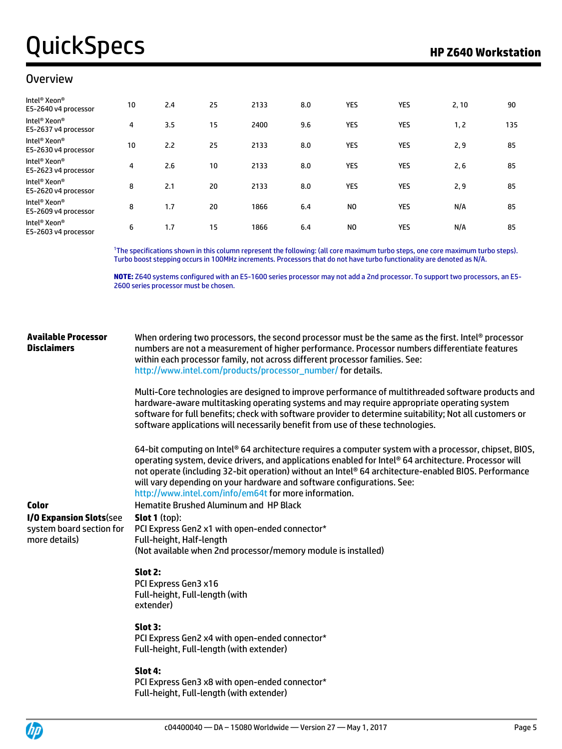## Overview

| | | | | | | | | | |
|---|---|---|---|---|---|---|---|---|---|
| Intel® Xeon® E5-2640 v4 processor | 10 | 2.4 | 25 | 2133 | 8.0 | YES | YES | 2, 10 | 90 |
| Intel® Xeon® E5-2637 v4 processor | 4 | 3.5 | 15 | 2400 | 9.6 | YES | YES | 1, 2 | 135 |
| Intel® Xeon® E5-2630 v4 processor | 10 | 2.2 | 25 | 2133 | 8.0 | YES | YES | 2, 9 | 85 |
| Intel® Xeon® E5-2623 v4 processor | 4 | 2.6 | 10 | 2133 | 8.0 | YES | YES | 2, 6 | 85 |
| Intel® Xeon® E5-2620 v4 processor | 8 | 2.1 | 20 | 2133 | 8.0 | YES | YES | 2, 9 | 85 |
| Intel® Xeon® E5-2609 v4 processor | 8 | 1.7 | 20 | 1866 | 6.4 | NO | YES | N/A | 85 |
| Intel® Xeon® E5-2603 v4 processor | 6 | 1.7 | 15 | 1866 | 6.4 | NO | YES | N/A | 85 |

[1]The specifications shown in this column represent the following: (all core maximum turbo steps, one core maximum turbo steps). Turbo boost stepping occurs in 100MHz increments. Processors that do not have turbo functionality are denoted as N/A.

**NOTE:** Z640 systems configured with an E5-1600 series processor may not add a 2nd processor. To support two processors, an E5-2600 series processor must be chosen.

**Available Processor Disclaimers**

When ordering two processors, the second processor must be the same as the first. Intel® processor numbers are not a measurement of higher performance. Processor numbers differentiate features within each processor family, not across different processor families. See: http://www.intel.com/products/processor_number/ for details.

Multi-Core technologies are designed to improve performance of multithreaded software products and hardware-aware multitasking operating systems and may require appropriate operating system software for full benefits; check with software provider to determine suitability; Not all customers or software applications will necessarily benefit from use of these technologies.

64-bit computing on Intel® 64 architecture requires a computer system with a processor, chipset, BIOS, operating system, device drivers, and applications enabled for Intel® 64 architecture. Processor will not operate (including 32-bit operation) without an Intel® 64 architecture-enabled BIOS. Performance will vary depending on your hardware and software configurations. See: http://www.intel.com/info/em64t for more information.

**Color**

Hematite Brushed Aluminum and HP Black

**I/O Expansion Slots**(see system board section for more details)

**Slot 1** (top):
PCI Express Gen2 x1 with open-ended connector*
Full-height, Half-length
(Not available when 2nd processor/memory module is installed)

**Slot 2:**
PCI Express Gen3 x16
Full-height, Full-length (with extender)

**Slot 3:**
PCI Express Gen2 x4 with open-ended connector*
Full-height, Full-length (with extender)

**Slot 4:**
PCI Express Gen3 x8 with open-ended connector*
Full-height, Full-length (with extender)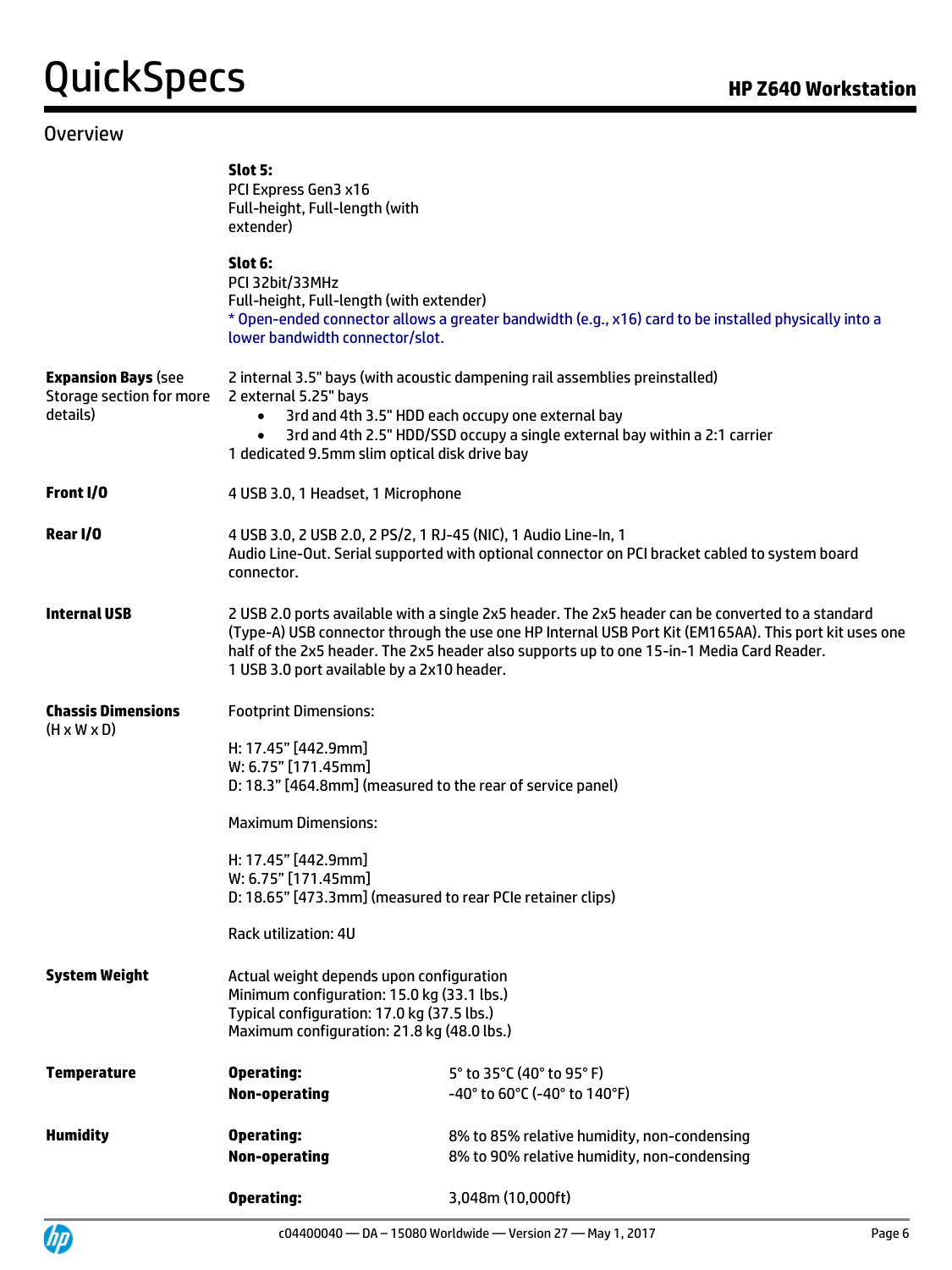## Overview

| | |
|---|---|
| | **Slot 5:**<br>PCI Express Gen3 x16<br>Full-height, Full-length (with extender) |
| | **Slot 6:**<br>PCI 32bit/33MHz<br>Full-height, Full-length (with extender)<br>* Open-ended connector allows a greater bandwidth (e.g., x16) card to be installed physically into a lower bandwidth connector/slot. |
| **Expansion Bays** (see Storage section for more details) | 2 internal 3.5" bays (with acoustic dampening rail assemblies preinstalled)<br>2 external 5.25" bays<br>• 3rd and 4th 3.5" HDD each occupy one external bay<br>• 3rd and 4th 2.5" HDD/SSD occupy a single external bay within a 2:1 carrier<br>1 dedicated 9.5mm slim optical disk drive bay |
| **Front I/O** | 4 USB 3.0, 1 Headset, 1 Microphone |
| **Rear I/O** | 4 USB 3.0, 2 USB 2.0, 2 PS/2, 1 RJ-45 (NIC), 1 Audio Line-In, 1 Audio Line-Out. Serial supported with optional connector on PCI bracket cabled to system board connector. |
| **Internal USB** | 2 USB 2.0 ports available with a single 2x5 header. The 2x5 header can be converted to a standard (Type-A) USB connector through the use one HP Internal USB Port Kit (EM165AA). This port kit uses one half of the 2x5 header. The 2x5 header also supports up to one 15-in-1 Media Card Reader.<br>1 USB 3.0 port available by a 2x10 header. |
| **Chassis Dimensions** (H x W x D) | Footprint Dimensions:<br><br>H: 17.45" [442.9mm]<br>W: 6.75" [171.45mm]<br>D: 18.3" [464.8mm] (measured to the rear of service panel)<br><br>Maximum Dimensions:<br><br>H: 17.45" [442.9mm]<br>W: 6.75" [171.45mm]<br>D: 18.65" [473.3mm] (measured to rear PCIe retainer clips)<br><br>Rack utilization: 4U |
| **System Weight** | Actual weight depends upon configuration<br>Minimum configuration: 15.0 kg (33.1 lbs.)<br>Typical configuration: 17.0 kg (37.5 lbs.)<br>Maximum configuration: 21.8 kg (48.0 lbs.) |

| | | |
|---|---|---|
| **Temperature** | **Operating:** | 5° to 35°C (40° to 95° F) |
| | **Non-operating** | -40° to 60°C (-40° to 140°F) |
| **Humidity** | **Operating:** | 8% to 85% relative humidity, non-condensing |
| | **Non-operating** | 8% to 90% relative humidity, non-condensing |
| | **Operating:** | 3,048m (10,000ft) |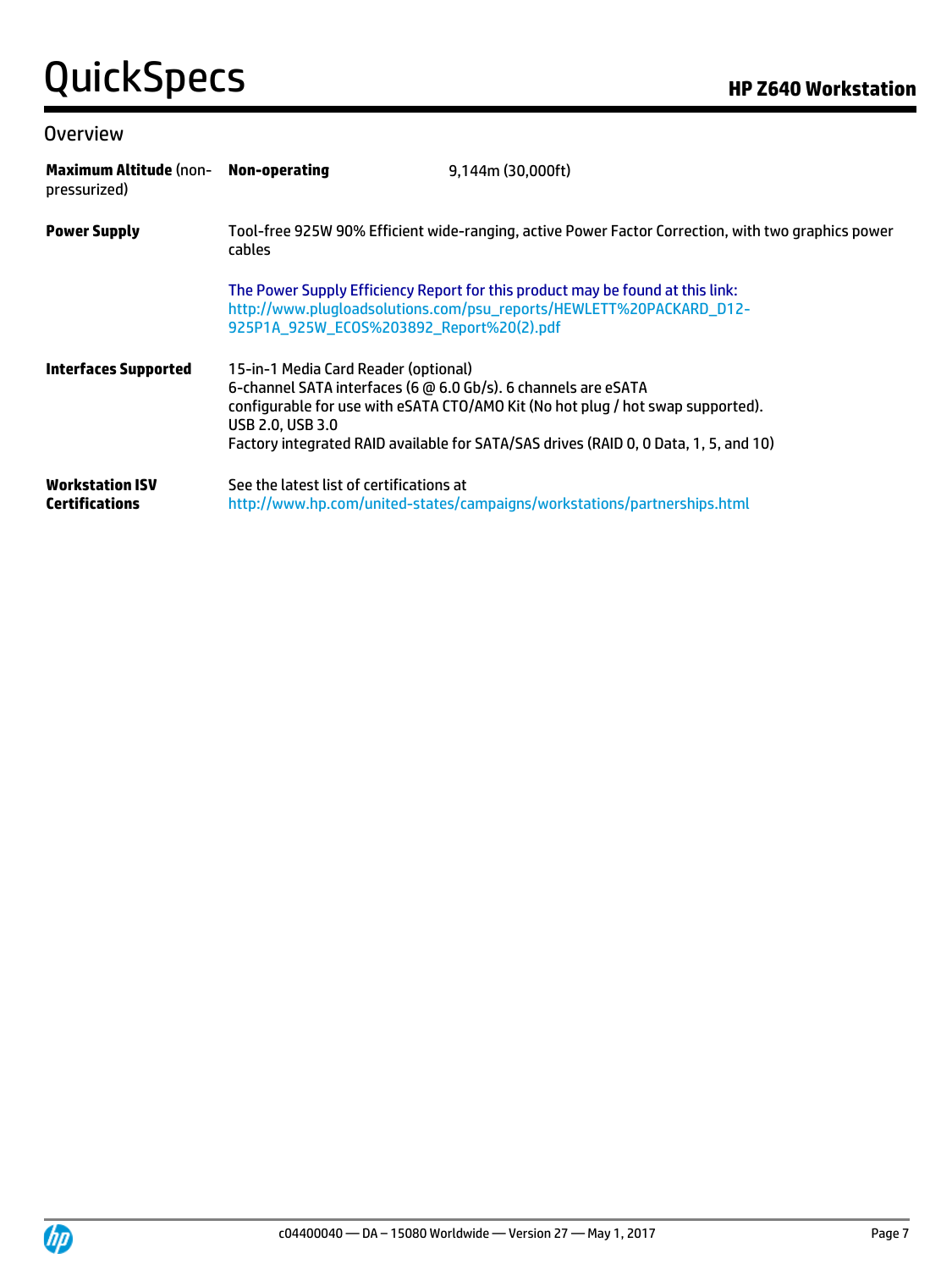## Overview

| | | |
|---|---|---|
| **Maximum Altitude** (non-pressurized) | **Non-operating** | 9,144m (30,000ft) |
| **Power Supply** | Tool-free 925W 90% Efficient wide-ranging, active Power Factor Correction, with two graphics power cables<br><br>The Power Supply Efficiency Report for this product may be found at this link: http://www.plugloadsolutions.com/psu_reports/HEWLETT%20PACKARD_D12-925P1A_925W_ECOS%203892_Report%20(2).pdf | |
| **Interfaces Supported** | 15-in-1 Media Card Reader (optional)<br>6-channel SATA interfaces (6 @ 6.0 Gb/s). 6 channels are eSATA configurable for use with eSATA CTO/AMO Kit (No hot plug / hot swap supported).<br>USB 2.0, USB 3.0<br>Factory integrated RAID available for SATA/SAS drives (RAID 0, 0 Data, 1, 5, and 10) | |
| **Workstation ISV Certifications** | See the latest list of certifications at http://www.hp.com/united-states/campaigns/workstations/partnerships.html | |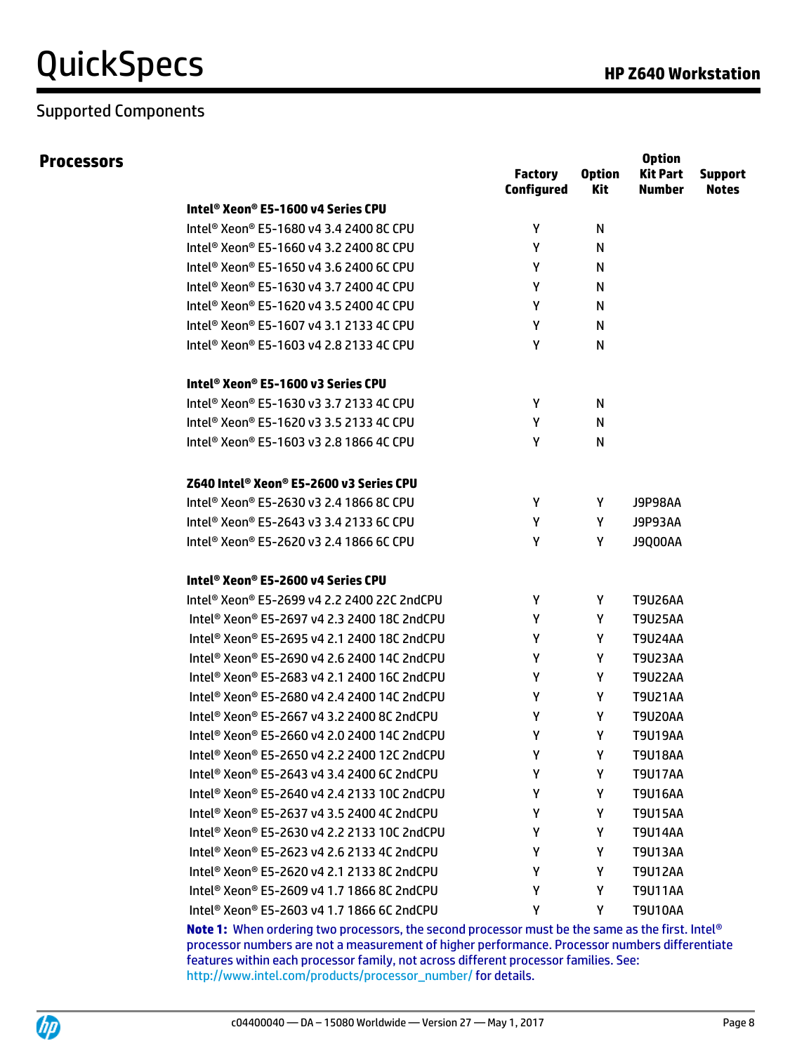## Supported Components

### Processors

| | Factory Configured | Option Kit | Option Kit Part Number | Support Notes |
|---|---|---|---|---|
| **Intel® Xeon® E5-1600 v4 Series CPU** | | | | |
| Intel® Xeon® E5-1680 v4 3.4 2400 8C CPU | Y | N | | |
| Intel® Xeon® E5-1660 v4 3.2 2400 8C CPU | Y | N | | |
| Intel® Xeon® E5-1650 v4 3.6 2400 6C CPU | Y | N | | |
| Intel® Xeon® E5-1630 v4 3.7 2400 4C CPU | Y | N | | |
| Intel® Xeon® E5-1620 v4 3.5 2400 4C CPU | Y | N | | |
| Intel® Xeon® E5-1607 v4 3.1 2133 4C CPU | Y | N | | |
| Intel® Xeon® E5-1603 v4 2.8 2133 4C CPU | Y | N | | |
| **Intel® Xeon® E5-1600 v3 Series CPU** | | | | |
| Intel® Xeon® E5-1630 v3 3.7 2133 4C CPU | Y | N | | |
| Intel® Xeon® E5-1620 v3 3.5 2133 4C CPU | Y | N | | |
| Intel® Xeon® E5-1603 v3 2.8 1866 4C CPU | Y | N | | |
| **Z640 Intel® Xeon® E5-2600 v3 Series CPU** | | | | |
| Intel® Xeon® E5-2630 v3 2.4 1866 8C CPU | Y | Y | J9P98AA | |
| Intel® Xeon® E5-2643 v3 3.4 2133 6C CPU | Y | Y | J9P93AA | |
| Intel® Xeon® E5-2620 v3 2.4 1866 6C CPU | Y | Y | J9Q00AA | |
| **Intel® Xeon® E5-2600 v4 Series CPU** | | | | |
| Intel® Xeon® E5-2699 v4 2.2 2400 22C 2ndCPU | Y | Y | T9U26AA | |
| Intel® Xeon® E5-2697 v4 2.3 2400 18C 2ndCPU | Y | Y | T9U25AA | |
| Intel® Xeon® E5-2695 v4 2.1 2400 18C 2ndCPU | Y | Y | T9U24AA | |
| Intel® Xeon® E5-2690 v4 2.6 2400 14C 2ndCPU | Y | Y | T9U23AA | |
| Intel® Xeon® E5-2683 v4 2.1 2400 16C 2ndCPU | Y | Y | T9U22AA | |
| Intel® Xeon® E5-2680 v4 2.4 2400 14C 2ndCPU | Y | Y | T9U21AA | |
| Intel® Xeon® E5-2667 v4 3.2 2400 8C 2ndCPU | Y | Y | T9U20AA | |
| Intel® Xeon® E5-2660 v4 2.0 2400 14C 2ndCPU | Y | Y | T9U19AA | |
| Intel® Xeon® E5-2650 v4 2.2 2400 12C 2ndCPU | Y | Y | T9U18AA | |
| Intel® Xeon® E5-2643 v4 3.4 2400 6C 2ndCPU | Y | Y | T9U17AA | |
| Intel® Xeon® E5-2640 v4 2.4 2133 10C 2ndCPU | Y | Y | T9U16AA | |
| Intel® Xeon® E5-2637 v4 3.5 2400 4C 2ndCPU | Y | Y | T9U15AA | |
| Intel® Xeon® E5-2630 v4 2.2 2133 10C 2ndCPU | Y | Y | T9U14AA | |
| Intel® Xeon® E5-2623 v4 2.6 2133 4C 2ndCPU | Y | Y | T9U13AA | |
| Intel® Xeon® E5-2620 v4 2.1 2133 8C 2ndCPU | Y | Y | T9U12AA | |
| Intel® Xeon® E5-2609 v4 1.7 1866 8C 2ndCPU | Y | Y | T9U11AA | |
| Intel® Xeon® E5-2603 v4 1.7 1866 6C 2ndCPU | Y | Y | T9U10AA | |

**Note 1:** When ordering two processors, the second processor must be the same as the first. Intel® processor numbers are not a measurement of higher performance. Processor numbers differentiate features within each processor family, not across different processor families. See: http://www.intel.com/products/processor_number/ for details.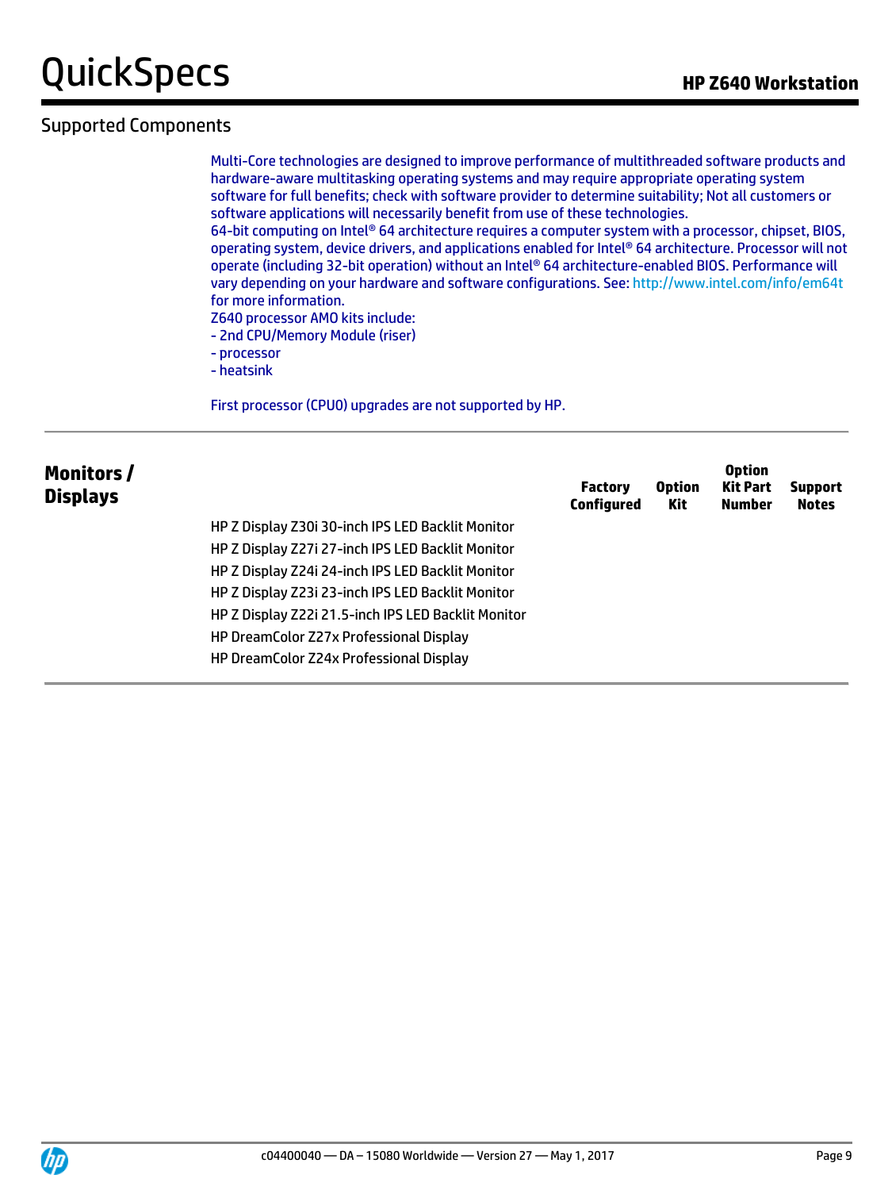## Supported Components

Multi-Core technologies are designed to improve performance of multithreaded software products and hardware-aware multitasking operating systems and may require appropriate operating system software for full benefits; check with software provider to determine suitability; Not all customers or software applications will necessarily benefit from use of these technologies.
64-bit computing on Intel® 64 architecture requires a computer system with a processor, chipset, BIOS, operating system, device drivers, and applications enabled for Intel® 64 architecture. Processor will not operate (including 32-bit operation) without an Intel® 64 architecture-enabled BIOS. Performance will vary depending on your hardware and software configurations. See: http://www.intel.com/info/em64t for more information.
Z640 processor AMO kits include:
- 2nd CPU/Memory Module (riser)
- processor
- heatsink

First processor (CPU0) upgrades are not supported by HP.

### Monitors / Displays

| | Factory Configured | Option Kit | Option Kit Part Number | Support Notes |
|---|---|---|---|---|
| HP Z Display Z30i 30-inch IPS LED Backlit Monitor | | | | |
| HP Z Display Z27i 27-inch IPS LED Backlit Monitor | | | | |
| HP Z Display Z24i 24-inch IPS LED Backlit Monitor | | | | |
| HP Z Display Z23i 23-inch IPS LED Backlit Monitor | | | | |
| HP Z Display Z22i 21.5-inch IPS LED Backlit Monitor | | | | |
| HP DreamColor Z27x Professional Display | | | | |
| HP DreamColor Z24x Professional Display | | | | |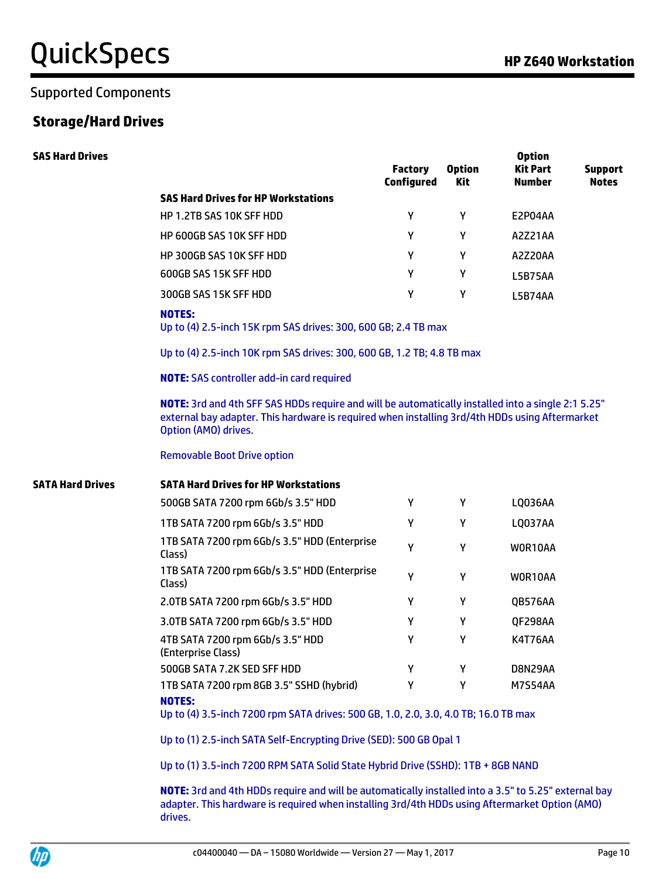## Supported Components

### Storage/Hard Drives

**SAS Hard Drives**

| | Factory Configured | Option Kit | Option Kit Part Number | Support Notes |
|---|---|---|---|---|
| **SAS Hard Drives for HP Workstations** | | | | |
| HP 1.2TB SAS 10K SFF HDD | Y | Y | E2P04AA | |
| HP 600GB SAS 10K SFF HDD | Y | Y | A2Z21AA | |
| HP 300GB SAS 10K SFF HDD | Y | Y | A2Z20AA | |
| 600GB SAS 15K SFF HDD | Y | Y | L5B75AA | |
| 300GB SAS 15K SFF HDD | Y | Y | L5B74AA | |

**NOTES:**
Up to (4) 2.5-inch 15K rpm SAS drives: 300, 600 GB; 2.4 TB max

Up to (4) 2.5-inch 10K rpm SAS drives: 300, 600 GB, 1.2 TB; 4.8 TB max

**NOTE:** SAS controller add-in card required

**NOTE:** 3rd and 4th SFF SAS HDDs require and will be automatically installed into a single 2:1 5.25" external bay adapter. This hardware is required when installing 3rd/4th HDDs using Aftermarket Option (AMO) drives.

Removable Boot Drive option

**SATA Hard Drives**

| | Factory Configured | Option Kit | Option Kit Part Number | Support Notes |
|---|---|---|---|---|
| **SATA Hard Drives for HP Workstations** | | | | |
| 500GB SATA 7200 rpm 6Gb/s 3.5" HDD | Y | Y | LQ036AA | |
| 1TB SATA 7200 rpm 6Gb/s 3.5" HDD | Y | Y | LQ037AA | |
| 1TB SATA 7200 rpm 6Gb/s 3.5" HDD (Enterprise Class) | Y | Y | W0R10AA | |
| 1TB SATA 7200 rpm 6Gb/s 3.5" HDD (Enterprise Class) | Y | Y | W0R10AA | |
| 2.0TB SATA 7200 rpm 6Gb/s 3.5" HDD | Y | Y | QB576AA | |
| 3.0TB SATA 7200 rpm 6Gb/s 3.5" HDD | Y | Y | QF298AA | |
| 4TB SATA 7200 rpm 6Gb/s 3.5" HDD (Enterprise Class) | Y | Y | K4T76AA | |
| 500GB SATA 7.2K SED SFF HDD | Y | Y | D8N29AA | |
| 1TB SATA 7200 rpm 8GB 3.5" SSHD (hybrid) | Y | Y | M7S54AA | |

**NOTES:**
Up to (4) 3.5-inch 7200 rpm SATA drives: 500 GB, 1.0, 2.0, 3.0, 4.0 TB; 16.0 TB max

Up to (1) 2.5-inch SATA Self-Encrypting Drive (SED): 500 GB Opal 1

Up to (1) 3.5-inch 7200 RPM SATA Solid State Hybrid Drive (SSHD): 1TB + 8GB NAND

**NOTE:** 3rd and 4th HDDs require and will be automatically installed into a 3.5" to 5.25" external bay adapter. This hardware is required when installing 3rd/4th HDDs using Aftermarket Option (AMO) drives.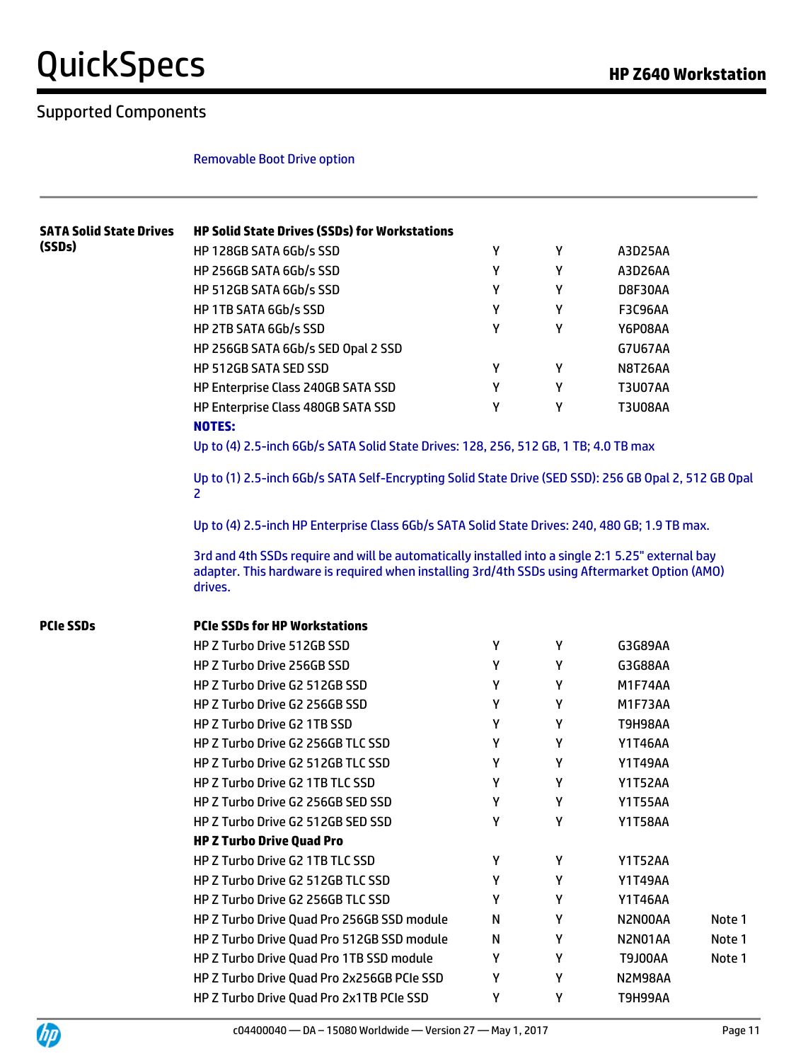## Supported Components

Removable Boot Drive option

| | | | | | |
|---|---|---|---|---|---|
| **SATA Solid State Drives (SSDs)** | **HP Solid State Drives (SSDs) for Workstations** | | | | |
| | HP 128GB SATA 6Gb/s SSD | Y | Y | A3D25AA | |
| | HP 256GB SATA 6Gb/s SSD | Y | Y | A3D26AA | |
| | HP 512GB SATA 6Gb/s SSD | Y | Y | D8F30AA | |
| | HP 1TB SATA 6Gb/s SSD | Y | Y | F3C96AA | |
| | HP 2TB SATA 6Gb/s SSD | Y | Y | Y6P08AA | |
| | HP 256GB SATA 6Gb/s SED Opal 2 SSD | | | G7U67AA | |
| | HP 512GB SATA SED SSD | Y | Y | N8T26AA | |
| | HP Enterprise Class 240GB SATA SSD | Y | Y | T3U07AA | |
| | HP Enterprise Class 480GB SATA SSD | Y | Y | T3U08AA | |

**NOTES:**

Up to (4) 2.5-inch 6Gb/s SATA Solid State Drives: 128, 256, 512 GB, 1 TB; 4.0 TB max

Up to (1) 2.5-inch 6Gb/s SATA Self-Encrypting Solid State Drive (SED SSD): 256 GB Opal 2, 512 GB Opal 2

Up to (4) 2.5-inch HP Enterprise Class 6Gb/s SATA Solid State Drives: 240, 480 GB; 1.9 TB max.

3rd and 4th SSDs require and will be automatically installed into a single 2:1 5.25" external bay adapter. This hardware is required when installing 3rd/4th SSDs using Aftermarket Option (AMO) drives.

| | | | | | |
|---|---|---|---|---|---|
| **PCIe SSDs** | **PCIe SSDs for HP Workstations** | | | | |
| | HP Z Turbo Drive 512GB SSD | Y | Y | G3G89AA | |
| | HP Z Turbo Drive 256GB SSD | Y | Y | G3G88AA | |
| | HP Z Turbo Drive G2 512GB SSD | Y | Y | M1F74AA | |
| | HP Z Turbo Drive G2 256GB SSD | Y | Y | M1F73AA | |
| | HP Z Turbo Drive G2 1TB SSD | Y | Y | T9H98AA | |
| | HP Z Turbo Drive G2 256GB TLC SSD | Y | Y | Y1T46AA | |
| | HP Z Turbo Drive G2 512GB TLC SSD | Y | Y | Y1T49AA | |
| | HP Z Turbo Drive G2 1TB TLC SSD | Y | Y | Y1T52AA | |
| | HP Z Turbo Drive G2 256GB SED SSD | Y | Y | Y1T55AA | |
| | HP Z Turbo Drive G2 512GB SED SSD | Y | Y | Y1T58AA | |
| | **HP Z Turbo Drive Quad Pro** | | | | |
| | HP Z Turbo Drive G2 1TB TLC SSD | Y | Y | Y1T52AA | |
| | HP Z Turbo Drive G2 512GB TLC SSD | Y | Y | Y1T49AA | |
| | HP Z Turbo Drive G2 256GB TLC SSD | Y | Y | Y1T46AA | |
| | HP Z Turbo Drive Quad Pro 256GB SSD module | N | Y | N2N00AA | Note 1 |
| | HP Z Turbo Drive Quad Pro 512GB SSD module | N | Y | N2N01AA | Note 1 |
| | HP Z Turbo Drive Quad Pro 1TB SSD module | Y | Y | T9J00AA | Note 1 |
| | HP Z Turbo Drive Quad Pro 2x256GB PCIe SSD | Y | Y | N2M98AA | |
| | HP Z Turbo Drive Quad Pro 2x1TB PCIe SSD | Y | Y | T9H99AA | |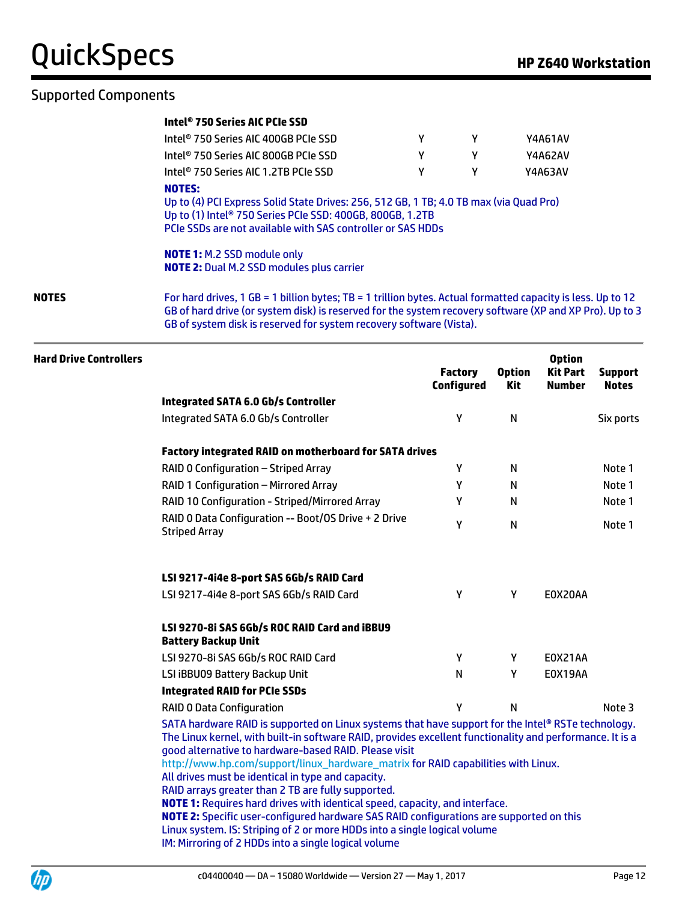## Supported Components

| | | | |
|---|---|---|---|
| **Intel® 750 Series AIC PCIe SSD** | | | |
| Intel® 750 Series AIC 400GB PCIe SSD | Y | Y | Y4A61AV |
| Intel® 750 Series AIC 800GB PCIe SSD | Y | Y | Y4A62AV |
| Intel® 750 Series AIC 1.2TB PCIe SSD | Y | Y | Y4A63AV |

**NOTES:**
Up to (4) PCI Express Solid State Drives: 256, 512 GB, 1 TB; 4.0 TB max (via Quad Pro)
Up to (1) Intel® 750 Series PCIe SSD: 400GB, 800GB, 1.2TB
PCIe SSDs are not available with SAS controller or SAS HDDs

**NOTE 1:** M.2 SSD module only
**NOTE 2:** Dual M.2 SSD modules plus carrier

**NOTES**

For hard drives, 1 GB = 1 billion bytes; TB = 1 trillion bytes. Actual formatted capacity is less. Up to 12 GB of hard drive (or system disk) is reserved for the system recovery software (XP and XP Pro). Up to 3 GB of system disk is reserved for system recovery software (Vista).

### Hard Drive Controllers

| | Factory Configured | Option Kit | Option Kit Part Number | Support Notes |
|---|---|---|---|---|
| **Integrated SATA 6.0 Gb/s Controller** | | | | |
| Integrated SATA 6.0 Gb/s Controller | Y | N | | Six ports |
| **Factory integrated RAID on motherboard for SATA drives** | | | | |
| RAID 0 Configuration – Striped Array | Y | N | | Note 1 |
| RAID 1 Configuration – Mirrored Array | Y | N | | Note 1 |
| RAID 10 Configuration - Striped/Mirrored Array | Y | N | | Note 1 |
| RAID 0 Data Configuration -- Boot/OS Drive + 2 Drive Striped Array | Y | N | | Note 1 |
| **LSI 9217-4i4e 8-port SAS 6Gb/s RAID Card** | | | | |
| LSI 9217-4i4e 8-port SAS 6Gb/s RAID Card | Y | Y | E0X20AA | |
| **LSI 9270-8i SAS 6Gb/s ROC RAID Card and iBBU9 Battery Backup Unit** | | | | |
| LSI 9270-8i SAS 6Gb/s ROC RAID Card | Y | Y | E0X21AA | |
| LSI iBBU09 Battery Backup Unit | N | Y | E0X19AA | |
| **Integrated RAID for PCIe SSDs** | | | | |
| RAID 0 Data Configuration | Y | N | | Note 3 |

SATA hardware RAID is supported on Linux systems that have support for the Intel® RSTe technology. The Linux kernel, with built-in software RAID, provides excellent functionality and performance. It is a good alternative to hardware-based RAID. Please visit http://www.hp.com/support/linux_hardware_matrix for RAID capabilities with Linux.
All drives must be identical in type and capacity.
RAID arrays greater than 2 TB are fully supported.
**NOTE 1:** Requires hard drives with identical speed, capacity, and interface.
**NOTE 2:** Specific user-configured hardware SAS RAID configurations are supported on this Linux system. IS: Striping of 2 or more HDDs into a single logical volume
IM: Mirroring of 2 HDDs into a single logical volume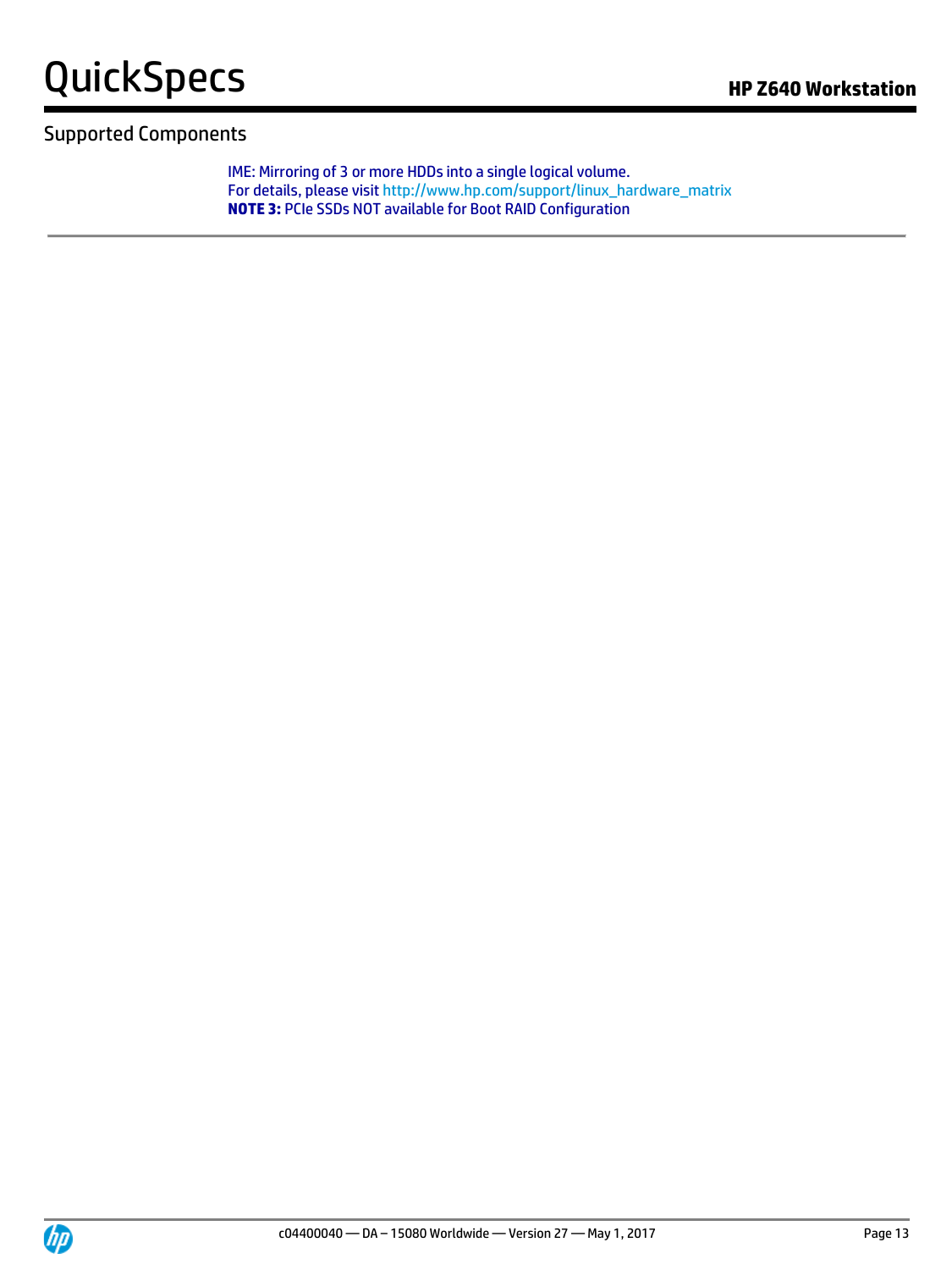## Supported Components

IME: Mirroring of 3 or more HDDs into a single logical volume.
For details, please visit http://www.hp.com/support/linux_hardware_matrix
**NOTE 3:** PCIe SSDs NOT available for Boot RAID Configuration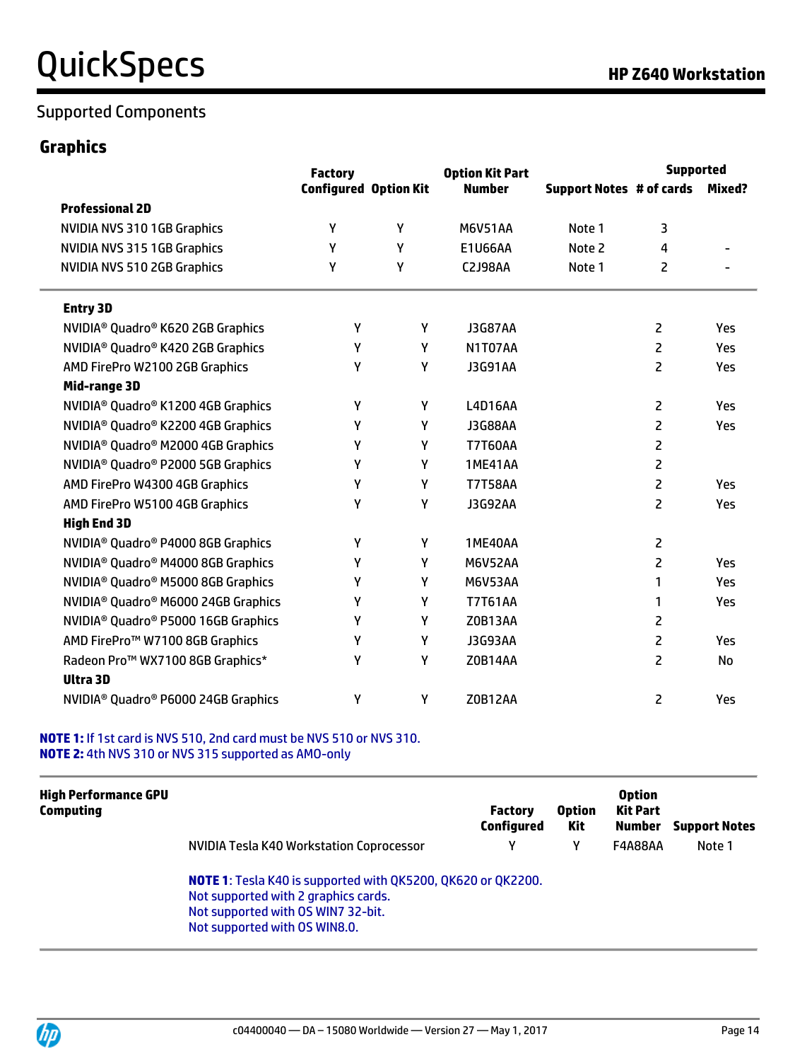## Supported Components

### Graphics

| | Factory Configured | Option Kit | Option Kit Part Number | Support Notes | Supported # of cards | Mixed? |
|---|---|---|---|---|---|---|
| **Professional 2D** | | | | | | |
| NVIDIA NVS 310 1GB Graphics | Y | Y | M6V51AA | Note 1 | 3 | |
| NVIDIA NVS 315 1GB Graphics | Y | Y | E1U66AA | Note 2 | 4 | - |
| NVIDIA NVS 510 2GB Graphics | Y | Y | C2J98AA | Note 1 | 2 | - |
| **Entry 3D** | | | | | | |
| NVIDIA® Quadro® K620 2GB Graphics | Y | Y | J3G87AA | | 2 | Yes |
| NVIDIA® Quadro® K420 2GB Graphics | Y | Y | N1T07AA | | 2 | Yes |
| AMD FirePro W2100 2GB Graphics | Y | Y | J3G91AA | | 2 | Yes |
| **Mid-range 3D** | | | | | | |
| NVIDIA® Quadro® K1200 4GB Graphics | Y | Y | L4D16AA | | 2 | Yes |
| NVIDIA® Quadro® K2200 4GB Graphics | Y | Y | J3G88AA | | 2 | Yes |
| NVIDIA® Quadro® M2000 4GB Graphics | Y | Y | T7T60AA | | 2 | |
| NVIDIA® Quadro® P2000 5GB Graphics | Y | Y | 1ME41AA | | 2 | |
| AMD FirePro W4300 4GB Graphics | Y | Y | T7T58AA | | 2 | Yes |
| AMD FirePro W5100 4GB Graphics | Y | Y | J3G92AA | | 2 | Yes |
| **High End 3D** | | | | | | |
| NVIDIA® Quadro® P4000 8GB Graphics | Y | Y | 1ME40AA | | 2 | |
| NVIDIA® Quadro® M4000 8GB Graphics | Y | Y | M6V52AA | | 2 | Yes |
| NVIDIA® Quadro® M5000 8GB Graphics | Y | Y | M6V53AA | | 1 | Yes |
| NVIDIA® Quadro® M6000 24GB Graphics | Y | Y | T7T61AA | | 1 | Yes |
| NVIDIA® Quadro® P5000 16GB Graphics | Y | Y | Z0B13AA | | 2 | |
| AMD FirePro™ W7100 8GB Graphics | Y | Y | J3G93AA | | 2 | Yes |
| Radeon Pro™ WX7100 8GB Graphics* | Y | Y | Z0B14AA | | 2 | No |
| **Ultra 3D** | | | | | | |
| NVIDIA® Quadro® P6000 24GB Graphics | Y | Y | Z0B12AA | | 2 | Yes |

**NOTE 1:** If 1st card is NVS 510, 2nd card must be NVS 510 or NVS 310.
**NOTE 2:** 4th NVS 310 or NVS 315 supported as AMO-only

| High Performance GPU Computing | Factory Configured | Option Kit | Option Kit Part Number | Support Notes |
|---|---|---|---|---|
| NVIDIA Tesla K40 Workstation Coprocessor | Y | Y | F4A88AA | Note 1 |

**NOTE 1**: Tesla K40 is supported with QK5200, QK620 or QK2200.
Not supported with 2 graphics cards.
Not supported with OS WIN7 32-bit.
Not supported with OS WIN8.0.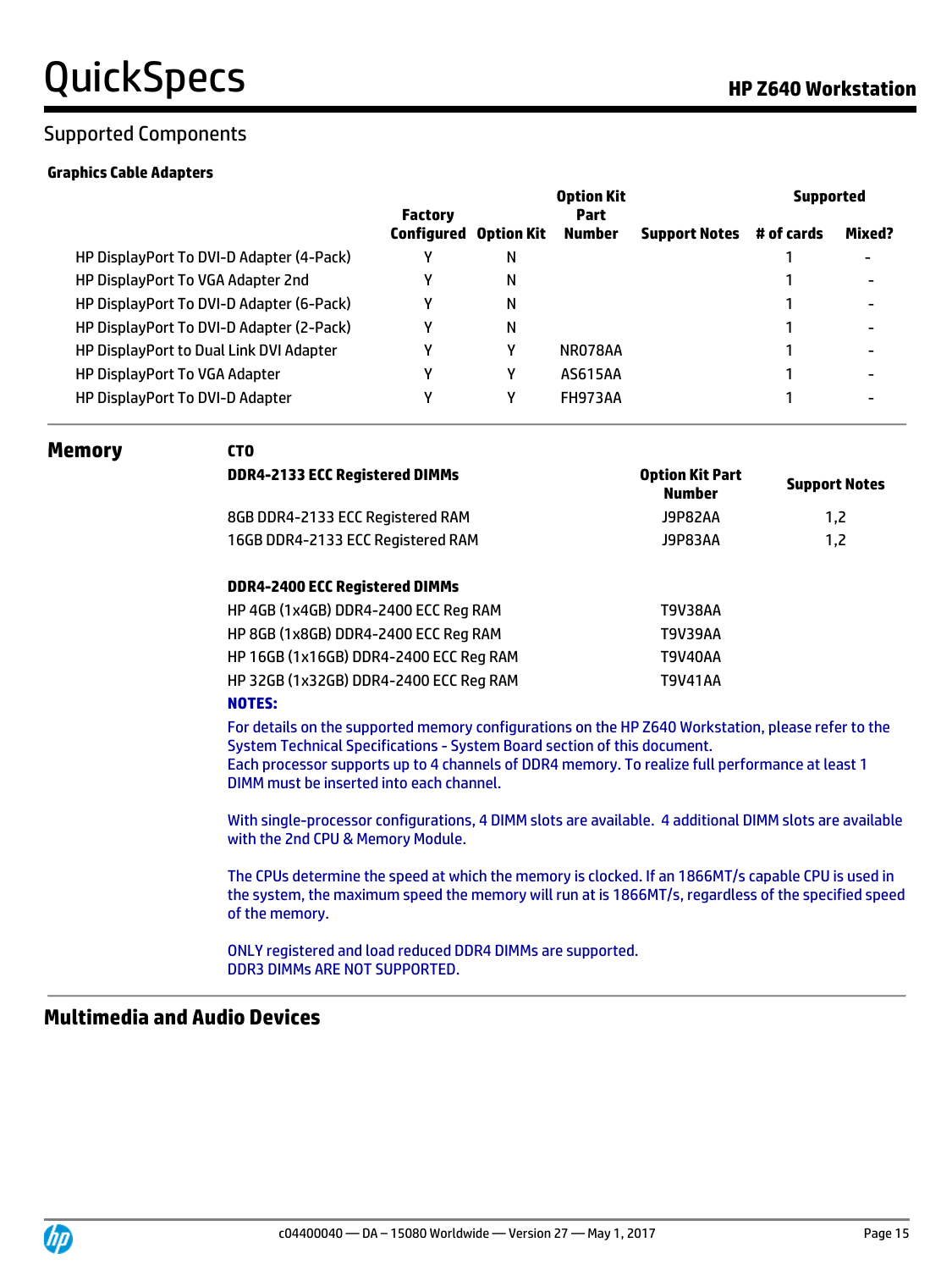## Supported Components

### Graphics Cable Adapters

| | Factory Configured | Option Kit | Option Kit Part Number | Support Notes | Supported | |
|---|---|---|---|---|---|---|
| | | | | | # of cards | Mixed? |
| HP DisplayPort To DVI-D Adapter (4-Pack) | Y | N | | | 1 | - |
| HP DisplayPort To VGA Adapter 2nd | Y | N | | | 1 | - |
| HP DisplayPort To DVI-D Adapter (6-Pack) | Y | N | | | 1 | - |
| HP DisplayPort To DVI-D Adapter (2-Pack) | Y | N | | | 1 | - |
| HP DisplayPort to Dual Link DVI Adapter | Y | Y | NR078AA | | 1 | - |
| HP DisplayPort To VGA Adapter | Y | Y | AS615AA | | 1 | - |
| HP DisplayPort To DVI-D Adapter | Y | Y | FH973AA | | 1 | - |

## Memory

**CTO**

| DDR4-2133 ECC Registered DIMMs | Option Kit Part Number | Support Notes |
|---|---|---|
| 8GB DDR4-2133 ECC Registered RAM | J9P82AA | 1,2 |
| 16GB DDR4-2133 ECC Registered RAM | J9P83AA | 1,2 |
| **DDR4-2400 ECC Registered DIMMs** | | |
| HP 4GB (1x4GB) DDR4-2400 ECC Reg RAM | T9V38AA | |
| HP 8GB (1x8GB) DDR4-2400 ECC Reg RAM | T9V39AA | |
| HP 16GB (1x16GB) DDR4-2400 ECC Reg RAM | T9V40AA | |
| HP 32GB (1x32GB) DDR4-2400 ECC Reg RAM | T9V41AA | |

**NOTES:**

For details on the supported memory configurations on the HP Z640 Workstation, please refer to the System Technical Specifications - System Board section of this document.
Each processor supports up to 4 channels of DDR4 memory. To realize full performance at least 1 DIMM must be inserted into each channel.

With single-processor configurations, 4 DIMM slots are available. 4 additional DIMM slots are available with the 2nd CPU & Memory Module.

The CPUs determine the speed at which the memory is clocked. If an 1866MT/s capable CPU is used in the system, the maximum speed the memory will run at is 1866MT/s, regardless of the specified speed of the memory.

ONLY registered and load reduced DDR4 DIMMs are supported.
DDR3 DIMMs ARE NOT SUPPORTED.

## Multimedia and Audio Devices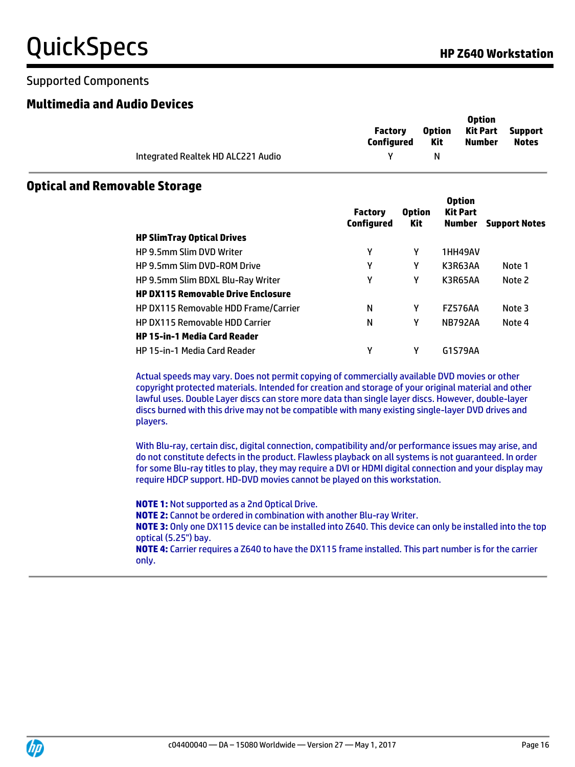## Supported Components

### Multimedia and Audio Devices

| | Factory Configured | Option Kit | Option Kit Part Number | Support Notes |
|---|---|---|---|---|
| Integrated Realtek HD ALC221 Audio | Y | N | | |

### Optical and Removable Storage

| | Factory Configured | Option Kit | Option Kit Part Number | Support Notes |
|---|---|---|---|---|
| **HP SlimTray Optical Drives** | | | | |
| HP 9.5mm Slim DVD Writer | Y | Y | 1HH49AV | |
| HP 9.5mm Slim DVD-ROM Drive | Y | Y | K3R63AA | Note 1 |
| HP 9.5mm Slim BDXL Blu-Ray Writer | Y | Y | K3R65AA | Note 2 |
| **HP DX115 Removable Drive Enclosure** | | | | |
| HP DX115 Removable HDD Frame/Carrier | N | Y | FZ576AA | Note 3 |
| HP DX115 Removable HDD Carrier | N | Y | NB792AA | Note 4 |
| **HP 15-in-1 Media Card Reader** | | | | |
| HP 15-in-1 Media Card Reader | Y | Y | G1S79AA | |

Actual speeds may vary. Does not permit copying of commercially available DVD movies or other copyright protected materials. Intended for creation and storage of your original material and other lawful uses. Double Layer discs can store more data than single layer discs. However, double-layer discs burned with this drive may not be compatible with many existing single-layer DVD drives and players.

With Blu-ray, certain disc, digital connection, compatibility and/or performance issues may arise, and do not constitute defects in the product. Flawless playback on all systems is not guaranteed. In order for some Blu-ray titles to play, they may require a DVI or HDMI digital connection and your display may require HDCP support. HD-DVD movies cannot be played on this workstation.

**NOTE 1:** Not supported as a 2nd Optical Drive.
**NOTE 2:** Cannot be ordered in combination with another Blu-ray Writer.
**NOTE 3:** Only one DX115 device can be installed into Z640. This device can only be installed into the top optical (5.25") bay.
**NOTE 4:** Carrier requires a Z640 to have the DX115 frame installed. This part number is for the carrier only.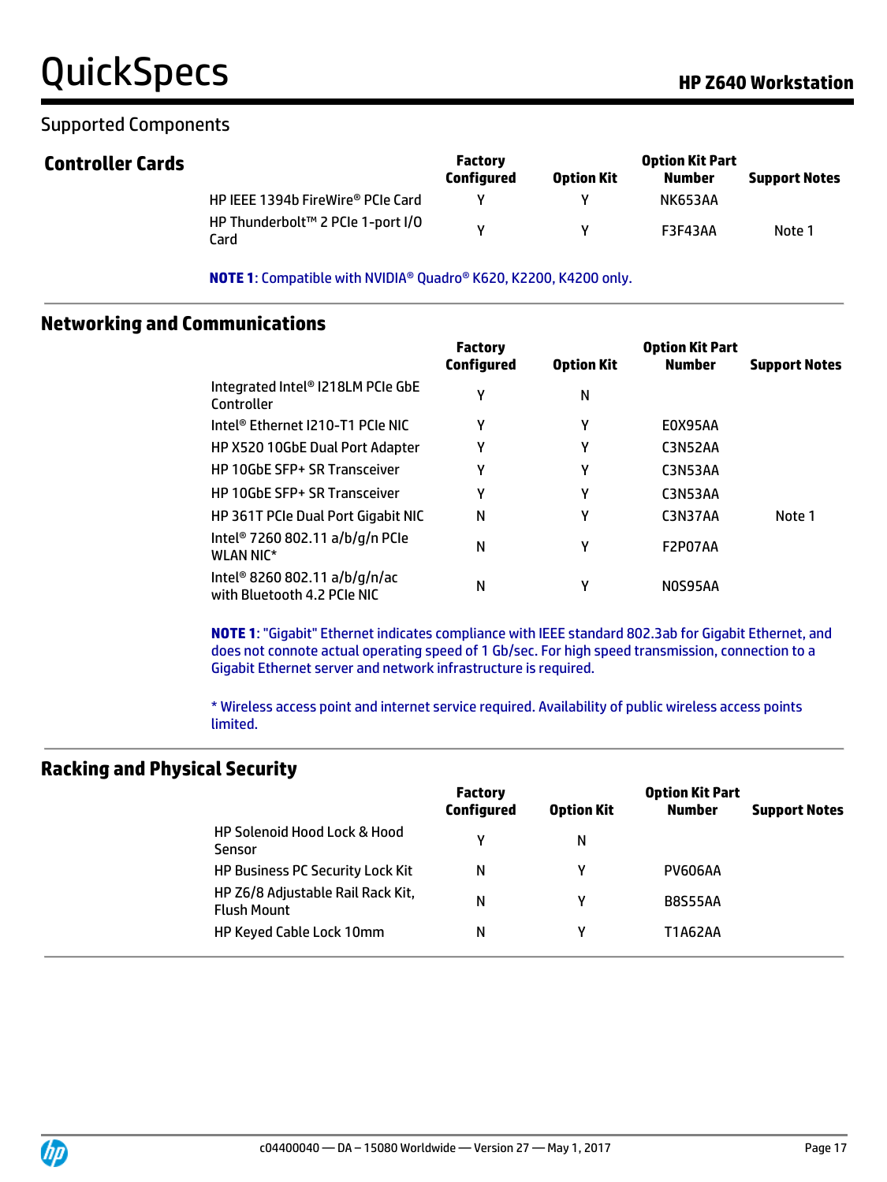## Supported Components

### Controller Cards

| | Factory Configured | Option Kit | Option Kit Part Number | Support Notes |
|---|---|---|---|---|
| HP IEEE 1394b FireWire® PCIe Card | Y | Y | NK653AA | |
| HP Thunderbolt™ 2 PCIe 1-port I/O Card | Y | Y | F3F43AA | Note 1 |

**NOTE 1**: Compatible with NVIDIA® Quadro® K620, K2200, K4200 only.

### Networking and Communications

| | Factory Configured | Option Kit | Option Kit Part Number | Support Notes |
|---|---|---|---|---|
| Integrated Intel® I218LM PCIe GbE Controller | Y | N | | |
| Intel® Ethernet I210-T1 PCIe NIC | Y | Y | E0X95AA | |
| HP X520 10GbE Dual Port Adapter | Y | Y | C3N52AA | |
| HP 10GbE SFP+ SR Transceiver | Y | Y | C3N53AA | |
| HP 10GbE SFP+ SR Transceiver | Y | Y | C3N53AA | |
| HP 361T PCIe Dual Port Gigabit NIC | N | Y | C3N37AA | Note 1 |
| Intel® 7260 802.11 a/b/g/n PCIe WLAN NIC* | N | Y | F2P07AA | |
| Intel® 8260 802.11 a/b/g/n/ac with Bluetooth 4.2 PCIe NIC | N | Y | N0S95AA | |

**NOTE 1**: "Gigabit" Ethernet indicates compliance with IEEE standard 802.3ab for Gigabit Ethernet, and does not connote actual operating speed of 1 Gb/sec. For high speed transmission, connection to a Gigabit Ethernet server and network infrastructure is required.

* Wireless access point and internet service required. Availability of public wireless access points limited.

### Racking and Physical Security

| | Factory Configured | Option Kit | Option Kit Part Number | Support Notes |
|---|---|---|---|---|
| HP Solenoid Hood Lock & Hood Sensor | Y | N | | |
| HP Business PC Security Lock Kit | N | Y | PV606AA | |
| HP Z6/8 Adjustable Rail Rack Kit, Flush Mount | N | Y | B8S55AA | |
| HP Keyed Cable Lock 10mm | N | Y | T1A62AA | |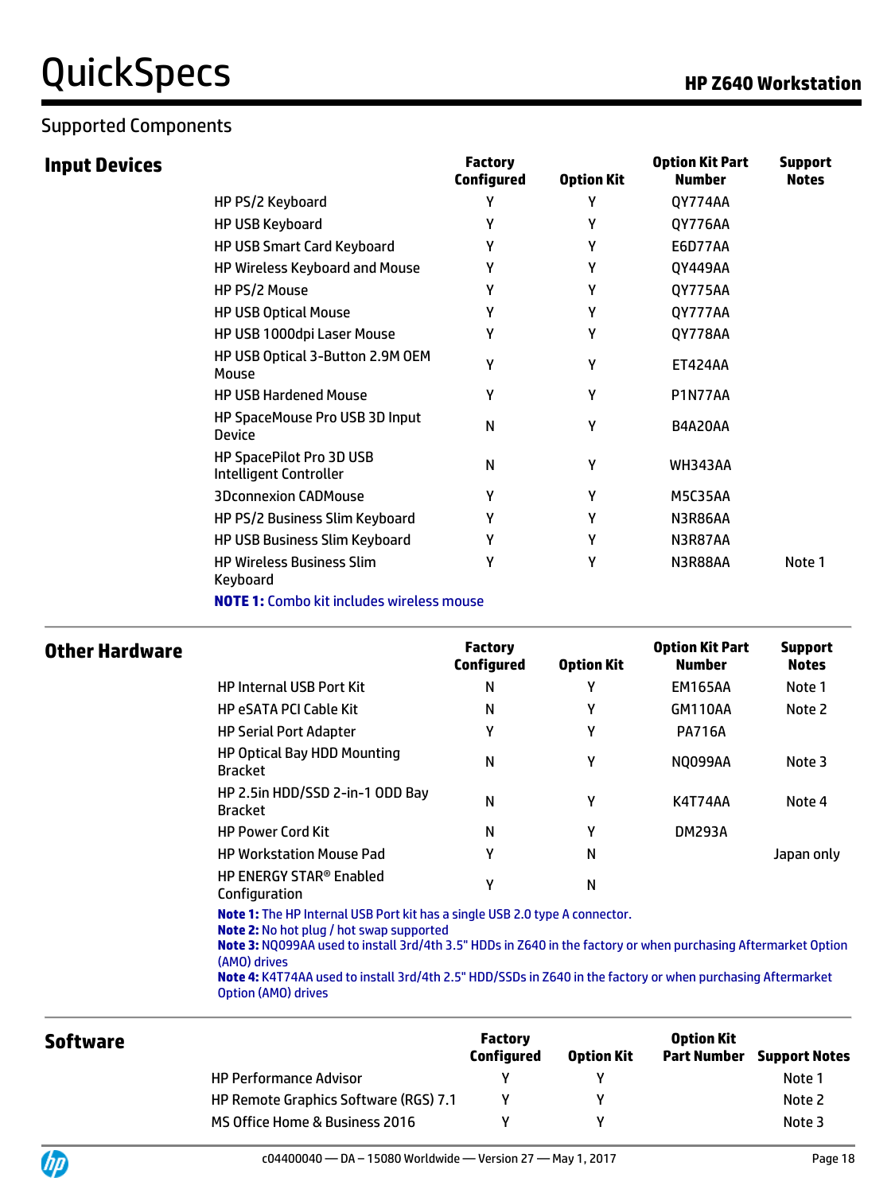Supported Components

## Input Devices

| | Factory Configured | Option Kit | Option Kit Part Number | Support Notes |
|---|---|---|---|---|
| HP PS/2 Keyboard | Y | Y | QY774AA | |
| HP USB Keyboard | Y | Y | QY776AA | |
| HP USB Smart Card Keyboard | Y | Y | E6D77AA | |
| HP Wireless Keyboard and Mouse | Y | Y | QY449AA | |
| HP PS/2 Mouse | Y | Y | QY775AA | |
| HP USB Optical Mouse | Y | Y | QY777AA | |
| HP USB 1000dpi Laser Mouse | Y | Y | QY778AA | |
| HP USB Optical 3-Button 2.9M OEM Mouse | Y | Y | ET424AA | |
| HP USB Hardened Mouse | Y | Y | P1N77AA | |
| HP SpaceMouse Pro USB 3D Input Device | N | Y | B4A20AA | |
| HP SpacePilot Pro 3D USB Intelligent Controller | N | Y | WH343AA | |
| 3Dconnexion CADMouse | Y | Y | M5C35AA | |
| HP PS/2 Business Slim Keyboard | Y | Y | N3R86AA | |
| HP USB Business Slim Keyboard | Y | Y | N3R87AA | |
| HP Wireless Business Slim Keyboard | Y | Y | N3R88AA | Note 1 |

**NOTE 1:** Combo kit includes wireless mouse

## Other Hardware

| | Factory Configured | Option Kit | Option Kit Part Number | Support Notes |
|---|---|---|---|---|
| HP Internal USB Port Kit | N | Y | EM165AA | Note 1 |
| HP eSATA PCI Cable Kit | N | Y | GM110AA | Note 2 |
| HP Serial Port Adapter | Y | Y | PA716A | |
| HP Optical Bay HDD Mounting Bracket | N | Y | NQ099AA | Note 3 |
| HP 2.5in HDD/SSD 2-in-1 ODD Bay Bracket | N | Y | K4T74AA | Note 4 |
| HP Power Cord Kit | N | Y | DM293A | |
| HP Workstation Mouse Pad | Y | N | | Japan only |
| HP ENERGY STAR® Enabled Configuration | Y | N | | |

**Note 1:** The HP Internal USB Port kit has a single USB 2.0 type A connector.
**Note 2:** No hot plug / hot swap supported
**Note 3:** NQ099AA used to install 3rd/4th 3.5" HDDs in Z640 in the factory or when purchasing Aftermarket Option (AMO) drives
**Note 4:** K4T74AA used to install 3rd/4th 2.5" HDD/SSDs in Z640 in the factory or when purchasing Aftermarket Option (AMO) drives

## Software

| | Factory Configured | Option Kit | Option Kit Part Number | Support Notes |
|---|---|---|---|---|
| HP Performance Advisor | Y | Y | | Note 1 |
| HP Remote Graphics Software (RGS) 7.1 | Y | Y | | Note 2 |
| MS Office Home & Business 2016 | Y | Y | | Note 3 |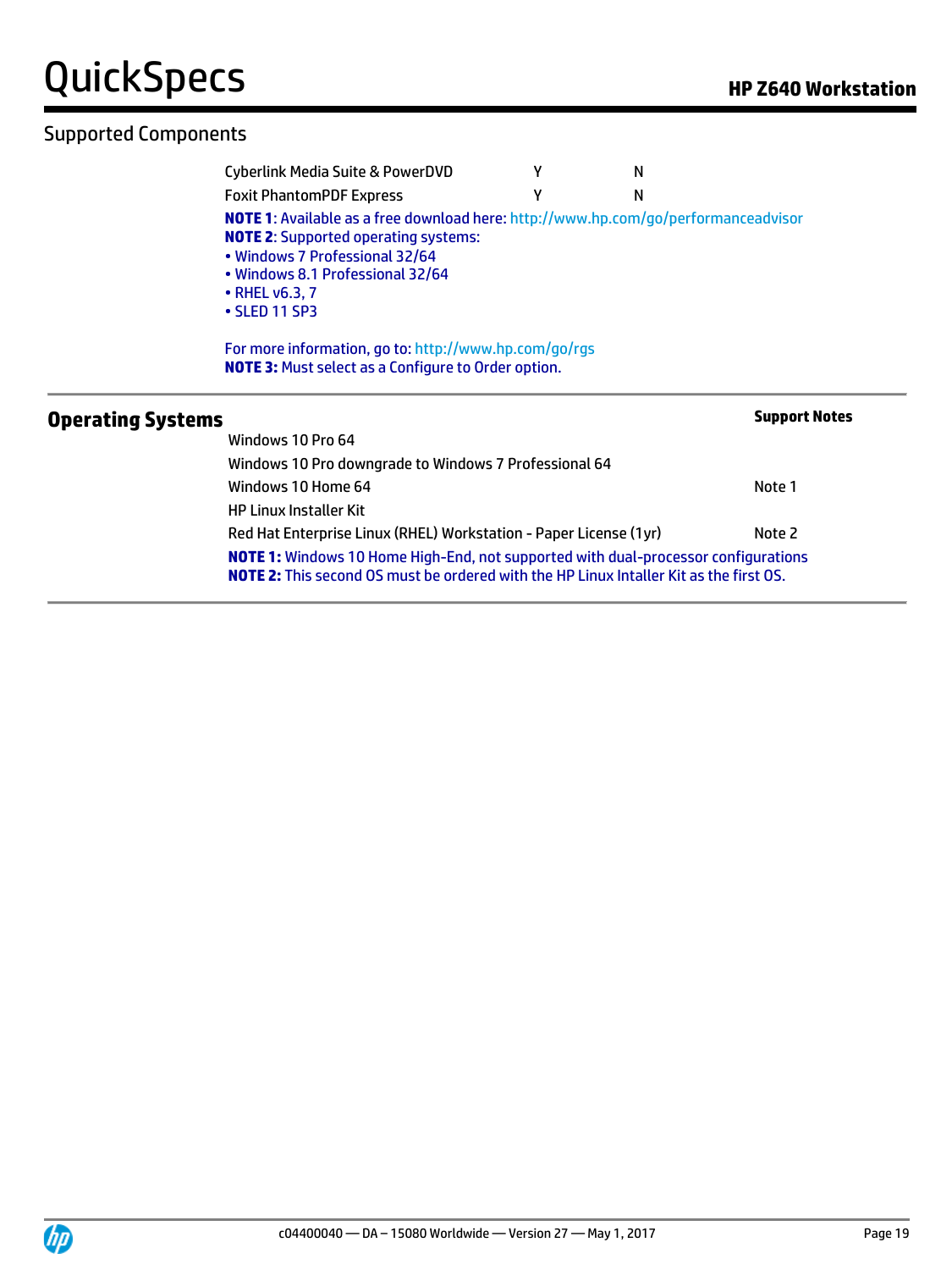## Supported Components

| | | |
|---|---|---|
| Cyberlink Media Suite & PowerDVD | Y | N |
| Foxit PhantomPDF Express | Y | N |

**NOTE 1**: Available as a free download here: http://www.hp.com/go/performanceadvisor
**NOTE 2**: Supported operating systems:
- Windows 7 Professional 32/64
- Windows 8.1 Professional 32/64
- RHEL v6.3, 7
- SLED 11 SP3

For more information, go to: http://www.hp.com/go/rgs
**NOTE 3:** Must select as a Configure to Order option.

## Operating Systems

| | Support Notes |
|---|---|
| Windows 10 Pro 64 | |
| Windows 10 Pro downgrade to Windows 7 Professional 64 | |
| Windows 10 Home 64 | Note 1 |
| HP Linux Installer Kit | |
| Red Hat Enterprise Linux (RHEL) Workstation - Paper License (1yr) | Note 2 |

**NOTE 1:** Windows 10 Home High-End, not supported with dual-processor configurations
**NOTE 2:** This second OS must be ordered with the HP Linux Intaller Kit as the first OS.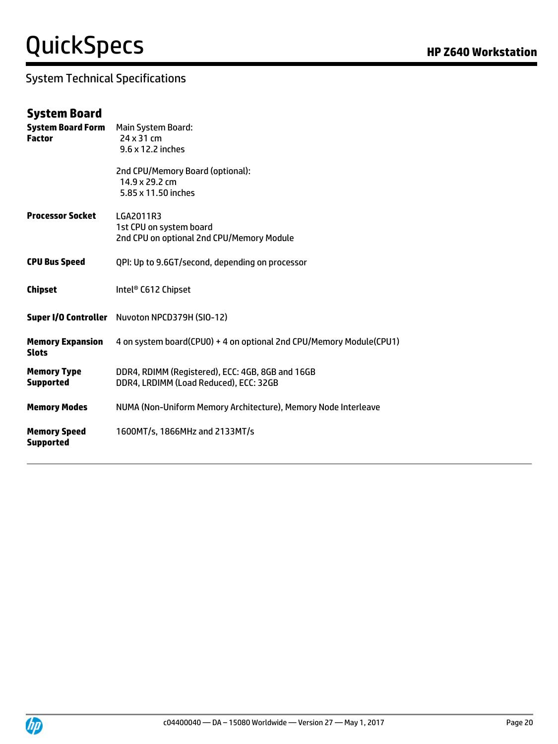## System Technical Specifications

### System Board

| | |
|---|---|
| **System Board Form Factor** | Main System Board:<br>24 x 31 cm<br>9.6 x 12.2 inches<br><br>2nd CPU/Memory Board (optional):<br>14.9 x 29.2 cm<br>5.85 x 11.50 inches |
| **Processor Socket** | LGA2011R3<br>1st CPU on system board<br>2nd CPU on optional 2nd CPU/Memory Module |
| **CPU Bus Speed** | QPI: Up to 9.6GT/second, depending on processor |
| **Chipset** | Intel® C612 Chipset |
| **Super I/O Controller** | Nuvoton NPCD379H (SIO-12) |
| **Memory Expansion Slots** | 4 on system board(CPU0) + 4 on optional 2nd CPU/Memory Module(CPU1) |
| **Memory Type Supported** | DDR4, RDIMM (Registered), ECC: 4GB, 8GB and 16GB<br>DDR4, LRDIMM (Load Reduced), ECC: 32GB |
| **Memory Modes** | NUMA (Non-Uniform Memory Architecture), Memory Node Interleave |
| **Memory Speed Supported** | 1600MT/s, 1866MHz and 2133MT/s |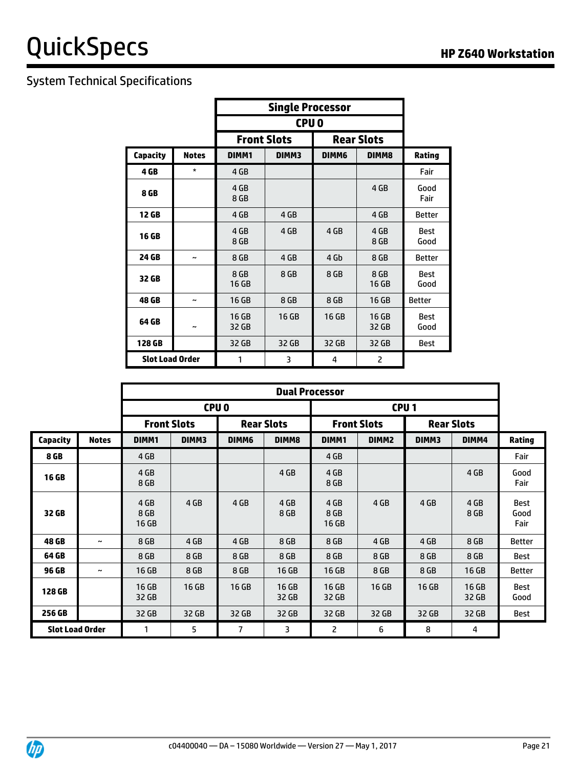System Technical Specifications

| | | Single Processor | | | | |
|---|---|---|---|---|---|---|
| | | CPU 0 | | | | |
| | | Front Slots | | Rear Slots | | |
| **Capacity** | **Notes** | **DIMM1** | **DIMM3** | **DIMM6** | **DIMM8** | **Rating** |
| **4 GB** | * | 4 GB | | | | Fair |
| **8 GB** | | 4 GB<br>8 GB | | | 4 GB | Good<br>Fair |
| **12 GB** | | 4 GB | 4 GB | | 4 GB | Better |
| **16 GB** | | 4 GB<br>8 GB | 4 GB | 4 GB | 4 GB<br>8 GB | Best<br>Good |
| **24 GB** | ~ | 8 GB | 4 GB | 4 Gb | 8 GB | Better |
| **32 GB** | | 8 GB<br>16 GB | 8 GB | 8 GB | 8 GB<br>16 GB | Best<br>Good |
| **48 GB** | ~ | 16 GB | 8 GB | 8 GB | 16 GB | Better |
| **64 GB** | ~ | 16 GB<br>32 GB | 16 GB | 16 GB | 16 GB<br>32 GB | Best<br>Good |
| **128 GB** | | 32 GB | 32 GB | 32 GB | 32 GB | Best |
| **Slot Load Order** | | 1 | 3 | 4 | 2 | |

| | | Dual Processor | | | | | | | | |
|---|---|---|---|---|---|---|---|---|---|---|
| | | CPU 0 | | | | CPU 1 | | | | |
| | | Front Slots | | Rear Slots | | Front Slots | | Rear Slots | | |
| **Capacity** | **Notes** | **DIMM1** | **DIMM3** | **DIMM6** | **DIMM8** | **DIMM1** | **DIMM2** | **DIMM3** | **DIMM4** | **Rating** |
| **8 GB** | | 4 GB | | | | 4 GB | | | | Fair |
| **16 GB** | | 4 GB<br>8 GB | | | 4 GB | 4 GB<br>8 GB | | | 4 GB | Good<br>Fair |
| **32 GB** | | 4 GB<br>8 GB<br>16 GB | 4 GB | 4 GB | 4 GB<br>8 GB | 4 GB<br>8 GB<br>16 GB | 4 GB | 4 GB | 4 GB<br>8 GB | Best<br>Good<br>Fair |
| **48 GB** | ~ | 8 GB | 4 GB | 4 GB | 8 GB | 8 GB | 4 GB | 4 GB | 8 GB | Better |
| **64 GB** | | 8 GB | 8 GB | 8 GB | 8 GB | 8 GB | 8 GB | 8 GB | 8 GB | Best |
| **96 GB** | ~ | 16 GB | 8 GB | 8 GB | 16 GB | 16 GB | 8 GB | 8 GB | 16 GB | Better |
| **128 GB** | | 16 GB<br>32 GB | 16 GB | 16 GB | 16 GB<br>32 GB | 16 GB<br>32 GB | 16 GB | 16 GB | 16 GB<br>32 GB | Best<br>Good |
| **256 GB** | | 32 GB | 32 GB | 32 GB | 32 GB | 32 GB | 32 GB | 32 GB | 32 GB | Best |
| **Slot Load Order** | | 1 | 5 | 7 | 3 | 2 | 6 | 8 | 4 | |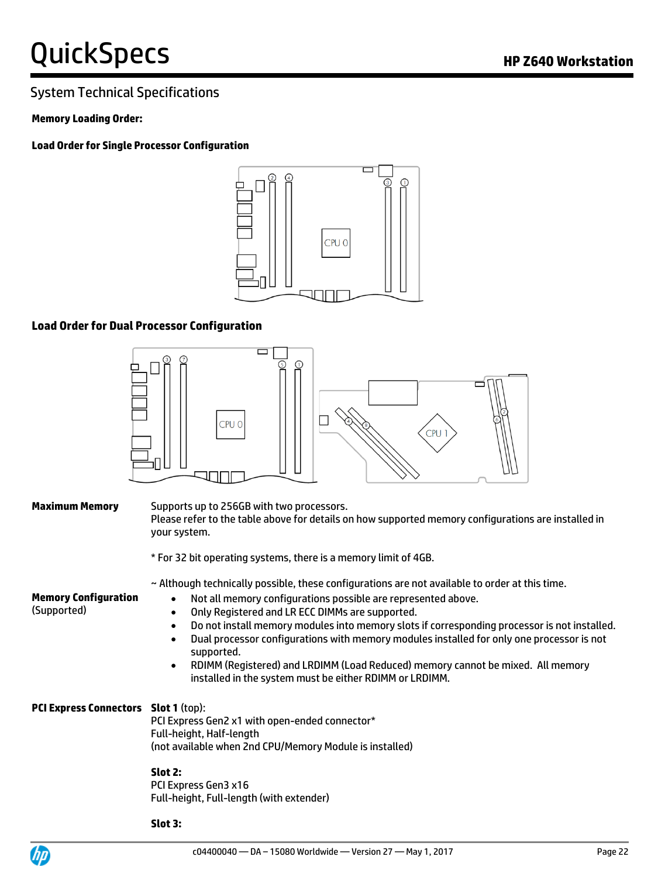## System Technical Specifications

**Memory Loading Order:**

**Load Order for Single Processor Configuration**

**Load Order for Dual Processor Configuration**

**Maximum Memory**

Supports up to 256GB with two processors.
Please refer to the table above for details on how supported memory configurations are installed in your system.

* For 32 bit operating systems, there is a memory limit of 4GB.

~ Although technically possible, these configurations are not available to order at this time.

**Memory Configuration** (Supported)

- Not all memory configurations possible are represented above.
- Only Registered and LR ECC DIMMs are supported.
- Do not install memory modules into memory slots if corresponding processor is not installed.
- Dual processor configurations with memory modules installed for only one processor is not supported.
- RDIMM (Registered) and LRDIMM (Load Reduced) memory cannot be mixed. All memory installed in the system must be either RDIMM or LRDIMM.

**PCI Express Connectors**

**Slot 1** (top):
PCI Express Gen2 x1 with open-ended connector*
Full-height, Half-length
(not available when 2nd CPU/Memory Module is installed)

**Slot 2:**
PCI Express Gen3 x16
Full-height, Full-length (with extender)

**Slot 3:**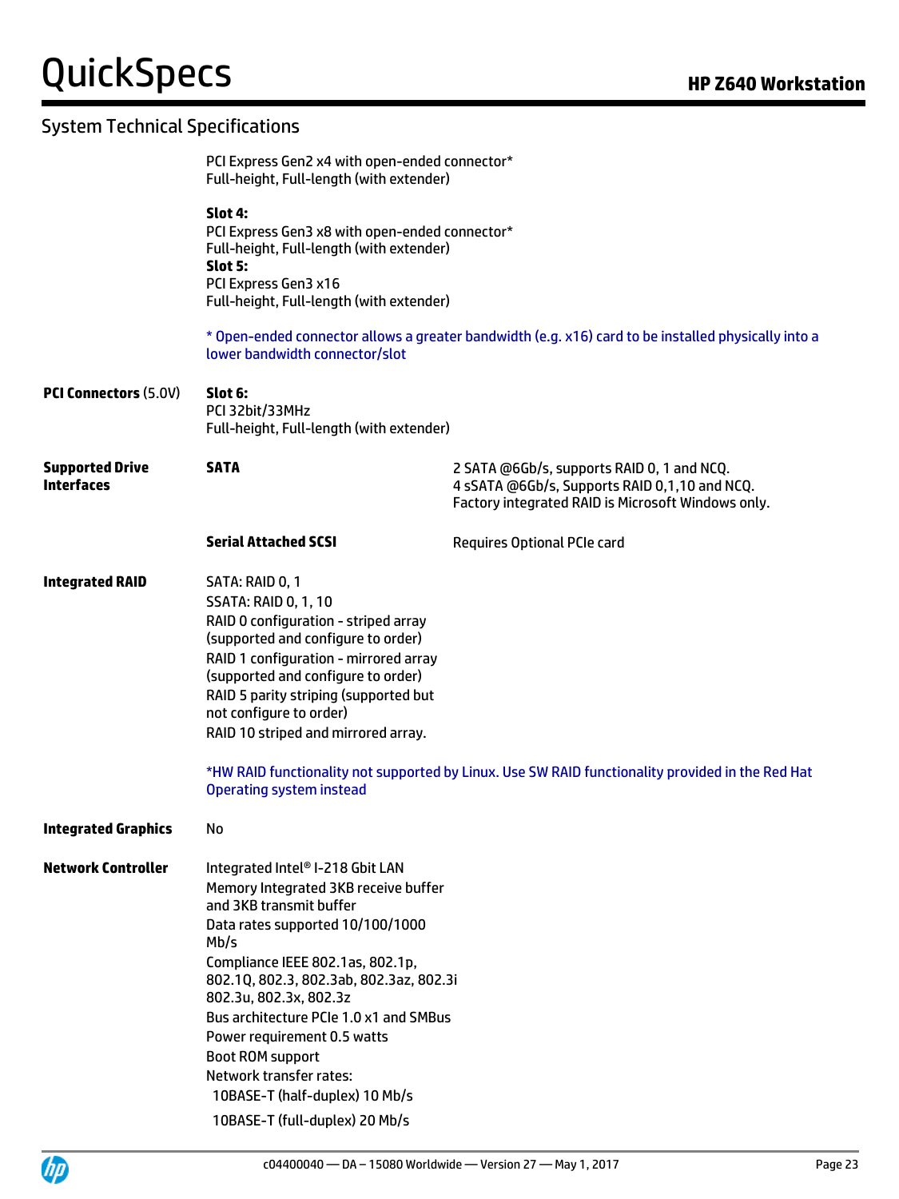## System Technical Specifications

| | | |
|---|---|---|
| | PCI Express Gen2 x4 with open-ended connector*<br>Full-height, Full-length (with extender)<br><br>**Slot 4:**<br>PCI Express Gen3 x8 with open-ended connector*<br>Full-height, Full-length (with extender)<br>**Slot 5:**<br>PCI Express Gen3 x16<br>Full-height, Full-length (with extender)<br><br>* Open-ended connector allows a greater bandwidth (e.g. x16) card to be installed physically into a lower bandwidth connector/slot | |
| **PCI Connectors** (5.0V) | **Slot 6:**<br>PCI 32bit/33MHz<br>Full-height, Full-length (with extender) | |
| **Supported Drive Interfaces** | **SATA** | 2 SATA @6Gb/s, supports RAID 0, 1 and NCQ.<br>4 sSATA @6Gb/s, Supports RAID 0,1,10 and NCQ.<br>Factory integrated RAID is Microsoft Windows only. |
| | **Serial Attached SCSI** | Requires Optional PCIe card |
| **Integrated RAID** | SATA: RAID 0, 1<br>SSATA: RAID 0, 1, 10<br>RAID 0 configuration - striped array (supported and configure to order)<br>RAID 1 configuration - mirrored array (supported and configure to order)<br>RAID 5 parity striping (supported but not configure to order)<br>RAID 10 striped and mirrored array.<br><br>*HW RAID functionality not supported by Linux. Use SW RAID functionality provided in the Red Hat Operating system instead | |
| **Integrated Graphics** | No | |
| **Network Controller** | Integrated Intel® I-218 Gbit LAN<br>Memory Integrated 3KB receive buffer and 3KB transmit buffer<br>Data rates supported 10/100/1000 Mb/s<br>Compliance IEEE 802.1as, 802.1p, 802.1Q, 802.3, 802.3ab, 802.3az, 802.3i 802.3u, 802.3x, 802.3z<br>Bus architecture PCIe 1.0 x1 and SMBus<br>Power requirement 0.5 watts<br>Boot ROM support<br>Network transfer rates:<br>10BASE-T (half-duplex) 10 Mb/s<br>10BASE-T (full-duplex) 20 Mb/s | |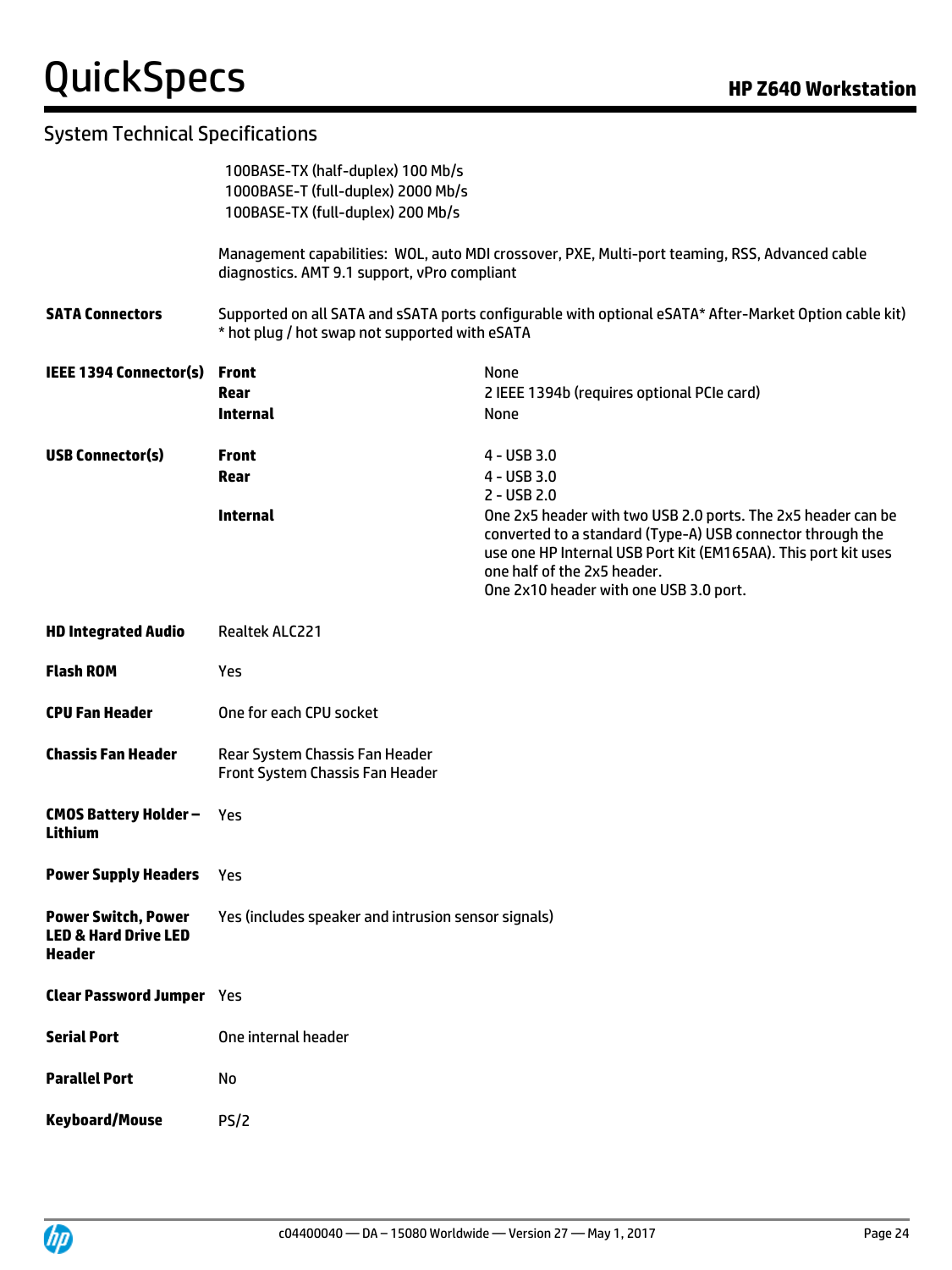## System Technical Specifications

100BASE-TX (half-duplex) 100 Mb/s
1000BASE-T (full-duplex) 2000 Mb/s
100BASE-TX (full-duplex) 200 Mb/s

Management capabilities: WOL, auto MDI crossover, PXE, Multi-port teaming, RSS, Advanced cable diagnostics. AMT 9.1 support, vPro compliant

| | | |
|---|---|---|
| **SATA Connectors** | Supported on all SATA and sSATA ports configurable with optional eSATA* After-Market Option cable kit)<br>* hot plug / hot swap not supported with eSATA | |
| **IEEE 1394 Connector(s)** | **Front** | None |
| | **Rear** | 2 IEEE 1394b (requires optional PCIe card) |
| | **Internal** | None |
| **USB Connector(s)** | **Front** | 4 - USB 3.0 |
| | **Rear** | 4 - USB 3.0<br>2 - USB 2.0 |
| | **Internal** | One 2x5 header with two USB 2.0 ports. The 2x5 header can be converted to a standard (Type-A) USB connector through the use one HP Internal USB Port Kit (EM165AA). This port kit uses one half of the 2x5 header.<br>One 2x10 header with one USB 3.0 port. |
| **HD Integrated Audio** | Realtek ALC221 | |
| **Flash ROM** | Yes | |
| **CPU Fan Header** | One for each CPU socket | |
| **Chassis Fan Header** | Rear System Chassis Fan Header<br>Front System Chassis Fan Header | |
| **CMOS Battery Holder – Lithium** | Yes | |
| **Power Supply Headers** | Yes | |
| **Power Switch, Power LED & Hard Drive LED Header** | Yes (includes speaker and intrusion sensor signals) | |
| **Clear Password Jumper** | Yes | |
| **Serial Port** | One internal header | |
| **Parallel Port** | No | |
| **Keyboard/Mouse** | PS/2 | |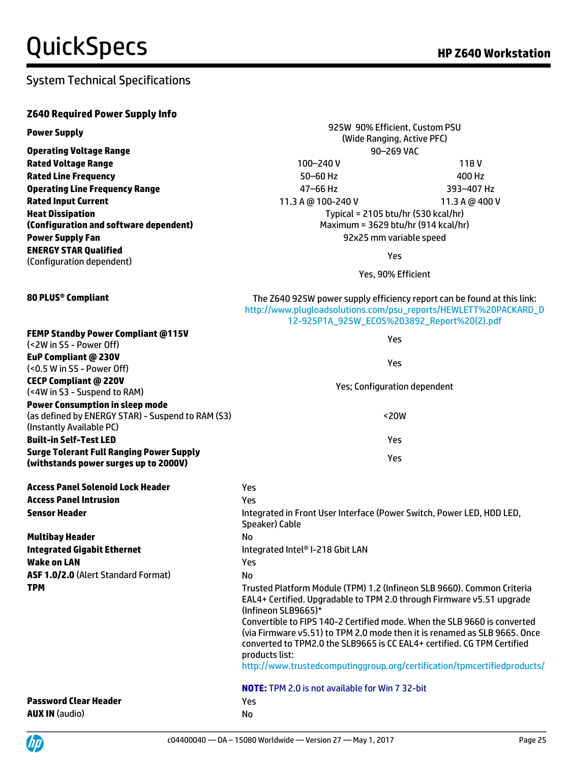## System Technical Specifications

### Z640 Required Power Supply Info

| | | |
|---|---|---|
| **Power Supply** | 925W 90% Efficient, Custom PSU (Wide Ranging, Active PFC) | |
| **Operating Voltage Range** | 90–269 VAC | |
| **Rated Voltage Range** | 100–240 V | 118 V |
| **Rated Line Frequency** | 50–60 Hz | 400 Hz |
| **Operating Line Frequency Range** | 47–66 Hz | 393–407 Hz |
| **Rated Input Current** | 11.3 A @ 100-240 V | 11.3 A @ 400 V |
| **Heat Dissipation (Configuration and software dependent)** | Typical = 2105 btu/hr (530 kcal/hr)<br>Maximum = 3629 btu/hr (914 kcal/hr) | |
| **Power Supply Fan** | 92x25 mm variable speed | |
| **ENERGY STAR Qualified** (Configuration dependent) | Yes | |
| **80 PLUS® Compliant** | Yes, 90% Efficient<br>The Z640 925W power supply efficiency report can be found at this link: http://www.plugloadsolutions.com/psu_reports/HEWLETT%20PACKARD_D12-925P1A_925W_ECOS%203892_Report%20(2).pdf | |
| **FEMP Standby Power Compliant @115V** (<2W in S5 - Power Off) | Yes | |
| **EuP Compliant @ 230V** (<0.5 W in S5 - Power Off) | Yes | |
| **CECP Compliant @ 220V** (<4W in S3 - Suspend to RAM) | Yes; Configuration dependent | |
| **Power Consumption in sleep mode** (as defined by ENERGY STAR) - Suspend to RAM (S3) (Instantly Available PC) | <20W | |
| **Built-in Self-Test LED** | Yes | |
| **Surge Tolerant Full Ranging Power Supply (withstands power surges up to 2000V)** | Yes | |

| | |
|---|---|
| **Access Panel Solenoid Lock Header** | Yes |
| **Access Panel Intrusion** | Yes |
| **Sensor Header** | Integrated in Front User Interface (Power Switch, Power LED, HDD LED, Speaker) Cable |
| **Multibay Header** | No |
| **Integrated Gigabit Ethernet** | Integrated Intel® I-218 Gbit LAN |
| **Wake on LAN** | Yes |
| **ASF 1.0/2.0** (Alert Standard Format) | No |
| **TPM** | Trusted Platform Module (TPM) 1.2 (Infineon SLB 9660). Common Criteria EAL4+ Certified. Upgradable to TPM 2.0 through Firmware v5.51 upgrade (Infineon SLB9665)*<br>Convertible to FIPS 140-2 Certified mode. When the SLB 9660 is converted (via Firmware v5.51) to TPM 2.0 mode then it is renamed as SLB 9665. Once converted to TPM2.0 the SLB9665 is CC EAL4+ certified. CG TPM Certified products list: http://www.trustedcomputinggroup.org/certification/tpmcertifiedproducts/<br><br>**NOTE:** TPM 2.0 is not available for Win 7 32-bit |
| **Password Clear Header** | Yes |
| **AUX IN** (audio) | No |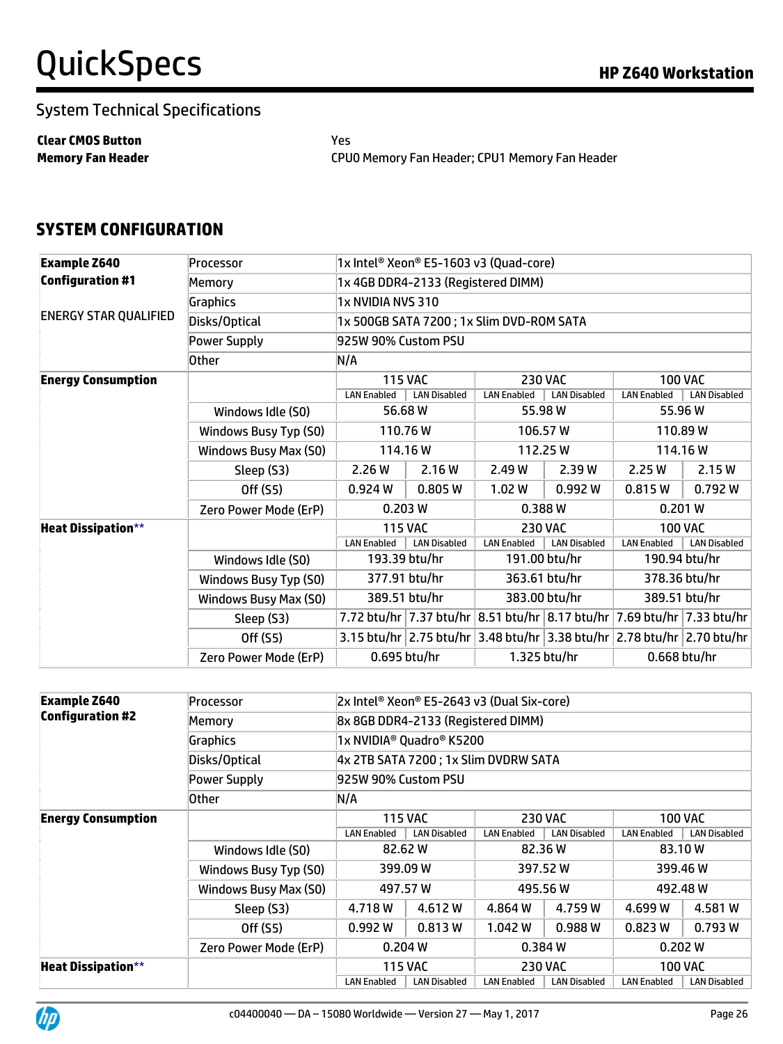## System Technical Specifications

| | |
|---|---|
| **Clear CMOS Button** | Yes |
| **Memory Fan Header** | CPU0 Memory Fan Header; CPU1 Memory Fan Header |

## SYSTEM CONFIGURATION

| | | | | | | | |
|---|---|---|---|---|---|---|---|
| **Example Z640 Configuration #1** ENERGY STAR QUALIFIED | Processor | 1x Intel® Xeon® E5-1603 v3 (Quad-core) | | | | | |
| | Memory | 1x 4GB DDR4-2133 (Registered DIMM) | | | | | |
| | Graphics | 1x NVIDIA NVS 310 | | | | | |
| | Disks/Optical | 1x 500GB SATA 7200 ; 1x Slim DVD-ROM SATA | | | | | |
| | Power Supply | 925W 90% Custom PSU | | | | | |
| | Other | N/A | | | | | |
| **Energy Consumption** | | 115 VAC | | 230 VAC | | 100 VAC | |
| | | LAN Enabled | LAN Disabled | LAN Enabled | LAN Disabled | LAN Enabled | LAN Disabled |
| | Windows Idle (S0) | 56.68 W | | 55.98 W | | 55.96 W | |
| | Windows Busy Typ (S0) | 110.76 W | | 106.57 W | | 110.89 W | |
| | Windows Busy Max (S0) | 114.16 W | | 112.25 W | | 114.16 W | |
| | Sleep (S3) | 2.26 W | 2.16 W | 2.49 W | 2.39 W | 2.25 W | 2.15 W |
| | Off (S5) | 0.924 W | 0.805 W | 1.02 W | 0.992 W | 0.815 W | 0.792 W |
| | Zero Power Mode (ErP) | 0.203 W | | 0.388 W | | 0.201 W | |
| **Heat Dissipation**** | | 115 VAC | | 230 VAC | | 100 VAC | |
| | | LAN Enabled | LAN Disabled | LAN Enabled | LAN Disabled | LAN Enabled | LAN Disabled |
| | Windows Idle (S0) | 193.39 btu/hr | | 191.00 btu/hr | | 190.94 btu/hr | |
| | Windows Busy Typ (S0) | 377.91 btu/hr | | 363.61 btu/hr | | 378.36 btu/hr | |
| | Windows Busy Max (S0) | 389.51 btu/hr | | 383.00 btu/hr | | 389.51 btu/hr | |
| | Sleep (S3) | 7.72 btu/hr | 7.37 btu/hr | 8.51 btu/hr | 8.17 btu/hr | 7.69 btu/hr | 7.33 btu/hr |
| | Off (S5) | 3.15 btu/hr | 2.75 btu/hr | 3.48 btu/hr | 3.38 btu/hr | 2.78 btu/hr | 2.70 btu/hr |
| | Zero Power Mode (ErP) | 0.695 btu/hr | | 1.325 btu/hr | | 0.668 btu/hr | |

| | | | | | | | |
|---|---|---|---|---|---|---|---|
| **Example Z640 Configuration #2** | Processor | 2x Intel® Xeon® E5-2643 v3 (Dual Six-core) | | | | | |
| | Memory | 8x 8GB DDR4-2133 (Registered DIMM) | | | | | |
| | Graphics | 1x NVIDIA® Quadro® K5200 | | | | | |
| | Disks/Optical | 4x 2TB SATA 7200 ; 1x Slim DVDRW SATA | | | | | |
| | Power Supply | 925W 90% Custom PSU | | | | | |
| | Other | N/A | | | | | |
| **Energy Consumption** | | 115 VAC | | 230 VAC | | 100 VAC | |
| | | LAN Enabled | LAN Disabled | LAN Enabled | LAN Disabled | LAN Enabled | LAN Disabled |
| | Windows Idle (S0) | 82.62 W | | 82.36 W | | 83.10 W | |
| | Windows Busy Typ (S0) | 399.09 W | | 397.52 W | | 399.46 W | |
| | Windows Busy Max (S0) | 497.57 W | | 495.56 W | | 492.48 W | |
| | Sleep (S3) | 4.718 W | 4.612 W | 4.864 W | 4.759 W | 4.699 W | 4.581 W |
| | Off (S5) | 0.992 W | 0.813 W | 1.042 W | 0.988 W | 0.823 W | 0.793 W |
| | Zero Power Mode (ErP) | 0.204 W | | 0.384 W | | 0.202 W | |
| **Heat Dissipation**** | | 115 VAC | | 230 VAC | | 100 VAC | |
| | | LAN Enabled | LAN Disabled | LAN Enabled | LAN Disabled | LAN Enabled | LAN Disabled |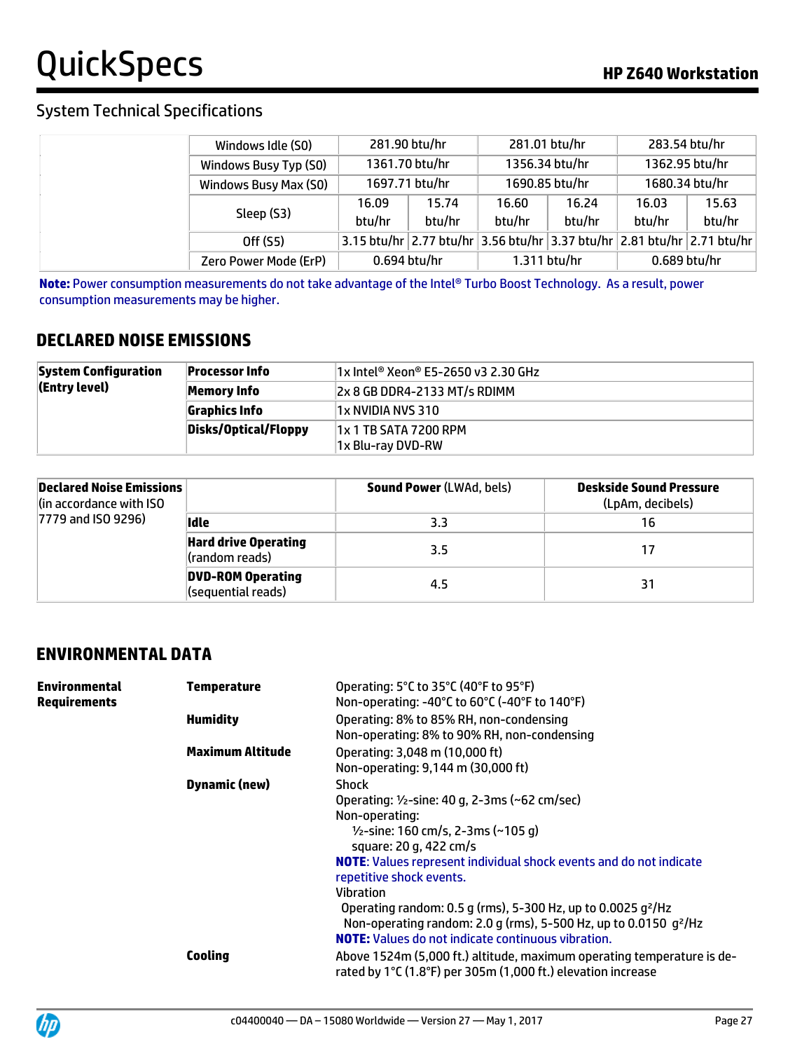## System Technical Specifications

| | | | | | | |
|---|---|---|---|---|---|---|
| Windows Idle (S0) | 281.90 btu/hr | | 281.01 btu/hr | | 283.54 btu/hr | |
| Windows Busy Typ (S0) | 1361.70 btu/hr | | 1356.34 btu/hr | | 1362.95 btu/hr | |
| Windows Busy Max (S0) | 1697.71 btu/hr | | 1690.85 btu/hr | | 1680.34 btu/hr | |
| Sleep (S3) | 16.09 btu/hr | 15.74 btu/hr | 16.60 btu/hr | 16.24 btu/hr | 16.03 btu/hr | 15.63 btu/hr |
| Off (S5) | 3.15 btu/hr | 2.77 btu/hr | 3.56 btu/hr | 3.37 btu/hr | 2.81 btu/hr | 2.71 btu/hr |
| Zero Power Mode (ErP) | 0.694 btu/hr | | 1.311 btu/hr | | 0.689 btu/hr | |

**Note:** Power consumption measurements do not take advantage of the Intel® Turbo Boost Technology. As a result, power consumption measurements may be higher.

## DECLARED NOISE EMISSIONS

| | | |
|---|---|---|
| **System Configuration (Entry level)** | **Processor Info** | 1x Intel® Xeon® E5-2650 v3 2.30 GHz |
| | **Memory Info** | 2x 8 GB DDR4-2133 MT/s RDIMM |
| | **Graphics Info** | 1x NVIDIA NVS 310 |
| | **Disks/Optical/Floppy** | 1x 1 TB SATA 7200 RPM<br>1x Blu-ray DVD-RW |

| **Declared Noise Emissions** (in accordance with ISO 7779 and ISO 9296) | | **Sound Power** (LWAd, bels) | **Deskside Sound Pressure** (LpAm, decibels) |
|---|---|---|---|
| | **Idle** | 3.3 | 16 |
| | **Hard drive Operating** (random reads) | 3.5 | 17 |
| | **DVD-ROM Operating** (sequential reads) | 4.5 | 31 |

## ENVIRONMENTAL DATA

| | | |
|---|---|---|
| **Environmental Requirements** | **Temperature** | Operating: 5°C to 35°C (40°F to 95°F)<br>Non-operating: -40°C to 60°C (-40°F to 140°F) |
| | **Humidity** | Operating: 8% to 85% RH, non-condensing<br>Non-operating: 8% to 90% RH, non-condensing |
| | **Maximum Altitude** | Operating: 3,048 m (10,000 ft)<br>Non-operating: 9,144 m (30,000 ft) |
| | **Dynamic (new)** | Shock<br>Operating: ½-sine: 40 g, 2-3ms (~62 cm/sec)<br>Non-operating:<br>½-sine: 160 cm/s, 2-3ms (~105 g)<br>square: 20 g, 422 cm/s<br>**NOTE**: Values represent individual shock events and do not indicate repetitive shock events.<br>Vibration<br>Operating random: 0.5 g (rms), 5-300 Hz, up to 0.0025 $g^2$/Hz<br>Non-operating random: 2.0 g (rms), 5-500 Hz, up to 0.0150 $g^2$/Hz<br>**NOTE:** Values do not indicate continuous vibration. |
| | **Cooling** | Above 1524m (5,000 ft.) altitude, maximum operating temperature is de-rated by 1°C (1.8°F) per 305m (1,000 ft.) elevation increase |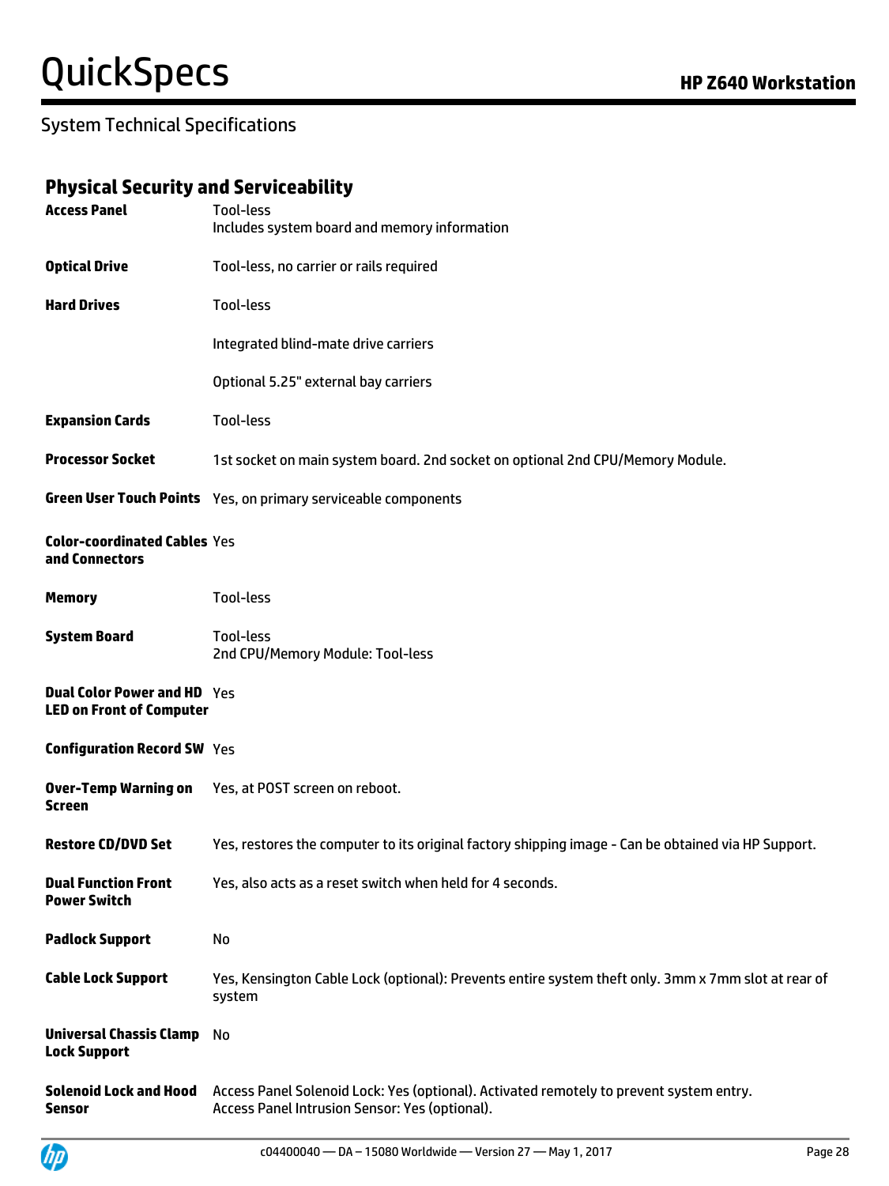## System Technical Specifications

### Physical Security and Serviceability

| | |
|---|---|
| **Access Panel** | Tool-less<br>Includes system board and memory information |
| **Optical Drive** | Tool-less, no carrier or rails required |
| **Hard Drives** | Tool-less<br><br>Integrated blind-mate drive carriers<br><br>Optional 5.25" external bay carriers |
| **Expansion Cards** | Tool-less |
| **Processor Socket** | 1st socket on main system board. 2nd socket on optional 2nd CPU/Memory Module. |
| **Green User Touch Points** | Yes, on primary serviceable components |
| **Color-coordinated Cables and Connectors** | Yes |
| **Memory** | Tool-less |
| **System Board** | Tool-less<br>2nd CPU/Memory Module: Tool-less |
| **Dual Color Power and HD LED on Front of Computer** | Yes |
| **Configuration Record SW** | Yes |
| **Over-Temp Warning on Screen** | Yes, at POST screen on reboot. |
| **Restore CD/DVD Set** | Yes, restores the computer to its original factory shipping image - Can be obtained via HP Support. |
| **Dual Function Front Power Switch** | Yes, also acts as a reset switch when held for 4 seconds. |
| **Padlock Support** | No |
| **Cable Lock Support** | Yes, Kensington Cable Lock (optional): Prevents entire system theft only. 3mm x 7mm slot at rear of system |
| **Universal Chassis Clamp Lock Support** | No |
| **Solenoid Lock and Hood Sensor** | Access Panel Solenoid Lock: Yes (optional). Activated remotely to prevent system entry.<br>Access Panel Intrusion Sensor: Yes (optional). |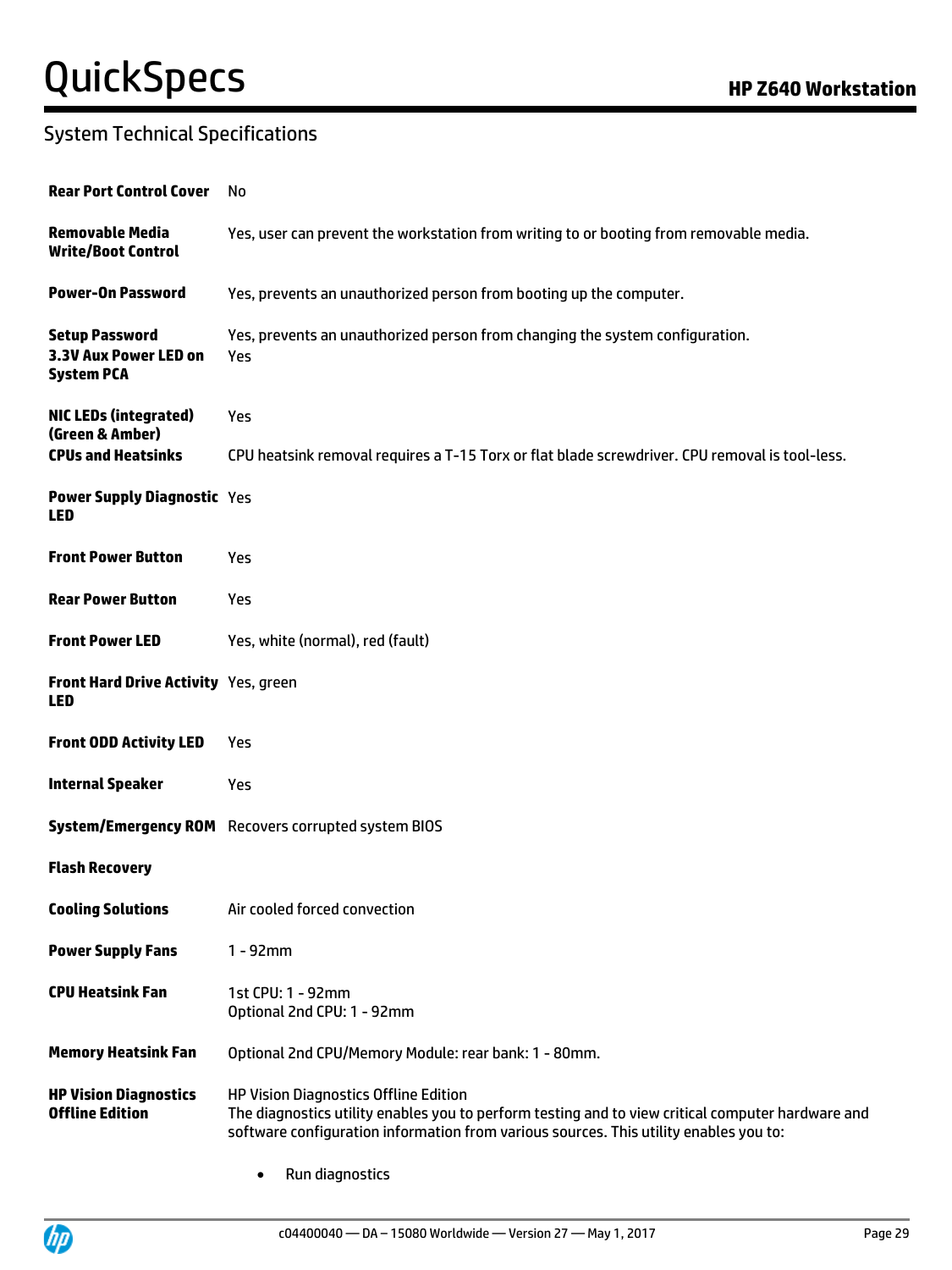## System Technical Specifications

| | |
|---|---|
| **Rear Port Control Cover** | No |
| **Removable Media Write/Boot Control** | Yes, user can prevent the workstation from writing to or booting from removable media. |
| **Power-On Password** | Yes, prevents an unauthorized person from booting up the computer. |
| **Setup Password** | Yes, prevents an unauthorized person from changing the system configuration. |
| **3.3V Aux Power LED on System PCA** | Yes |
| **NIC LEDs (integrated) (Green & Amber)** | Yes |
| **CPUs and Heatsinks** | CPU heatsink removal requires a T-15 Torx or flat blade screwdriver. CPU removal is tool-less. |
| **Power Supply Diagnostic LED** | Yes |
| **Front Power Button** | Yes |
| **Rear Power Button** | Yes |
| **Front Power LED** | Yes, white (normal), red (fault) |
| **Front Hard Drive Activity LED** | Yes, green |
| **Front ODD Activity LED** | Yes |
| **Internal Speaker** | Yes |
| **System/Emergency ROM** | Recovers corrupted system BIOS |
| **Flash Recovery** | |
| **Cooling Solutions** | Air cooled forced convection |
| **Power Supply Fans** | 1 - 92mm |
| **CPU Heatsink Fan** | 1st CPU: 1 - 92mm<br>Optional 2nd CPU: 1 - 92mm |
| **Memory Heatsink Fan** | Optional 2nd CPU/Memory Module: rear bank: 1 - 80mm. |
| **HP Vision Diagnostics Offline Edition** | HP Vision Diagnostics Offline Edition<br>The diagnostics utility enables you to perform testing and to view critical computer hardware and software configuration information from various sources. This utility enables you to: |

- Run diagnostics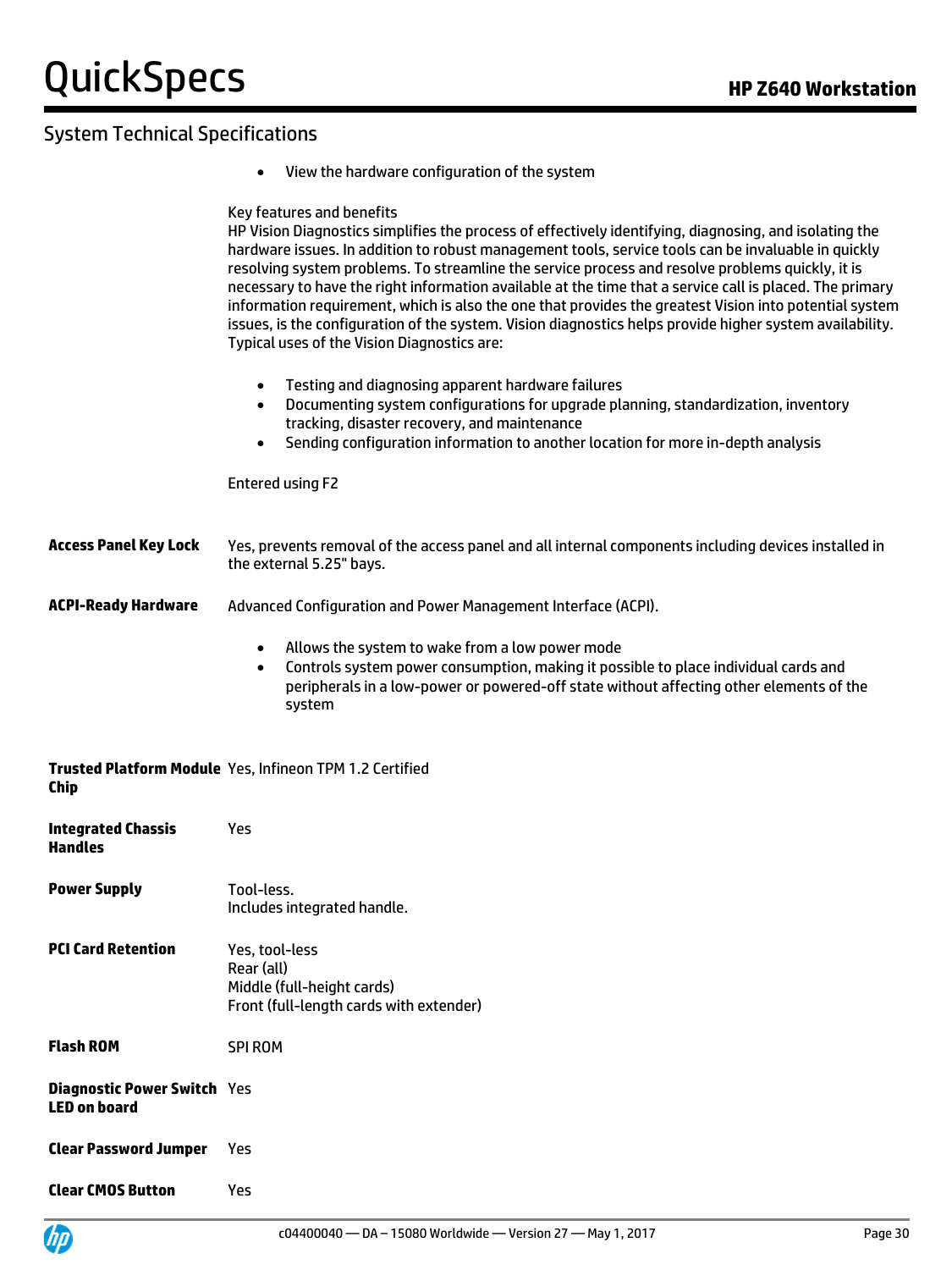## System Technical Specifications

| | |
|---|---|
| | • View the hardware configuration of the system<br><br>Key features and benefits<br>HP Vision Diagnostics simplifies the process of effectively identifying, diagnosing, and isolating the hardware issues. In addition to robust management tools, service tools can be invaluable in quickly resolving system problems. To streamline the service process and resolve problems quickly, it is necessary to have the right information available at the time that a service call is placed. The primary information requirement, which is also the one that provides the greatest Vision into potential system issues, is the configuration of the system. Vision diagnostics helps provide higher system availability. Typical uses of the Vision Diagnostics are:<br><br>• Testing and diagnosing apparent hardware failures<br>• Documenting system configurations for upgrade planning, standardization, inventory tracking, disaster recovery, and maintenance<br>• Sending configuration information to another location for more in-depth analysis<br><br>Entered using F2 |
| **Access Panel Key Lock** | Yes, prevents removal of the access panel and all internal components including devices installed in the external 5.25" bays. |
| **ACPI-Ready Hardware** | Advanced Configuration and Power Management Interface (ACPI).<br><br>• Allows the system to wake from a low power mode<br>• Controls system power consumption, making it possible to place individual cards and peripherals in a low-power or powered-off state without affecting other elements of the system |
| **Trusted Platform Module Chip** | Yes, Infineon TPM 1.2 Certified |
| **Integrated Chassis Handles** | Yes |
| **Power Supply** | Tool-less.<br>Includes integrated handle. |
| **PCI Card Retention** | Yes, tool-less<br>Rear (all)<br>Middle (full-height cards)<br>Front (full-length cards with extender) |
| **Flash ROM** | SPI ROM |
| **Diagnostic Power Switch LED on board** | Yes |
| **Clear Password Jumper** | Yes |
| **Clear CMOS Button** | Yes |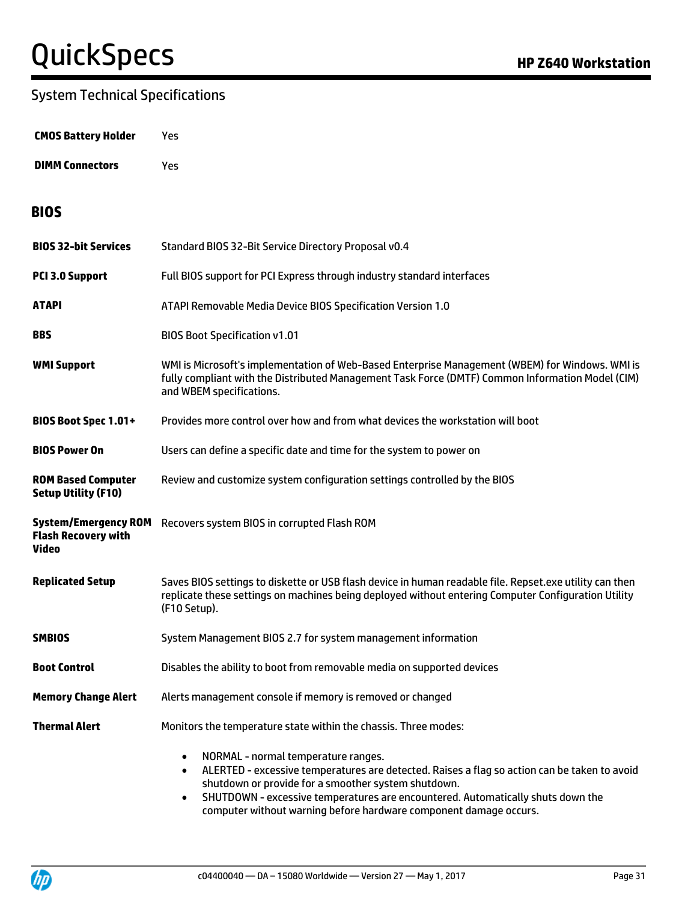## System Technical Specifications

| | |
|---|---|
| **CMOS Battery Holder** | Yes |
| **DIMM Connectors** | Yes |

## BIOS

| | |
|---|---|
| **BIOS 32-bit Services** | Standard BIOS 32-Bit Service Directory Proposal v0.4 |
| **PCI 3.0 Support** | Full BIOS support for PCI Express through industry standard interfaces |
| **ATAPI** | ATAPI Removable Media Device BIOS Specification Version 1.0 |
| **BBS** | BIOS Boot Specification v1.01 |
| **WMI Support** | WMI is Microsoft's implementation of Web-Based Enterprise Management (WBEM) for Windows. WMI is fully compliant with the Distributed Management Task Force (DMTF) Common Information Model (CIM) and WBEM specifications. |
| **BIOS Boot Spec 1.01+** | Provides more control over how and from what devices the workstation will boot |
| **BIOS Power On** | Users can define a specific date and time for the system to power on |
| **ROM Based Computer Setup Utility (F10)** | Review and customize system configuration settings controlled by the BIOS |
| **System/Emergency ROM Flash Recovery with Video** | Recovers system BIOS in corrupted Flash ROM |
| **Replicated Setup** | Saves BIOS settings to diskette or USB flash device in human readable file. Repset.exe utility can then replicate these settings on machines being deployed without entering Computer Configuration Utility (F10 Setup). |
| **SMBIOS** | System Management BIOS 2.7 for system management information |
| **Boot Control** | Disables the ability to boot from removable media on supported devices |
| **Memory Change Alert** | Alerts management console if memory is removed or changed |
| **Thermal Alert** | Monitors the temperature state within the chassis. Three modes:<br>• NORMAL - normal temperature ranges.<br>• ALERTED - excessive temperatures are detected. Raises a flag so action can be taken to avoid shutdown or provide for a smoother system shutdown.<br>• SHUTDOWN - excessive temperatures are encountered. Automatically shuts down the computer without warning before hardware component damage occurs. |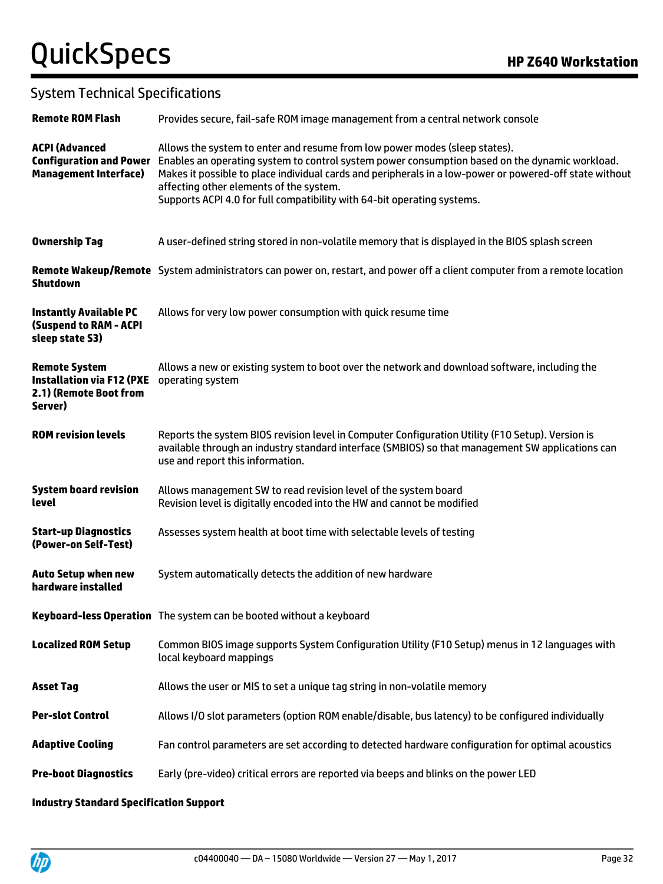## System Technical Specifications

| | |
|---|---|
| **Remote ROM Flash** | Provides secure, fail-safe ROM image management from a central network console |
| **ACPI (Advanced Configuration and Power Management Interface)** | Allows the system to enter and resume from low power modes (sleep states).<br>Enables an operating system to control system power consumption based on the dynamic workload.<br>Makes it possible to place individual cards and peripherals in a low-power or powered-off state without affecting other elements of the system.<br>Supports ACPI 4.0 for full compatibility with 64-bit operating systems. |
| **Ownership Tag** | A user-defined string stored in non-volatile memory that is displayed in the BIOS splash screen |
| **Remote Wakeup/Remote Shutdown** | System administrators can power on, restart, and power off a client computer from a remote location |
| **Instantly Available PC (Suspend to RAM - ACPI sleep state S3)** | Allows for very low power consumption with quick resume time |
| **Remote System Installation via F12 (PXE 2.1) (Remote Boot from Server)** | Allows a new or existing system to boot over the network and download software, including the operating system |
| **ROM revision levels** | Reports the system BIOS revision level in Computer Configuration Utility (F10 Setup). Version is available through an industry standard interface (SMBIOS) so that management SW applications can use and report this information. |
| **System board revision level** | Allows management SW to read revision level of the system board<br>Revision level is digitally encoded into the HW and cannot be modified |
| **Start-up Diagnostics (Power-on Self-Test)** | Assesses system health at boot time with selectable levels of testing |
| **Auto Setup when new hardware installed** | System automatically detects the addition of new hardware |
| **Keyboard-less Operation** | The system can be booted without a keyboard |
| **Localized ROM Setup** | Common BIOS image supports System Configuration Utility (F10 Setup) menus in 12 languages with local keyboard mappings |
| **Asset Tag** | Allows the user or MIS to set a unique tag string in non-volatile memory |
| **Per-slot Control** | Allows I/O slot parameters (option ROM enable/disable, bus latency) to be configured individually |
| **Adaptive Cooling** | Fan control parameters are set according to detected hardware configuration for optimal acoustics |
| **Pre-boot Diagnostics** | Early (pre-video) critical errors are reported via beeps and blinks on the power LED |

**Industry Standard Specification Support**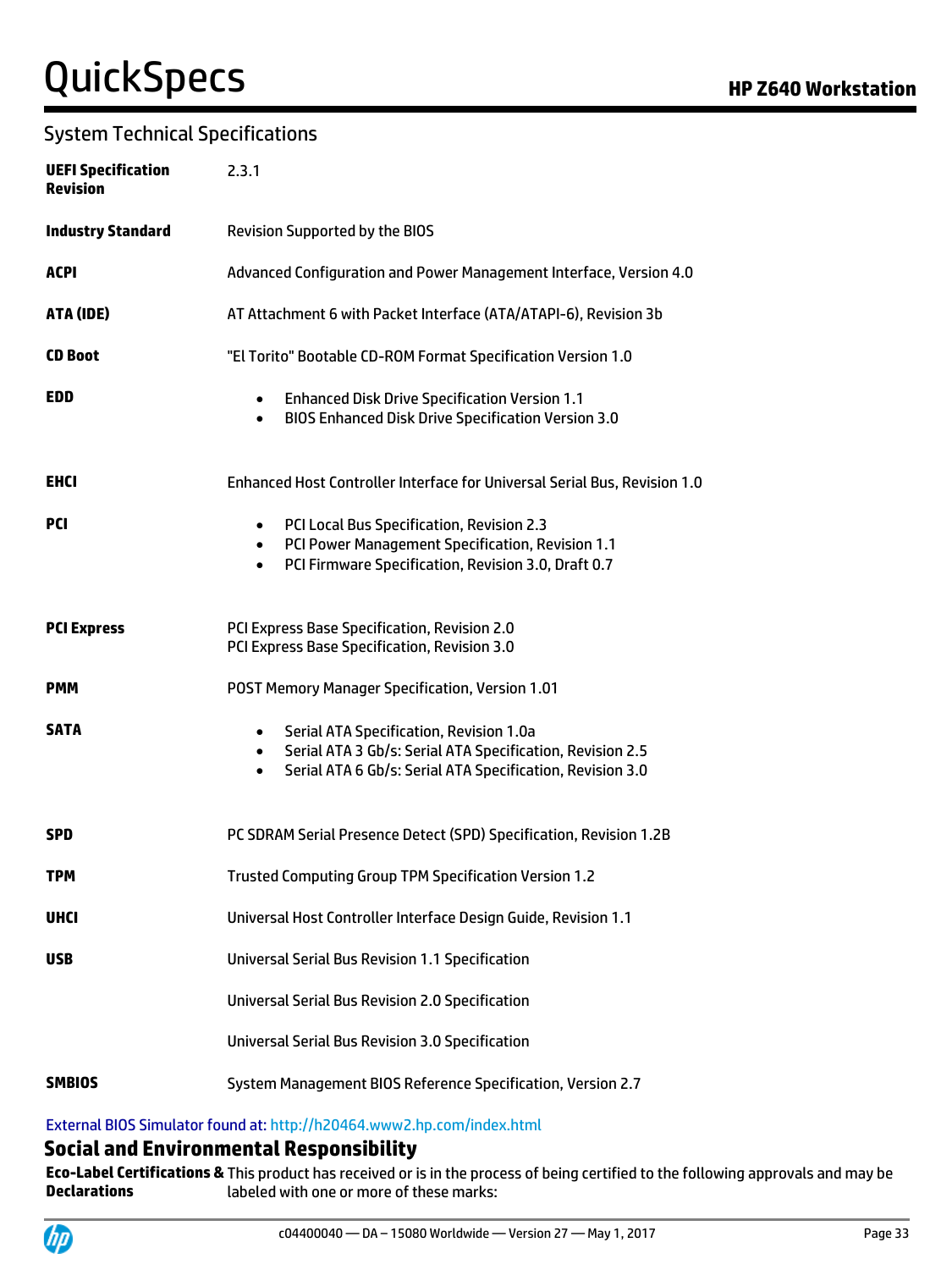## System Technical Specifications

| | |
|---|---|
| **UEFI Specification Revision** | 2.3.1 |
| **Industry Standard** | Revision Supported by the BIOS |
| **ACPI** | Advanced Configuration and Power Management Interface, Version 4.0 |
| **ATA (IDE)** | AT Attachment 6 with Packet Interface (ATA/ATAPI-6), Revision 3b |
| **CD Boot** | "El Torito" Bootable CD-ROM Format Specification Version 1.0 |
| **EDD** | • Enhanced Disk Drive Specification Version 1.1<br>• BIOS Enhanced Disk Drive Specification Version 3.0 |
| **EHCI** | Enhanced Host Controller Interface for Universal Serial Bus, Revision 1.0 |
| **PCI** | • PCI Local Bus Specification, Revision 2.3<br>• PCI Power Management Specification, Revision 1.1<br>• PCI Firmware Specification, Revision 3.0, Draft 0.7 |
| **PCI Express** | PCI Express Base Specification, Revision 2.0<br>PCI Express Base Specification, Revision 3.0 |
| **PMM** | POST Memory Manager Specification, Version 1.01 |
| **SATA** | • Serial ATA Specification, Revision 1.0a<br>• Serial ATA 3 Gb/s: Serial ATA Specification, Revision 2.5<br>• Serial ATA 6 Gb/s: Serial ATA Specification, Revision 3.0 |
| **SPD** | PC SDRAM Serial Presence Detect (SPD) Specification, Revision 1.2B |
| **TPM** | Trusted Computing Group TPM Specification Version 1.2 |
| **UHCI** | Universal Host Controller Interface Design Guide, Revision 1.1 |
| **USB** | Universal Serial Bus Revision 1.1 Specification<br>Universal Serial Bus Revision 2.0 Specification<br>Universal Serial Bus Revision 3.0 Specification |
| **SMBIOS** | System Management BIOS Reference Specification, Version 2.7 |

External BIOS Simulator found at: http://h20464.www2.hp.com/index.html

## Social and Environmental Responsibility

| | |
|---|---|
| **Eco-Label Certifications & Declarations** | This product has received or is in the process of being certified to the following approvals and may be labeled with one or more of these marks: |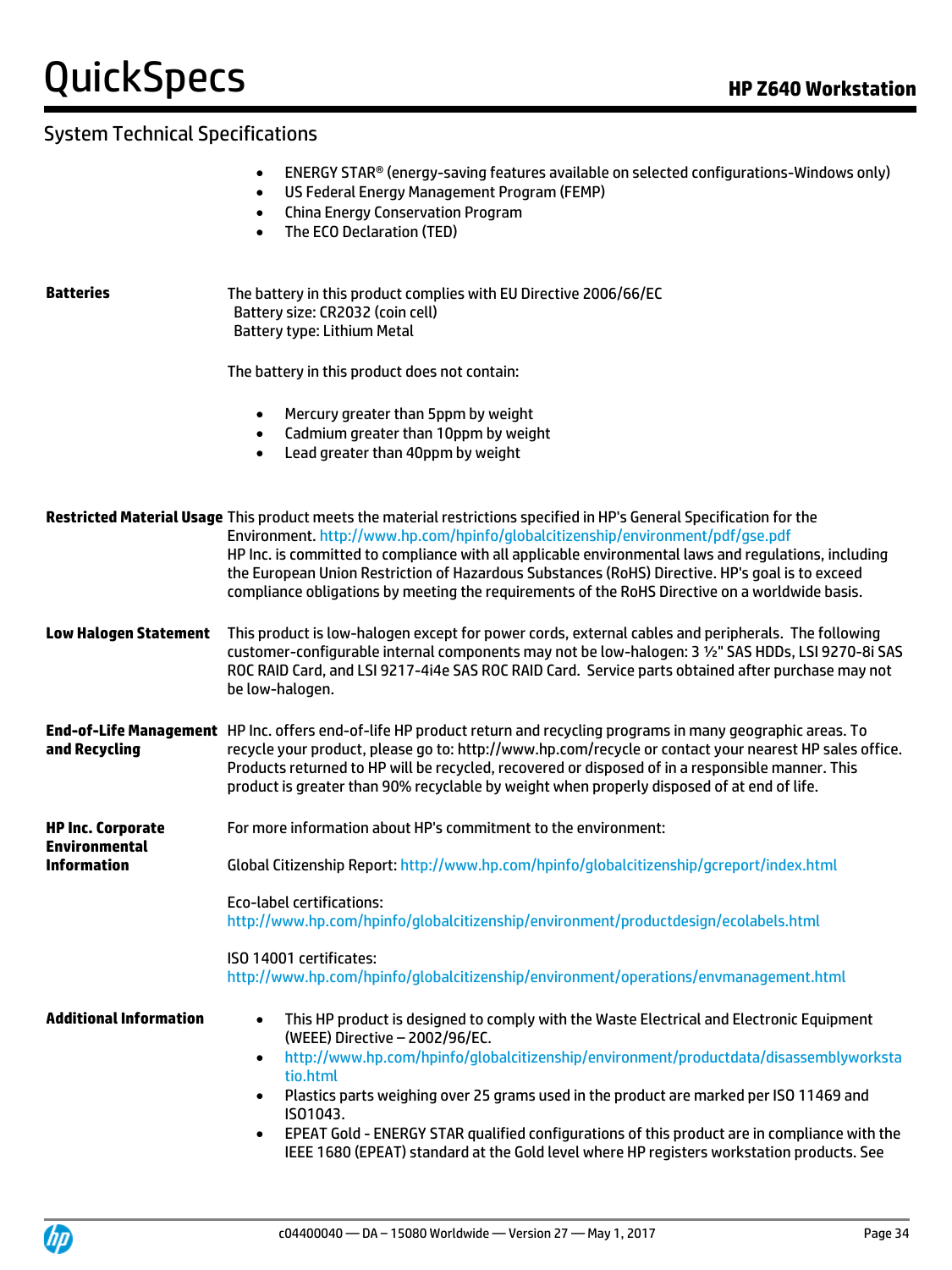## System Technical Specifications

- ENERGY STAR® (energy-saving features available on selected configurations-Windows only)
- US Federal Energy Management Program (FEMP)
- China Energy Conservation Program
- The ECO Declaration (TED)

**Batteries**

The battery in this product complies with EU Directive 2006/66/EC
Battery size: CR2032 (coin cell)
Battery type: Lithium Metal

The battery in this product does not contain:

- Mercury greater than 5ppm by weight
- Cadmium greater than 10ppm by weight
- Lead greater than 40ppm by weight

**Restricted Material Usage**

This product meets the material restrictions specified in HP's General Specification for the Environment. http://www.hp.com/hpinfo/globalcitizenship/environment/pdf/gse.pdf
HP Inc. is committed to compliance with all applicable environmental laws and regulations, including the European Union Restriction of Hazardous Substances (RoHS) Directive. HP's goal is to exceed compliance obligations by meeting the requirements of the RoHS Directive on a worldwide basis.

**Low Halogen Statement**

This product is low-halogen except for power cords, external cables and peripherals. The following customer-configurable internal components may not be low-halogen: 3 ½" SAS HDDs, LSI 9270-8i SAS ROC RAID Card, and LSI 9217-4i4e SAS ROC RAID Card. Service parts obtained after purchase may not be low-halogen.

**End-of-Life Management and Recycling**

HP Inc. offers end-of-life HP product return and recycling programs in many geographic areas. To recycle your product, please go to: http://www.hp.com/recycle or contact your nearest HP sales office. Products returned to HP will be recycled, recovered or disposed of in a responsible manner. This product is greater than 90% recyclable by weight when properly disposed of at end of life.

**HP Inc. Corporate Environmental Information**

For more information about HP's commitment to the environment:

Global Citizenship Report: http://www.hp.com/hpinfo/globalcitizenship/gcreport/index.html

Eco-label certifications:
http://www.hp.com/hpinfo/globalcitizenship/environment/productdesign/ecolabels.html

ISO 14001 certificates:
http://www.hp.com/hpinfo/globalcitizenship/environment/operations/envmanagement.html

**Additional Information**

- This HP product is designed to comply with the Waste Electrical and Electronic Equipment (WEEE) Directive – 2002/96/EC.
- http://www.hp.com/hpinfo/globalcitizenship/environment/productdata/disassemblyworkstatio.html
- Plastics parts weighing over 25 grams used in the product are marked per ISO 11469 and ISO1043.
- EPEAT Gold - ENERGY STAR qualified configurations of this product are in compliance with the IEEE 1680 (EPEAT) standard at the Gold level where HP registers workstation products. See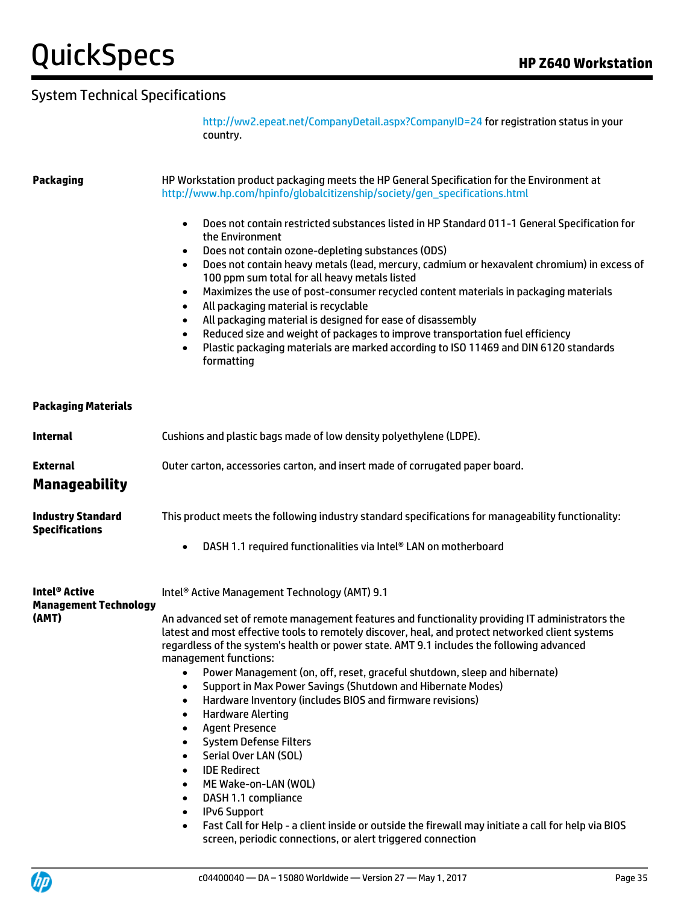## System Technical Specifications

http://ww2.epeat.net/CompanyDetail.aspx?CompanyID=24 for registration status in your country.

**Packaging**

HP Workstation product packaging meets the HP General Specification for the Environment at http://www.hp.com/hpinfo/globalcitizenship/society/gen_specifications.html

- Does not contain restricted substances listed in HP Standard 011-1 General Specification for the Environment
- Does not contain ozone-depleting substances (ODS)
- Does not contain heavy metals (lead, mercury, cadmium or hexavalent chromium) in excess of 100 ppm sum total for all heavy metals listed
- Maximizes the use of post-consumer recycled content materials in packaging materials
- All packaging material is recyclable
- All packaging material is designed for ease of disassembly
- Reduced size and weight of packages to improve transportation fuel efficiency
- Plastic packaging materials are marked according to ISO 11469 and DIN 6120 standards formatting

**Packaging Materials**

**Internal**

Cushions and plastic bags made of low density polyethylene (LDPE).

**External**

Outer carton, accessories carton, and insert made of corrugated paper board.

## Manageability

**Industry Standard Specifications**

This product meets the following industry standard specifications for manageability functionality:

- DASH 1.1 required functionalities via Intel® LAN on motherboard

**Intel® Active Management Technology (AMT)**

Intel® Active Management Technology (AMT) 9.1

An advanced set of remote management features and functionality providing IT administrators the latest and most effective tools to remotely discover, heal, and protect networked client systems regardless of the system's health or power state. AMT 9.1 includes the following advanced management functions:

- Power Management (on, off, reset, graceful shutdown, sleep and hibernate)
- Support in Max Power Savings (Shutdown and Hibernate Modes)
- Hardware Inventory (includes BIOS and firmware revisions)
- Hardware Alerting
- Agent Presence
- System Defense Filters
- Serial Over LAN (SOL)
- IDE Redirect
- ME Wake-on-LAN (WOL)
- DASH 1.1 compliance
- IPv6 Support
- Fast Call for Help - a client inside or outside the firewall may initiate a call for help via BIOS screen, periodic connections, or alert triggered connection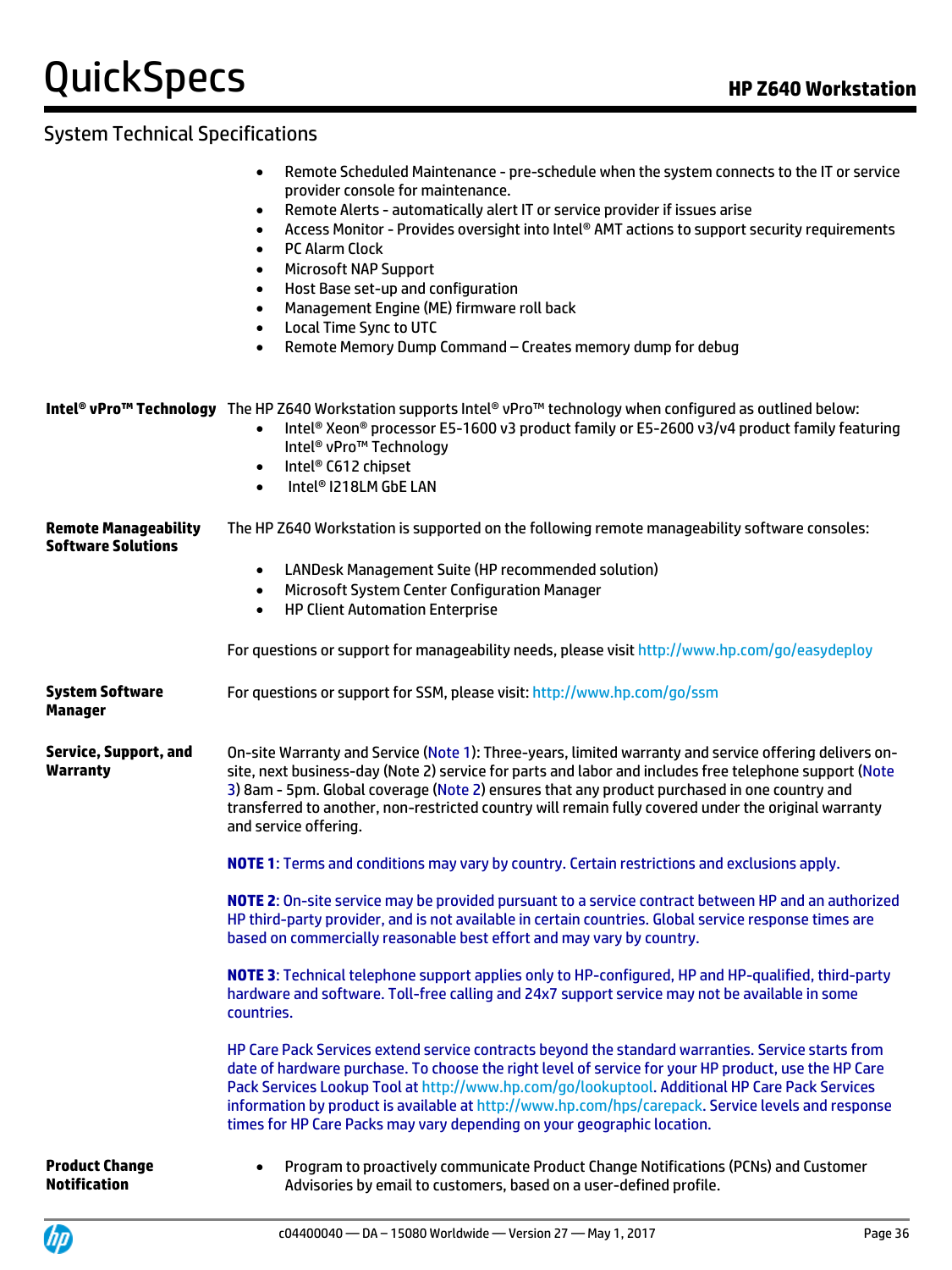## System Technical Specifications

- Remote Scheduled Maintenance - pre-schedule when the system connects to the IT or service provider console for maintenance.
- Remote Alerts - automatically alert IT or service provider if issues arise
- Access Monitor - Provides oversight into Intel® AMT actions to support security requirements
- PC Alarm Clock
- Microsoft NAP Support
- Host Base set-up and configuration
- Management Engine (ME) firmware roll back
- Local Time Sync to UTC
- Remote Memory Dump Command – Creates memory dump for debug

**Intel® vPro™ Technology**

The HP Z640 Workstation supports Intel® vPro™ technology when configured as outlined below:

- Intel® Xeon® processor E5-1600 v3 product family or E5-2600 v3/v4 product family featuring Intel® vPro™ Technology
- Intel® C612 chipset
- Intel® I218LM GbE LAN

**Remote Manageability Software Solutions**

The HP Z640 Workstation is supported on the following remote manageability software consoles:

- LANDesk Management Suite (HP recommended solution)
- Microsoft System Center Configuration Manager
- HP Client Automation Enterprise

For questions or support for manageability needs, please visit http://www.hp.com/go/easydeploy

**System Software Manager**

For questions or support for SSM, please visit: http://www.hp.com/go/ssm

**Service, Support, and Warranty**

On-site Warranty and Service (Note 1): Three-years, limited warranty and service offering delivers on-site, next business-day (Note 2) service for parts and labor and includes free telephone support (Note 3) 8am - 5pm. Global coverage (Note 2) ensures that any product purchased in one country and transferred to another, non-restricted country will remain fully covered under the original warranty and service offering.

**NOTE 1**: Terms and conditions may vary by country. Certain restrictions and exclusions apply.

**NOTE 2**: On-site service may be provided pursuant to a service contract between HP and an authorized HP third-party provider, and is not available in certain countries. Global service response times are based on commercially reasonable best effort and may vary by country.

**NOTE 3**: Technical telephone support applies only to HP-configured, HP and HP-qualified, third-party hardware and software. Toll-free calling and 24x7 support service may not be available in some countries.

HP Care Pack Services extend service contracts beyond the standard warranties. Service starts from date of hardware purchase. To choose the right level of service for your HP product, use the HP Care Pack Services Lookup Tool at http://www.hp.com/go/lookuptool. Additional HP Care Pack Services information by product is available at http://www.hp.com/hps/carepack. Service levels and response times for HP Care Packs may vary depending on your geographic location.

**Product Change Notification**

- Program to proactively communicate Product Change Notifications (PCNs) and Customer Advisories by email to customers, based on a user-defined profile.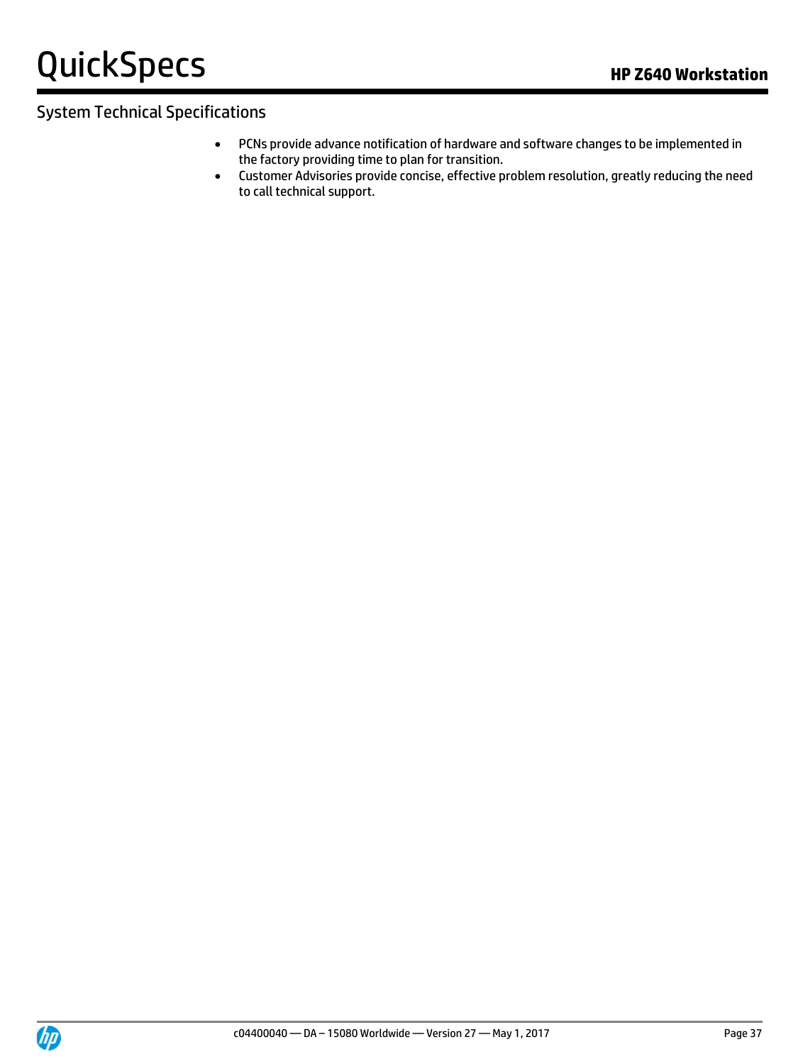## System Technical Specifications

- PCNs provide advance notification of hardware and software changes to be implemented in the factory providing time to plan for transition.
- Customer Advisories provide concise, effective problem resolution, greatly reducing the need to call technical support.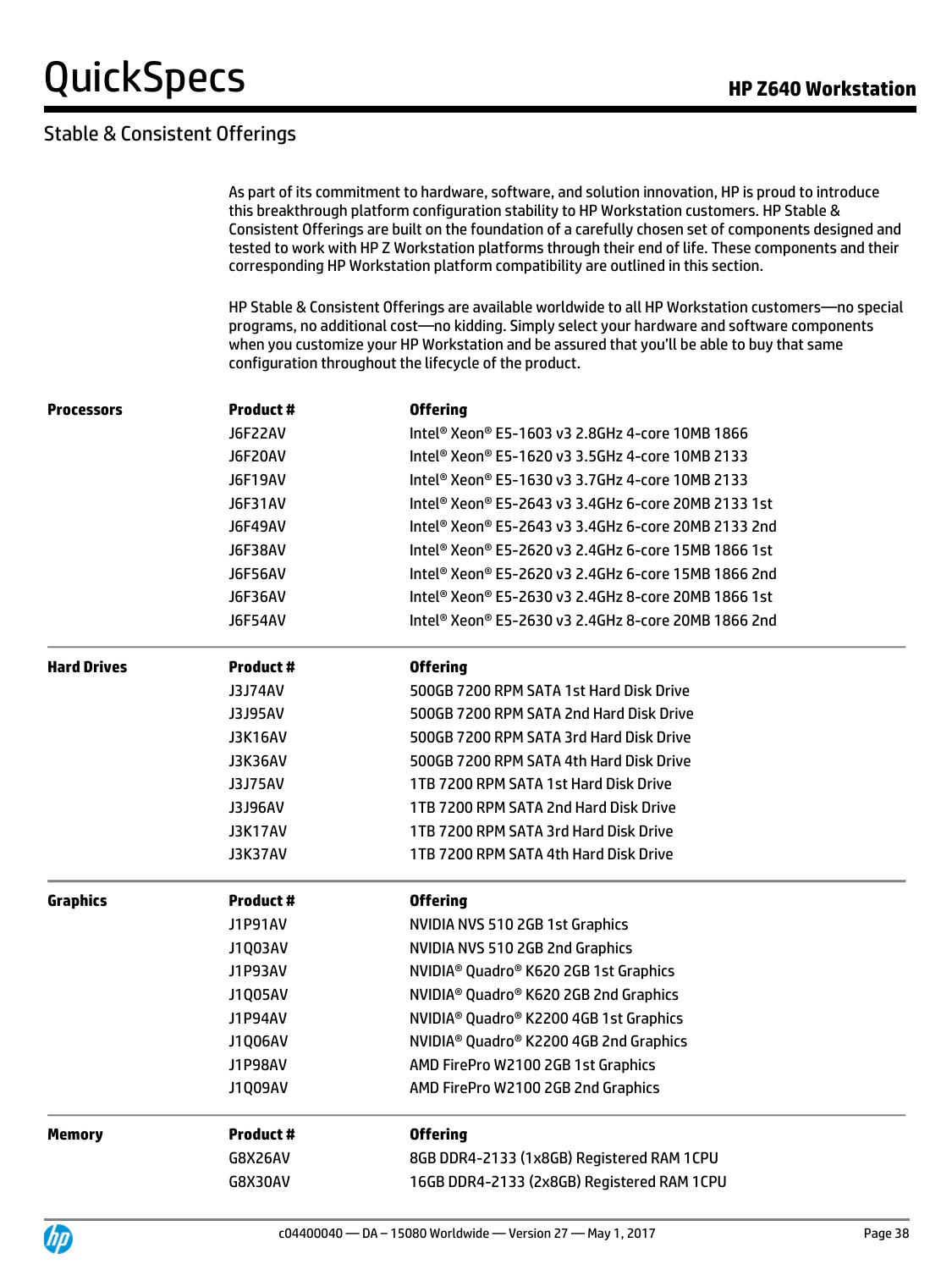## Stable & Consistent Offerings

As part of its commitment to hardware, software, and solution innovation, HP is proud to introduce this breakthrough platform configuration stability to HP Workstation customers. HP Stable & Consistent Offerings are built on the foundation of a carefully chosen set of components designed and tested to work with HP Z Workstation platforms through their end of life. These components and their corresponding HP Workstation platform compatibility are outlined in this section.

HP Stable & Consistent Offerings are available worldwide to all HP Workstation customers—no special programs, no additional cost—no kidding. Simply select your hardware and software components when you customize your HP Workstation and be assured that you'll be able to buy that same configuration throughout the lifecycle of the product.

| | Product # | Offering |
|---|---|---|
| **Processors** | **Product #** | **Offering** |
| | J6F22AV | Intel® Xeon® E5-1603 v3 2.8GHz 4-core 10MB 1866 |
| | J6F20AV | Intel® Xeon® E5-1620 v3 3.5GHz 4-core 10MB 2133 |
| | J6F19AV | Intel® Xeon® E5-1630 v3 3.7GHz 4-core 10MB 2133 |
| | J6F31AV | Intel® Xeon® E5-2643 v3 3.4GHz 6-core 20MB 2133 1st |
| | J6F49AV | Intel® Xeon® E5-2643 v3 3.4GHz 6-core 20MB 2133 2nd |
| | J6F38AV | Intel® Xeon® E5-2620 v3 2.4GHz 6-core 15MB 1866 1st |
| | J6F56AV | Intel® Xeon® E5-2620 v3 2.4GHz 6-core 15MB 1866 2nd |
| | J6F36AV | Intel® Xeon® E5-2630 v3 2.4GHz 8-core 20MB 1866 1st |
| | J6F54AV | Intel® Xeon® E5-2630 v3 2.4GHz 8-core 20MB 1866 2nd |
| **Hard Drives** | **Product #** | **Offering** |
| | J3J74AV | 500GB 7200 RPM SATA 1st Hard Disk Drive |
| | J3J95AV | 500GB 7200 RPM SATA 2nd Hard Disk Drive |
| | J3K16AV | 500GB 7200 RPM SATA 3rd Hard Disk Drive |
| | J3K36AV | 500GB 7200 RPM SATA 4th Hard Disk Drive |
| | J3J75AV | 1TB 7200 RPM SATA 1st Hard Disk Drive |
| | J3J96AV | 1TB 7200 RPM SATA 2nd Hard Disk Drive |
| | J3K17AV | 1TB 7200 RPM SATA 3rd Hard Disk Drive |
| | J3K37AV | 1TB 7200 RPM SATA 4th Hard Disk Drive |
| **Graphics** | **Product #** | **Offering** |
| | J1P91AV | NVIDIA NVS 510 2GB 1st Graphics |
| | J1Q03AV | NVIDIA NVS 510 2GB 2nd Graphics |
| | J1P93AV | NVIDIA® Quadro® K620 2GB 1st Graphics |
| | J1Q05AV | NVIDIA® Quadro® K620 2GB 2nd Graphics |
| | J1P94AV | NVIDIA® Quadro® K2200 4GB 1st Graphics |
| | J1Q06AV | NVIDIA® Quadro® K2200 4GB 2nd Graphics |
| | J1P98AV | AMD FirePro W2100 2GB 1st Graphics |
| | J1Q09AV | AMD FirePro W2100 2GB 2nd Graphics |
| **Memory** | **Product #** | **Offering** |
| | G8X26AV | 8GB DDR4-2133 (1x8GB) Registered RAM 1CPU |
| | G8X30AV | 16GB DDR4-2133 (2x8GB) Registered RAM 1CPU |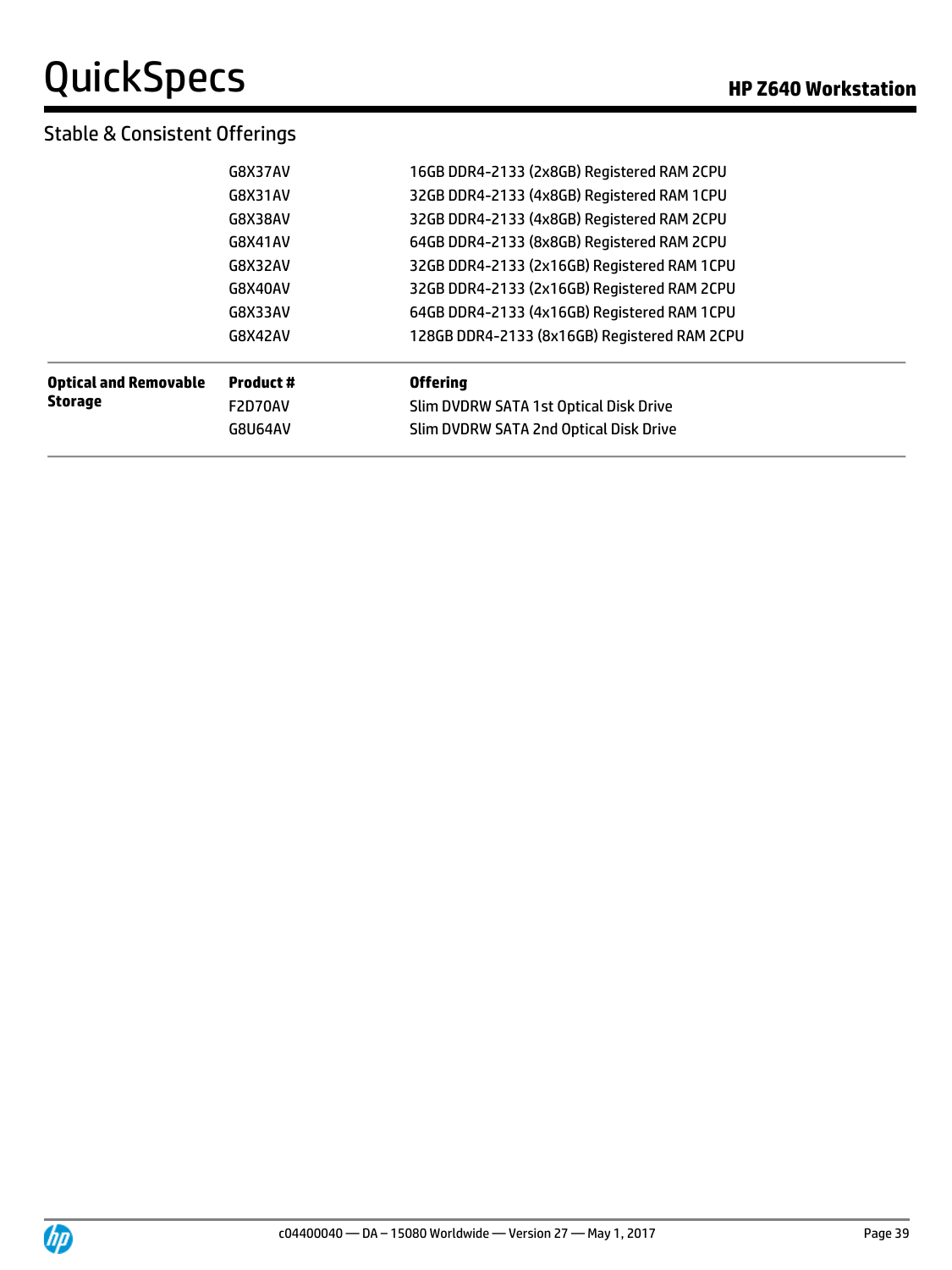## Stable & Consistent Offerings

| | | |
|---|---|---|
| | G8X37AV | 16GB DDR4-2133 (2x8GB) Registered RAM 2CPU |
| | G8X31AV | 32GB DDR4-2133 (4x8GB) Registered RAM 1CPU |
| | G8X38AV | 32GB DDR4-2133 (4x8GB) Registered RAM 2CPU |
| | G8X41AV | 64GB DDR4-2133 (8x8GB) Registered RAM 2CPU |
| | G8X32AV | 32GB DDR4-2133 (2x16GB) Registered RAM 1CPU |
| | G8X40AV | 32GB DDR4-2133 (2x16GB) Registered RAM 2CPU |
| | G8X33AV | 64GB DDR4-2133 (4x16GB) Registered RAM 1CPU |
| | G8X42AV | 128GB DDR4-2133 (8x16GB) Registered RAM 2CPU |

| **Optical and Removable Storage** | **Product #** | **Offering** |
|---|---|---|
| | F2D70AV | Slim DVDRW SATA 1st Optical Disk Drive |
| | G8U64AV | Slim DVDRW SATA 2nd Optical Disk Drive |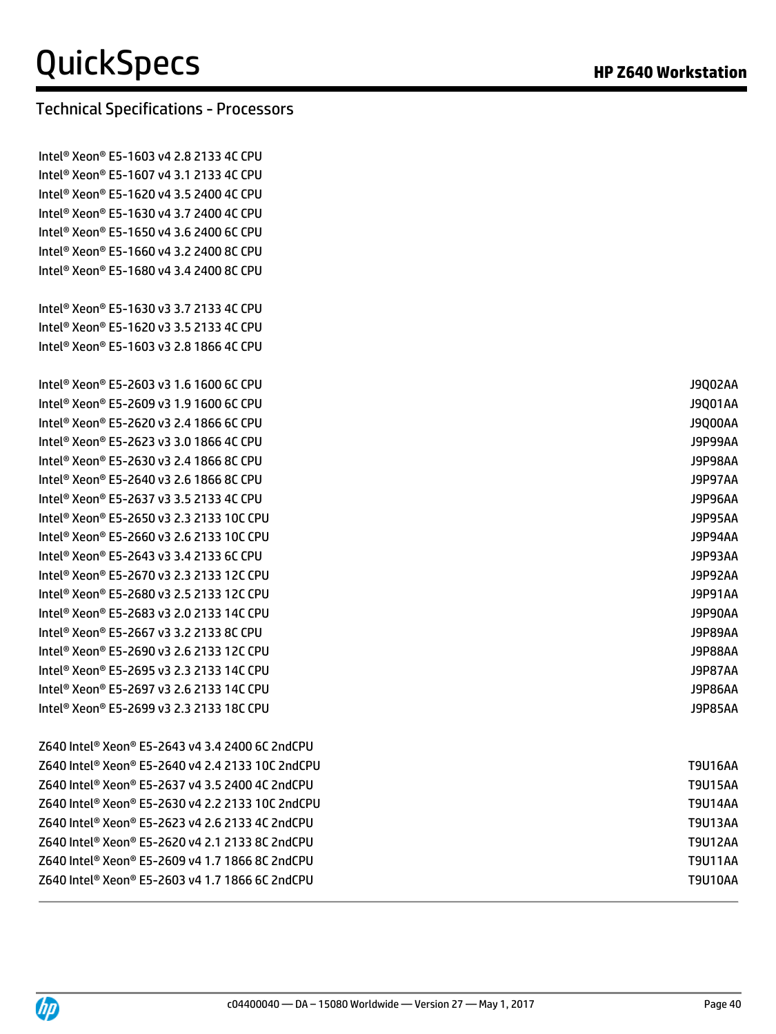## Technical Specifications - Processors

| | |
|---|---|
| Intel® Xeon® E5-1603 v4 2.8 2133 4C CPU | |
| Intel® Xeon® E5-1607 v4 3.1 2133 4C CPU | |
| Intel® Xeon® E5-1620 v4 3.5 2400 4C CPU | |
| Intel® Xeon® E5-1630 v4 3.7 2400 4C CPU | |
| Intel® Xeon® E5-1650 v4 3.6 2400 6C CPU | |
| Intel® Xeon® E5-1660 v4 3.2 2400 8C CPU | |
| Intel® Xeon® E5-1680 v4 3.4 2400 8C CPU | |
| | |
| Intel® Xeon® E5-1630 v3 3.7 2133 4C CPU | |
| Intel® Xeon® E5-1620 v3 3.5 2133 4C CPU | |
| Intel® Xeon® E5-1603 v3 2.8 1866 4C CPU | |
| | |
| Intel® Xeon® E5-2603 v3 1.6 1600 6C CPU | J9Q02AA |
| Intel® Xeon® E5-2609 v3 1.9 1600 6C CPU | J9Q01AA |
| Intel® Xeon® E5-2620 v3 2.4 1866 6C CPU | J9Q00AA |
| Intel® Xeon® E5-2623 v3 3.0 1866 4C CPU | J9P99AA |
| Intel® Xeon® E5-2630 v3 2.4 1866 8C CPU | J9P98AA |
| Intel® Xeon® E5-2640 v3 2.6 1866 8C CPU | J9P97AA |
| Intel® Xeon® E5-2637 v3 3.5 2133 4C CPU | J9P96AA |
| Intel® Xeon® E5-2650 v3 2.3 2133 10C CPU | J9P95AA |
| Intel® Xeon® E5-2660 v3 2.6 2133 10C CPU | J9P94AA |
| Intel® Xeon® E5-2643 v3 3.4 2133 6C CPU | J9P93AA |
| Intel® Xeon® E5-2670 v3 2.3 2133 12C CPU | J9P92AA |
| Intel® Xeon® E5-2680 v3 2.5 2133 12C CPU | J9P91AA |
| Intel® Xeon® E5-2683 v3 2.0 2133 14C CPU | J9P90AA |
| Intel® Xeon® E5-2667 v3 3.2 2133 8C CPU | J9P89AA |
| Intel® Xeon® E5-2690 v3 2.6 2133 12C CPU | J9P88AA |
| Intel® Xeon® E5-2695 v3 2.3 2133 14C CPU | J9P87AA |
| Intel® Xeon® E5-2697 v3 2.6 2133 14C CPU | J9P86AA |
| Intel® Xeon® E5-2699 v3 2.3 2133 18C CPU | J9P85AA |
| | |
| Z640 Intel® Xeon® E5-2643 v4 3.4 2400 6C 2ndCPU | |
| Z640 Intel® Xeon® E5-2640 v4 2.4 2133 10C 2ndCPU | T9U16AA |
| Z640 Intel® Xeon® E5-2637 v4 3.5 2400 4C 2ndCPU | T9U15AA |
| Z640 Intel® Xeon® E5-2630 v4 2.2 2133 10C 2ndCPU | T9U14AA |
| Z640 Intel® Xeon® E5-2623 v4 2.6 2133 4C 2ndCPU | T9U13AA |
| Z640 Intel® Xeon® E5-2620 v4 2.1 2133 8C 2ndCPU | T9U12AA |
| Z640 Intel® Xeon® E5-2609 v4 1.7 1866 8C 2ndCPU | T9U11AA |
| Z640 Intel® Xeon® E5-2603 v4 1.7 1866 6C 2ndCPU | T9U10AA |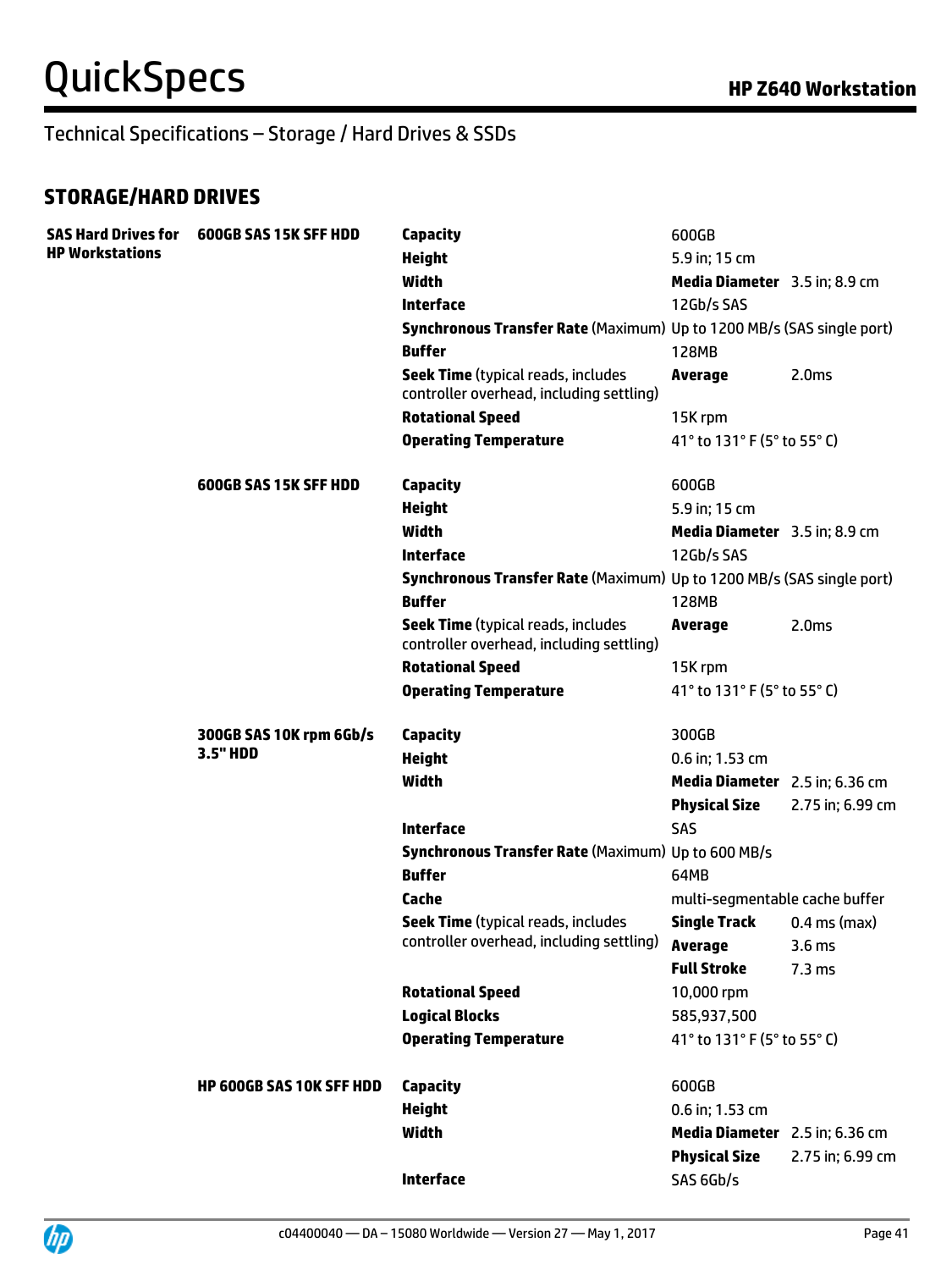Technical Specifications – Storage / Hard Drives & SSDs

## STORAGE/HARD DRIVES

| | | | | |
|---|---|---|---|---|
| **SAS Hard Drives for HP Workstations** | **600GB SAS 15K SFF HDD** | **Capacity** | 600GB | |
| | | **Height** | 5.9 in; 15 cm | |
| | | **Width** | **Media Diameter** | 3.5 in; 8.9 cm |
| | | **Interface** | 12Gb/s SAS | |
| | | **Synchronous Transfer Rate** (Maximum) | Up to 1200 MB/s (SAS single port) | |
| | | **Buffer** | 128MB | |
| | | **Seek Time** (typical reads, includes controller overhead, including settling) | **Average** | 2.0ms |
| | | **Rotational Speed** | 15K rpm | |
| | | **Operating Temperature** | 41° to 131° F (5° to 55° C) | |
| | **600GB SAS 15K SFF HDD** | **Capacity** | 600GB | |
| | | **Height** | 5.9 in; 15 cm | |
| | | **Width** | **Media Diameter** | 3.5 in; 8.9 cm |
| | | **Interface** | 12Gb/s SAS | |
| | | **Synchronous Transfer Rate** (Maximum) | Up to 1200 MB/s (SAS single port) | |
| | | **Buffer** | 128MB | |
| | | **Seek Time** (typical reads, includes controller overhead, including settling) | **Average** | 2.0ms |
| | | **Rotational Speed** | 15K rpm | |
| | | **Operating Temperature** | 41° to 131° F (5° to 55° C) | |
| | **300GB SAS 10K rpm 6Gb/s 3.5" HDD** | **Capacity** | 300GB | |
| | | **Height** | 0.6 in; 1.53 cm | |
| | | **Width** | **Media Diameter** | 2.5 in; 6.36 cm |
| | | | **Physical Size** | 2.75 in; 6.99 cm |
| | | **Interface** | SAS | |
| | | **Synchronous Transfer Rate** (Maximum) | Up to 600 MB/s | |
| | | **Buffer** | 64MB | |
| | | **Cache** | multi-segmentable cache buffer | |
| | | **Seek Time** (typical reads, includes controller overhead, including settling) | **Single Track** | 0.4 ms (max) |
| | | | **Average** | 3.6 ms |
| | | | **Full Stroke** | 7.3 ms |
| | | **Rotational Speed** | 10,000 rpm | |
| | | **Logical Blocks** | 585,937,500 | |
| | | **Operating Temperature** | 41° to 131° F (5° to 55° C) | |
| | **HP 600GB SAS 10K SFF HDD** | **Capacity** | 600GB | |
| | | **Height** | 0.6 in; 1.53 cm | |
| | | **Width** | **Media Diameter** | 2.5 in; 6.36 cm |
| | | | **Physical Size** | 2.75 in; 6.99 cm |
| | | **Interface** | SAS 6Gb/s | |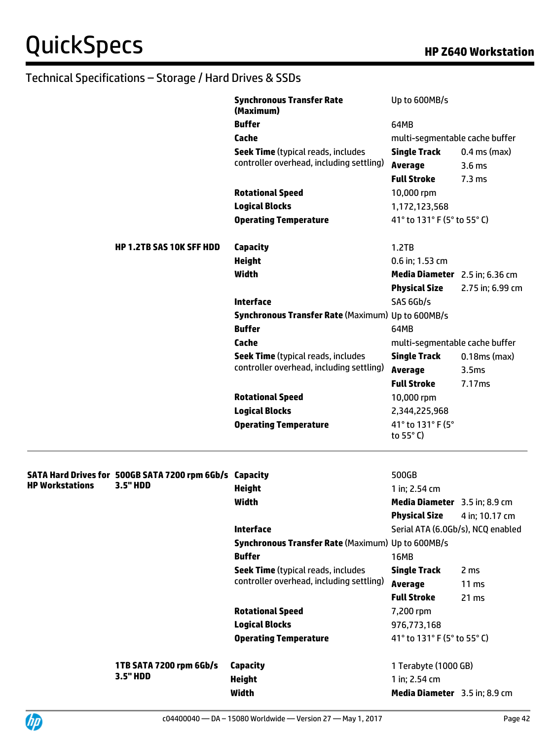## Technical Specifications – Storage / Hard Drives & SSDs

| | | | | |
|---|---|---|---|---|
| | | **Synchronous Transfer Rate (Maximum)** | Up to 600MB/s | |
| | | **Buffer** | 64MB | |
| | | **Cache** | multi-segmentable cache buffer | |
| | | **Seek Time** (typical reads, includes controller overhead, including settling) | **Single Track** | 0.4 ms (max) |
| | | | **Average** | 3.6 ms |
| | | | **Full Stroke** | 7.3 ms |
| | | **Rotational Speed** | 10,000 rpm | |
| | | **Logical Blocks** | 1,172,123,568 | |
| | | **Operating Temperature** | 41° to 131° F (5° to 55° C) | |
| | **HP 1.2TB SAS 10K SFF HDD** | **Capacity** | 1.2TB | |
| | | **Height** | 0.6 in; 1.53 cm | |
| | | **Width** | **Media Diameter** | 2.5 in; 6.36 cm |
| | | | **Physical Size** | 2.75 in; 6.99 cm |
| | | **Interface** | SAS 6Gb/s | |
| | | **Synchronous Transfer Rate** (Maximum) | Up to 600MB/s | |
| | | **Buffer** | 64MB | |
| | | **Cache** | multi-segmentable cache buffer | |
| | | **Seek Time** (typical reads, includes controller overhead, including settling) | **Single Track** | 0.18ms (max) |
| | | | **Average** | 3.5ms |
| | | | **Full Stroke** | 7.17ms |
| | | **Rotational Speed** | 10,000 rpm | |
| | | **Logical Blocks** | 2,344,225,968 | |
| | | **Operating Temperature** | 41° to 131° F (5° to 55° C) | |

| | | | | |
|---|---|---|---|---|
| **SATA Hard Drives for HP Workstations** | **500GB SATA 7200 rpm 6Gb/s 3.5" HDD** | **Capacity** | 500GB | |
| | | **Height** | 1 in; 2.54 cm | |
| | | **Width** | **Media Diameter** | 3.5 in; 8.9 cm |
| | | | **Physical Size** | 4 in; 10.17 cm |
| | | **Interface** | Serial ATA (6.0Gb/s), NCQ enabled | |
| | | **Synchronous Transfer Rate** (Maximum) | Up to 600MB/s | |
| | | **Buffer** | 16MB | |
| | | **Seek Time** (typical reads, includes controller overhead, including settling) | **Single Track** | 2 ms |
| | | | **Average** | 11 ms |
| | | | **Full Stroke** | 21 ms |
| | | **Rotational Speed** | 7,200 rpm | |
| | | **Logical Blocks** | 976,773,168 | |
| | | **Operating Temperature** | 41° to 131° F (5° to 55° C) | |
| | **1TB SATA 7200 rpm 6Gb/s 3.5" HDD** | **Capacity** | 1 Terabyte (1000 GB) | |
| | | **Height** | 1 in; 2.54 cm | |
| | | **Width** | **Media Diameter** | 3.5 in; 8.9 cm |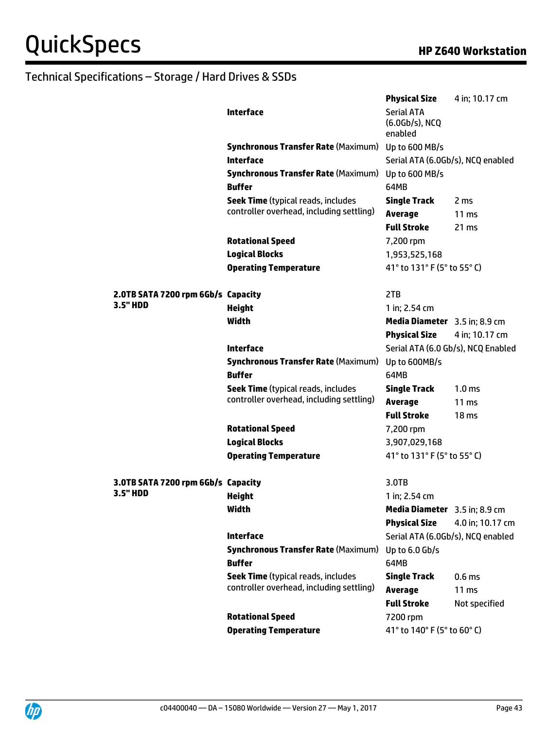## Technical Specifications – Storage / Hard Drives & SSDs

| | | | |
|---|---|---|---|
| | | **Physical Size** | 4 in; 10.17 cm |
| | **Interface** | Serial ATA (6.0Gb/s), NCQ enabled | |
| | **Synchronous Transfer Rate** (Maximum) | Up to 600 MB/s | |
| | **Interface** | Serial ATA (6.0Gb/s), NCQ enabled | |
| | **Synchronous Transfer Rate** (Maximum) | Up to 600 MB/s | |
| | **Buffer** | 64MB | |
| | **Seek Time** (typical reads, includes controller overhead, including settling) | **Single Track** | 2 ms |
| | | **Average** | 11 ms |
| | | **Full Stroke** | 21 ms |
| | **Rotational Speed** | 7,200 rpm | |
| | **Logical Blocks** | 1,953,525,168 | |
| | **Operating Temperature** | 41° to 131° F (5° to 55° C) | |
| **2.0TB SATA 7200 rpm 6Gb/s 3.5" HDD** | **Capacity** | 2TB | |
| | **Height** | 1 in; 2.54 cm | |
| | **Width** | **Media Diameter** | 3.5 in; 8.9 cm |
| | | **Physical Size** | 4 in; 10.17 cm |
| | **Interface** | Serial ATA (6.0 Gb/s), NCQ Enabled | |
| | **Synchronous Transfer Rate** (Maximum) | Up to 600MB/s | |
| | **Buffer** | 64MB | |
| | **Seek Time** (typical reads, includes controller overhead, including settling) | **Single Track** | 1.0 ms |
| | | **Average** | 11 ms |
| | | **Full Stroke** | 18 ms |
| | **Rotational Speed** | 7,200 rpm | |
| | **Logical Blocks** | 3,907,029,168 | |
| | **Operating Temperature** | 41° to 131° F (5° to 55° C) | |
| **3.0TB SATA 7200 rpm 6Gb/s 3.5" HDD** | **Capacity** | 3.0TB | |
| | **Height** | 1 in; 2.54 cm | |
| | **Width** | **Media Diameter** | 3.5 in; 8.9 cm |
| | | **Physical Size** | 4.0 in; 10.17 cm |
| | **Interface** | Serial ATA (6.0Gb/s), NCQ enabled | |
| | **Synchronous Transfer Rate** (Maximum) | Up to 6.0 Gb/s | |
| | **Buffer** | 64MB | |
| | **Seek Time** (typical reads, includes controller overhead, including settling) | **Single Track** | 0.6 ms |
| | | **Average** | 11 ms |
| | | **Full Stroke** | Not specified |
| | **Rotational Speed** | 7200 rpm | |
| | **Operating Temperature** | 41° to 140° F (5° to 60° C) | |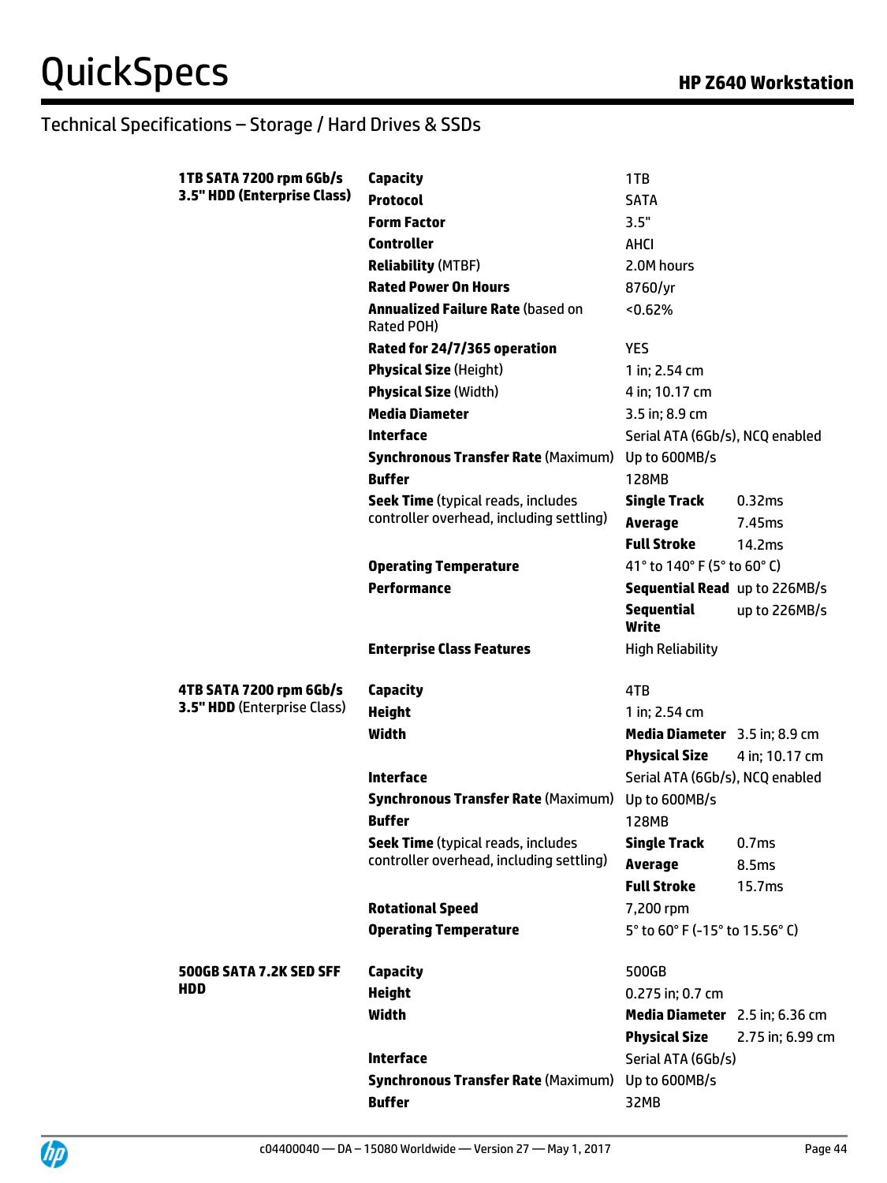## Technical Specifications – Storage / Hard Drives & SSDs

| | | | |
|---|---|---|---|
| **1TB SATA 7200 rpm 6Gb/s 3.5" HDD (Enterprise Class)** | **Capacity** | 1TB | |
| | **Protocol** | SATA | |
| | **Form Factor** | 3.5" | |
| | **Controller** | AHCI | |
| | **Reliability** (MTBF) | 2.0M hours | |
| | **Rated Power On Hours** | 8760/yr | |
| | **Annualized Failure Rate** (based on Rated POH) | <0.62% | |
| | **Rated for 24/7/365 operation** | YES | |
| | **Physical Size** (Height) | 1 in; 2.54 cm | |
| | **Physical Size** (Width) | 4 in; 10.17 cm | |
| | **Media Diameter** | 3.5 in; 8.9 cm | |
| | **Interface** | Serial ATA (6Gb/s), NCQ enabled | |
| | **Synchronous Transfer Rate** (Maximum) | Up to 600MB/s | |
| | **Buffer** | 128MB | |
| | **Seek Time** (typical reads, includes controller overhead, including settling) | **Single Track** | 0.32ms |
| | | **Average** | 7.45ms |
| | | **Full Stroke** | 14.2ms |
| | **Operating Temperature** | 41° to 140° F (5° to 60° C) | |
| | **Performance** | **Sequential Read** | up to 226MB/s |
| | | **Sequential Write** | up to 226MB/s |
| | **Enterprise Class Features** | High Reliability | |
| **4TB SATA 7200 rpm 6Gb/s 3.5" HDD** (Enterprise Class) | **Capacity** | 4TB | |
| | **Height** | 1 in; 2.54 cm | |
| | **Width** | **Media Diameter** | 3.5 in; 8.9 cm |
| | | **Physical Size** | 4 in; 10.17 cm |
| | **Interface** | Serial ATA (6Gb/s), NCQ enabled | |
| | **Synchronous Transfer Rate** (Maximum) | Up to 600MB/s | |
| | **Buffer** | 128MB | |
| | **Seek Time** (typical reads, includes controller overhead, including settling) | **Single Track** | 0.7ms |
| | | **Average** | 8.5ms |
| | | **Full Stroke** | 15.7ms |
| | **Rotational Speed** | 7,200 rpm | |
| | **Operating Temperature** | 5° to 60° F (-15° to 15.56° C) | |
| **500GB SATA 7.2K SED SFF HDD** | **Capacity** | 500GB | |
| | **Height** | 0.275 in; 0.7 cm | |
| | **Width** | **Media Diameter** | 2.5 in; 6.36 cm |
| | | **Physical Size** | 2.75 in; 6.99 cm |
| | **Interface** | Serial ATA (6Gb/s) | |
| | **Synchronous Transfer Rate** (Maximum) | Up to 600MB/s | |
| | **Buffer** | 32MB | |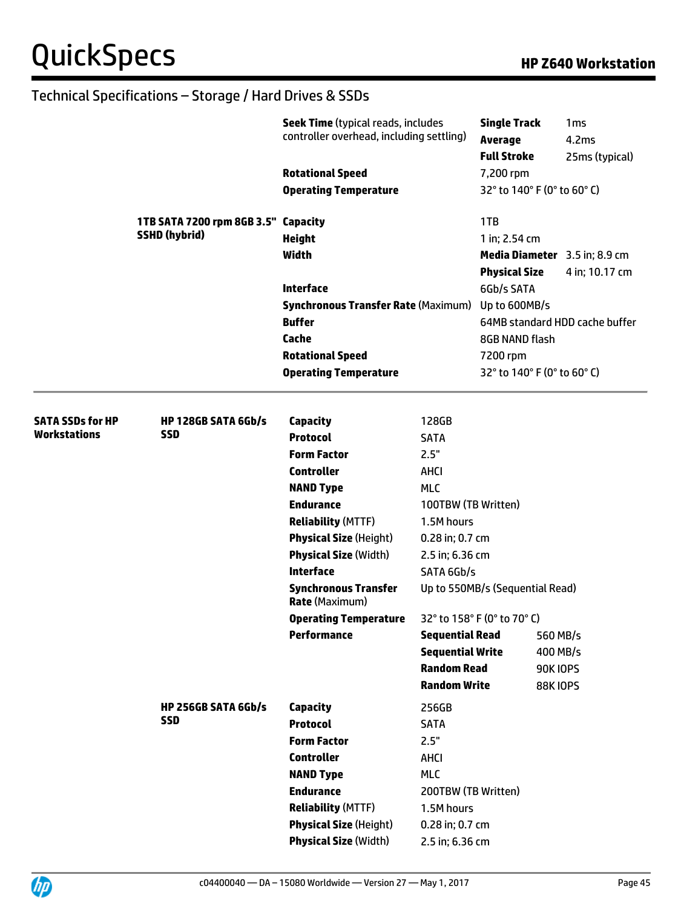## Technical Specifications – Storage / Hard Drives & SSDs

| | | | | |
|---|---|---|---|---|
| | | **Seek Time** (typical reads, includes controller overhead, including settling) | **Single Track** | 1ms |
| | | | **Average** | 4.2ms |
| | | | **Full Stroke** | 25ms (typical) |
| | | **Rotational Speed** | 7,200 rpm | |
| | | **Operating Temperature** | 32° to 140° F (0° to 60° C) | |
| | **1TB SATA 7200 rpm 8GB 3.5" SSHD (hybrid)** | **Capacity** | 1TB | |
| | | **Height** | 1 in; 2.54 cm | |
| | | **Width** | **Media Diameter** | 3.5 in; 8.9 cm |
| | | | **Physical Size** | 4 in; 10.17 cm |
| | | **Interface** | 6Gb/s SATA | |
| | | **Synchronous Transfer Rate** (Maximum) | Up to 600MB/s | |
| | | **Buffer** | 64MB standard HDD cache buffer | |
| | | **Cache** | 8GB NAND flash | |
| | | **Rotational Speed** | 7200 rpm | |
| | | **Operating Temperature** | 32° to 140° F (0° to 60° C) | |

| | | | | |
|---|---|---|---|---|
| **SATA SSDs for HP Workstations** | **HP 128GB SATA 6Gb/s SSD** | **Capacity** | 128GB | |
| | | **Protocol** | SATA | |
| | | **Form Factor** | 2.5" | |
| | | **Controller** | AHCI | |
| | | **NAND Type** | MLC | |
| | | **Endurance** | 100TBW (TB Written) | |
| | | **Reliability** (MTTF) | 1.5M hours | |
| | | **Physical Size** (Height) | 0.28 in; 0.7 cm | |
| | | **Physical Size** (Width) | 2.5 in; 6.36 cm | |
| | | **Interface** | SATA 6Gb/s | |
| | | **Synchronous Transfer Rate** (Maximum) | Up to 550MB/s (Sequential Read) | |
| | | **Operating Temperature** | 32° to 158° F (0° to 70° C) | |
| | | **Performance** | **Sequential Read** | 560 MB/s |
| | | | **Sequential Write** | 400 MB/s |
| | | | **Random Read** | 90K IOPS |
| | | | **Random Write** | 88K IOPS |
| | **HP 256GB SATA 6Gb/s SSD** | **Capacity** | 256GB | |
| | | **Protocol** | SATA | |
| | | **Form Factor** | 2.5" | |
| | | **Controller** | AHCI | |
| | | **NAND Type** | MLC | |
| | | **Endurance** | 200TBW (TB Written) | |
| | | **Reliability** (MTTF) | 1.5M hours | |
| | | **Physical Size** (Height) | 0.28 in; 0.7 cm | |
| | | **Physical Size** (Width) | 2.5 in; 6.36 cm | |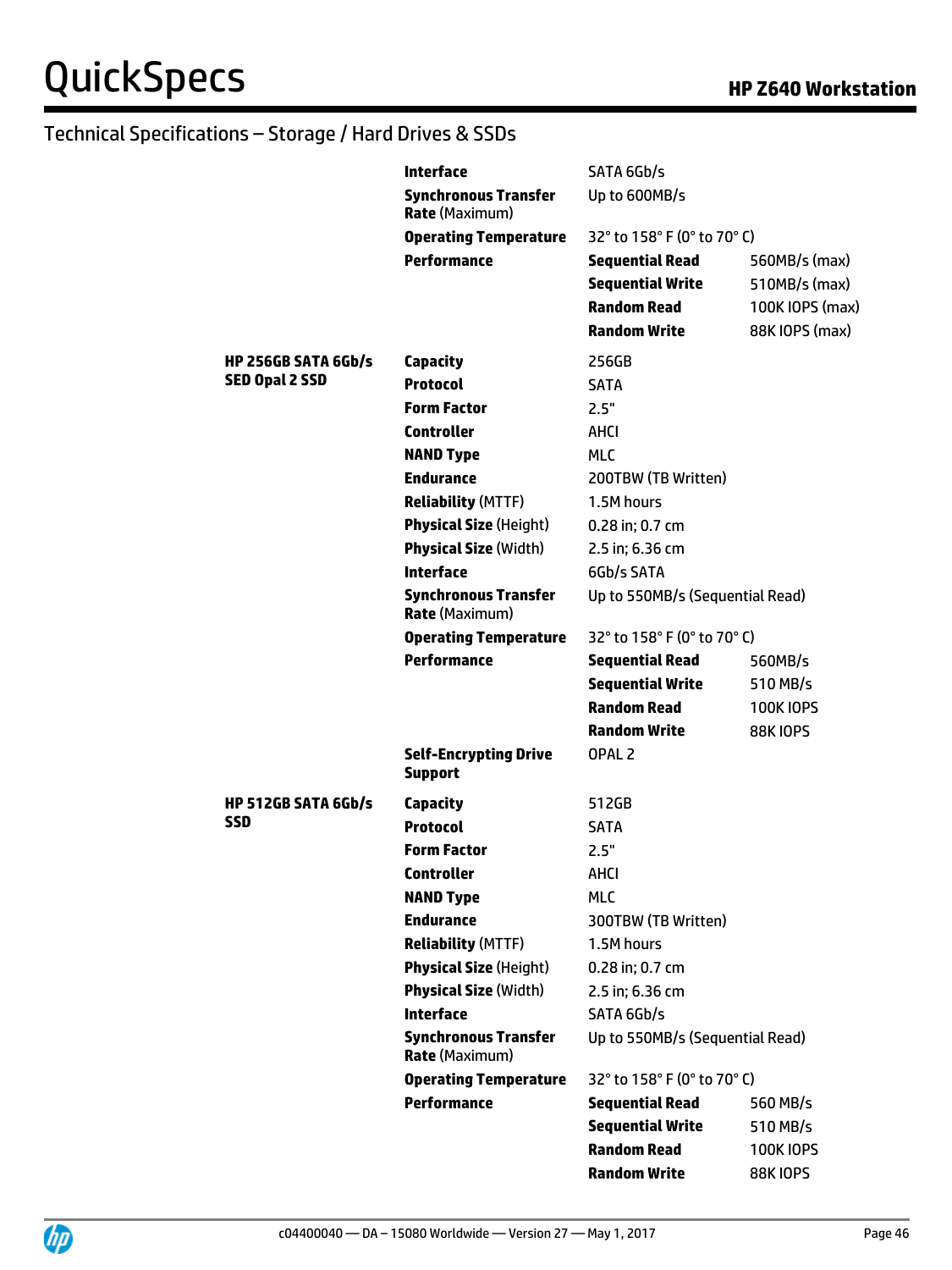## Technical Specifications – Storage / Hard Drives & SSDs

| | | | |
|---|---|---|---|
| | **Interface** | SATA 6Gb/s | |
| | **Synchronous Transfer Rate** (Maximum) | Up to 600MB/s | |
| | **Operating Temperature** | 32° to 158° F (0° to 70° C) | |
| | **Performance** | **Sequential Read** | 560MB/s (max) |
| | | **Sequential Write** | 510MB/s (max) |
| | | **Random Read** | 100K IOPS (max) |
| | | **Random Write** | 88K IOPS (max) |
| **HP 256GB SATA 6Gb/s SED Opal 2 SSD** | **Capacity** | 256GB | |
| | **Protocol** | SATA | |
| | **Form Factor** | 2.5" | |
| | **Controller** | AHCI | |
| | **NAND Type** | MLC | |
| | **Endurance** | 200TBW (TB Written) | |
| | **Reliability** (MTTF) | 1.5M hours | |
| | **Physical Size** (Height) | 0.28 in; 0.7 cm | |
| | **Physical Size** (Width) | 2.5 in; 6.36 cm | |
| | **Interface** | 6Gb/s SATA | |
| | **Synchronous Transfer Rate** (Maximum) | Up to 550MB/s (Sequential Read) | |
| | **Operating Temperature** | 32° to 158° F (0° to 70° C) | |
| | **Performance** | **Sequential Read** | 560MB/s |
| | | **Sequential Write** | 510 MB/s |
| | | **Random Read** | 100K IOPS |
| | | **Random Write** | 88K IOPS |
| | **Self-Encrypting Drive Support** | OPAL 2 | |
| **HP 512GB SATA 6Gb/s SSD** | **Capacity** | 512GB | |
| | **Protocol** | SATA | |
| | **Form Factor** | 2.5" | |
| | **Controller** | AHCI | |
| | **NAND Type** | MLC | |
| | **Endurance** | 300TBW (TB Written) | |
| | **Reliability** (MTTF) | 1.5M hours | |
| | **Physical Size** (Height) | 0.28 in; 0.7 cm | |
| | **Physical Size** (Width) | 2.5 in; 6.36 cm | |
| | **Interface** | SATA 6Gb/s | |
| | **Synchronous Transfer Rate** (Maximum) | Up to 550MB/s (Sequential Read) | |
| | **Operating Temperature** | 32° to 158° F (0° to 70° C) | |
| | **Performance** | **Sequential Read** | 560 MB/s |
| | | **Sequential Write** | 510 MB/s |
| | | **Random Read** | 100K IOPS |
| | | **Random Write** | 88K IOPS |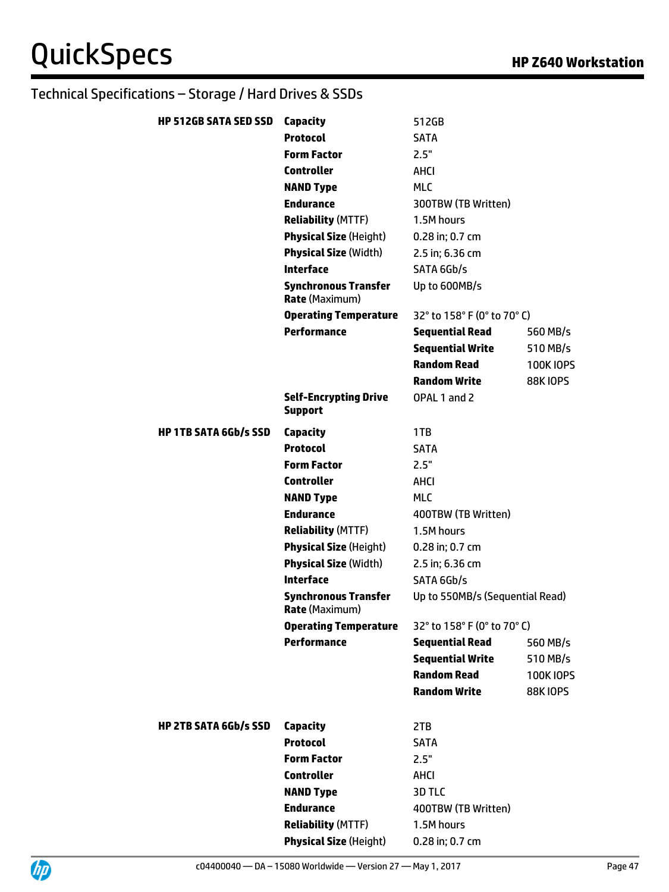## Technical Specifications – Storage / Hard Drives & SSDs

| | | | |
|---|---|---|---|
| **HP 512GB SATA SED SSD** | **Capacity** | 512GB | |
| | **Protocol** | SATA | |
| | **Form Factor** | 2.5" | |
| | **Controller** | AHCI | |
| | **NAND Type** | MLC | |
| | **Endurance** | 300TBW (TB Written) | |
| | **Reliability** (MTTF) | 1.5M hours | |
| | **Physical Size** (Height) | 0.28 in; 0.7 cm | |
| | **Physical Size** (Width) | 2.5 in; 6.36 cm | |
| | **Interface** | SATA 6Gb/s | |
| | **Synchronous Transfer Rate** (Maximum) | Up to 600MB/s | |
| | **Operating Temperature** | 32° to 158° F (0° to 70° C) | |
| | **Performance** | **Sequential Read** | 560 MB/s |
| | | **Sequential Write** | 510 MB/s |
| | | **Random Read** | 100K IOPS |
| | | **Random Write** | 88K IOPS |
| | **Self-Encrypting Drive Support** | OPAL 1 and 2 | |
| **HP 1TB SATA 6Gb/s SSD** | **Capacity** | 1TB | |
| | **Protocol** | SATA | |
| | **Form Factor** | 2.5" | |
| | **Controller** | AHCI | |
| | **NAND Type** | MLC | |
| | **Endurance** | 400TBW (TB Written) | |
| | **Reliability** (MTTF) | 1.5M hours | |
| | **Physical Size** (Height) | 0.28 in; 0.7 cm | |
| | **Physical Size** (Width) | 2.5 in; 6.36 cm | |
| | **Interface** | SATA 6Gb/s | |
| | **Synchronous Transfer Rate** (Maximum) | Up to 550MB/s (Sequential Read) | |
| | **Operating Temperature** | 32° to 158° F (0° to 70° C) | |
| | **Performance** | **Sequential Read** | 560 MB/s |
| | | **Sequential Write** | 510 MB/s |
| | | **Random Read** | 100K IOPS |
| | | **Random Write** | 88K IOPS |
| **HP 2TB SATA 6Gb/s SSD** | **Capacity** | 2TB | |
| | **Protocol** | SATA | |
| | **Form Factor** | 2.5" | |
| | **Controller** | AHCI | |
| | **NAND Type** | 3D TLC | |
| | **Endurance** | 400TBW (TB Written) | |
| | **Reliability** (MTTF) | 1.5M hours | |
| | **Physical Size** (Height) | 0.28 in; 0.7 cm | |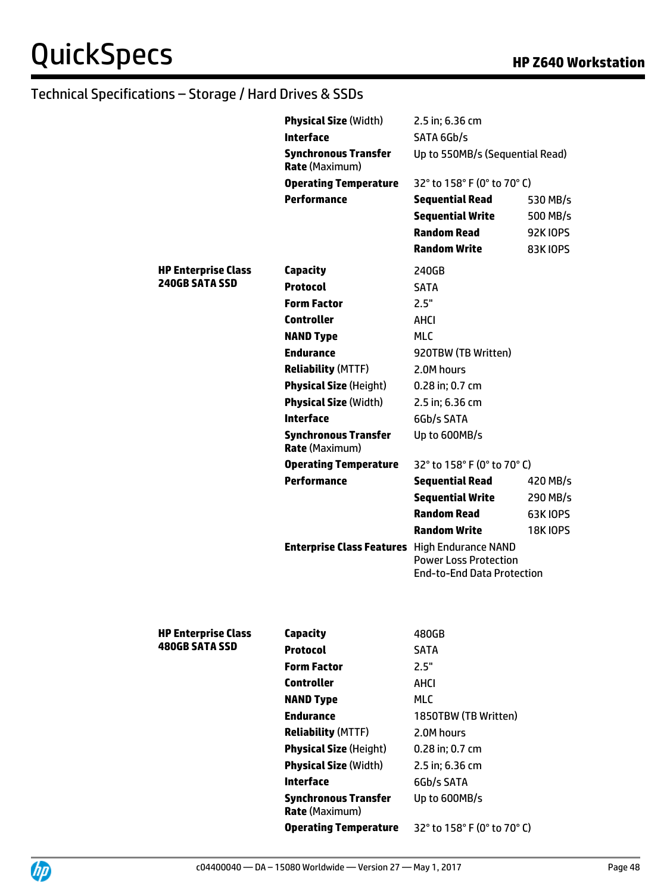## Technical Specifications – Storage / Hard Drives & SSDs

| | | | |
|---|---|---|---|
| | **Physical Size** (Width) | 2.5 in; 6.36 cm | |
| | **Interface** | SATA 6Gb/s | |
| | **Synchronous Transfer Rate** (Maximum) | Up to 550MB/s (Sequential Read) | |
| | **Operating Temperature** | 32° to 158° F (0° to 70° C) | |
| | **Performance** | **Sequential Read** | 530 MB/s |
| | | **Sequential Write** | 500 MB/s |
| | | **Random Read** | 92K IOPS |
| | | **Random Write** | 83K IOPS |
| **HP Enterprise Class 240GB SATA SSD** | **Capacity** | 240GB | |
| | **Protocol** | SATA | |
| | **Form Factor** | 2.5" | |
| | **Controller** | AHCI | |
| | **NAND Type** | MLC | |
| | **Endurance** | 920TBW (TB Written) | |
| | **Reliability** (MTTF) | 2.0M hours | |
| | **Physical Size** (Height) | 0.28 in; 0.7 cm | |
| | **Physical Size** (Width) | 2.5 in; 6.36 cm | |
| | **Interface** | 6Gb/s SATA | |
| | **Synchronous Transfer Rate** (Maximum) | Up to 600MB/s | |
| | **Operating Temperature** | 32° to 158° F (0° to 70° C) | |
| | **Performance** | **Sequential Read** | 420 MB/s |
| | | **Sequential Write** | 290 MB/s |
| | | **Random Read** | 63K IOPS |
| | | **Random Write** | 18K IOPS |
| | **Enterprise Class Features** | High Endurance NAND<br>Power Loss Protection<br>End-to-End Data Protection | |
| **HP Enterprise Class 480GB SATA SSD** | **Capacity** | 480GB | |
| | **Protocol** | SATA | |
| | **Form Factor** | 2.5" | |
| | **Controller** | AHCI | |
| | **NAND Type** | MLC | |
| | **Endurance** | 1850TBW (TB Written) | |
| | **Reliability** (MTTF) | 2.0M hours | |
| | **Physical Size** (Height) | 0.28 in; 0.7 cm | |
| | **Physical Size** (Width) | 2.5 in; 6.36 cm | |
| | **Interface** | 6Gb/s SATA | |
| | **Synchronous Transfer Rate** (Maximum) | Up to 600MB/s | |
| | **Operating Temperature** | 32° to 158° F (0° to 70° C) | |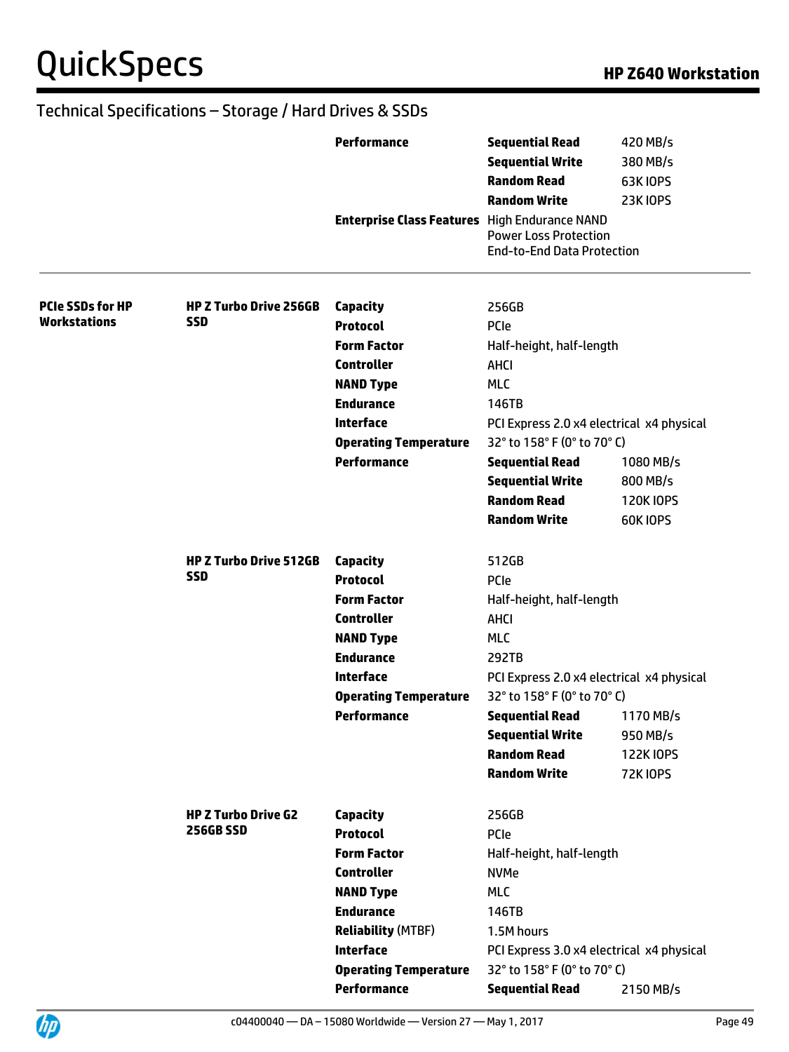## Technical Specifications – Storage / Hard Drives & SSDs

| | | | | |
|---|---|---|---|---|
| | | **Performance** | **Sequential Read** | 420 MB/s |
| | | | **Sequential Write** | 380 MB/s |
| | | | **Random Read** | 63K IOPS |
| | | | **Random Write** | 23K IOPS |
| | | **Enterprise Class Features** | High Endurance NAND<br>Power Loss Protection<br>End-to-End Data Protection | |

| | | | | |
|---|---|---|---|---|
| **PCIe SSDs for HP Workstations** | **HP Z Turbo Drive 256GB SSD** | **Capacity** | 256GB | |
| | | **Protocol** | PCIe | |
| | | **Form Factor** | Half-height, half-length | |
| | | **Controller** | AHCI | |
| | | **NAND Type** | MLC | |
| | | **Endurance** | 146TB | |
| | | **Interface** | PCI Express 2.0 x4 electrical x4 physical | |
| | | **Operating Temperature** | 32° to 158° F (0° to 70° C) | |
| | | **Performance** | **Sequential Read** | 1080 MB/s |
| | | | **Sequential Write** | 800 MB/s |
| | | | **Random Read** | 120K IOPS |
| | | | **Random Write** | 60K IOPS |
| | **HP Z Turbo Drive 512GB SSD** | **Capacity** | 512GB | |
| | | **Protocol** | PCIe | |
| | | **Form Factor** | Half-height, half-length | |
| | | **Controller** | AHCI | |
| | | **NAND Type** | MLC | |
| | | **Endurance** | 292TB | |
| | | **Interface** | PCI Express 2.0 x4 electrical x4 physical | |
| | | **Operating Temperature** | 32° to 158° F (0° to 70° C) | |
| | | **Performance** | **Sequential Read** | 1170 MB/s |
| | | | **Sequential Write** | 950 MB/s |
| | | | **Random Read** | 122K IOPS |
| | | | **Random Write** | 72K IOPS |
| | **HP Z Turbo Drive G2 256GB SSD** | **Capacity** | 256GB | |
| | | **Protocol** | PCIe | |
| | | **Form Factor** | Half-height, half-length | |
| | | **Controller** | NVMe | |
| | | **NAND Type** | MLC | |
| | | **Endurance** | 146TB | |
| | | **Reliability** (MTBF) | 1.5M hours | |
| | | **Interface** | PCI Express 3.0 x4 electrical x4 physical | |
| | | **Operating Temperature** | 32° to 158° F (0° to 70° C) | |
| | | **Performance** | **Sequential Read** | 2150 MB/s |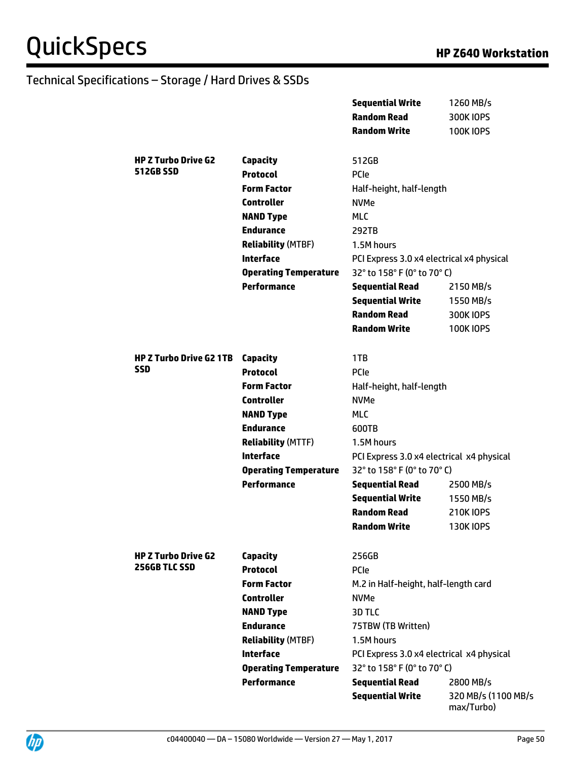## Technical Specifications – Storage / Hard Drives & SSDs

| | | | |
|---|---|---|---|
| | | **Sequential Write** | 1260 MB/s |
| | | **Random Read** | 300K IOPS |
| | | **Random Write** | 100K IOPS |
| **HP Z Turbo Drive G2 512GB SSD** | **Capacity** | 512GB | |
| | **Protocol** | PCIe | |
| | **Form Factor** | Half-height, half-length | |
| | **Controller** | NVMe | |
| | **NAND Type** | MLC | |
| | **Endurance** | 292TB | |
| | **Reliability** (MTBF) | 1.5M hours | |
| | **Interface** | PCI Express 3.0 x4 electrical x4 physical | |
| | **Operating Temperature** | 32° to 158° F (0° to 70° C) | |
| | **Performance** | **Sequential Read** | 2150 MB/s |
| | | **Sequential Write** | 1550 MB/s |
| | | **Random Read** | 300K IOPS |
| | | **Random Write** | 100K IOPS |
| **HP Z Turbo Drive G2 1TB SSD** | **Capacity** | 1TB | |
| | **Protocol** | PCIe | |
| | **Form Factor** | Half-height, half-length | |
| | **Controller** | NVMe | |
| | **NAND Type** | MLC | |
| | **Endurance** | 600TB | |
| | **Reliability** (MTTF) | 1.5M hours | |
| | **Interface** | PCI Express 3.0 x4 electrical x4 physical | |
| | **Operating Temperature** | 32° to 158° F (0° to 70° C) | |
| | **Performance** | **Sequential Read** | 2500 MB/s |
| | | **Sequential Write** | 1550 MB/s |
| | | **Random Read** | 210K IOPS |
| | | **Random Write** | 130K IOPS |
| **HP Z Turbo Drive G2 256GB TLC SSD** | **Capacity** | 256GB | |
| | **Protocol** | PCIe | |
| | **Form Factor** | M.2 in Half-height, half-length card | |
| | **Controller** | NVMe | |
| | **NAND Type** | 3D TLC | |
| | **Endurance** | 75TBW (TB Written) | |
| | **Reliability** (MTBF) | 1.5M hours | |
| | **Interface** | PCI Express 3.0 x4 electrical x4 physical | |
| | **Operating Temperature** | 32° to 158° F (0° to 70° C) | |
| | **Performance** | **Sequential Read** | 2800 MB/s |
| | | **Sequential Write** | 320 MB/s (1100 MB/s max/Turbo) |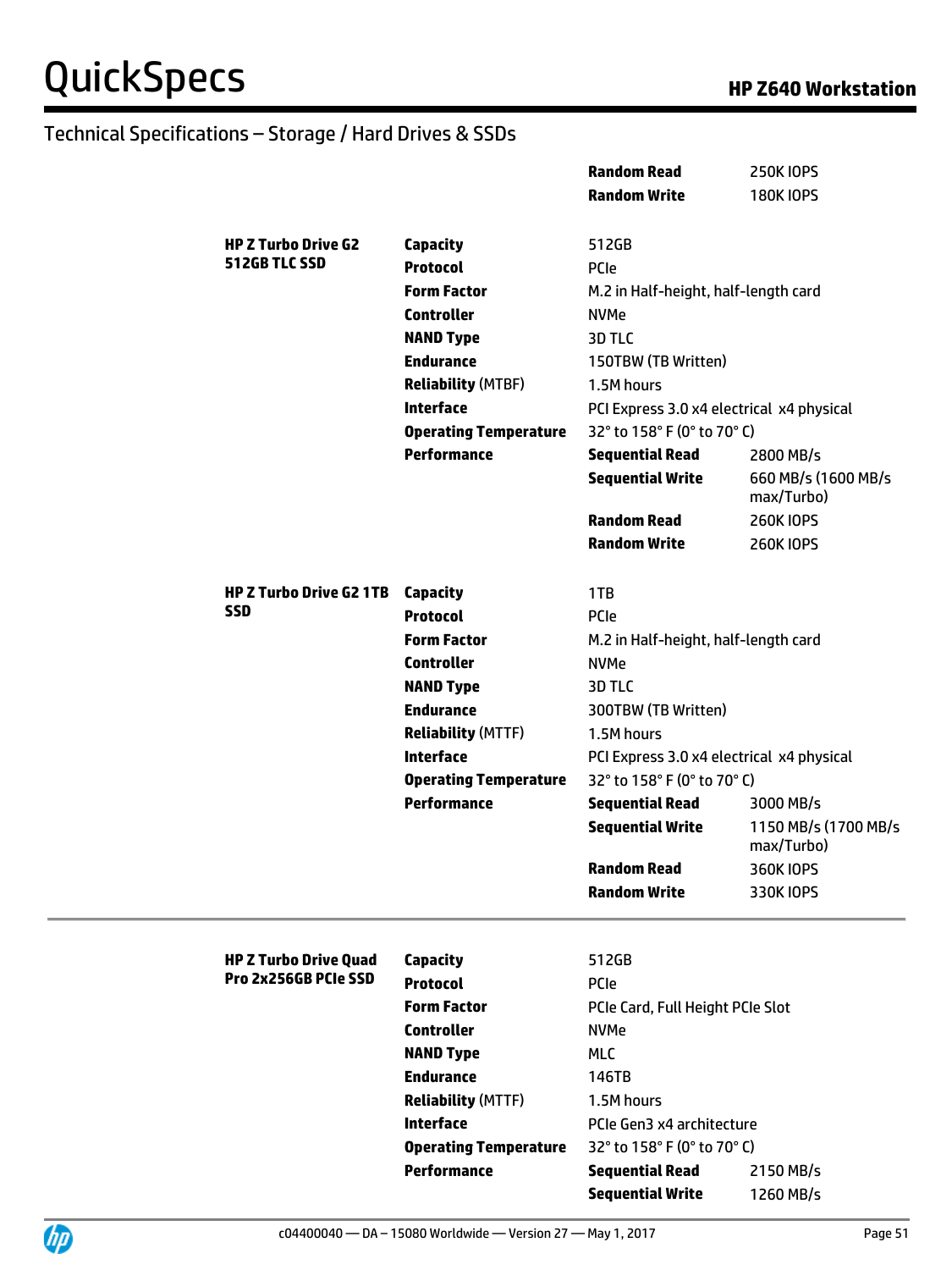## Technical Specifications – Storage / Hard Drives & SSDs

| | | | |
|---|---|---|---|
| | | **Random Read** | 250K IOPS |
| | | **Random Write** | 180K IOPS |
| **HP Z Turbo Drive G2 512GB TLC SSD** | **Capacity** | 512GB | |
| | **Protocol** | PCIe | |
| | **Form Factor** | M.2 in Half-height, half-length card | |
| | **Controller** | NVMe | |
| | **NAND Type** | 3D TLC | |
| | **Endurance** | 150TBW (TB Written) | |
| | **Reliability** (MTBF) | 1.5M hours | |
| | **Interface** | PCI Express 3.0 x4 electrical x4 physical | |
| | **Operating Temperature** | 32° to 158° F (0° to 70° C) | |
| | **Performance** | **Sequential Read** | 2800 MB/s |
| | | **Sequential Write** | 660 MB/s (1600 MB/s max/Turbo) |
| | | **Random Read** | 260K IOPS |
| | | **Random Write** | 260K IOPS |
| **HP Z Turbo Drive G2 1TB SSD** | **Capacity** | 1TB | |
| | **Protocol** | PCIe | |
| | **Form Factor** | M.2 in Half-height, half-length card | |
| | **Controller** | NVMe | |
| | **NAND Type** | 3D TLC | |
| | **Endurance** | 300TBW (TB Written) | |
| | **Reliability** (MTTF) | 1.5M hours | |
| | **Interface** | PCI Express 3.0 x4 electrical x4 physical | |
| | **Operating Temperature** | 32° to 158° F (0° to 70° C) | |
| | **Performance** | **Sequential Read** | 3000 MB/s |
| | | **Sequential Write** | 1150 MB/s (1700 MB/s max/Turbo) |
| | | **Random Read** | 360K IOPS |
| | | **Random Write** | 330K IOPS |

| | | | |
|---|---|---|---|
| **HP Z Turbo Drive Quad Pro 2x256GB PCIe SSD** | **Capacity** | 512GB | |
| | **Protocol** | PCIe | |
| | **Form Factor** | PCIe Card, Full Height PCIe Slot | |
| | **Controller** | NVMe | |
| | **NAND Type** | MLC | |
| | **Endurance** | 146TB | |
| | **Reliability** (MTTF) | 1.5M hours | |
| | **Interface** | PCIe Gen3 x4 architecture | |
| | **Operating Temperature** | 32° to 158° F (0° to 70° C) | |
| | **Performance** | **Sequential Read** | 2150 MB/s |
| | | **Sequential Write** | 1260 MB/s |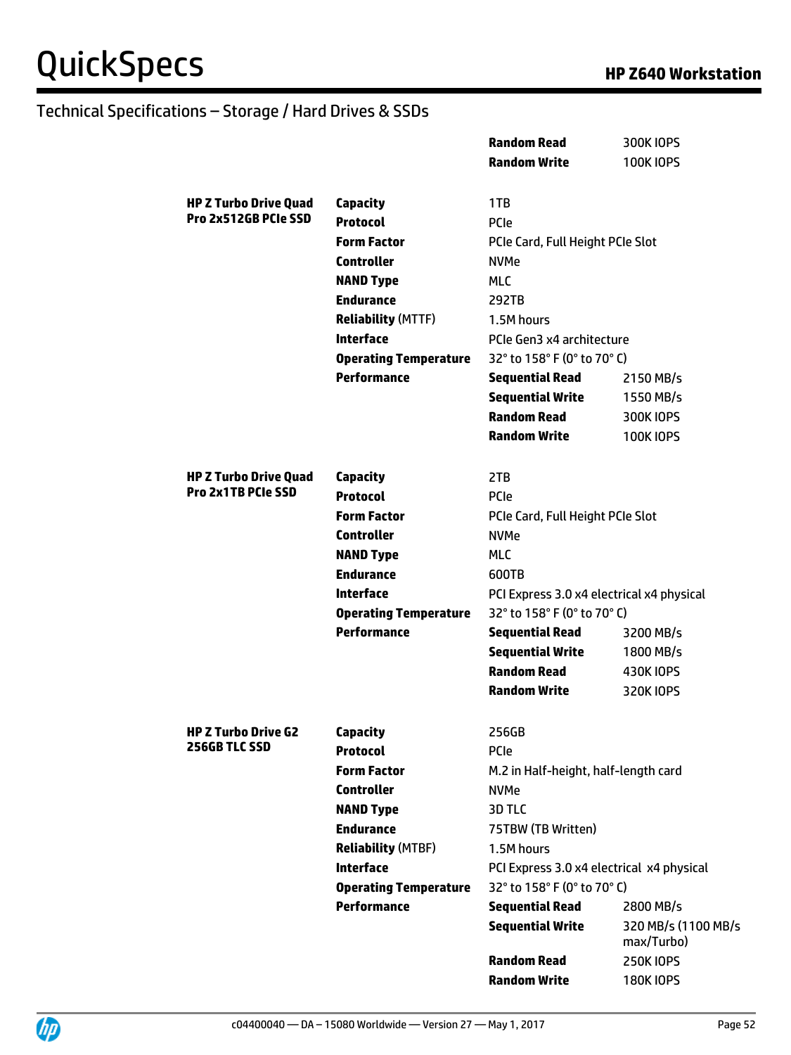## Technical Specifications – Storage / Hard Drives & SSDs

| | | | |
|---|---|---|---|
| | | **Random Read** | 300K IOPS |
| | | **Random Write** | 100K IOPS |
| **HP Z Turbo Drive Quad Pro 2x512GB PCIe SSD** | **Capacity** | 1TB | |
| | **Protocol** | PCIe | |
| | **Form Factor** | PCIe Card, Full Height PCIe Slot | |
| | **Controller** | NVMe | |
| | **NAND Type** | MLC | |
| | **Endurance** | 292TB | |
| | **Reliability** (MTTF) | 1.5M hours | |
| | **Interface** | PCIe Gen3 x4 architecture | |
| | **Operating Temperature** | 32° to 158° F (0° to 70° C) | |
| | **Performance** | **Sequential Read** | 2150 MB/s |
| | | **Sequential Write** | 1550 MB/s |
| | | **Random Read** | 300K IOPS |
| | | **Random Write** | 100K IOPS |
| **HP Z Turbo Drive Quad Pro 2x1TB PCIe SSD** | **Capacity** | 2TB | |
| | **Protocol** | PCIe | |
| | **Form Factor** | PCIe Card, Full Height PCIe Slot | |
| | **Controller** | NVMe | |
| | **NAND Type** | MLC | |
| | **Endurance** | 600TB | |
| | **Interface** | PCI Express 3.0 x4 electrical x4 physical | |
| | **Operating Temperature** | 32° to 158° F (0° to 70° C) | |
| | **Performance** | **Sequential Read** | 3200 MB/s |
| | | **Sequential Write** | 1800 MB/s |
| | | **Random Read** | 430K IOPS |
| | | **Random Write** | 320K IOPS |
| **HP Z Turbo Drive G2 256GB TLC SSD** | **Capacity** | 256GB | |
| | **Protocol** | PCIe | |
| | **Form Factor** | M.2 in Half-height, half-length card | |
| | **Controller** | NVMe | |
| | **NAND Type** | 3D TLC | |
| | **Endurance** | 75TBW (TB Written) | |
| | **Reliability** (MTBF) | 1.5M hours | |
| | **Interface** | PCI Express 3.0 x4 electrical x4 physical | |
| | **Operating Temperature** | 32° to 158° F (0° to 70° C) | |
| | **Performance** | **Sequential Read** | 2800 MB/s |
| | | **Sequential Write** | 320 MB/s (1100 MB/s max/Turbo) |
| | | **Random Read** | 250K IOPS |
| | | **Random Write** | 180K IOPS |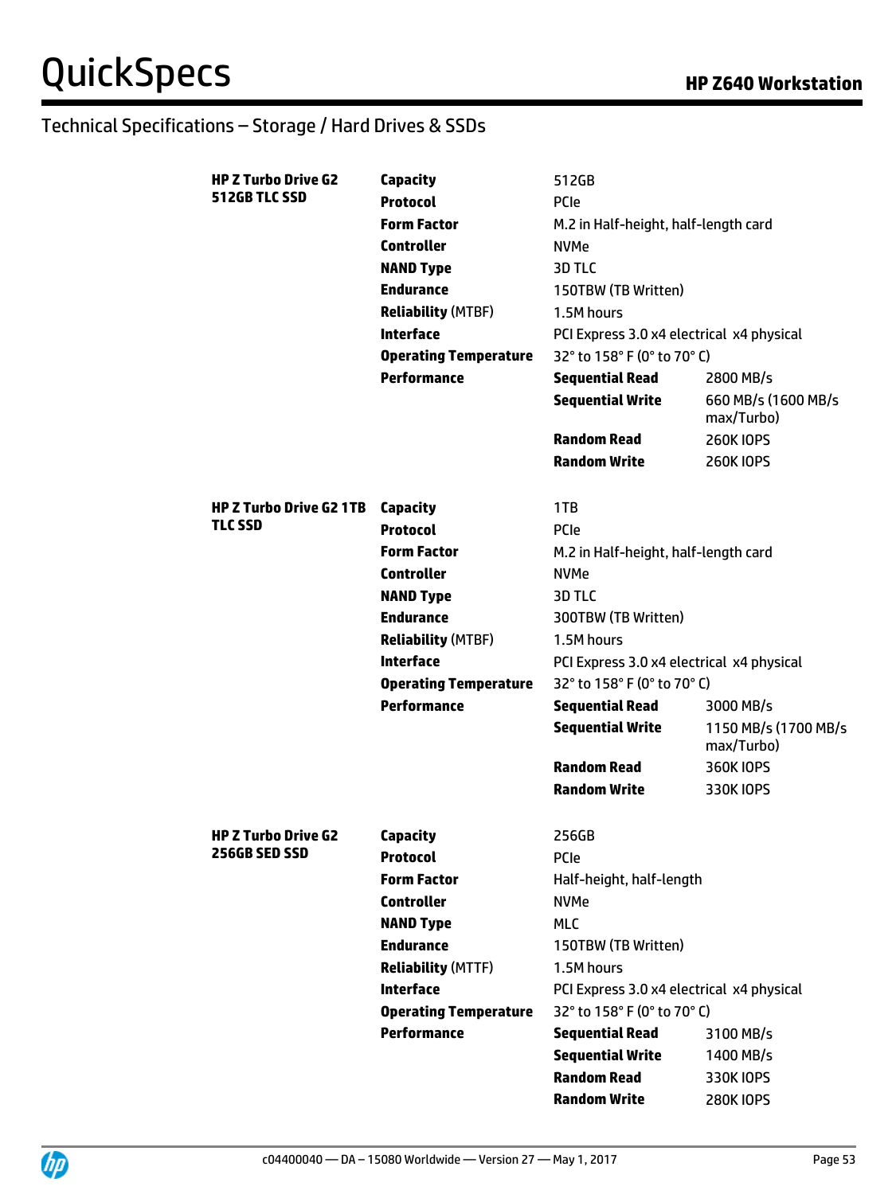## Technical Specifications – Storage / Hard Drives & SSDs

| | | | |
|---|---|---|---|
| **HP Z Turbo Drive G2 512GB TLC SSD** | **Capacity** | 512GB | |
| | **Protocol** | PCIe | |
| | **Form Factor** | M.2 in Half-height, half-length card | |
| | **Controller** | NVMe | |
| | **NAND Type** | 3D TLC | |
| | **Endurance** | 150TBW (TB Written) | |
| | **Reliability** (MTBF) | 1.5M hours | |
| | **Interface** | PCI Express 3.0 x4 electrical x4 physical | |
| | **Operating Temperature** | 32° to 158° F (0° to 70° C) | |
| | **Performance** | **Sequential Read** | 2800 MB/s |
| | | **Sequential Write** | 660 MB/s (1600 MB/s max/Turbo) |
| | | **Random Read** | 260K IOPS |
| | | **Random Write** | 260K IOPS |

| | | | |
|---|---|---|---|
| **HP Z Turbo Drive G2 1TB TLC SSD** | **Capacity** | 1TB | |
| | **Protocol** | PCIe | |
| | **Form Factor** | M.2 in Half-height, half-length card | |
| | **Controller** | NVMe | |
| | **NAND Type** | 3D TLC | |
| | **Endurance** | 300TBW (TB Written) | |
| | **Reliability** (MTBF) | 1.5M hours | |
| | **Interface** | PCI Express 3.0 x4 electrical x4 physical | |
| | **Operating Temperature** | 32° to 158° F (0° to 70° C) | |
| | **Performance** | **Sequential Read** | 3000 MB/s |
| | | **Sequential Write** | 1150 MB/s (1700 MB/s max/Turbo) |
| | | **Random Read** | 360K IOPS |
| | | **Random Write** | 330K IOPS |

| | | | |
|---|---|---|---|
| **HP Z Turbo Drive G2 256GB SED SSD** | **Capacity** | 256GB | |
| | **Protocol** | PCIe | |
| | **Form Factor** | Half-height, half-length | |
| | **Controller** | NVMe | |
| | **NAND Type** | MLC | |
| | **Endurance** | 150TBW (TB Written) | |
| | **Reliability** (MTTF) | 1.5M hours | |
| | **Interface** | PCI Express 3.0 x4 electrical x4 physical | |
| | **Operating Temperature** | 32° to 158° F (0° to 70° C) | |
| | **Performance** | **Sequential Read** | 3100 MB/s |
| | | **Sequential Write** | 1400 MB/s |
| | | **Random Read** | 330K IOPS |
| | | **Random Write** | 280K IOPS |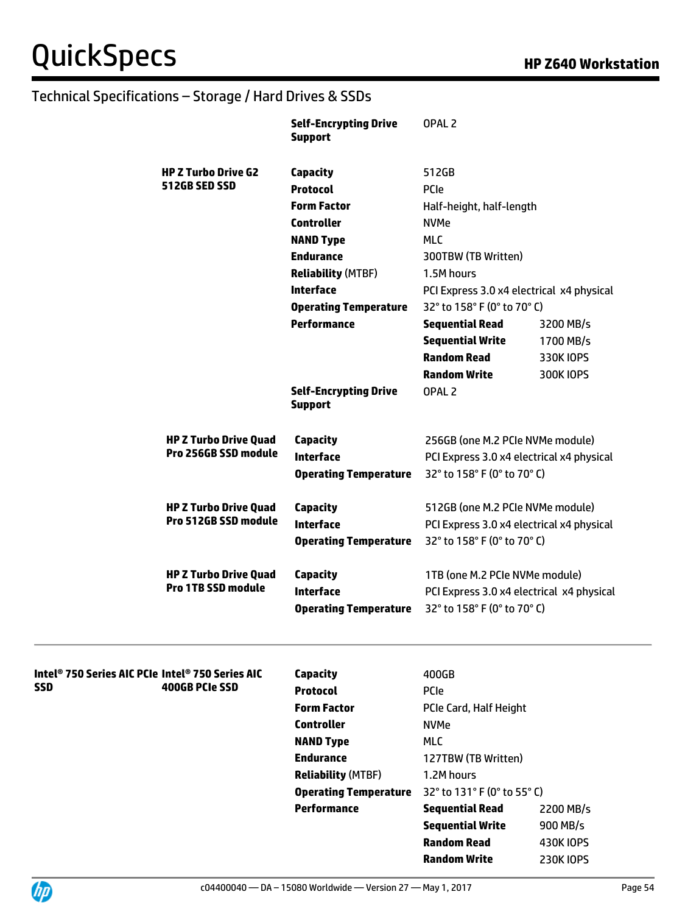## Technical Specifications – Storage / Hard Drives & SSDs

| | | | | |
|---|---|---|---|---|
| | | **Self-Encrypting Drive Support** | OPAL 2 | |
| | **HP Z Turbo Drive G2 512GB SED SSD** | **Capacity** | 512GB | |
| | | **Protocol** | PCIe | |
| | | **Form Factor** | Half-height, half-length | |
| | | **Controller** | NVMe | |
| | | **NAND Type** | MLC | |
| | | **Endurance** | 300TBW (TB Written) | |
| | | **Reliability** (MTBF) | 1.5M hours | |
| | | **Interface** | PCI Express 3.0 x4 electrical x4 physical | |
| | | **Operating Temperature** | 32° to 158° F (0° to 70° C) | |
| | | **Performance** | **Sequential Read** | 3200 MB/s |
| | | | **Sequential Write** | 1700 MB/s |
| | | | **Random Read** | 330K IOPS |
| | | | **Random Write** | 300K IOPS |
| | | **Self-Encrypting Drive Support** | OPAL 2 | |
| | **HP Z Turbo Drive Quad Pro 256GB SSD module** | **Capacity** | 256GB (one M.2 PCIe NVMe module) | |
| | | **Interface** | PCI Express 3.0 x4 electrical x4 physical | |
| | | **Operating Temperature** | 32° to 158° F (0° to 70° C) | |
| | **HP Z Turbo Drive Quad Pro 512GB SSD module** | **Capacity** | 512GB (one M.2 PCIe NVMe module) | |
| | | **Interface** | PCI Express 3.0 x4 electrical x4 physical | |
| | | **Operating Temperature** | 32° to 158° F (0° to 70° C) | |
| | **HP Z Turbo Drive Quad Pro 1TB SSD module** | **Capacity** | 1TB (one M.2 PCIe NVMe module) | |
| | | **Interface** | PCI Express 3.0 x4 electrical x4 physical | |
| | | **Operating Temperature** | 32° to 158° F (0° to 70° C) | |

| | | | | |
|---|---|---|---|---|
| **Intel® 750 Series AIC PCIe SSD** | **Intel® 750 Series AIC 400GB PCIe SSD** | **Capacity** | 400GB | |
| | | **Protocol** | PCIe | |
| | | **Form Factor** | PCIe Card, Half Height | |
| | | **Controller** | NVMe | |
| | | **NAND Type** | MLC | |
| | | **Endurance** | 127TBW (TB Written) | |
| | | **Reliability** (MTBF) | 1.2M hours | |
| | | **Operating Temperature** | 32° to 131° F (0° to 55° C) | |
| | | **Performance** | **Sequential Read** | 2200 MB/s |
| | | | **Sequential Write** | 900 MB/s |
| | | | **Random Read** | 430K IOPS |
| | | | **Random Write** | 230K IOPS |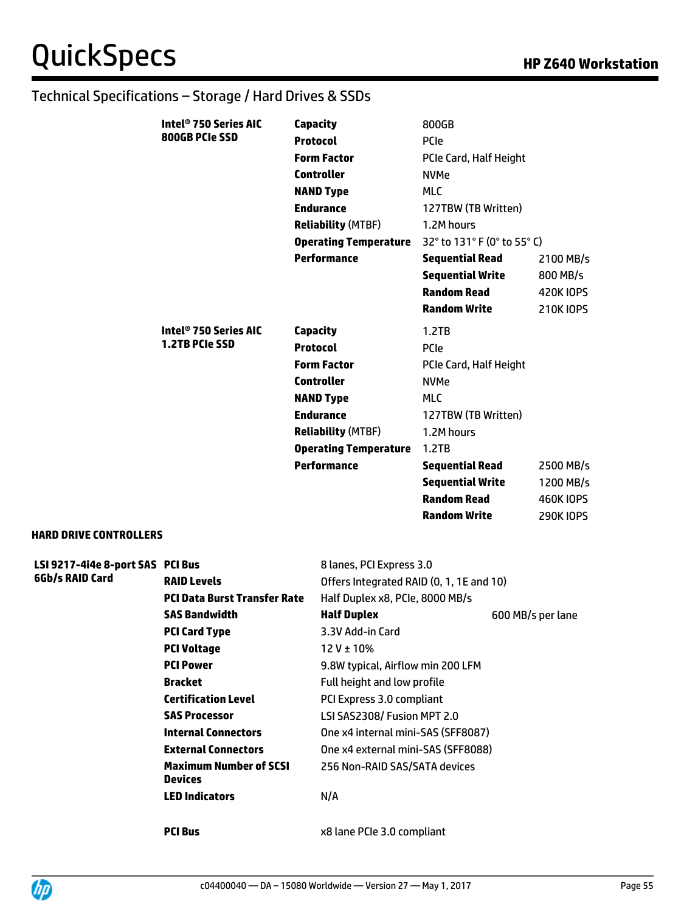## Technical Specifications – Storage / Hard Drives & SSDs

| | | | |
|---|---|---|---|
| **Intel® 750 Series AIC 800GB PCIe SSD** | **Capacity** | 800GB | |
| | **Protocol** | PCIe | |
| | **Form Factor** | PCIe Card, Half Height | |
| | **Controller** | NVMe | |
| | **NAND Type** | MLC | |
| | **Endurance** | 127TBW (TB Written) | |
| | **Reliability** (MTBF) | 1.2M hours | |
| | **Operating Temperature** | 32° to 131° F (0° to 55° C) | |
| | **Performance** | **Sequential Read** | 2100 MB/s |
| | | **Sequential Write** | 800 MB/s |
| | | **Random Read** | 420K IOPS |
| | | **Random Write** | 210K IOPS |
| **Intel® 750 Series AIC 1.2TB PCIe SSD** | **Capacity** | 1.2TB | |
| | **Protocol** | PCIe | |
| | **Form Factor** | PCIe Card, Half Height | |
| | **Controller** | NVMe | |
| | **NAND Type** | MLC | |
| | **Endurance** | 127TBW (TB Written) | |
| | **Reliability** (MTBF) | 1.2M hours | |
| | **Operating Temperature** | 1.2TB | |
| | **Performance** | **Sequential Read** | 2500 MB/s |
| | | **Sequential Write** | 1200 MB/s |
| | | **Random Read** | 460K IOPS |
| | | **Random Write** | 290K IOPS |

**HARD DRIVE CONTROLLERS**

| | | | |
|---|---|---|---|
| **LSI 9217-4i4e 8-port SAS 6Gb/s RAID Card** | **PCI Bus** | 8 lanes, PCI Express 3.0 | |
| | **RAID Levels** | Offers Integrated RAID (0, 1, 1E and 10) | |
| | **PCI Data Burst Transfer Rate** | Half Duplex x8, PCIe, 8000 MB/s | |
| | **SAS Bandwidth** | **Half Duplex** | 600 MB/s per lane |
| | **PCI Card Type** | 3.3V Add-in Card | |
| | **PCI Voltage** | 12 V ± 10% | |
| | **PCI Power** | 9.8W typical, Airflow min 200 LFM | |
| | **Bracket** | Full height and low profile | |
| | **Certification Level** | PCI Express 3.0 compliant | |
| | **SAS Processor** | LSI SAS2308/ Fusion MPT 2.0 | |
| | **Internal Connectors** | One x4 internal mini-SAS (SFF8087) | |
| | **External Connectors** | One x4 external mini-SAS (SFF8088) | |
| | **Maximum Number of SCSI Devices** | 256 Non-RAID SAS/SATA devices | |
| | **LED Indicators** | N/A | |
| | **PCI Bus** | x8 lane PCIe 3.0 compliant | |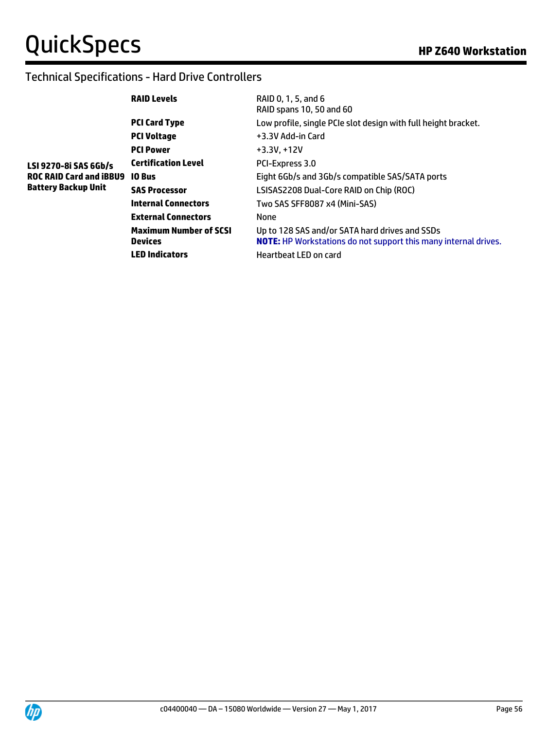## Technical Specifications - Hard Drive Controllers

| | | |
|---|---|---|
| **LSI 9270-8i SAS 6Gb/s ROC RAID Card and iBBU9 Battery Backup Unit** | **RAID Levels** | RAID 0, 1, 5, and 6<br>RAID spans 10, 50 and 60 |
| | **PCI Card Type** | Low profile, single PCIe slot design with full height bracket. |
| | **PCI Voltage** | +3.3V Add-in Card |
| | **PCI Power** | +3.3V, +12V |
| | **Certification Level** | PCI-Express 3.0 |
| | **IO Bus** | Eight 6Gb/s and 3Gb/s compatible SAS/SATA ports |
| | **SAS Processor** | LSISAS2208 Dual-Core RAID on Chip (ROC) |
| | **Internal Connectors** | Two SAS SFF8087 x4 (Mini-SAS) |
| | **External Connectors** | None |
| | **Maximum Number of SCSI Devices** | Up to 128 SAS and/or SATA hard drives and SSDs<br>**NOTE:** HP Workstations do not support this many internal drives. |
| | **LED Indicators** | Heartbeat LED on card |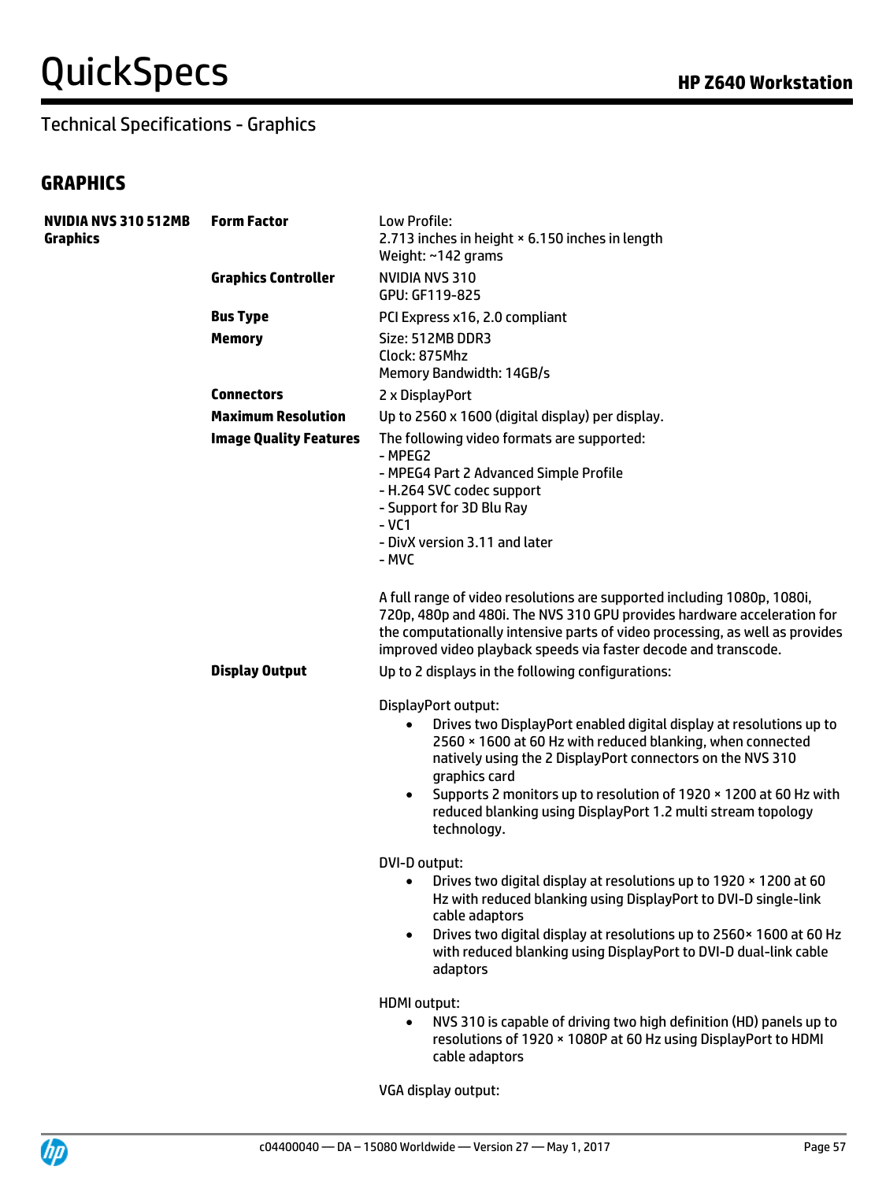## Technical Specifications - Graphics

### GRAPHICS

| | | |
|---|---|---|
| **NVIDIA NVS 310 512MB Graphics** | **Form Factor** | Low Profile:<br>2.713 inches in height × 6.150 inches in length<br>Weight: ~142 grams |
| | **Graphics Controller** | NVIDIA NVS 310<br>GPU: GF119-825 |
| | **Bus Type** | PCI Express x16, 2.0 compliant |
| | **Memory** | Size: 512MB DDR3<br>Clock: 875Mhz<br>Memory Bandwidth: 14GB/s |
| | **Connectors** | 2 x DisplayPort |
| | **Maximum Resolution** | Up to 2560 x 1600 (digital display) per display. |
| | **Image Quality Features** | The following video formats are supported:<br>- MPEG2<br>- MPEG4 Part 2 Advanced Simple Profile<br>- H.264 SVC codec support<br>- Support for 3D Blu Ray<br>- VC1<br>- DivX version 3.11 and later<br>- MVC<br><br>A full range of video resolutions are supported including 1080p, 1080i, 720p, 480p and 480i. The NVS 310 GPU provides hardware acceleration for the computationally intensive parts of video processing, as well as provides improved video playback speeds via faster decode and transcode. |
| | **Display Output** | Up to 2 displays in the following configurations:<br><br>DisplayPort output:<br>• Drives two DisplayPort enabled digital display at resolutions up to 2560 × 1600 at 60 Hz with reduced blanking, when connected natively using the 2 DisplayPort connectors on the NVS 310 graphics card<br>• Supports 2 monitors up to resolution of 1920 × 1200 at 60 Hz with reduced blanking using DisplayPort 1.2 multi stream topology technology.<br><br>DVI-D output:<br>• Drives two digital display at resolutions up to 1920 × 1200 at 60 Hz with reduced blanking using DisplayPort to DVI-D single-link cable adaptors<br>• Drives two digital display at resolutions up to 2560× 1600 at 60 Hz with reduced blanking using DisplayPort to DVI-D dual-link cable adaptors<br><br>HDMI output:<br>• NVS 310 is capable of driving two high definition (HD) panels up to resolutions of 1920 × 1080P at 60 Hz using DisplayPort to HDMI cable adaptors<br><br>VGA display output: |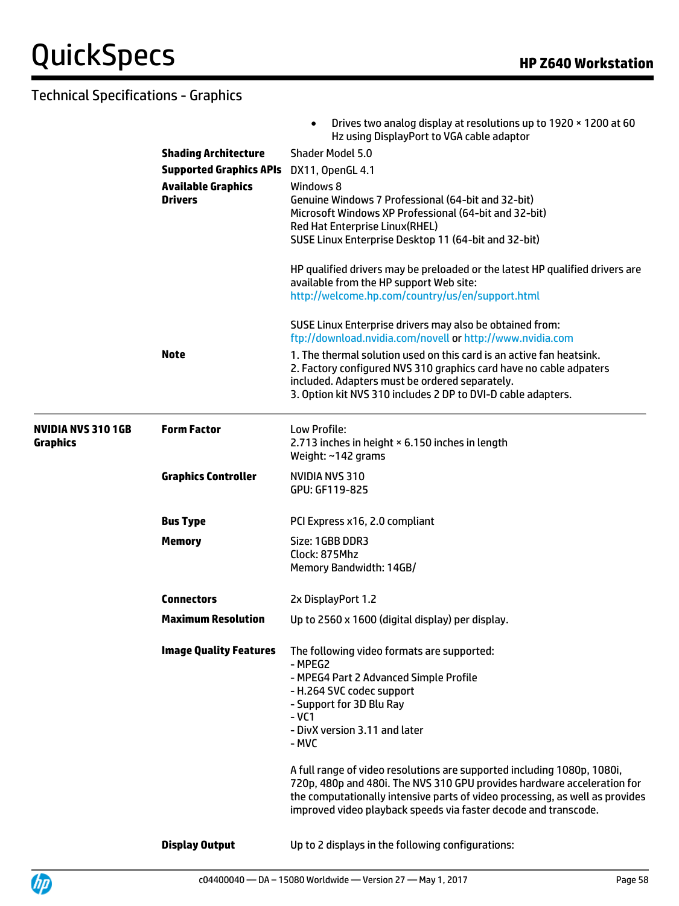## Technical Specifications - Graphics

| | | |
|---|---|---|
| | | • Drives two analog display at resolutions up to 1920 × 1200 at 60 Hz using DisplayPort to VGA cable adaptor |
| | **Shading Architecture** | Shader Model 5.0 |
| | **Supported Graphics APIs** | DX11, OpenGL 4.1 |
| | **Available Graphics Drivers** | Windows 8<br>Genuine Windows 7 Professional (64-bit and 32-bit)<br>Microsoft Windows XP Professional (64-bit and 32-bit)<br>Red Hat Enterprise Linux(RHEL)<br>SUSE Linux Enterprise Desktop 11 (64-bit and 32-bit)<br><br>HP qualified drivers may be preloaded or the latest HP qualified drivers are available from the HP support Web site: http://welcome.hp.com/country/us/en/support.html<br><br>SUSE Linux Enterprise drivers may also be obtained from: ftp://download.nvidia.com/novell or http://www.nvidia.com |
| | **Note** | 1. The thermal solution used on this card is an active fan heatsink.<br>2. Factory configured NVS 310 graphics card have no cable adpaters included. Adapters must be ordered separately.<br>3. Option kit NVS 310 includes 2 DP to DVI-D cable adapters. |
| **NVIDIA NVS 310 1GB Graphics** | **Form Factor** | Low Profile:<br>2.713 inches in height × 6.150 inches in length<br>Weight: ~142 grams |
| | **Graphics Controller** | NVIDIA NVS 310<br>GPU: GF119-825 |
| | **Bus Type** | PCI Express x16, 2.0 compliant |
| | **Memory** | Size: 1GBB DDR3<br>Clock: 875Mhz<br>Memory Bandwidth: 14GB/ |
| | **Connectors** | 2x DisplayPort 1.2 |
| | **Maximum Resolution** | Up to 2560 x 1600 (digital display) per display. |
| | **Image Quality Features** | The following video formats are supported:<br>- MPEG2<br>- MPEG4 Part 2 Advanced Simple Profile<br>- H.264 SVC codec support<br>- Support for 3D Blu Ray<br>- VC1<br>- DivX version 3.11 and later<br>- MVC<br><br>A full range of video resolutions are supported including 1080p, 1080i, 720p, 480p and 480i. The NVS 310 GPU provides hardware acceleration for the computationally intensive parts of video processing, as well as provides improved video playback speeds via faster decode and transcode. |
| | **Display Output** | Up to 2 displays in the following configurations: |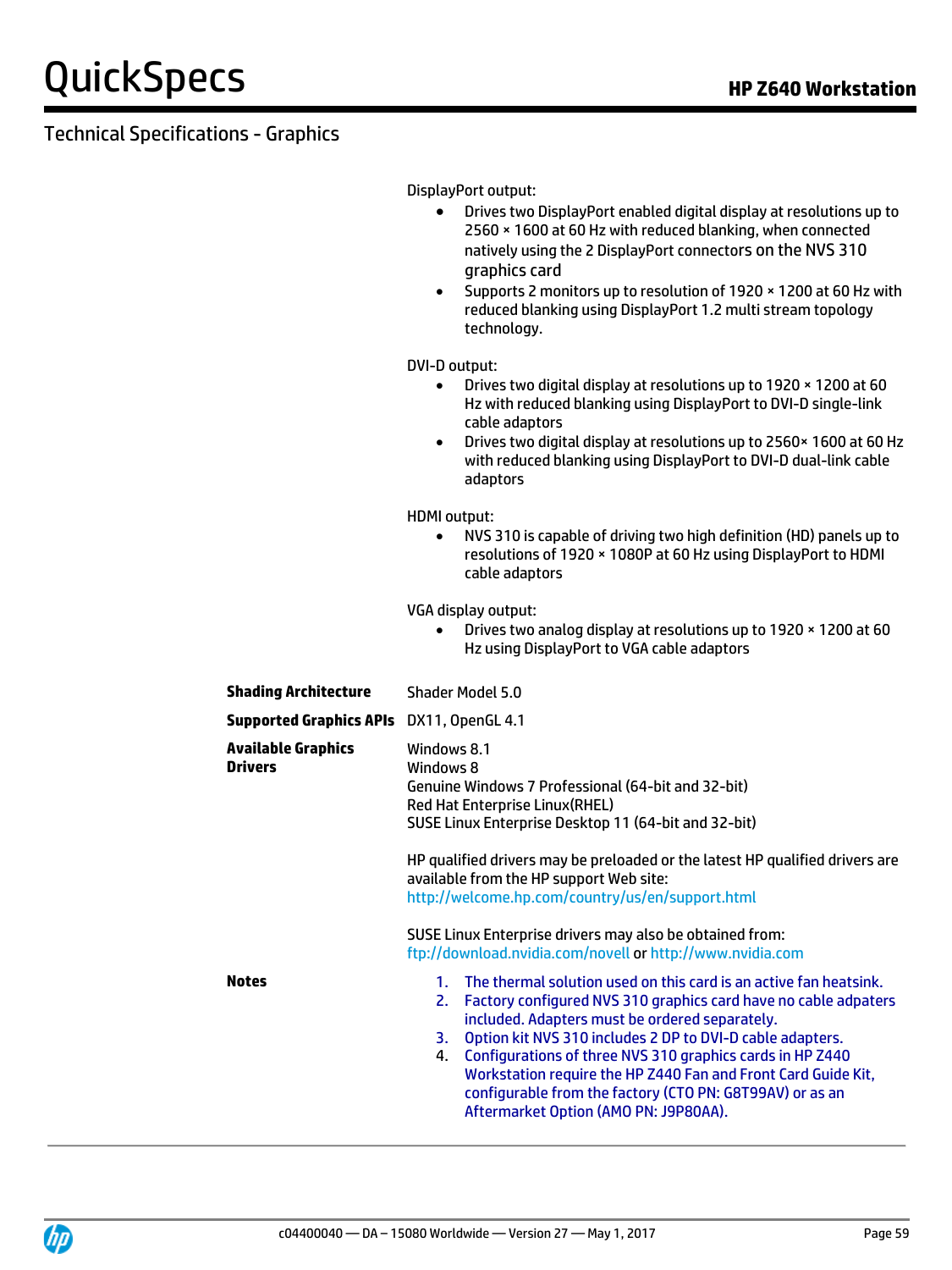## Technical Specifications - Graphics

DisplayPort output:

- Drives two DisplayPort enabled digital display at resolutions up to 2560 × 1600 at 60 Hz with reduced blanking, when connected natively using the 2 DisplayPort connectors on the NVS 310 graphics card
- Supports 2 monitors up to resolution of 1920 × 1200 at 60 Hz with reduced blanking using DisplayPort 1.2 multi stream topology technology.

DVI-D output:

- Drives two digital display at resolutions up to 1920 × 1200 at 60 Hz with reduced blanking using DisplayPort to DVI-D single-link cable adaptors
- Drives two digital display at resolutions up to 2560× 1600 at 60 Hz with reduced blanking using DisplayPort to DVI-D dual-link cable adaptors

HDMI output:

- NVS 310 is capable of driving two high definition (HD) panels up to resolutions of 1920 × 1080P at 60 Hz using DisplayPort to HDMI cable adaptors

VGA display output:

- Drives two analog display at resolutions up to 1920 × 1200 at 60 Hz using DisplayPort to VGA cable adaptors

**Shading Architecture** Shader Model 5.0

**Supported Graphics APIs** DX11, OpenGL 4.1

**Available Graphics Drivers**

Windows 8.1
Windows 8
Genuine Windows 7 Professional (64-bit and 32-bit)
Red Hat Enterprise Linux(RHEL)
SUSE Linux Enterprise Desktop 11 (64-bit and 32-bit)

HP qualified drivers may be preloaded or the latest HP qualified drivers are available from the HP support Web site:
http://welcome.hp.com/country/us/en/support.html

SUSE Linux Enterprise drivers may also be obtained from:
ftp://download.nvidia.com/novell or http://www.nvidia.com

**Notes**

1. The thermal solution used on this card is an active fan heatsink.
2. Factory configured NVS 310 graphics card have no cable adapters included. Adapters must be ordered separately.
3. Option kit NVS 310 includes 2 DP to DVI-D cable adapters.
4. Configurations of three NVS 310 graphics cards in HP Z440 Workstation require the HP Z440 Fan and Front Card Guide Kit, configurable from the factory (CTO PN: G8T99AV) or as an Aftermarket Option (AMO PN: J9P80AA).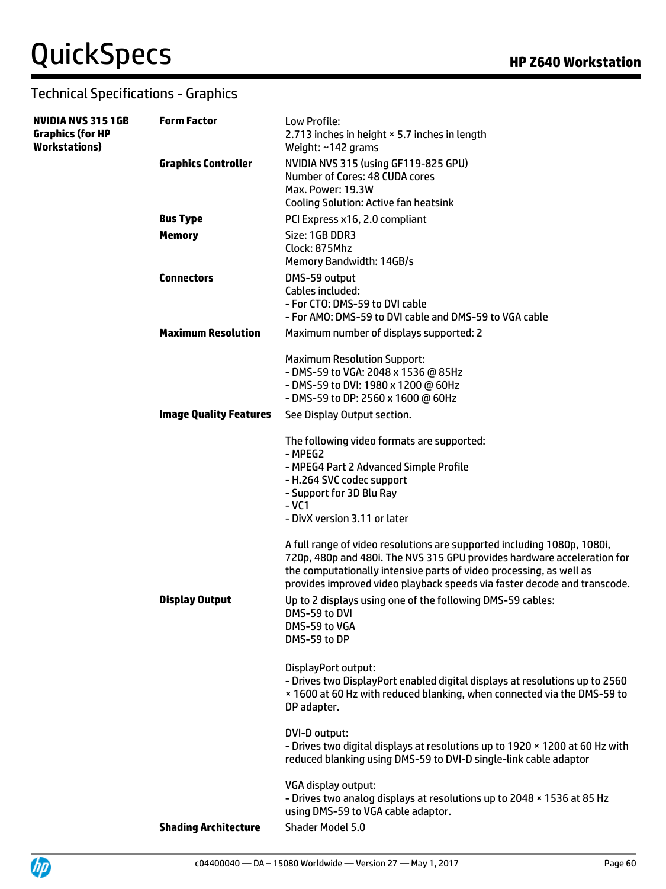## Technical Specifications - Graphics

| | | |
|---|---|---|
| **NVIDIA NVS 315 1GB Graphics (for HP Workstations)** | **Form Factor** | Low Profile:<br>2.713 inches in height × 5.7 inches in length<br>Weight: ~142 grams |
| | **Graphics Controller** | NVIDIA NVS 315 (using GF119-825 GPU)<br>Number of Cores: 48 CUDA cores<br>Max. Power: 19.3W<br>Cooling Solution: Active fan heatsink |
| | **Bus Type** | PCI Express x16, 2.0 compliant |
| | **Memory** | Size: 1GB DDR3<br>Clock: 875Mhz<br>Memory Bandwidth: 14GB/s |
| | **Connectors** | DMS-59 output<br>Cables included:<br>- For CTO: DMS-59 to DVI cable<br>- For AMO: DMS-59 to DVI cable and DMS-59 to VGA cable |
| | **Maximum Resolution** | Maximum number of displays supported: 2<br><br>Maximum Resolution Support:<br>- DMS-59 to VGA: 2048 x 1536 @ 85Hz<br>- DMS-59 to DVI: 1980 x 1200 @ 60Hz<br>- DMS-59 to DP: 2560 x 1600 @ 60Hz |
| | **Image Quality Features** | See Display Output section.<br><br>The following video formats are supported:<br>- MPEG2<br>- MPEG4 Part 2 Advanced Simple Profile<br>- H.264 SVC codec support<br>- Support for 3D Blu Ray<br>- VC1<br>- DivX version 3.11 or later<br><br>A full range of video resolutions are supported including 1080p, 1080i, 720p, 480p and 480i. The NVS 315 GPU provides hardware acceleration for the computationally intensive parts of video processing, as well as provides improved video playback speeds via faster decode and transcode. |
| | **Display Output** | Up to 2 displays using one of the following DMS-59 cables:<br>DMS-59 to DVI<br>DMS-59 to VGA<br>DMS-59 to DP<br><br>DisplayPort output:<br>- Drives two DisplayPort enabled digital displays at resolutions up to 2560 × 1600 at 60 Hz with reduced blanking, when connected via the DMS-59 to DP adapter.<br><br>DVI-D output:<br>- Drives two digital displays at resolutions up to 1920 × 1200 at 60 Hz with reduced blanking using DMS-59 to DVI-D single-link cable adaptor<br><br>VGA display output:<br>- Drives two analog displays at resolutions up to 2048 × 1536 at 85 Hz using DMS-59 to VGA cable adaptor. |
| | **Shading Architecture** | Shader Model 5.0 |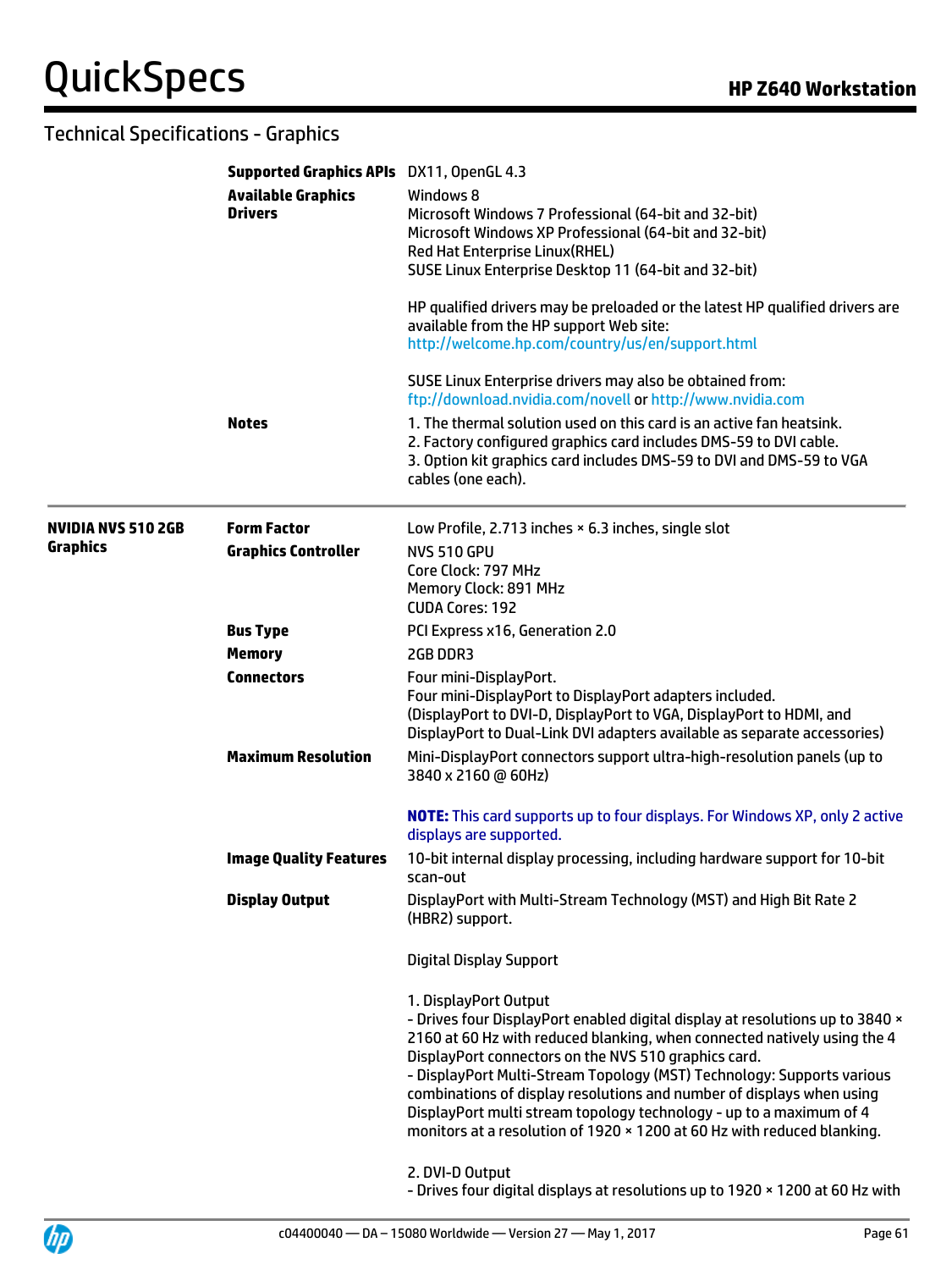## Technical Specifications - Graphics

| | | |
|---|---|---|
| | **Supported Graphics APIs** | DX11, OpenGL 4.3 |
| | **Available Graphics Drivers** | Windows 8<br>Microsoft Windows 7 Professional (64-bit and 32-bit)<br>Microsoft Windows XP Professional (64-bit and 32-bit)<br>Red Hat Enterprise Linux(RHEL)<br>SUSE Linux Enterprise Desktop 11 (64-bit and 32-bit)<br><br>HP qualified drivers may be preloaded or the latest HP qualified drivers are available from the HP support Web site:<br>http://welcome.hp.com/country/us/en/support.html<br><br>SUSE Linux Enterprise drivers may also be obtained from:<br>ftp://download.nvidia.com/novell or http://www.nvidia.com |
| | **Notes** | 1. The thermal solution used on this card is an active fan heatsink.<br>2. Factory configured graphics card includes DMS-59 to DVI cable.<br>3. Option kit graphics card includes DMS-59 to DVI and DMS-59 to VGA cables (one each). |
| **NVIDIA NVS 510 2GB Graphics** | **Form Factor** | Low Profile, 2.713 inches × 6.3 inches, single slot |
| | **Graphics Controller** | NVS 510 GPU<br>Core Clock: 797 MHz<br>Memory Clock: 891 MHz<br>CUDA Cores: 192 |
| | **Bus Type** | PCI Express x16, Generation 2.0 |
| | **Memory** | 2GB DDR3 |
| | **Connectors** | Four mini-DisplayPort.<br>Four mini-DisplayPort to DisplayPort adapters included.<br>(DisplayPort to DVI-D, DisplayPort to VGA, DisplayPort to HDMI, and DisplayPort to Dual-Link DVI adapters available as separate accessories) |
| | **Maximum Resolution** | Mini-DisplayPort connectors support ultra-high-resolution panels (up to 3840 x 2160 @ 60Hz)<br><br>**NOTE:** This card supports up to four displays. For Windows XP, only 2 active displays are supported. |
| | **Image Quality Features** | 10-bit internal display processing, including hardware support for 10-bit scan-out |
| | **Display Output** | DisplayPort with Multi-Stream Technology (MST) and High Bit Rate 2 (HBR2) support.<br><br>Digital Display Support<br><br>1. DisplayPort Output<br>- Drives four DisplayPort enabled digital display at resolutions up to 3840 × 2160 at 60 Hz with reduced blanking, when connected natively using the 4 DisplayPort connectors on the NVS 510 graphics card.<br>- DisplayPort Multi-Stream Topology (MST) Technology: Supports various combinations of display resolutions and number of displays when using DisplayPort multi stream topology technology - up to a maximum of 4 monitors at a resolution of 1920 × 1200 at 60 Hz with reduced blanking.<br><br>2. DVI-D Output<br>- Drives four digital displays at resolutions up to 1920 × 1200 at 60 Hz with |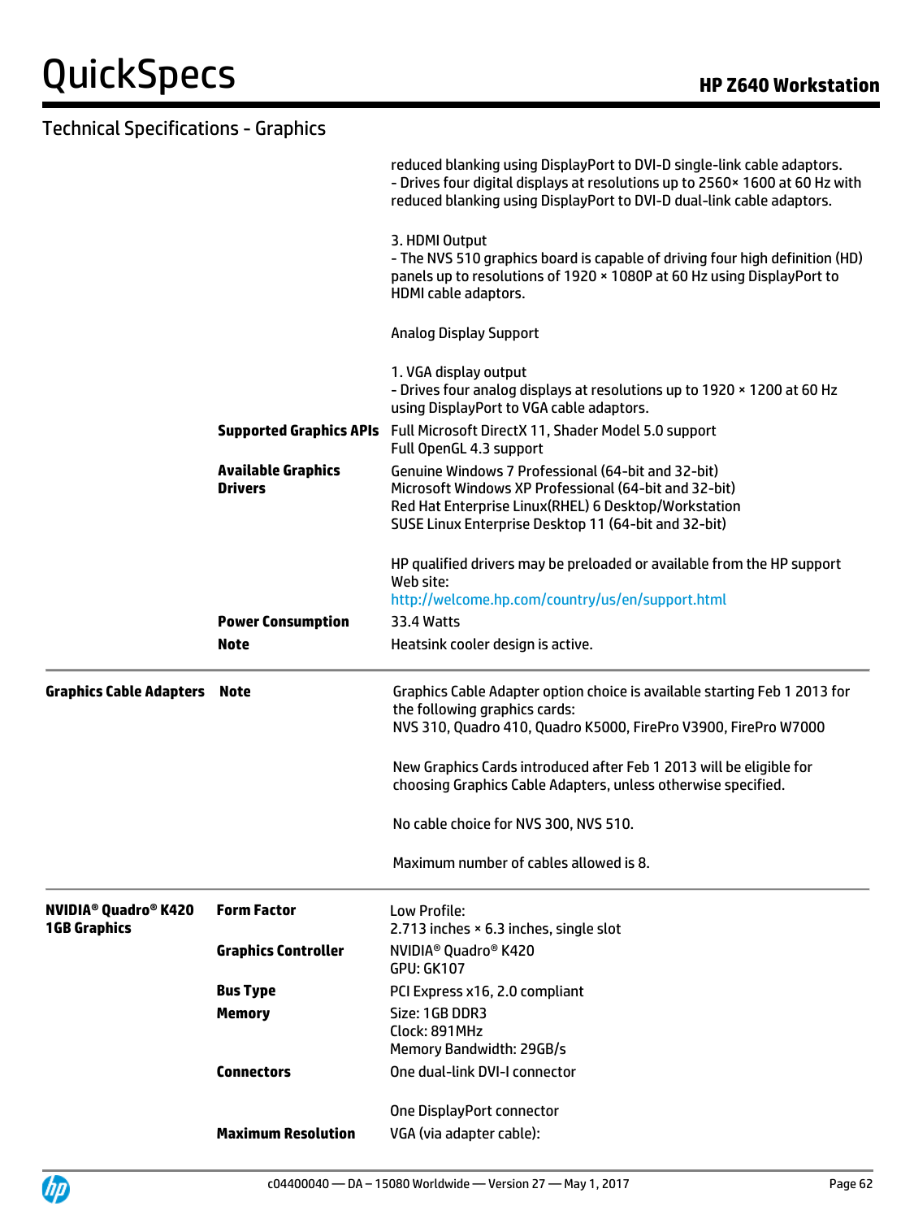## Technical Specifications - Graphics

| | | |
|---|---|---|
| | | reduced blanking using DisplayPort to DVI-D single-link cable adaptors.<br>- Drives four digital displays at resolutions up to 2560× 1600 at 60 Hz with reduced blanking using DisplayPort to DVI-D dual-link cable adaptors.<br><br>3. HDMI Output<br>- The NVS 510 graphics board is capable of driving four high definition (HD) panels up to resolutions of 1920 × 1080P at 60 Hz using DisplayPort to HDMI cable adaptors.<br><br>Analog Display Support<br><br>1. VGA display output<br>- Drives four analog displays at resolutions up to 1920 × 1200 at 60 Hz using DisplayPort to VGA cable adaptors. |
| | **Supported Graphics APIs** | Full Microsoft DirectX 11, Shader Model 5.0 support<br>Full OpenGL 4.3 support |
| | **Available Graphics Drivers** | Genuine Windows 7 Professional (64-bit and 32-bit)<br>Microsoft Windows XP Professional (64-bit and 32-bit)<br>Red Hat Enterprise Linux(RHEL) 6 Desktop/Workstation<br>SUSE Linux Enterprise Desktop 11 (64-bit and 32-bit)<br><br>HP qualified drivers may be preloaded or available from the HP support Web site:<br>http://welcome.hp.com/country/us/en/support.html |
| | **Power Consumption** | 33.4 Watts |
| | **Note** | Heatsink cooler design is active. |
| **Graphics Cable Adapters** | **Note** | Graphics Cable Adapter option choice is available starting Feb 1 2013 for the following graphics cards:<br>NVS 310, Quadro 410, Quadro K5000, FirePro V3900, FirePro W7000<br><br>New Graphics Cards introduced after Feb 1 2013 will be eligible for choosing Graphics Cable Adapters, unless otherwise specified.<br><br>No cable choice for NVS 300, NVS 510.<br><br>Maximum number of cables allowed is 8. |
| **NVIDIA® Quadro® K420 1GB Graphics** | **Form Factor** | Low Profile:<br>2.713 inches × 6.3 inches, single slot |
| | **Graphics Controller** | NVIDIA® Quadro® K420<br>GPU: GK107 |
| | **Bus Type** | PCI Express x16, 2.0 compliant |
| | **Memory** | Size: 1GB DDR3<br>Clock: 891MHz<br>Memory Bandwidth: 29GB/s |
| | **Connectors** | One dual-link DVI-I connector<br><br>One DisplayPort connector |
| | **Maximum Resolution** | VGA (via adapter cable): |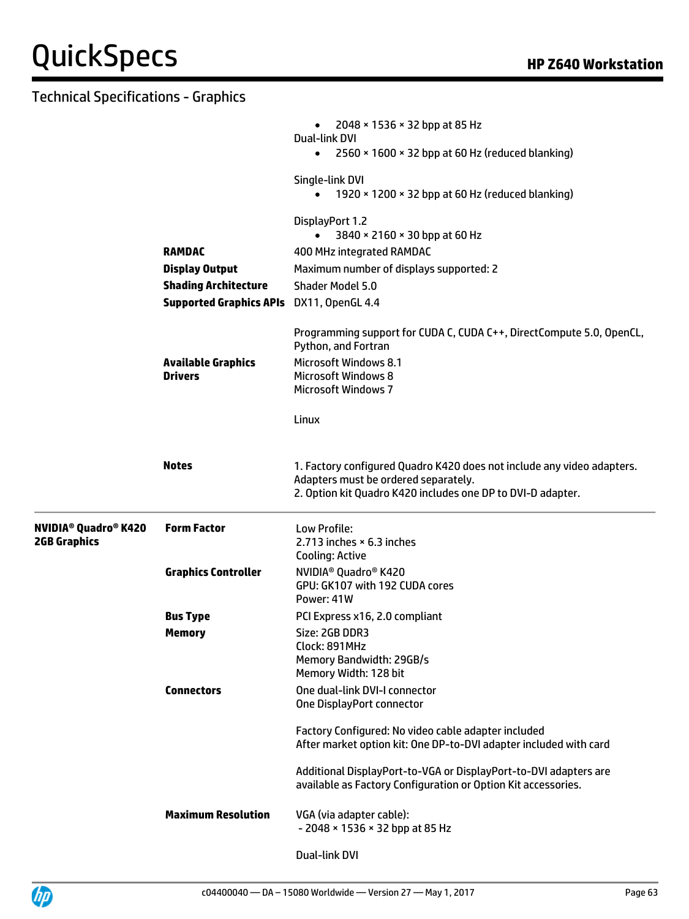## Technical Specifications - Graphics

| | | |
|---|---|---|
| | | • 2048 × 1536 × 32 bpp at 85 Hz<br>Dual-link DVI<br>• 2560 × 1600 × 32 bpp at 60 Hz (reduced blanking)<br><br>Single-link DVI<br>• 1920 × 1200 × 32 bpp at 60 Hz (reduced blanking)<br><br>DisplayPort 1.2<br>• 3840 × 2160 × 30 bpp at 60 Hz |
| | **RAMDAC** | 400 MHz integrated RAMDAC |
| | **Display Output** | Maximum number of displays supported: 2 |
| | **Shading Architecture** | Shader Model 5.0 |
| | **Supported Graphics APIs** | DX11, OpenGL 4.4<br><br>Programming support for CUDA C, CUDA C++, DirectCompute 5.0, OpenCL, Python, and Fortran |
| | **Available Graphics Drivers** | Microsoft Windows 8.1<br>Microsoft Windows 8<br>Microsoft Windows 7<br><br>Linux |
| | **Notes** | 1. Factory configured Quadro K420 does not include any video adapters. Adapters must be ordered separately.<br>2. Option kit Quadro K420 includes one DP to DVI-D adapter. |
| **NVIDIA® Quadro® K420 2GB Graphics** | **Form Factor** | Low Profile:<br>2.713 inches × 6.3 inches<br>Cooling: Active |
| | **Graphics Controller** | NVIDIA® Quadro® K420<br>GPU: GK107 with 192 CUDA cores<br>Power: 41W |
| | **Bus Type** | PCI Express x16, 2.0 compliant |
| | **Memory** | Size: 2GB DDR3<br>Clock: 891MHz<br>Memory Bandwidth: 29GB/s<br>Memory Width: 128 bit |
| | **Connectors** | One dual-link DVI-I connector<br>One DisplayPort connector<br><br>Factory Configured: No video cable adapter included<br>After market option kit: One DP-to-DVI adapter included with card<br><br>Additional DisplayPort-to-VGA or DisplayPort-to-DVI adapters are available as Factory Configuration or Option Kit accessories. |
| | **Maximum Resolution** | VGA (via adapter cable):<br>- 2048 × 1536 × 32 bpp at 85 Hz<br><br>Dual-link DVI |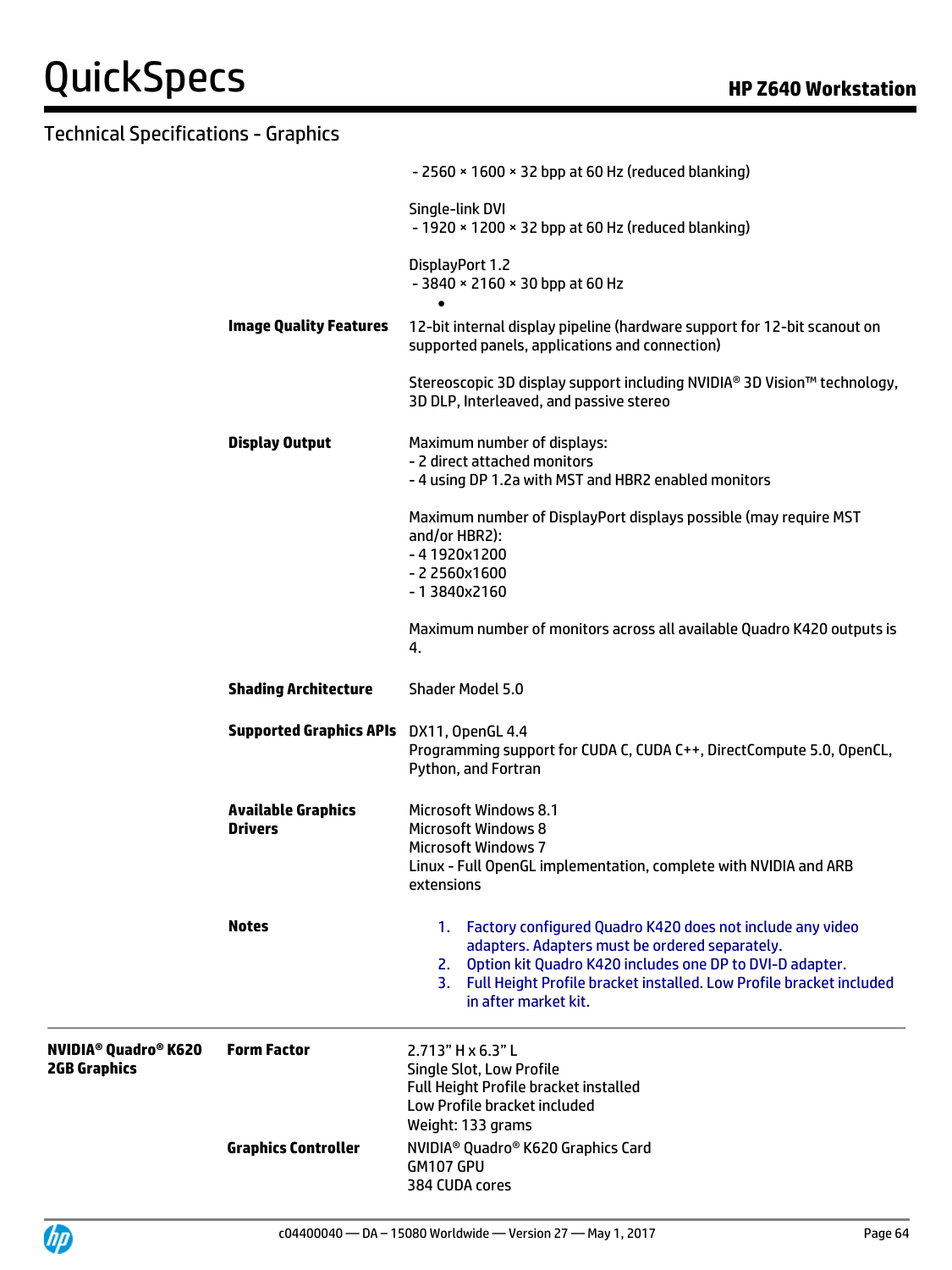## Technical Specifications - Graphics

| | | |
|---|---|---|
| | | - 2560 × 1600 × 32 bpp at 60 Hz (reduced blanking)<br><br>Single-link DVI<br>- 1920 × 1200 × 32 bpp at 60 Hz (reduced blanking)<br><br>DisplayPort 1.2<br>- 3840 × 2160 × 30 bpp at 60 Hz<br>• |
| | **Image Quality Features** | 12-bit internal display pipeline (hardware support for 12-bit scanout on supported panels, applications and connection)<br><br>Stereoscopic 3D display support including NVIDIA® 3D Vision™ technology, 3D DLP, Interleaved, and passive stereo |
| | **Display Output** | Maximum number of displays:<br>- 2 direct attached monitors<br>- 4 using DP 1.2a with MST and HBR2 enabled monitors<br><br>Maximum number of DisplayPort displays possible (may require MST and/or HBR2):<br>- 4 1920x1200<br>- 2 2560x1600<br>- 1 3840x2160<br><br>Maximum number of monitors across all available Quadro K420 outputs is 4. |
| | **Shading Architecture** | Shader Model 5.0 |
| | **Supported Graphics APIs** | DX11, OpenGL 4.4<br>Programming support for CUDA C, CUDA C++, DirectCompute 5.0, OpenCL, Python, and Fortran |
| | **Available Graphics Drivers** | Microsoft Windows 8.1<br>Microsoft Windows 8<br>Microsoft Windows 7<br>Linux - Full OpenGL implementation, complete with NVIDIA and ARB extensions |
| | **Notes** | 1. Factory configured Quadro K420 does not include any video adapters. Adapters must be ordered separately.<br>2. Option kit Quadro K420 includes one DP to DVI-D adapter.<br>3. Full Height Profile bracket installed. Low Profile bracket included in after market kit. |
| **NVIDIA® Quadro® K620 2GB Graphics** | **Form Factor** | 2.713" H x 6.3" L<br>Single Slot, Low Profile<br>Full Height Profile bracket installed<br>Low Profile bracket included<br>Weight: 133 grams |
| | **Graphics Controller** | NVIDIA® Quadro® K620 Graphics Card<br>GM107 GPU<br>384 CUDA cores |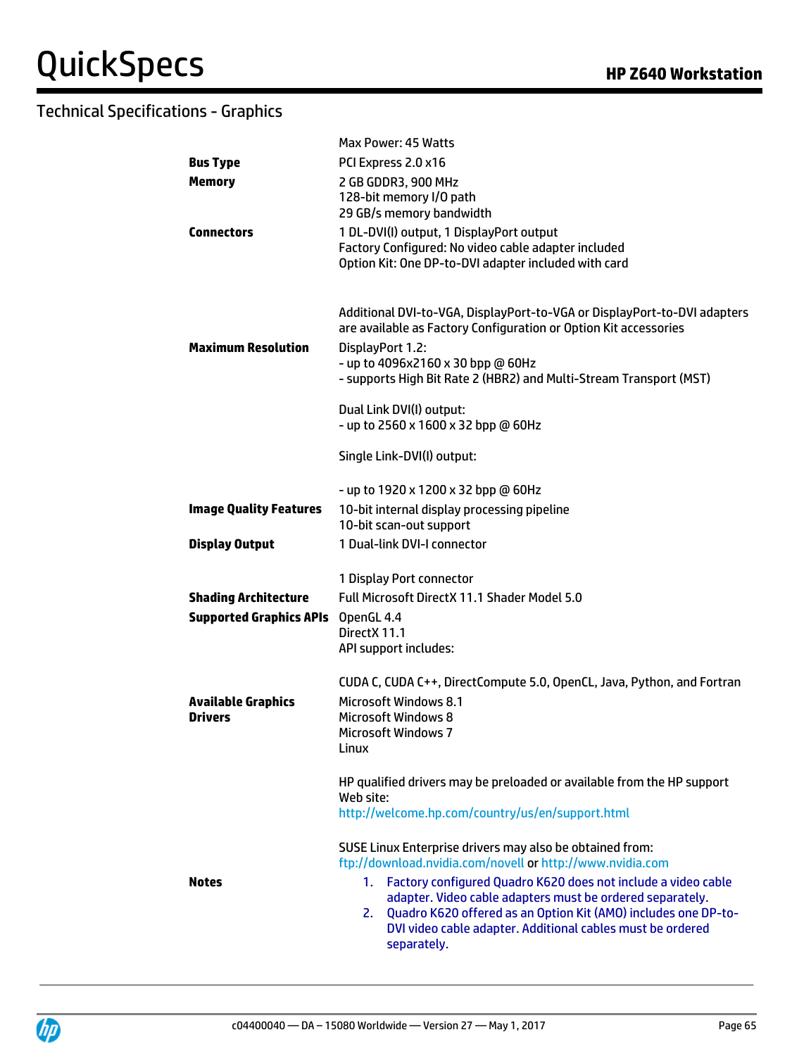## Technical Specifications - Graphics

| | |
|---|---|
| | Max Power: 45 Watts |
| **Bus Type** | PCI Express 2.0 x16 |
| **Memory** | 2 GB GDDR3, 900 MHz<br>128-bit memory I/O path<br>29 GB/s memory bandwidth |
| **Connectors** | 1 DL-DVI(I) output, 1 DisplayPort output<br>Factory Configured: No video cable adapter included<br>Option Kit: One DP-to-DVI adapter included with card<br><br>Additional DVI-to-VGA, DisplayPort-to-VGA or DisplayPort-to-DVI adapters are available as Factory Configuration or Option Kit accessories |
| **Maximum Resolution** | DisplayPort 1.2:<br>- up to 4096x2160 x 30 bpp @ 60Hz<br>- supports High Bit Rate 2 (HBR2) and Multi-Stream Transport (MST)<br><br>Dual Link DVI(I) output:<br>- up to 2560 x 1600 x 32 bpp @ 60Hz<br><br>Single Link-DVI(I) output:<br><br>- up to 1920 x 1200 x 32 bpp @ 60Hz |
| **Image Quality Features** | 10-bit internal display processing pipeline<br>10-bit scan-out support |
| **Display Output** | 1 Dual-link DVI-I connector<br><br>1 Display Port connector |
| **Shading Architecture** | Full Microsoft DirectX 11.1 Shader Model 5.0 |
| **Supported Graphics APIs** | OpenGL 4.4<br>DirectX 11.1<br>API support includes:<br><br>CUDA C, CUDA C++, DirectCompute 5.0, OpenCL, Java, Python, and Fortran |
| **Available Graphics Drivers** | Microsoft Windows 8.1<br>Microsoft Windows 8<br>Microsoft Windows 7<br>Linux<br><br>HP qualified drivers may be preloaded or available from the HP support Web site:<br>http://welcome.hp.com/country/us/en/support.html<br><br>SUSE Linux Enterprise drivers may also be obtained from:<br>ftp://download.nvidia.com/novell or http://www.nvidia.com |
| **Notes** | 1. Factory configured Quadro K620 does not include a video cable adapter. Video cable adapters must be ordered separately.<br>2. Quadro K620 offered as an Option Kit (AMO) includes one DP-to-DVI video cable adapter. Additional cables must be ordered separately. |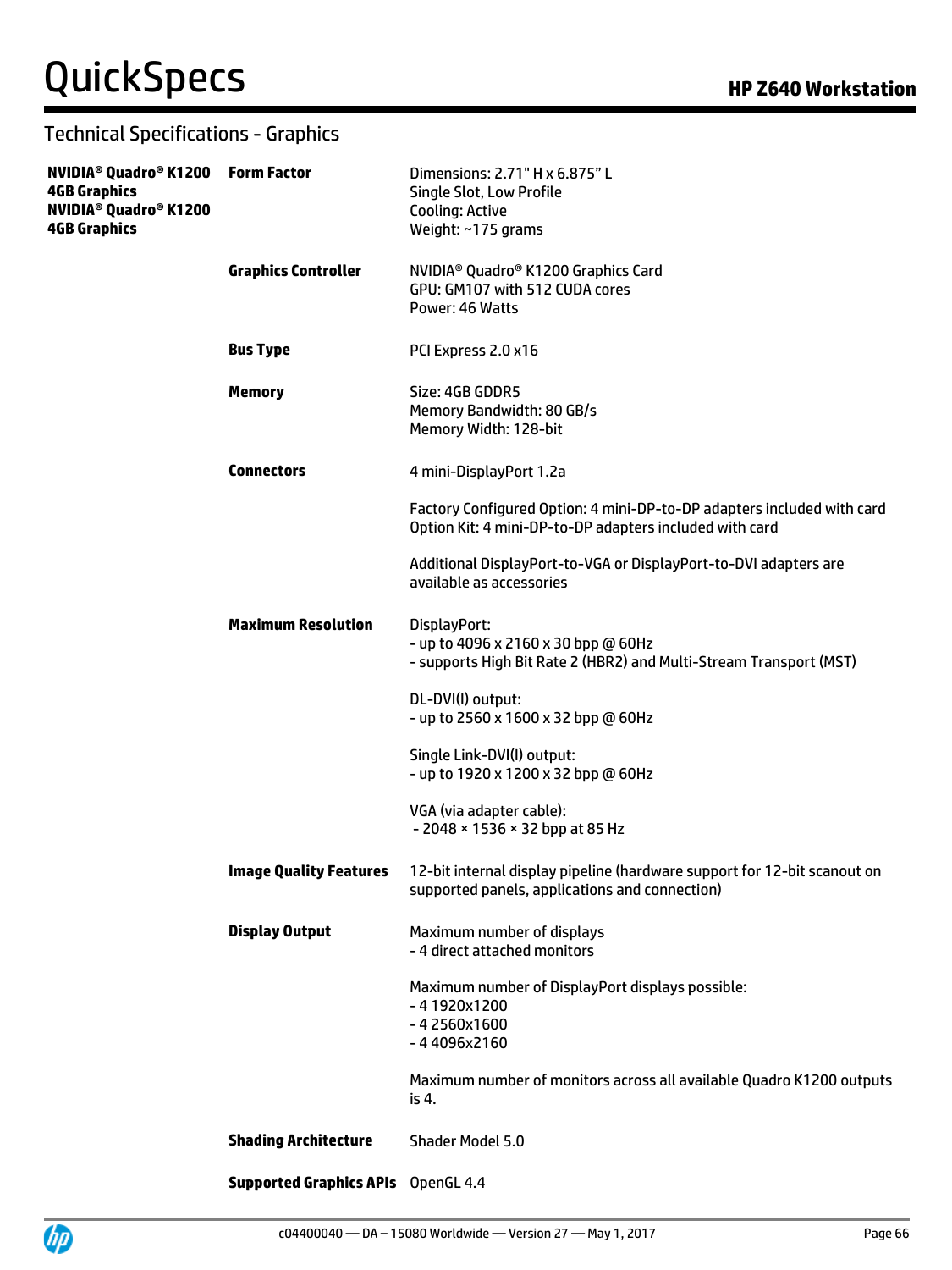## Technical Specifications - Graphics

| | | |
|---|---|---|
| **NVIDIA® Quadro® K1200 4GB Graphics NVIDIA® Quadro® K1200 4GB Graphics** | **Form Factor** | Dimensions: 2.71" H x 6.875" L<br>Single Slot, Low Profile<br>Cooling: Active<br>Weight: ~175 grams |
| | **Graphics Controller** | NVIDIA® Quadro® K1200 Graphics Card<br>GPU: GM107 with 512 CUDA cores<br>Power: 46 Watts |
| | **Bus Type** | PCI Express 2.0 x16 |
| | **Memory** | Size: 4GB GDDR5<br>Memory Bandwidth: 80 GB/s<br>Memory Width: 128-bit |
| | **Connectors** | 4 mini-DisplayPort 1.2a<br><br>Factory Configured Option: 4 mini-DP-to-DP adapters included with card<br>Option Kit: 4 mini-DP-to-DP adapters included with card<br><br>Additional DisplayPort-to-VGA or DisplayPort-to-DVI adapters are available as accessories |
| | **Maximum Resolution** | DisplayPort:<br>- up to 4096 x 2160 x 30 bpp @ 60Hz<br>- supports High Bit Rate 2 (HBR2) and Multi-Stream Transport (MST)<br><br>DL-DVI(I) output:<br>- up to 2560 x 1600 x 32 bpp @ 60Hz<br><br>Single Link-DVI(I) output:<br>- up to 1920 x 1200 x 32 bpp @ 60Hz<br><br>VGA (via adapter cable):<br>- 2048 × 1536 × 32 bpp at 85 Hz |
| | **Image Quality Features** | 12-bit internal display pipeline (hardware support for 12-bit scanout on supported panels, applications and connection) |
| | **Display Output** | Maximum number of displays<br>- 4 direct attached monitors<br><br>Maximum number of DisplayPort displays possible:<br>- 4 1920x1200<br>- 4 2560x1600<br>- 4 4096x2160<br><br>Maximum number of monitors across all available Quadro K1200 outputs is 4. |
| | **Shading Architecture** | Shader Model 5.0 |
| | **Supported Graphics APIs** | OpenGL 4.4 |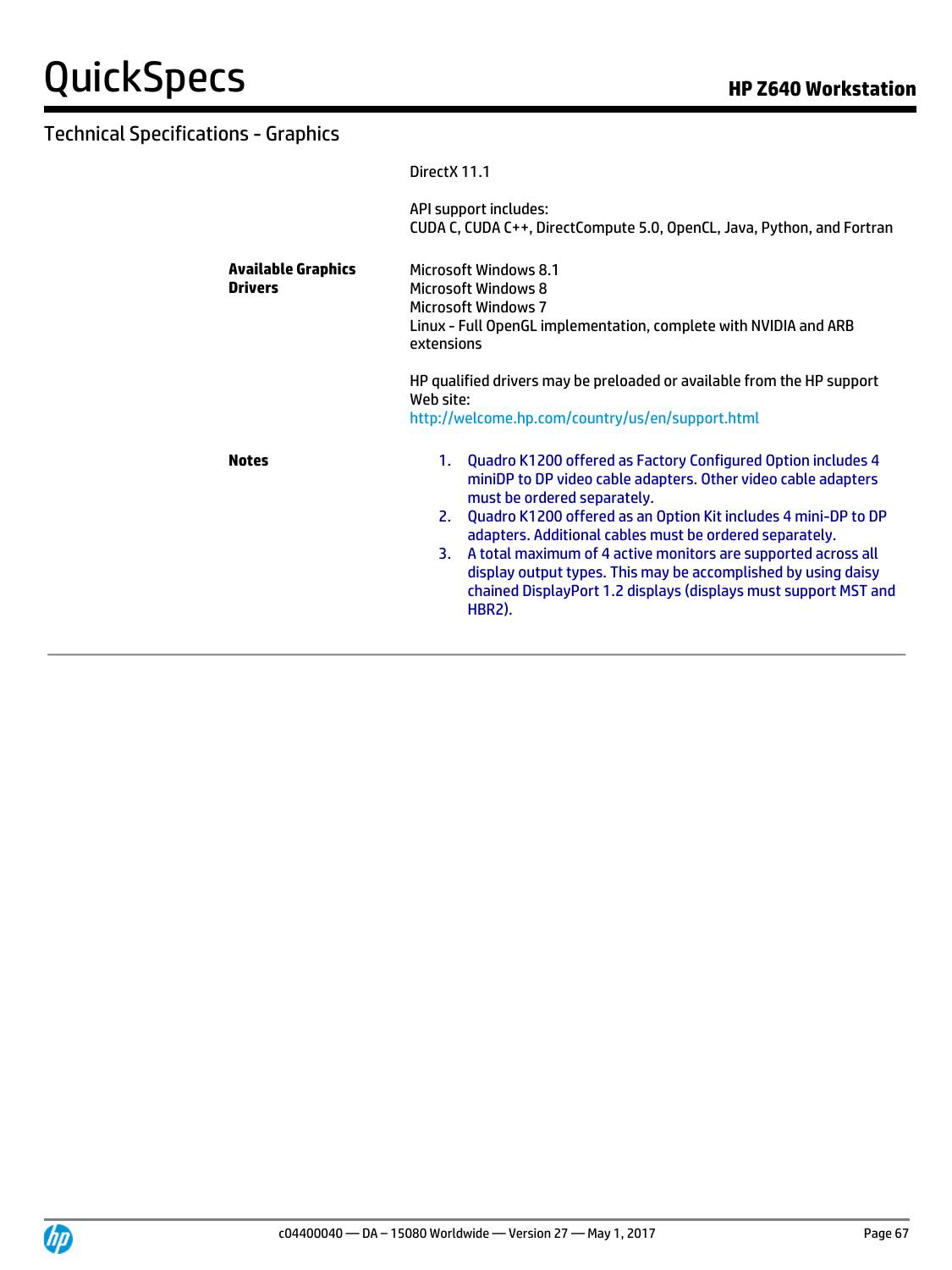## Technical Specifications - Graphics

| | |
|---|---|
| | DirectX 11.1<br><br>API support includes:<br>CUDA C, CUDA C++, DirectCompute 5.0, OpenCL, Java, Python, and Fortran |
| **Available Graphics Drivers** | Microsoft Windows 8.1<br>Microsoft Windows 8<br>Microsoft Windows 7<br>Linux - Full OpenGL implementation, complete with NVIDIA and ARB extensions<br><br>HP qualified drivers may be preloaded or available from the HP support Web site:<br>http://welcome.hp.com/country/us/en/support.html |
| **Notes** | 1. Quadro K1200 offered as Factory Configured Option includes 4 miniDP to DP video cable adapters. Other video cable adapters must be ordered separately.<br>2. Quadro K1200 offered as an Option Kit includes 4 mini-DP to DP adapters. Additional cables must be ordered separately.<br>3. A total maximum of 4 active monitors are supported across all display output types. This may be accomplished by using daisy chained DisplayPort 1.2 displays (displays must support MST and HBR2). |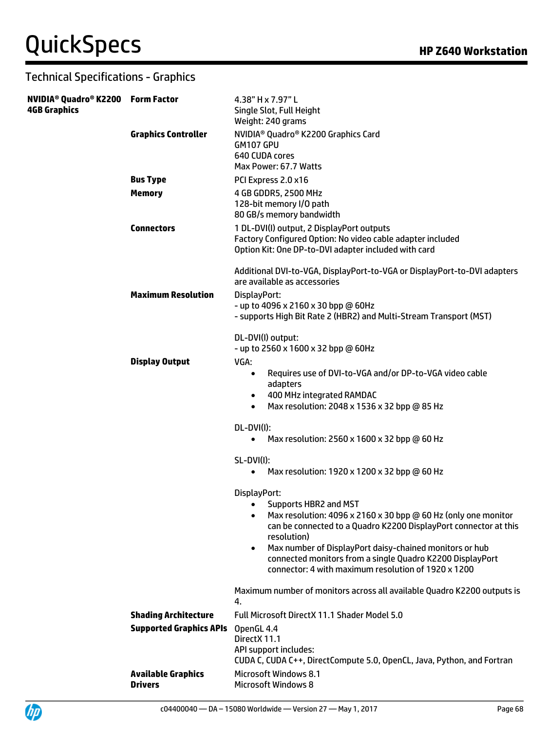## Technical Specifications - Graphics

| | | |
|---|---|---|
| **NVIDIA® Quadro® K2200 4GB Graphics** | **Form Factor** | 4.38" H x 7.97" L<br>Single Slot, Full Height<br>Weight: 240 grams |
| | **Graphics Controller** | NVIDIA® Quadro® K2200 Graphics Card<br>GM107 GPU<br>640 CUDA cores<br>Max Power: 67.7 Watts |
| | **Bus Type** | PCI Express 2.0 x16 |
| | **Memory** | 4 GB GDDR5, 2500 MHz<br>128-bit memory I/O path<br>80 GB/s memory bandwidth |
| | **Connectors** | 1 DL-DVI(I) output, 2 DisplayPort outputs<br>Factory Configured Option: No video cable adapter included<br>Option Kit: One DP-to-DVI adapter included with card<br><br>Additional DVI-to-VGA, DisplayPort-to-VGA or DisplayPort-to-DVI adapters are available as accessories |
| | **Maximum Resolution** | DisplayPort:<br>- up to 4096 x 2160 x 30 bpp @ 60Hz<br>- supports High Bit Rate 2 (HBR2) and Multi-Stream Transport (MST)<br><br>DL-DVI(I) output:<br>- up to 2560 x 1600 x 32 bpp @ 60Hz |
| | **Display Output** | VGA:<br>• Requires use of DVI-to-VGA and/or DP-to-VGA video cable adapters<br>• 400 MHz integrated RAMDAC<br>• Max resolution: 2048 x 1536 x 32 bpp @ 85 Hz<br><br>DL-DVI(I):<br>• Max resolution: 2560 x 1600 x 32 bpp @ 60 Hz<br><br>SL-DVI(I):<br>• Max resolution: 1920 x 1200 x 32 bpp @ 60 Hz<br><br>DisplayPort:<br>• Supports HBR2 and MST<br>• Max resolution: 4096 x 2160 x 30 bpp @ 60 Hz (only one monitor can be connected to a Quadro K2200 DisplayPort connector at this resolution)<br>• Max number of DisplayPort daisy-chained monitors or hub connected monitors from a single Quadro K2200 DisplayPort connector: 4 with maximum resolution of 1920 x 1200<br><br>Maximum number of monitors across all available Quadro K2200 outputs is 4. |
| | **Shading Architecture** | Full Microsoft DirectX 11.1 Shader Model 5.0 |
| | **Supported Graphics APIs** | OpenGL 4.4<br>DirectX 11.1<br>API support includes:<br>CUDA C, CUDA C++, DirectCompute 5.0, OpenCL, Java, Python, and Fortran |
| | **Available Graphics Drivers** | Microsoft Windows 8.1<br>Microsoft Windows 8 |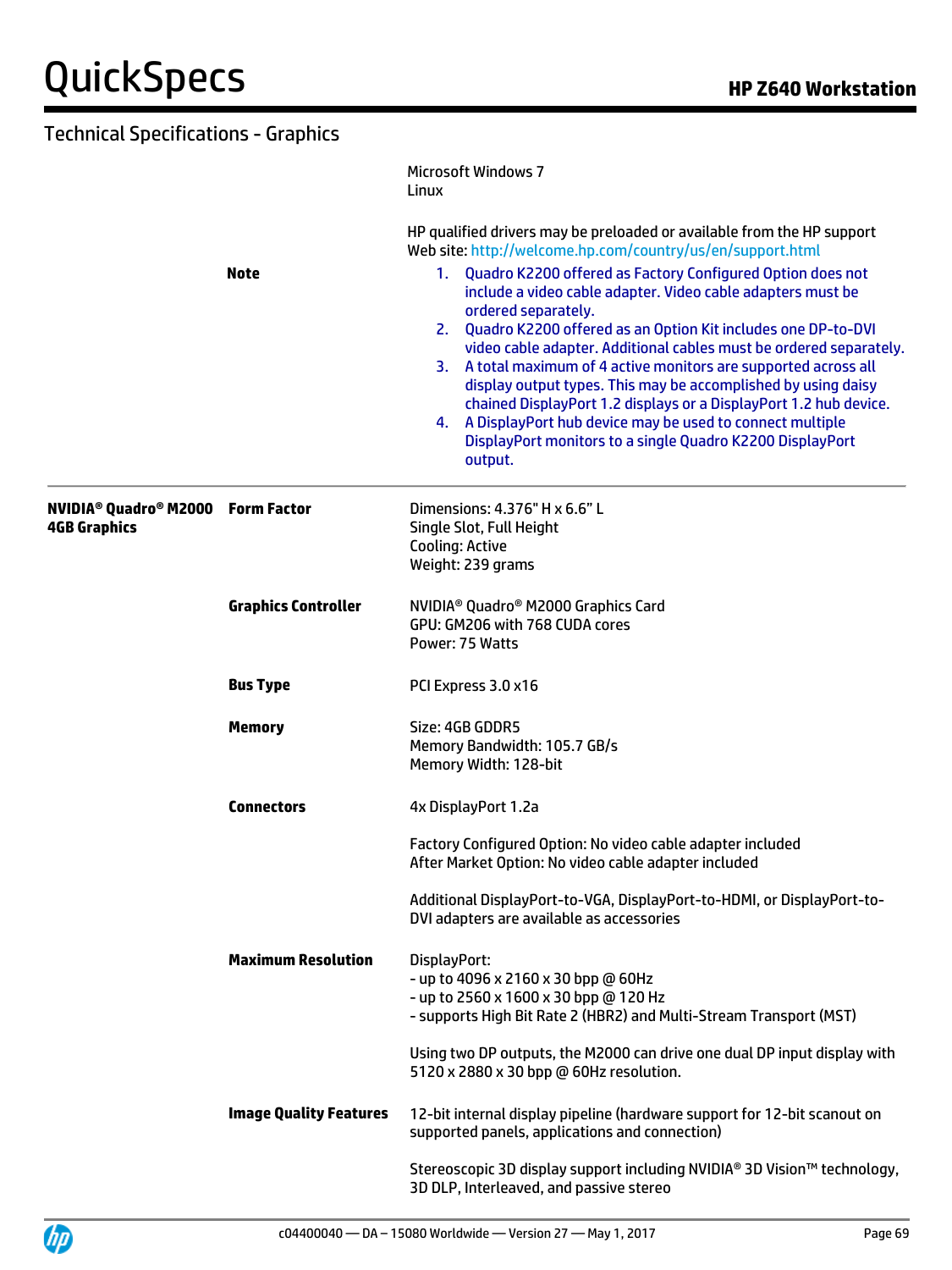## Technical Specifications - Graphics

| | | |
|---|---|---|
| | | Microsoft Windows 7<br>Linux<br><br>HP qualified drivers may be preloaded or available from the HP support Web site: http://welcome.hp.com/country/us/en/support.html |
| | **Note** | 1. Quadro K2200 offered as Factory Configured Option does not include a video cable adapter. Video cable adapters must be ordered separately.<br>2. Quadro K2200 offered as an Option Kit includes one DP-to-DVI video cable adapter. Additional cables must be ordered separately.<br>3. A total maximum of 4 active monitors are supported across all display output types. This may be accomplished by using daisy chained DisplayPort 1.2 displays or a DisplayPort 1.2 hub device.<br>4. A DisplayPort hub device may be used to connect multiple DisplayPort monitors to a single Quadro K2200 DisplayPort output. |
| **NVIDIA® Quadro® M2000 4GB Graphics** | **Form Factor** | Dimensions: 4.376" H x 6.6" L<br>Single Slot, Full Height<br>Cooling: Active<br>Weight: 239 grams |
| | **Graphics Controller** | NVIDIA® Quadro® M2000 Graphics Card<br>GPU: GM206 with 768 CUDA cores<br>Power: 75 Watts |
| | **Bus Type** | PCI Express 3.0 x16 |
| | **Memory** | Size: 4GB GDDR5<br>Memory Bandwidth: 105.7 GB/s<br>Memory Width: 128-bit |
| | **Connectors** | 4x DisplayPort 1.2a<br><br>Factory Configured Option: No video cable adapter included<br>After Market Option: No video cable adapter included<br><br>Additional DisplayPort-to-VGA, DisplayPort-to-HDMI, or DisplayPort-to-DVI adapters are available as accessories |
| | **Maximum Resolution** | DisplayPort:<br>- up to 4096 x 2160 x 30 bpp @ 60Hz<br>- up to 2560 x 1600 x 30 bpp @ 120 Hz<br>- supports High Bit Rate 2 (HBR2) and Multi-Stream Transport (MST)<br><br>Using two DP outputs, the M2000 can drive one dual DP input display with 5120 x 2880 x 30 bpp @ 60Hz resolution. |
| | **Image Quality Features** | 12-bit internal display pipeline (hardware support for 12-bit scanout on supported panels, applications and connection)<br><br>Stereoscopic 3D display support including NVIDIA® 3D Vision™ technology, 3D DLP, Interleaved, and passive stereo |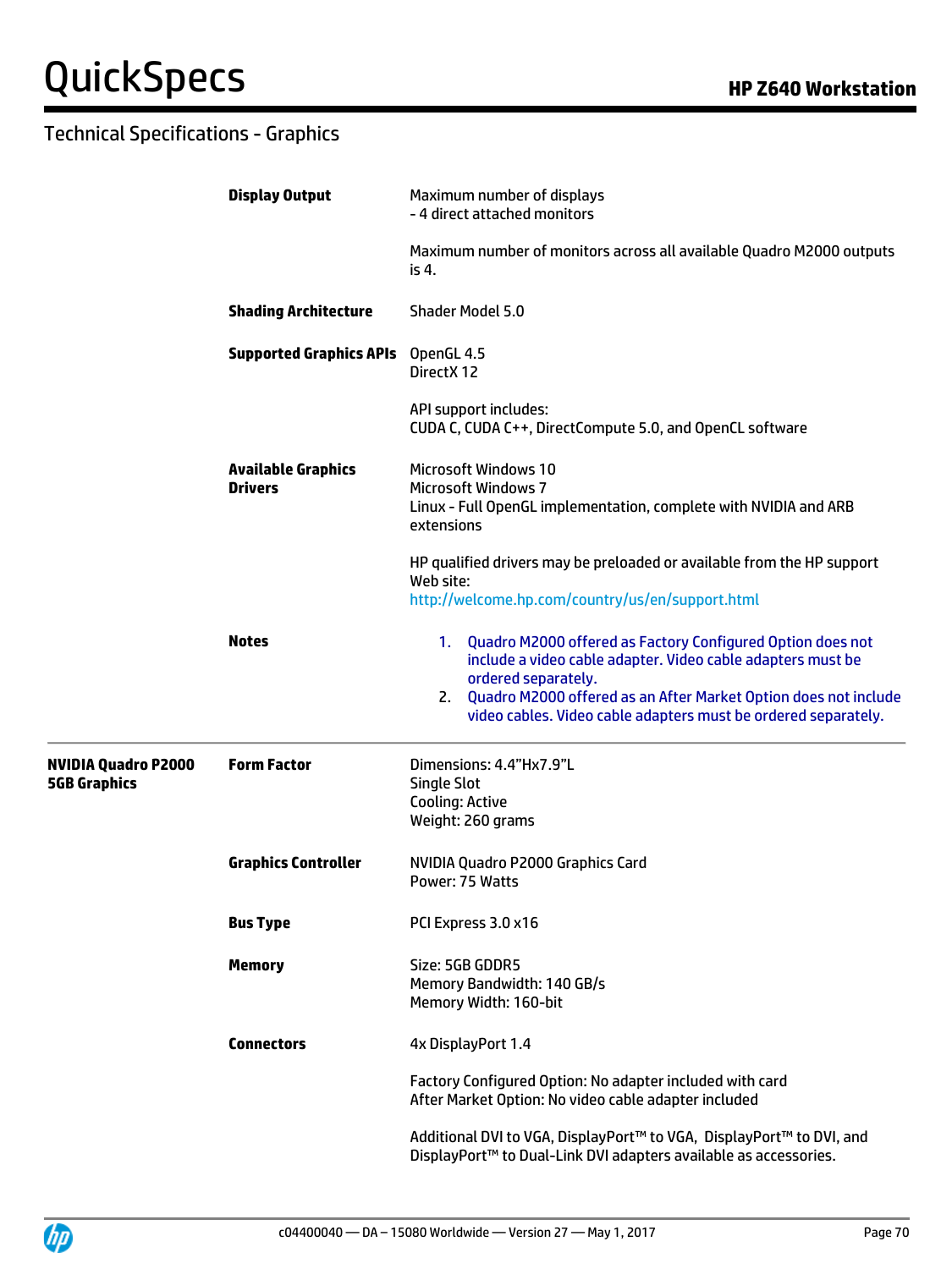## Technical Specifications - Graphics

| | | |
|---|---|---|
| | **Display Output** | Maximum number of displays<br>- 4 direct attached monitors<br><br>Maximum number of monitors across all available Quadro M2000 outputs is 4. |
| | **Shading Architecture** | Shader Model 5.0 |
| | **Supported Graphics APIs** | OpenGL 4.5<br>DirectX 12<br><br>API support includes:<br>CUDA C, CUDA C++, DirectCompute 5.0, and OpenCL software |
| | **Available Graphics Drivers** | Microsoft Windows 10<br>Microsoft Windows 7<br>Linux - Full OpenGL implementation, complete with NVIDIA and ARB extensions<br><br>HP qualified drivers may be preloaded or available from the HP support Web site:<br>http://welcome.hp.com/country/us/en/support.html |
| | **Notes** | 1. Quadro M2000 offered as Factory Configured Option does not include a video cable adapter. Video cable adapters must be ordered separately.<br>2. Quadro M2000 offered as an After Market Option does not include video cables. Video cable adapters must be ordered separately. |
| **NVIDIA Quadro P2000 5GB Graphics** | **Form Factor** | Dimensions: 4.4"Hx7.9"L<br>Single Slot<br>Cooling: Active<br>Weight: 260 grams |
| | **Graphics Controller** | NVIDIA Quadro P2000 Graphics Card<br>Power: 75 Watts |
| | **Bus Type** | PCI Express 3.0 x16 |
| | **Memory** | Size: 5GB GDDR5<br>Memory Bandwidth: 140 GB/s<br>Memory Width: 160-bit |
| | **Connectors** | 4x DisplayPort 1.4<br><br>Factory Configured Option: No adapter included with card<br>After Market Option: No video cable adapter included<br><br>Additional DVI to VGA, DisplayPort™ to VGA, DisplayPort™ to DVI, and DisplayPort™ to Dual-Link DVI adapters available as accessories. |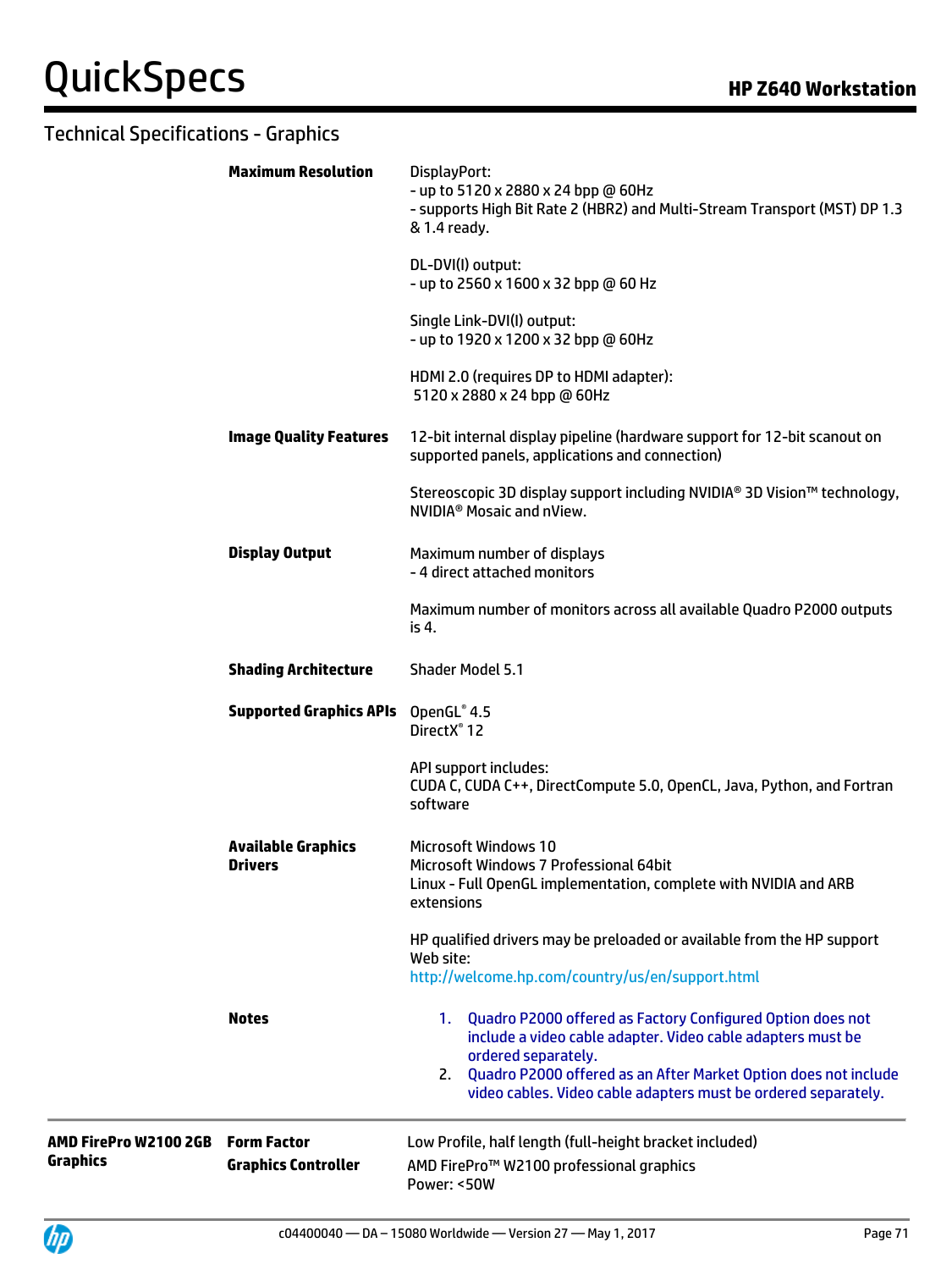## Technical Specifications - Graphics

| | | |
|---|---|---|
| | **Maximum Resolution** | DisplayPort:<br>- up to 5120 x 2880 x 24 bpp @ 60Hz<br>- supports High Bit Rate 2 (HBR2) and Multi-Stream Transport (MST) DP 1.3 & 1.4 ready.<br><br>DL-DVI(I) output:<br>- up to 2560 x 1600 x 32 bpp @ 60 Hz<br><br>Single Link-DVI(I) output:<br>- up to 1920 x 1200 x 32 bpp @ 60Hz<br><br>HDMI 2.0 (requires DP to HDMI adapter):<br>5120 x 2880 x 24 bpp @ 60Hz |
| | **Image Quality Features** | 12-bit internal display pipeline (hardware support for 12-bit scanout on supported panels, applications and connection)<br><br>Stereoscopic 3D display support including NVIDIA® 3D Vision™ technology, NVIDIA® Mosaic and nView. |
| | **Display Output** | Maximum number of displays<br>- 4 direct attached monitors<br><br>Maximum number of monitors across all available Quadro P2000 outputs is 4. |
| | **Shading Architecture** | Shader Model 5.1 |
| | **Supported Graphics APIs** | OpenGL® 4.5<br>DirectX® 12<br><br>API support includes:<br>CUDA C, CUDA C++, DirectCompute 5.0, OpenCL, Java, Python, and Fortran software |
| | **Available Graphics Drivers** | Microsoft Windows 10<br>Microsoft Windows 7 Professional 64bit<br>Linux - Full OpenGL implementation, complete with NVIDIA and ARB extensions<br><br>HP qualified drivers may be preloaded or available from the HP support Web site:<br>http://welcome.hp.com/country/us/en/support.html |
| | **Notes** | 1. Quadro P2000 offered as Factory Configured Option does not include a video cable adapter. Video cable adapters must be ordered separately.<br>2. Quadro P2000 offered as an After Market Option does not include video cables. Video cable adapters must be ordered separately. |
| **AMD FirePro W2100 2GB Graphics** | **Form Factor** | Low Profile, half length (full-height bracket included) |
| | **Graphics Controller** | AMD FirePro™ W2100 professional graphics<br>Power: <50W |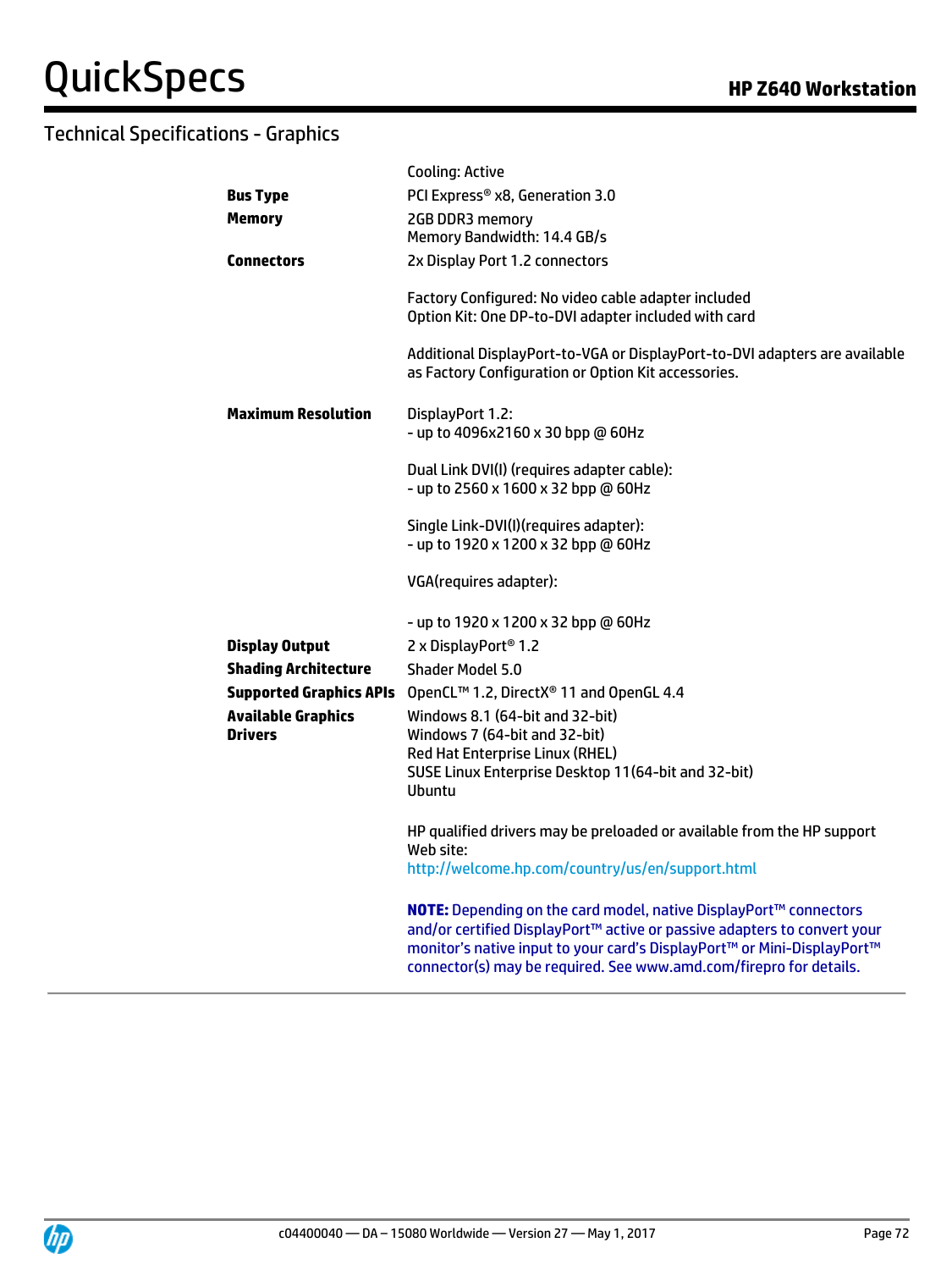## Technical Specifications - Graphics

| | |
|---|---|
| | Cooling: Active |
| **Bus Type** | PCI Express® x8, Generation 3.0 |
| **Memory** | 2GB DDR3 memory<br>Memory Bandwidth: 14.4 GB/s |
| **Connectors** | 2x Display Port 1.2 connectors<br><br>Factory Configured: No video cable adapter included<br>Option Kit: One DP-to-DVI adapter included with card<br><br>Additional DisplayPort-to-VGA or DisplayPort-to-DVI adapters are available as Factory Configuration or Option Kit accessories. |
| **Maximum Resolution** | DisplayPort 1.2:<br>- up to 4096x2160 x 30 bpp @ 60Hz<br><br>Dual Link DVI(I) (requires adapter cable):<br>- up to 2560 x 1600 x 32 bpp @ 60Hz<br><br>Single Link-DVI(I)(requires adapter):<br>- up to 1920 x 1200 x 32 bpp @ 60Hz<br><br>VGA(requires adapter):<br><br>- up to 1920 x 1200 x 32 bpp @ 60Hz |
| **Display Output** | 2 x DisplayPort® 1.2 |
| **Shading Architecture** | Shader Model 5.0 |
| **Supported Graphics APIs** | OpenCL™ 1.2, DirectX® 11 and OpenGL 4.4 |
| **Available Graphics Drivers** | Windows 8.1 (64-bit and 32-bit)<br>Windows 7 (64-bit and 32-bit)<br>Red Hat Enterprise Linux (RHEL)<br>SUSE Linux Enterprise Desktop 11(64-bit and 32-bit)<br>Ubuntu<br><br>HP qualified drivers may be preloaded or available from the HP support Web site:<br>http://welcome.hp.com/country/us/en/support.html<br><br>**NOTE:** Depending on the card model, native DisplayPort™ connectors and/or certified DisplayPort™ active or passive adapters to convert your monitor's native input to your card's DisplayPort™ or Mini-DisplayPort™ connector(s) may be required. See www.amd.com/firepro for details. |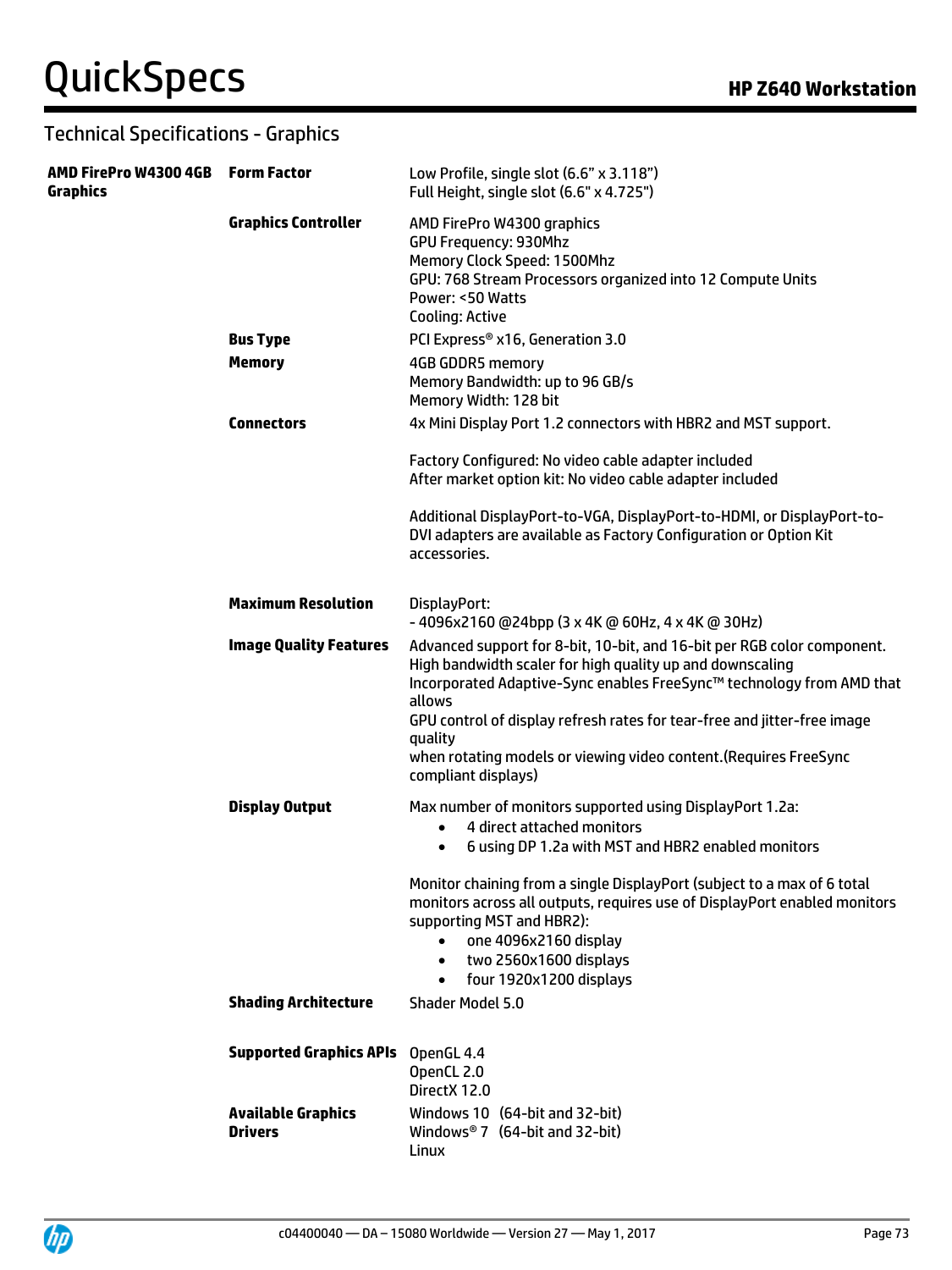## Technical Specifications - Graphics

| | | |
|---|---|---|
| **AMD FirePro W4300 4GB Graphics** | **Form Factor** | Low Profile, single slot (6.6" x 3.118")<br>Full Height, single slot (6.6" x 4.725") |
| | **Graphics Controller** | AMD FirePro W4300 graphics<br>GPU Frequency: 930Mhz<br>Memory Clock Speed: 1500Mhz<br>GPU: 768 Stream Processors organized into 12 Compute Units<br>Power: <50 Watts<br>Cooling: Active |
| | **Bus Type** | PCI Express® x16, Generation 3.0 |
| | **Memory** | 4GB GDDR5 memory<br>Memory Bandwidth: up to 96 GB/s<br>Memory Width: 128 bit |
| | **Connectors** | 4x Mini Display Port 1.2 connectors with HBR2 and MST support.<br><br>Factory Configured: No video cable adapter included<br>After market option kit: No video cable adapter included<br><br>Additional DisplayPort-to-VGA, DisplayPort-to-HDMI, or DisplayPort-to-DVI adapters are available as Factory Configuration or Option Kit accessories. |
| | **Maximum Resolution** | DisplayPort:<br>- 4096x2160 @24bpp (3 x 4K @ 60Hz, 4 x 4K @ 30Hz) |
| | **Image Quality Features** | Advanced support for 8-bit, 10-bit, and 16-bit per RGB color component.<br>High bandwidth scaler for high quality up and downscaling<br>Incorporated Adaptive-Sync enables FreeSync™ technology from AMD that allows<br>GPU control of display refresh rates for tear-free and jitter-free image quality<br>when rotating models or viewing video content.(Requires FreeSync compliant displays) |
| | **Display Output** | Max number of monitors supported using DisplayPort 1.2a:<br>• 4 direct attached monitors<br>• 6 using DP 1.2a with MST and HBR2 enabled monitors<br><br>Monitor chaining from a single DisplayPort (subject to a max of 6 total monitors across all outputs, requires use of DisplayPort enabled monitors supporting MST and HBR2):<br>• one 4096x2160 display<br>• two 2560x1600 displays<br>• four 1920x1200 displays |
| | **Shading Architecture** | Shader Model 5.0 |
| | **Supported Graphics APIs** | OpenGL 4.4<br>OpenCL 2.0<br>DirectX 12.0 |
| | **Available Graphics Drivers** | Windows 10 (64-bit and 32-bit)<br>Windows® 7 (64-bit and 32-bit)<br>Linux |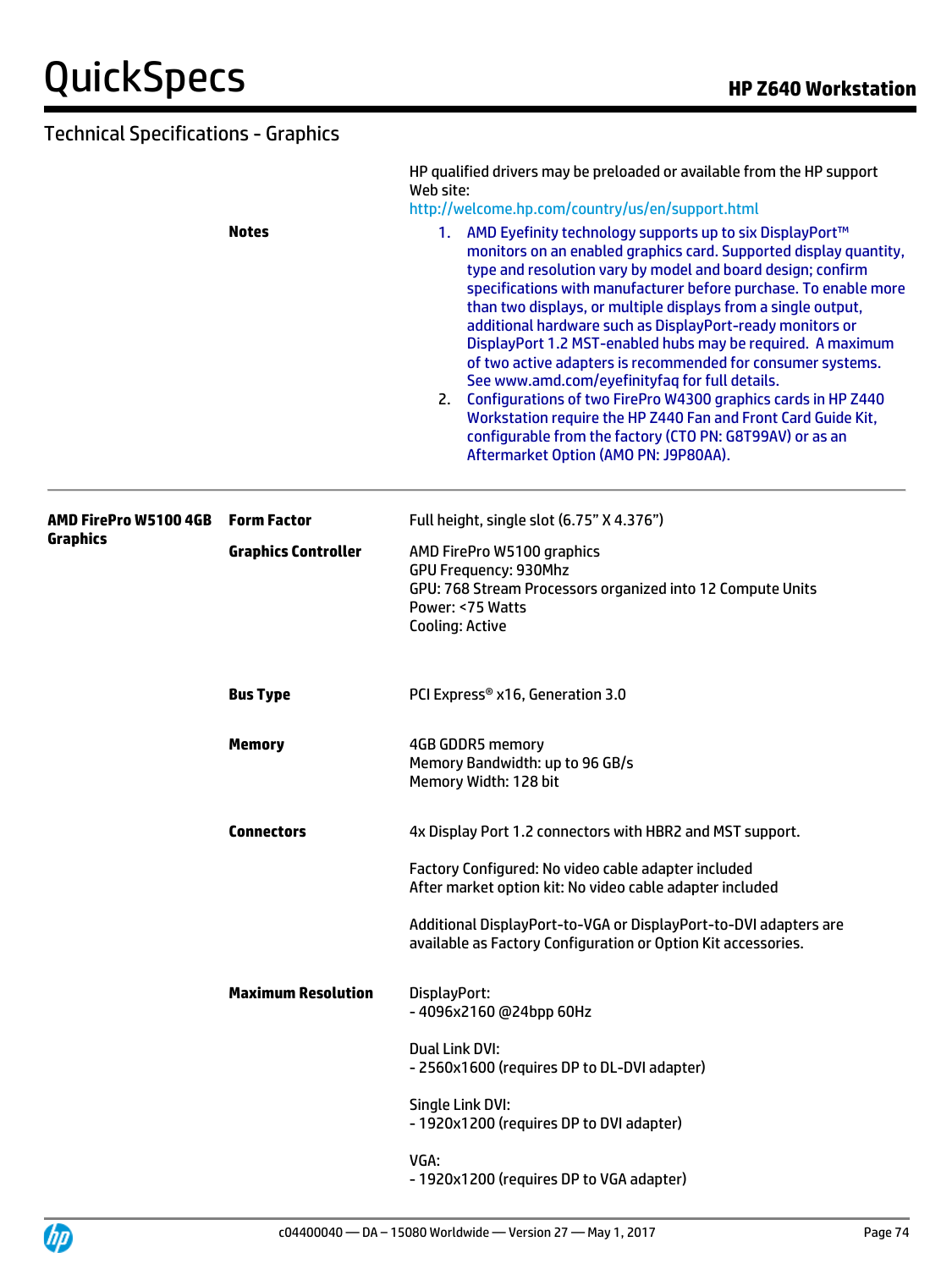## Technical Specifications - Graphics

| | | |
|---|---|---|
| | | HP qualified drivers may be preloaded or available from the HP support Web site: http://welcome.hp.com/country/us/en/support.html |
| | **Notes** | 1. AMD Eyefinity technology supports up to six DisplayPort™ monitors on an enabled graphics card. Supported display quantity, type and resolution vary by model and board design; confirm specifications with manufacturer before purchase. To enable more than two displays, or multiple displays from a single output, additional hardware such as DisplayPort-ready monitors or DisplayPort 1.2 MST-enabled hubs may be required. A maximum of two active adapters is recommended for consumer systems. See www.amd.com/eyefinityfaq for full details.<br>2. Configurations of two FirePro W4300 graphics cards in HP Z440 Workstation require the HP Z440 Fan and Front Card Guide Kit, configurable from the factory (CTO PN: G8T99AV) or as an Aftermarket Option (AMO PN: J9P80AA). |
| **AMD FirePro W5100 4GB Graphics** | **Form Factor** | Full height, single slot (6.75" X 4.376") |
| | **Graphics Controller** | AMD FirePro W5100 graphics<br>GPU Frequency: 930Mhz<br>GPU: 768 Stream Processors organized into 12 Compute Units<br>Power: <75 Watts<br>Cooling: Active |
| | **Bus Type** | PCI Express® x16, Generation 3.0 |
| | **Memory** | 4GB GDDR5 memory<br>Memory Bandwidth: up to 96 GB/s<br>Memory Width: 128 bit |
| | **Connectors** | 4x Display Port 1.2 connectors with HBR2 and MST support.<br><br>Factory Configured: No video cable adapter included<br>After market option kit: No video cable adapter included<br><br>Additional DisplayPort-to-VGA or DisplayPort-to-DVI adapters are available as Factory Configuration or Option Kit accessories. |
| | **Maximum Resolution** | DisplayPort:<br>- 4096x2160 @24bpp 60Hz<br><br>Dual Link DVI:<br>- 2560x1600 (requires DP to DL-DVI adapter)<br><br>Single Link DVI:<br>- 1920x1200 (requires DP to DVI adapter)<br><br>VGA:<br>- 1920x1200 (requires DP to VGA adapter) |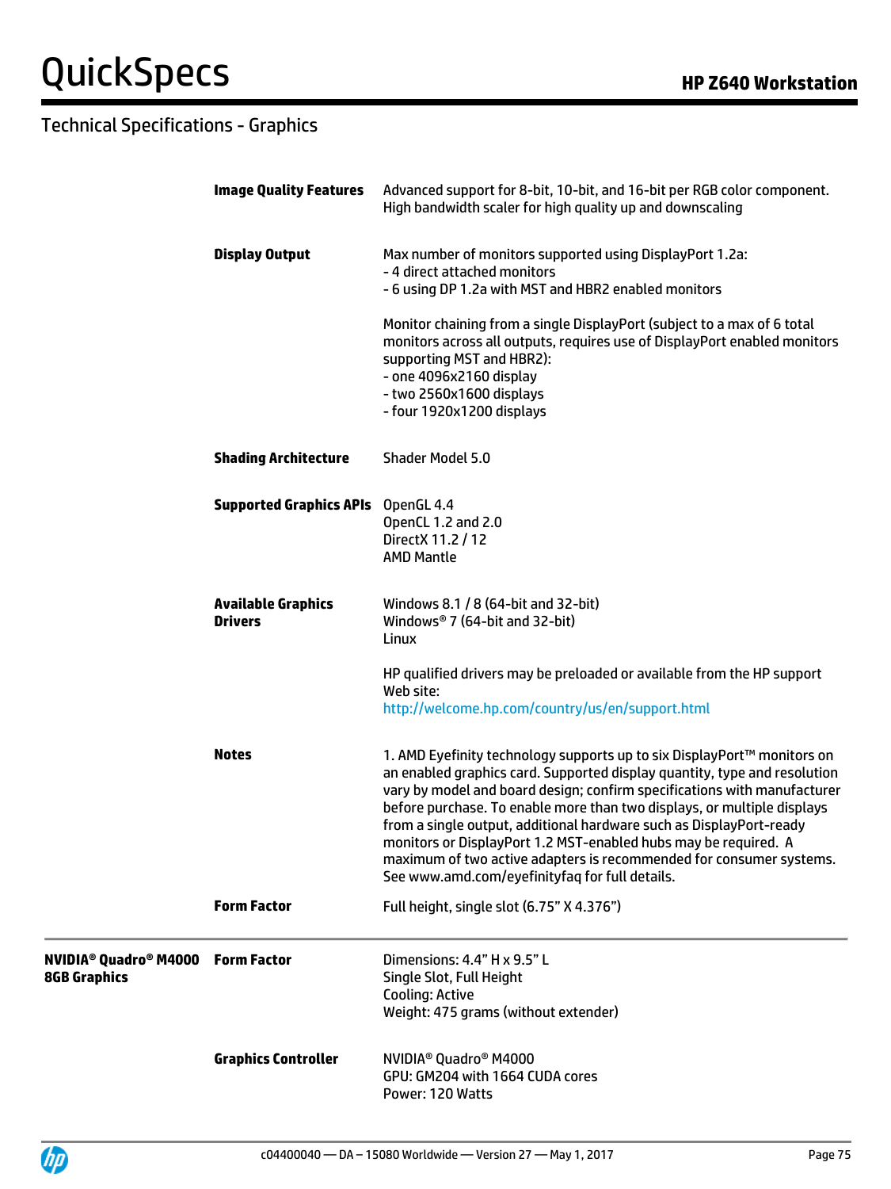## Technical Specifications - Graphics

| | | |
|---|---|---|
| | **Image Quality Features** | Advanced support for 8-bit, 10-bit, and 16-bit per RGB color component.<br>High bandwidth scaler for high quality up and downscaling |
| | **Display Output** | Max number of monitors supported using DisplayPort 1.2a:<br>- 4 direct attached monitors<br>- 6 using DP 1.2a with MST and HBR2 enabled monitors<br><br>Monitor chaining from a single DisplayPort (subject to a max of 6 total monitors across all outputs, requires use of DisplayPort enabled monitors supporting MST and HBR2):<br>- one 4096x2160 display<br>- two 2560x1600 displays<br>- four 1920x1200 displays |
| | **Shading Architecture** | Shader Model 5.0 |
| | **Supported Graphics APIs** | OpenGL 4.4<br>OpenCL 1.2 and 2.0<br>DirectX 11.2 / 12<br>AMD Mantle |
| | **Available Graphics Drivers** | Windows 8.1 / 8 (64-bit and 32-bit)<br>Windows® 7 (64-bit and 32-bit)<br>Linux<br><br>HP qualified drivers may be preloaded or available from the HP support Web site:<br>http://welcome.hp.com/country/us/en/support.html |
| | **Notes** | 1. AMD Eyefinity technology supports up to six DisplayPort™ monitors on an enabled graphics card. Supported display quantity, type and resolution vary by model and board design; confirm specifications with manufacturer before purchase. To enable more than two displays, or multiple displays from a single output, additional hardware such as DisplayPort-ready monitors or DisplayPort 1.2 MST-enabled hubs may be required. A maximum of two active adapters is recommended for consumer systems. See www.amd.com/eyefinityfaq for full details. |
| | **Form Factor** | Full height, single slot (6.75" X 4.376") |
| **NVIDIA® Quadro® M4000 8GB Graphics** | **Form Factor** | Dimensions: 4.4" H x 9.5" L<br>Single Slot, Full Height<br>Cooling: Active<br>Weight: 475 grams (without extender) |
| | **Graphics Controller** | NVIDIA® Quadro® M4000<br>GPU: GM204 with 1664 CUDA cores<br>Power: 120 Watts |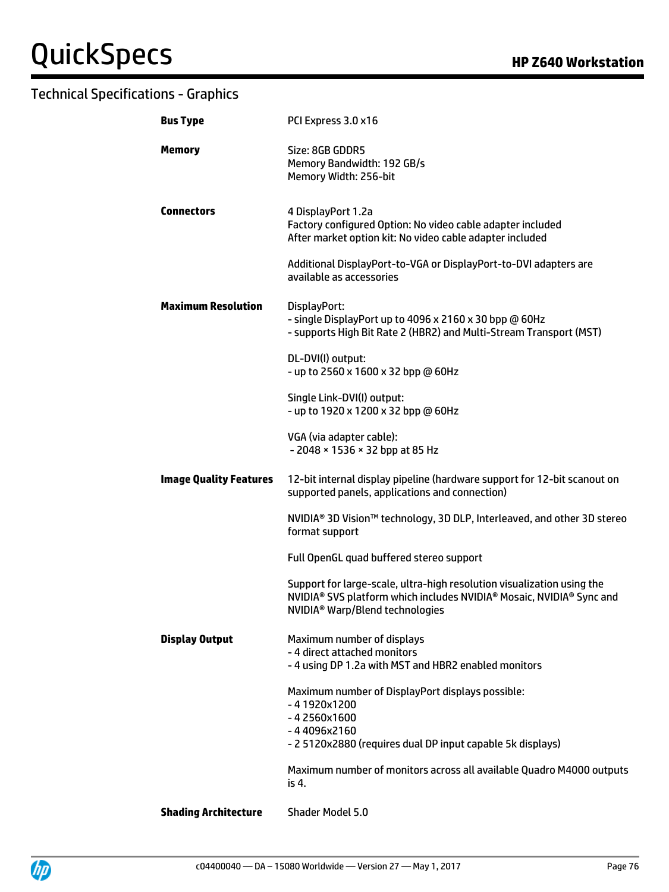## Technical Specifications - Graphics

| | |
|---|---|
| **Bus Type** | PCI Express 3.0 x16 |
| **Memory** | Size: 8GB GDDR5<br>Memory Bandwidth: 192 GB/s<br>Memory Width: 256-bit |
| **Connectors** | 4 DisplayPort 1.2a<br>Factory configured Option: No video cable adapter included<br>After market option kit: No video cable adapter included<br><br>Additional DisplayPort-to-VGA or DisplayPort-to-DVI adapters are available as accessories |
| **Maximum Resolution** | DisplayPort:<br>- single DisplayPort up to 4096 x 2160 x 30 bpp @ 60Hz<br>- supports High Bit Rate 2 (HBR2) and Multi-Stream Transport (MST)<br><br>DL-DVI(I) output:<br>- up to 2560 x 1600 x 32 bpp @ 60Hz<br><br>Single Link-DVI(I) output:<br>- up to 1920 x 1200 x 32 bpp @ 60Hz<br><br>VGA (via adapter cable):<br>- 2048 × 1536 × 32 bpp at 85 Hz |
| **Image Quality Features** | 12-bit internal display pipeline (hardware support for 12-bit scanout on supported panels, applications and connection)<br><br>NVIDIA® 3D Vision™ technology, 3D DLP, Interleaved, and other 3D stereo format support<br><br>Full OpenGL quad buffered stereo support<br><br>Support for large-scale, ultra-high resolution visualization using the NVIDIA® SVS platform which includes NVIDIA® Mosaic, NVIDIA® Sync and NVIDIA® Warp/Blend technologies |
| **Display Output** | Maximum number of displays<br>- 4 direct attached monitors<br>- 4 using DP 1.2a with MST and HBR2 enabled monitors<br><br>Maximum number of DisplayPort displays possible:<br>- 4 1920x1200<br>- 4 2560x1600<br>- 4 4096x2160<br>- 2 5120x2880 (requires dual DP input capable 5k displays)<br><br>Maximum number of monitors across all available Quadro M4000 outputs is 4. |
| **Shading Architecture** | Shader Model 5.0 |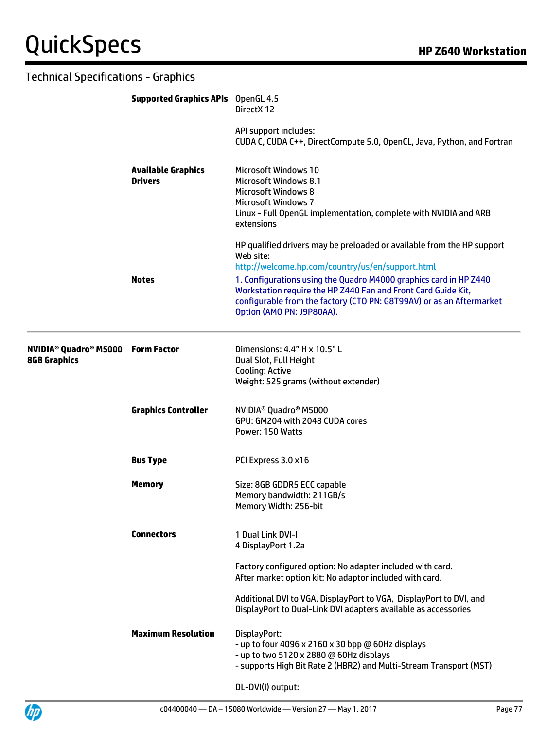## Technical Specifications - Graphics

| | | |
|---|---|---|
| | **Supported Graphics APIs** | OpenGL 4.5<br>DirectX 12<br><br>API support includes:<br>CUDA C, CUDA C++, DirectCompute 5.0, OpenCL, Java, Python, and Fortran |
| | **Available Graphics Drivers** | Microsoft Windows 10<br>Microsoft Windows 8.1<br>Microsoft Windows 8<br>Microsoft Windows 7<br>Linux - Full OpenGL implementation, complete with NVIDIA and ARB extensions<br><br>HP qualified drivers may be preloaded or available from the HP support Web site:<br>http://welcome.hp.com/country/us/en/support.html |
| | **Notes** | 1. Configurations using the Quadro M4000 graphics card in HP Z440 Workstation require the HP Z440 Fan and Front Card Guide Kit, configurable from the factory (CTO PN: G8T99AV) or as an Aftermarket Option (AMO PN: J9P80AA). |
| **NVIDIA® Quadro® M5000 8GB Graphics** | **Form Factor** | Dimensions: 4.4" H x 10.5" L<br>Dual Slot, Full Height<br>Cooling: Active<br>Weight: 525 grams (without extender) |
| | **Graphics Controller** | NVIDIA® Quadro® M5000<br>GPU: GM204 with 2048 CUDA cores<br>Power: 150 Watts |
| | **Bus Type** | PCI Express 3.0 x16 |
| | **Memory** | Size: 8GB GDDR5 ECC capable<br>Memory bandwidth: 211GB/s<br>Memory Width: 256-bit |
| | **Connectors** | 1 Dual Link DVI-I<br>4 DisplayPort 1.2a<br><br>Factory configured option: No adapter included with card.<br>After market option kit: No adaptor included with card.<br><br>Additional DVI to VGA, DisplayPort to VGA, DisplayPort to DVI, and DisplayPort to Dual-Link DVI adapters available as accessories |
| | **Maximum Resolution** | DisplayPort:<br>- up to four 4096 x 2160 x 30 bpp @ 60Hz displays<br>- up to two 5120 x 2880 @ 60Hz displays<br>- supports High Bit Rate 2 (HBR2) and Multi-Stream Transport (MST)<br><br>DL-DVI(I) output: |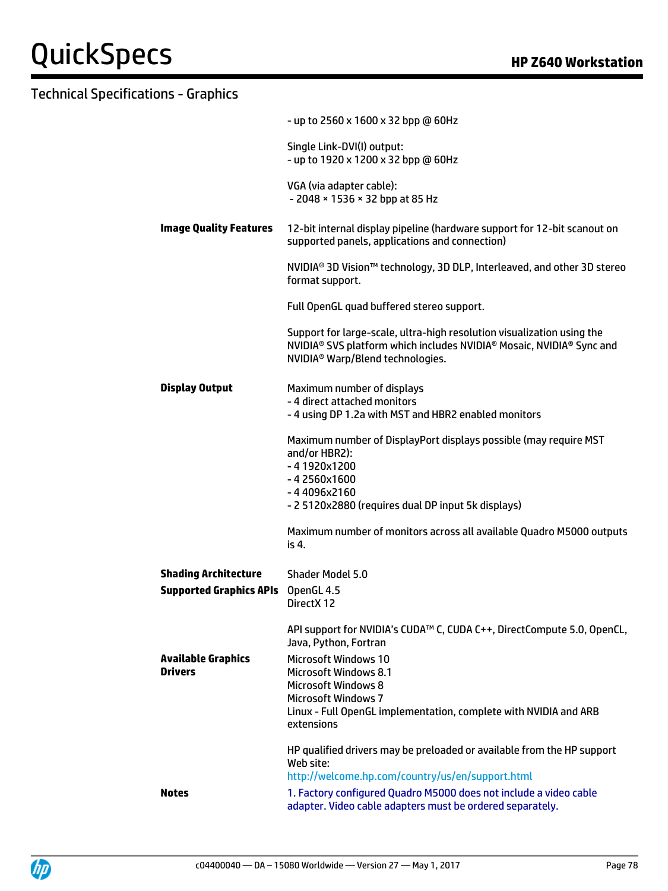## Technical Specifications - Graphics

| | |
|---|---|
| | - up to 2560 x 1600 x 32 bpp @ 60Hz<br><br>Single Link-DVI(I) output:<br>- up to 1920 x 1200 x 32 bpp @ 60Hz<br><br>VGA (via adapter cable):<br>- 2048 × 1536 × 32 bpp at 85 Hz |
| **Image Quality Features** | 12-bit internal display pipeline (hardware support for 12-bit scanout on supported panels, applications and connection)<br><br>NVIDIA® 3D Vision™ technology, 3D DLP, Interleaved, and other 3D stereo format support.<br><br>Full OpenGL quad buffered stereo support.<br><br>Support for large-scale, ultra-high resolution visualization using the NVIDIA® SVS platform which includes NVIDIA® Mosaic, NVIDIA® Sync and NVIDIA® Warp/Blend technologies. |
| **Display Output** | Maximum number of displays<br>- 4 direct attached monitors<br>- 4 using DP 1.2a with MST and HBR2 enabled monitors<br><br>Maximum number of DisplayPort displays possible (may require MST and/or HBR2):<br>- 4 1920x1200<br>- 4 2560x1600<br>- 4 4096x2160<br>- 2 5120x2880 (requires dual DP input 5k displays)<br><br>Maximum number of monitors across all available Quadro M5000 outputs is 4. |
| **Shading Architecture** | Shader Model 5.0 |
| **Supported Graphics APIs** | OpenGL 4.5<br>DirectX 12<br><br>API support for NVIDIA's CUDA™ C, CUDA C++, DirectCompute 5.0, OpenCL, Java, Python, Fortran |
| **Available Graphics Drivers** | Microsoft Windows 10<br>Microsoft Windows 8.1<br>Microsoft Windows 8<br>Microsoft Windows 7<br>Linux - Full OpenGL implementation, complete with NVIDIA and ARB extensions<br><br>HP qualified drivers may be preloaded or available from the HP support Web site:<br>http://welcome.hp.com/country/us/en/support.html |
| **Notes** | 1. Factory configured Quadro M5000 does not include a video cable adapter. Video cable adapters must be ordered separately. |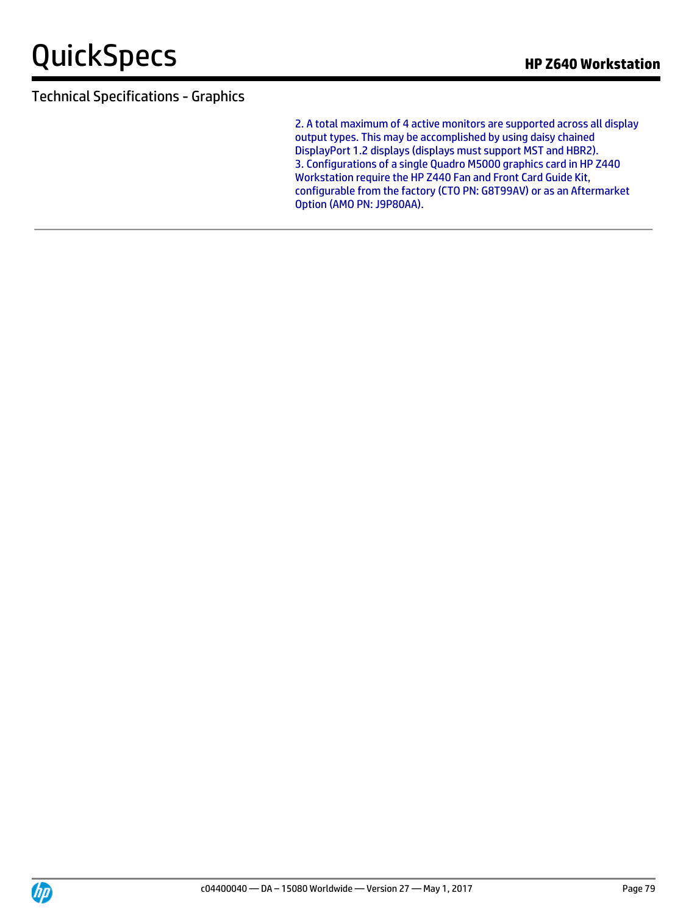## Technical Specifications - Graphics

2. A total maximum of 4 active monitors are supported across all display output types. This may be accomplished by using daisy chained DisplayPort 1.2 displays (displays must support MST and HBR2).
3. Configurations of a single Quadro M5000 graphics card in HP Z440 Workstation require the HP Z440 Fan and Front Card Guide Kit, configurable from the factory (CTO PN: G8T99AV) or as an Aftermarket Option (AMO PN: J9P80AA).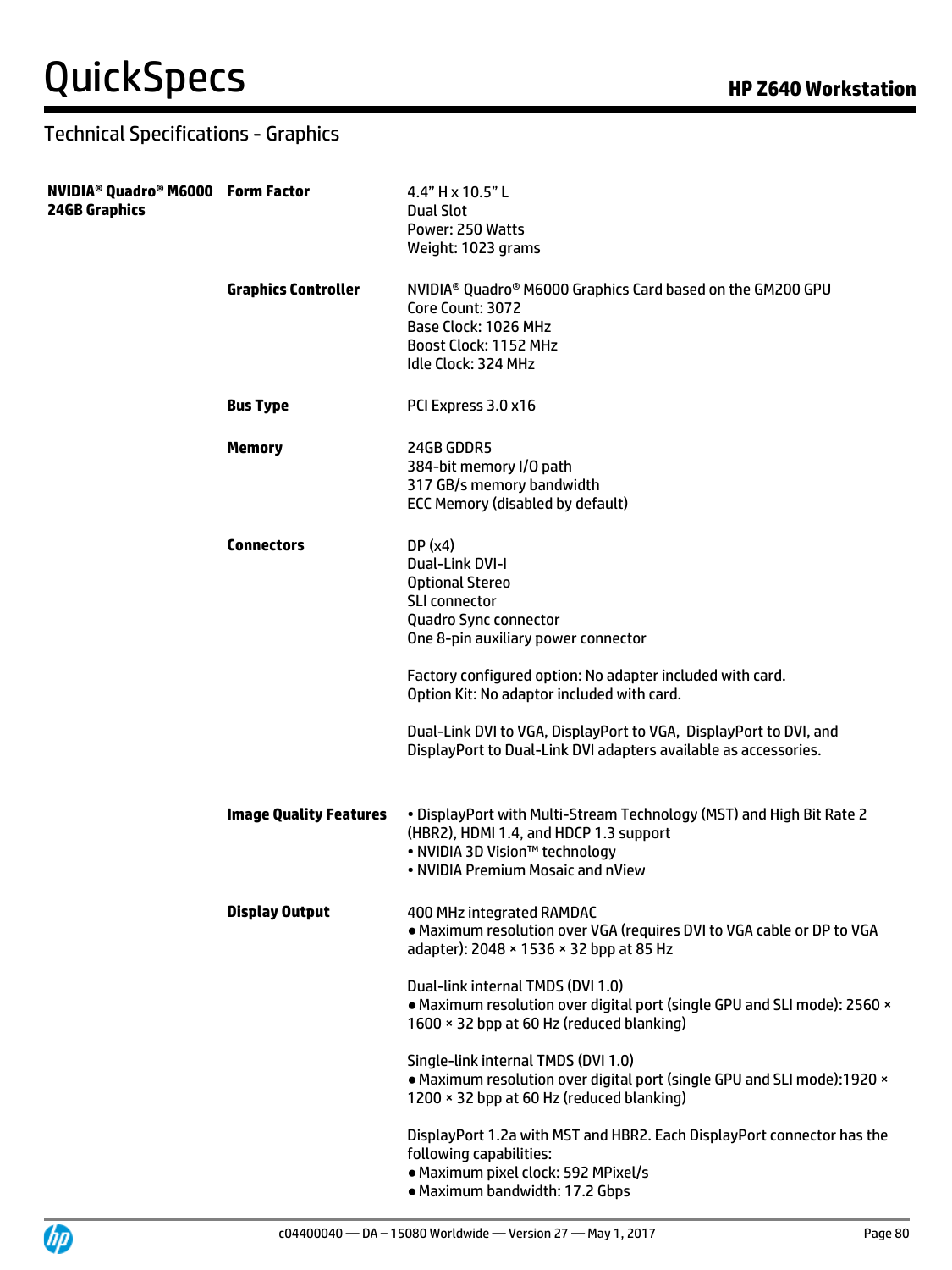## Technical Specifications - Graphics

| | | |
|---|---|---|
| **NVIDIA® Quadro® M6000 24GB Graphics** | **Form Factor** | 4.4" H x 10.5" L<br>Dual Slot<br>Power: 250 Watts<br>Weight: 1023 grams |
| | **Graphics Controller** | NVIDIA® Quadro® M6000 Graphics Card based on the GM200 GPU<br>Core Count: 3072<br>Base Clock: 1026 MHz<br>Boost Clock: 1152 MHz<br>Idle Clock: 324 MHz |
| | **Bus Type** | PCI Express 3.0 x16 |
| | **Memory** | 24GB GDDR5<br>384-bit memory I/O path<br>317 GB/s memory bandwidth<br>ECC Memory (disabled by default) |
| | **Connectors** | DP (x4)<br>Dual-Link DVI-I<br>Optional Stereo<br>SLI connector<br>Quadro Sync connector<br>One 8-pin auxiliary power connector<br><br>Factory configured option: No adapter included with card.<br>Option Kit: No adaptor included with card.<br><br>Dual-Link DVI to VGA, DisplayPort to VGA, DisplayPort to DVI, and DisplayPort to Dual-Link DVI adapters available as accessories. |
| | **Image Quality Features** | • DisplayPort with Multi-Stream Technology (MST) and High Bit Rate 2 (HBR2), HDMI 1.4, and HDCP 1.3 support<br>• NVIDIA 3D Vision™ technology<br>• NVIDIA Premium Mosaic and nView |
| | **Display Output** | 400 MHz integrated RAMDAC<br>● Maximum resolution over VGA (requires DVI to VGA cable or DP to VGA adapter): 2048 × 1536 × 32 bpp at 85 Hz<br><br>Dual-link internal TMDS (DVI 1.0)<br>● Maximum resolution over digital port (single GPU and SLI mode): 2560 × 1600 × 32 bpp at 60 Hz (reduced blanking)<br><br>Single-link internal TMDS (DVI 1.0)<br>● Maximum resolution over digital port (single GPU and SLI mode):1920 × 1200 × 32 bpp at 60 Hz (reduced blanking)<br><br>DisplayPort 1.2a with MST and HBR2. Each DisplayPort connector has the following capabilities:<br>● Maximum pixel clock: 592 MPixel/s<br>● Maximum bandwidth: 17.2 Gbps |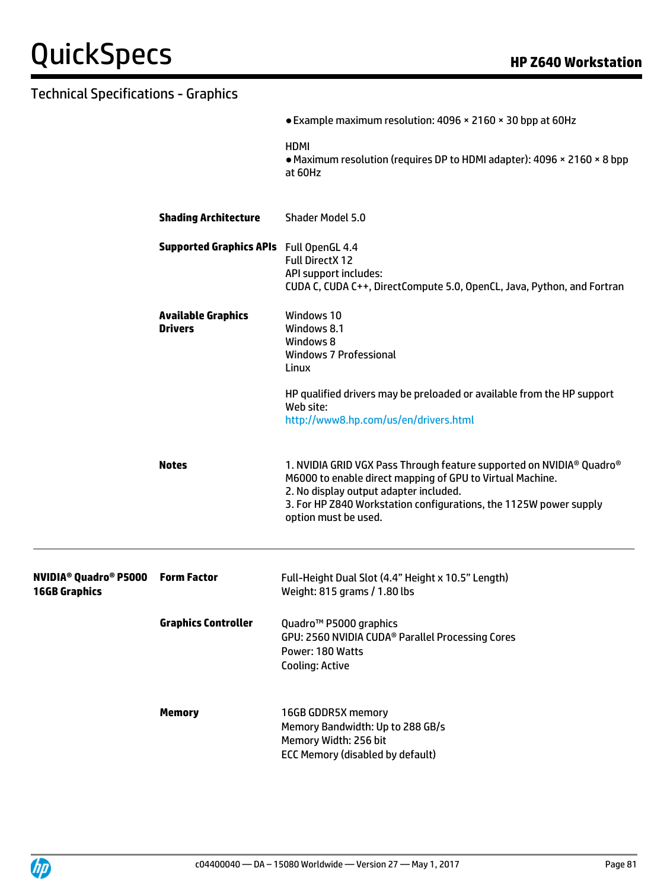## Technical Specifications - Graphics

| | | |
|---|---|---|
| | | ● Example maximum resolution: 4096 × 2160 × 30 bpp at 60Hz<br><br>HDMI<br>● Maximum resolution (requires DP to HDMI adapter): 4096 × 2160 × 8 bpp at 60Hz |
| | **Shading Architecture** | Shader Model 5.0 |
| | **Supported Graphics APIs** | Full OpenGL 4.4<br>Full DirectX 12<br>API support includes:<br>CUDA C, CUDA C++, DirectCompute 5.0, OpenCL, Java, Python, and Fortran |
| | **Available Graphics Drivers** | Windows 10<br>Windows 8.1<br>Windows 8<br>Windows 7 Professional<br>Linux<br><br>HP qualified drivers may be preloaded or available from the HP support Web site:<br>http://www8.hp.com/us/en/drivers.html |
| | **Notes** | 1. NVIDIA GRID VGX Pass Through feature supported on NVIDIA® Quadro® M6000 to enable direct mapping of GPU to Virtual Machine.<br>2. No display output adapter included.<br>3. For HP Z840 Workstation configurations, the 1125W power supply option must be used. |

| | | |
|---|---|---|
| **NVIDIA® Quadro® P5000 16GB Graphics** | **Form Factor** | Full-Height Dual Slot (4.4" Height x 10.5" Length)<br>Weight: 815 grams / 1.80 lbs |
| | **Graphics Controller** | Quadro™ P5000 graphics<br>GPU: 2560 NVIDIA CUDA® Parallel Processing Cores<br>Power: 180 Watts<br>Cooling: Active |
| | **Memory** | 16GB GDDR5X memory<br>Memory Bandwidth: Up to 288 GB/s<br>Memory Width: 256 bit<br>ECC Memory (disabled by default) |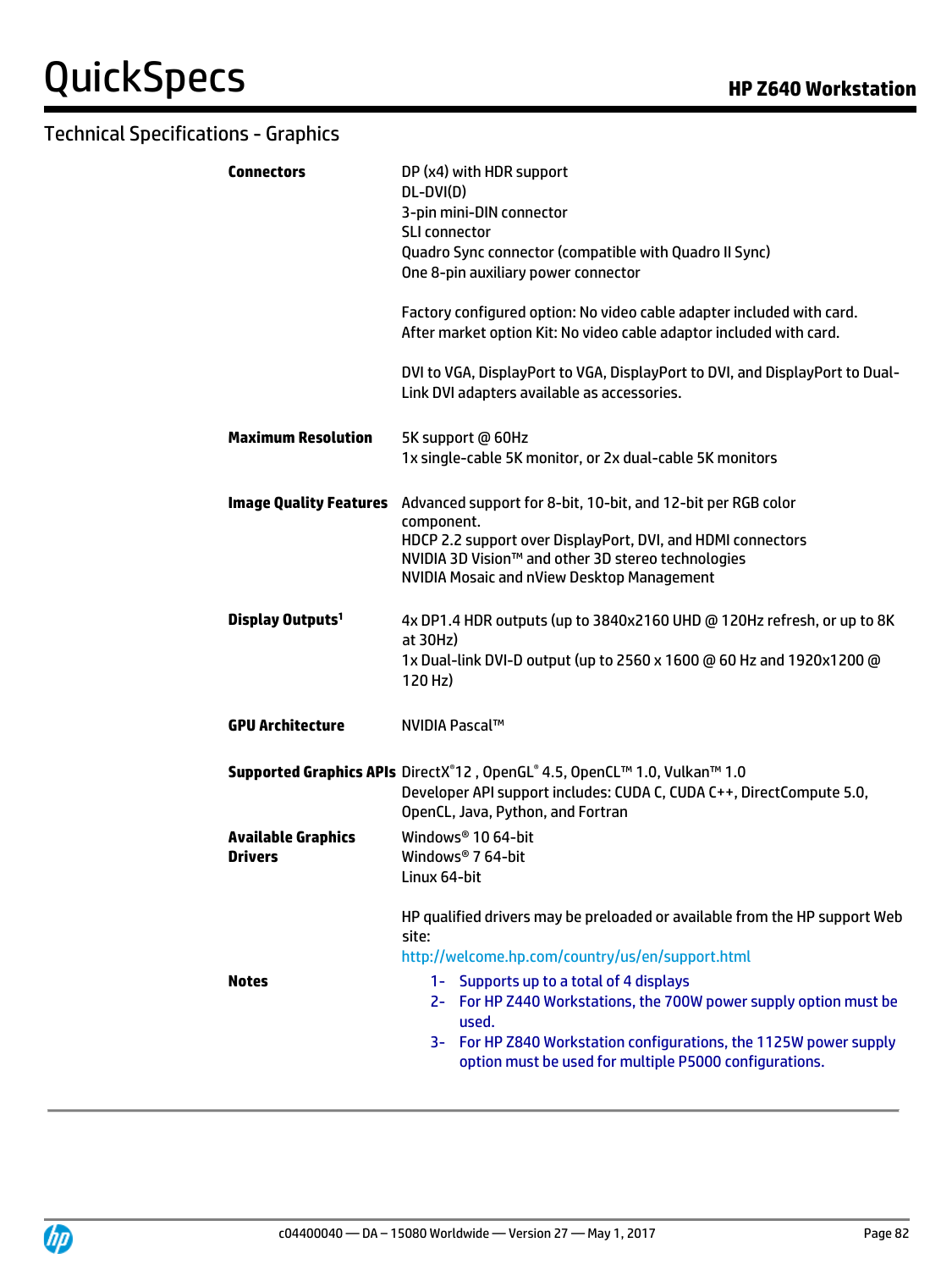## Technical Specifications - Graphics

| | |
|---|---|
| **Connectors** | DP (x4) with HDR support<br>DL-DVI(D)<br>3-pin mini-DIN connector<br>SLI connector<br>Quadro Sync connector (compatible with Quadro II Sync)<br>One 8-pin auxiliary power connector<br><br>Factory configured option: No video cable adapter included with card.<br>After market option Kit: No video cable adaptor included with card.<br><br>DVI to VGA, DisplayPort to VGA, DisplayPort to DVI, and DisplayPort to Dual-Link DVI adapters available as accessories. |
| **Maximum Resolution** | 5K support @ 60Hz<br>1x single-cable 5K monitor, or 2x dual-cable 5K monitors |
| **Image Quality Features** | Advanced support for 8-bit, 10-bit, and 12-bit per RGB color component.<br>HDCP 2.2 support over DisplayPort, DVI, and HDMI connectors<br>NVIDIA 3D Vision™ and other 3D stereo technologies<br>NVIDIA Mosaic and nView Desktop Management |
| **Display Outputs**[1] | 4x DP1.4 HDR outputs (up to 3840x2160 UHD @ 120Hz refresh, or up to 8K at 30Hz)<br>1x Dual-link DVI-D output (up to 2560 x 1600 @ 60 Hz and 1920x1200 @ 120 Hz) |
| **GPU Architecture** | NVIDIA Pascal™ |
| **Supported Graphics APIs** | DirectX® 12 , OpenGL® 4.5, OpenCL™ 1.0, Vulkan™ 1.0<br>Developer API support includes: CUDA C, CUDA C++, DirectCompute 5.0, OpenCL, Java, Python, and Fortran |
| **Available Graphics Drivers** | Windows® 10 64-bit<br>Windows® 7 64-bit<br>Linux 64-bit<br><br>HP qualified drivers may be preloaded or available from the HP support Web site:<br>http://welcome.hp.com/country/us/en/support.html |
| **Notes** | 1- Supports up to a total of 4 displays<br>2- For HP Z440 Workstations, the 700W power supply option must be used.<br>3- For HP Z840 Workstation configurations, the 1125W power supply option must be used for multiple P5000 configurations. |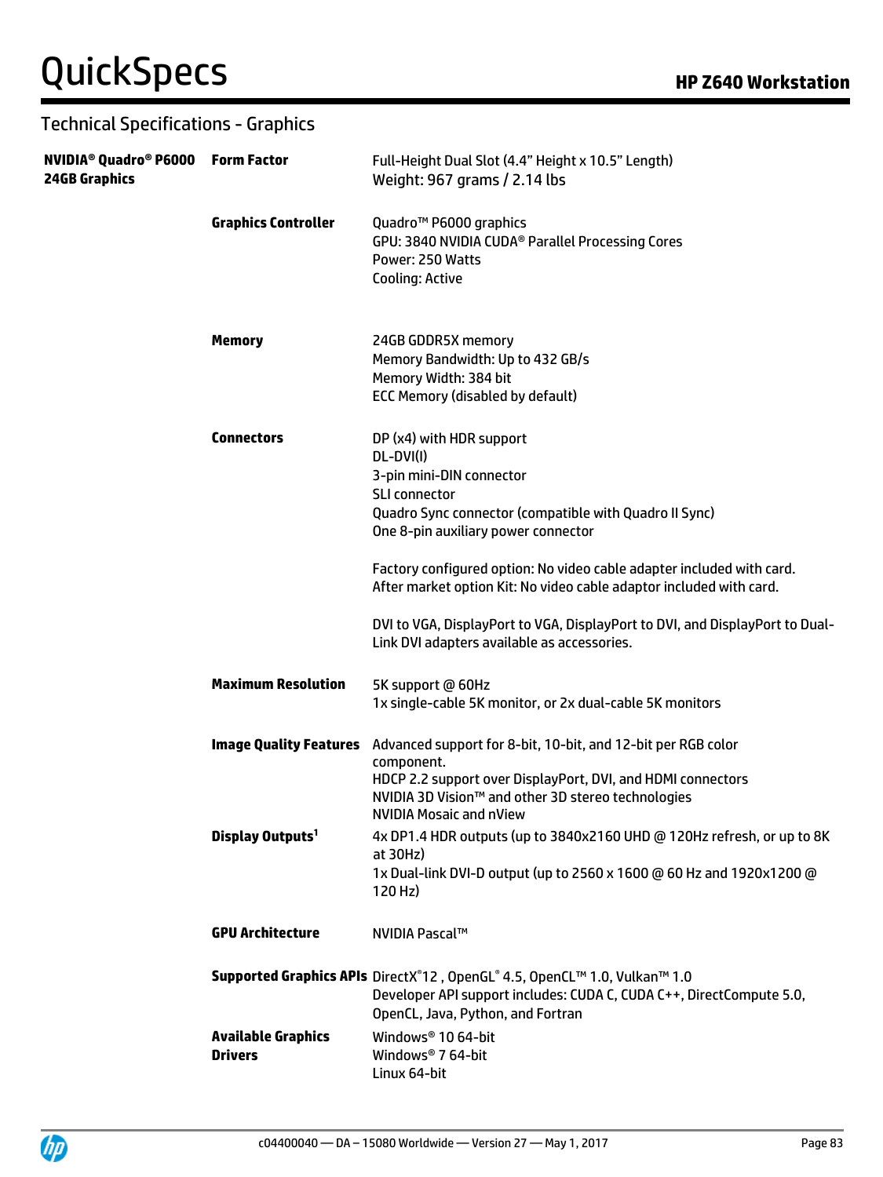## Technical Specifications - Graphics

| | | |
|---|---|---|
| **NVIDIA® Quadro® P6000 24GB Graphics** | **Form Factor** | Full-Height Dual Slot (4.4" Height x 10.5" Length)<br>Weight: 967 grams / 2.14 lbs |
| | **Graphics Controller** | Quadro™ P6000 graphics<br>GPU: 3840 NVIDIA CUDA® Parallel Processing Cores<br>Power: 250 Watts<br>Cooling: Active |
| | **Memory** | 24GB GDDR5X memory<br>Memory Bandwidth: Up to 432 GB/s<br>Memory Width: 384 bit<br>ECC Memory (disabled by default) |
| | **Connectors** | DP (x4) with HDR support<br>DL-DVI(I)<br>3-pin mini-DIN connector<br>SLI connector<br>Quadro Sync connector (compatible with Quadro II Sync)<br>One 8-pin auxiliary power connector<br><br>Factory configured option: No video cable adapter included with card.<br>After market option Kit: No video cable adaptor included with card.<br><br>DVI to VGA, DisplayPort to VGA, DisplayPort to DVI, and DisplayPort to Dual-Link DVI adapters available as accessories. |
| | **Maximum Resolution** | 5K support @ 60Hz<br>1x single-cable 5K monitor, or 2x dual-cable 5K monitors |
| | **Image Quality Features** | Advanced support for 8-bit, 10-bit, and 12-bit per RGB color component.<br>HDCP 2.2 support over DisplayPort, DVI, and HDMI connectors<br>NVIDIA 3D Vision™ and other 3D stereo technologies<br>NVIDIA Mosaic and nView |
| | **Display Outputs[1]** | 4x DP1.4 HDR outputs (up to 3840x2160 UHD @ 120Hz refresh, or up to 8K at 30Hz)<br>1x Dual-link DVI-D output (up to 2560 x 1600 @ 60 Hz and 1920x1200 @ 120 Hz) |
| | **GPU Architecture** | NVIDIA Pascal™ |
| | **Supported Graphics APIs** | DirectX®12 , OpenGL® 4.5, OpenCL™ 1.0, Vulkan™ 1.0<br>Developer API support includes: CUDA C, CUDA C++, DirectCompute 5.0, OpenCL, Java, Python, and Fortran |
| | **Available Graphics Drivers** | Windows® 10 64-bit<br>Windows® 7 64-bit<br>Linux 64-bit |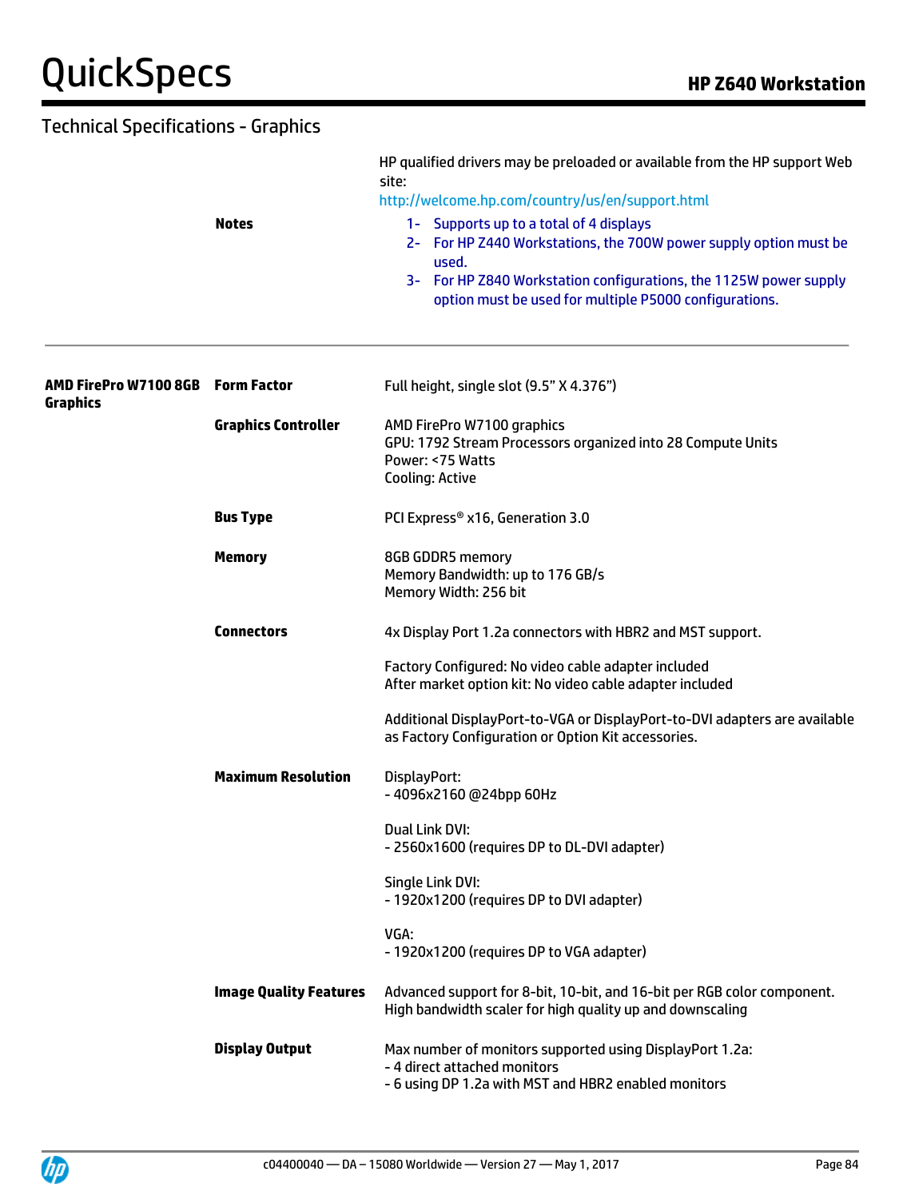## Technical Specifications - Graphics

| | | |
|---|---|---|
| | **Notes** | HP qualified drivers may be preloaded or available from the HP support Web site: http://welcome.hp.com/country/us/en/support.html<br>1- Supports up to a total of 4 displays<br>2- For HP Z440 Workstations, the 700W power supply option must be used.<br>3- For HP Z840 Workstation configurations, the 1125W power supply option must be used for multiple P5000 configurations. |

| | | |
|---|---|---|
| **AMD FirePro W7100 8GB Graphics** | **Form Factor** | Full height, single slot (9.5" X 4.376") |
| | **Graphics Controller** | AMD FirePro W7100 graphics<br>GPU: 1792 Stream Processors organized into 28 Compute Units<br>Power: <75 Watts<br>Cooling: Active |
| | **Bus Type** | PCI Express® x16, Generation 3.0 |
| | **Memory** | 8GB GDDR5 memory<br>Memory Bandwidth: up to 176 GB/s<br>Memory Width: 256 bit |
| | **Connectors** | 4x Display Port 1.2a connectors with HBR2 and MST support.<br><br>Factory Configured: No video cable adapter included<br>After market option kit: No video cable adapter included<br><br>Additional DisplayPort-to-VGA or DisplayPort-to-DVI adapters are available as Factory Configuration or Option Kit accessories. |
| | **Maximum Resolution** | DisplayPort:<br>- 4096x2160 @24bpp 60Hz<br><br>Dual Link DVI:<br>- 2560x1600 (requires DP to DL-DVI adapter)<br><br>Single Link DVI:<br>- 1920x1200 (requires DP to DVI adapter)<br><br>VGA:<br>- 1920x1200 (requires DP to VGA adapter) |
| | **Image Quality Features** | Advanced support for 8-bit, 10-bit, and 16-bit per RGB color component.<br>High bandwidth scaler for high quality up and downscaling |
| | **Display Output** | Max number of monitors supported using DisplayPort 1.2a:<br>- 4 direct attached monitors<br>- 6 using DP 1.2a with MST and HBR2 enabled monitors |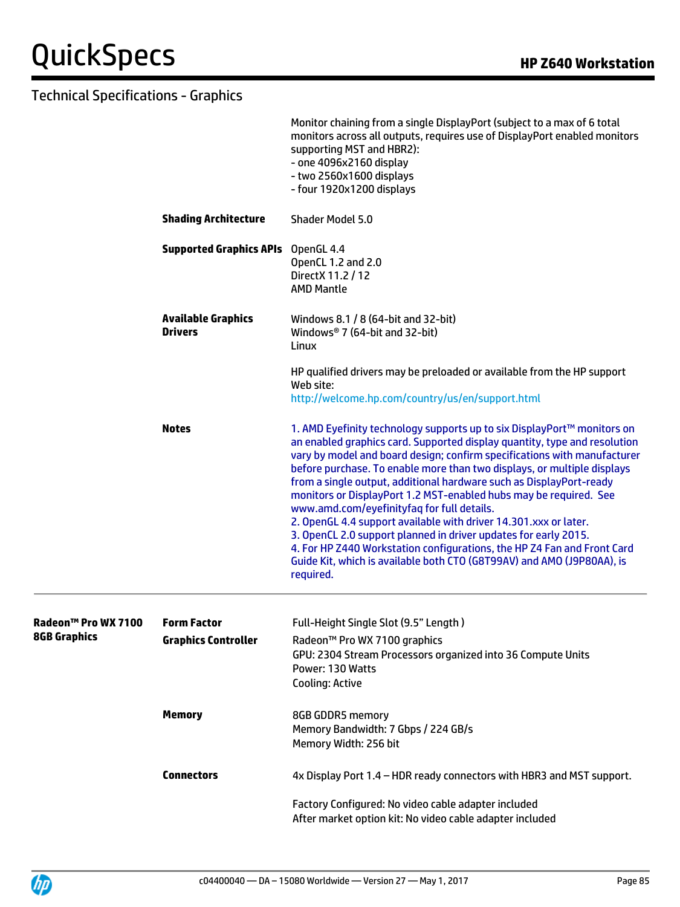## Technical Specifications - Graphics

| | | |
|---|---|---|
| | | Monitor chaining from a single DisplayPort (subject to a max of 6 total monitors across all outputs, requires use of DisplayPort enabled monitors supporting MST and HBR2):<br>- one 4096x2160 display<br>- two 2560x1600 displays<br>- four 1920x1200 displays |
| | **Shading Architecture** | Shader Model 5.0 |
| | **Supported Graphics APIs** | OpenGL 4.4<br>OpenCL 1.2 and 2.0<br>DirectX 11.2 / 12<br>AMD Mantle |
| | **Available Graphics Drivers** | Windows 8.1 / 8 (64-bit and 32-bit)<br>Windows® 7 (64-bit and 32-bit)<br>Linux<br><br>HP qualified drivers may be preloaded or available from the HP support Web site:<br>http://welcome.hp.com/country/us/en/support.html |
| | **Notes** | 1. AMD Eyefinity technology supports up to six DisplayPort™ monitors on an enabled graphics card. Supported display quantity, type and resolution vary by model and board design; confirm specifications with manufacturer before purchase. To enable more than two displays, or multiple displays from a single output, additional hardware such as DisplayPort-ready monitors or DisplayPort 1.2 MST-enabled hubs may be required. See www.amd.com/eyefinityfaq for full details.<br>2. OpenGL 4.4 support available with driver 14.301.xxx or later.<br>3. OpenCL 2.0 support planned in driver updates for early 2015.<br>4. For HP Z440 Workstation configurations, the HP Z4 Fan and Front Card Guide Kit, which is available both CTO (G8T99AV) and AMO (J9P80AA), is required. |

| | | |
|---|---|---|
| **Radeon™ Pro WX 7100 8GB Graphics** | **Form Factor** | Full-Height Single Slot (9.5" Length ) |
| | **Graphics Controller** | Radeon™ Pro WX 7100 graphics<br>GPU: 2304 Stream Processors organized into 36 Compute Units<br>Power: 130 Watts<br>Cooling: Active |
| | **Memory** | 8GB GDDR5 memory<br>Memory Bandwidth: 7 Gbps / 224 GB/s<br>Memory Width: 256 bit |
| | **Connectors** | 4x Display Port 1.4 – HDR ready connectors with HBR3 and MST support.<br><br>Factory Configured: No video cable adapter included<br>After market option kit: No video cable adapter included |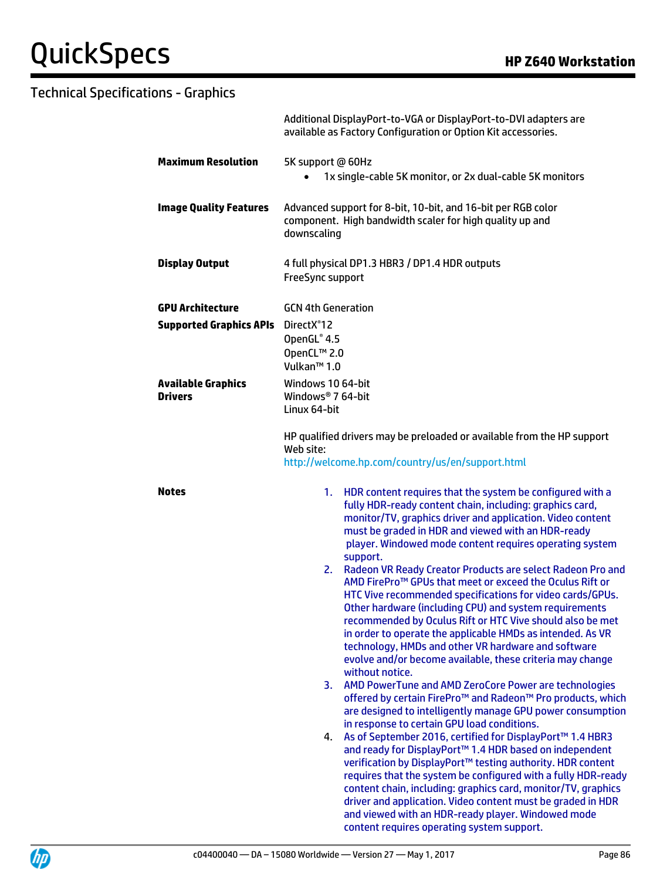## Technical Specifications - Graphics

| | |
|---|---|
| | Additional DisplayPort-to-VGA or DisplayPort-to-DVI adapters are available as Factory Configuration or Option Kit accessories. |
| **Maximum Resolution** | 5K support @ 60Hz<br>• 1x single-cable 5K monitor, or 2x dual-cable 5K monitors |
| **Image Quality Features** | Advanced support for 8-bit, 10-bit, and 16-bit per RGB color component. High bandwidth scaler for high quality up and downscaling |
| **Display Output** | 4 full physical DP1.3 HBR3 / DP1.4 HDR outputs<br>FreeSync support |
| **GPU Architecture** | GCN 4th Generation |
| **Supported Graphics APIs** | DirectX®12<br>OpenGL® 4.5<br>OpenCL™ 2.0<br>Vulkan™ 1.0 |
| **Available Graphics Drivers** | Windows 10 64-bit<br>Windows® 7 64-bit<br>Linux 64-bit<br><br>HP qualified drivers may be preloaded or available from the HP support Web site:<br>http://welcome.hp.com/country/us/en/support.html |

**Notes**

1. HDR content requires that the system be configured with a fully HDR-ready content chain, including: graphics card, monitor/TV, graphics driver and application. Video content must be graded in HDR and viewed with an HDR-ready player. Windowed mode content requires operating system support.
2. Radeon VR Ready Creator Products are select Radeon Pro and AMD FirePro™ GPUs that meet or exceed the Oculus Rift or HTC Vive recommended specifications for video cards/GPUs. Other hardware (including CPU) and system requirements recommended by Oculus Rift or HTC Vive should also be met in order to operate the applicable HMDs as intended. As VR technology, HMDs and other VR hardware and software evolve and/or become available, these criteria may change without notice.
3. AMD PowerTune and AMD ZeroCore Power are technologies offered by certain FirePro™ and Radeon™ Pro products, which are designed to intelligently manage GPU power consumption in response to certain GPU load conditions.
4. As of September 2016, certified for DisplayPort™ 1.4 HBR3 and ready for DisplayPort™ 1.4 HDR based on independent verification by DisplayPort™ testing authority. HDR content requires that the system be configured with a fully HDR-ready content chain, including: graphics card, monitor/TV, graphics driver and application. Video content must be graded in HDR and viewed with an HDR-ready player. Windowed mode content requires operating system support.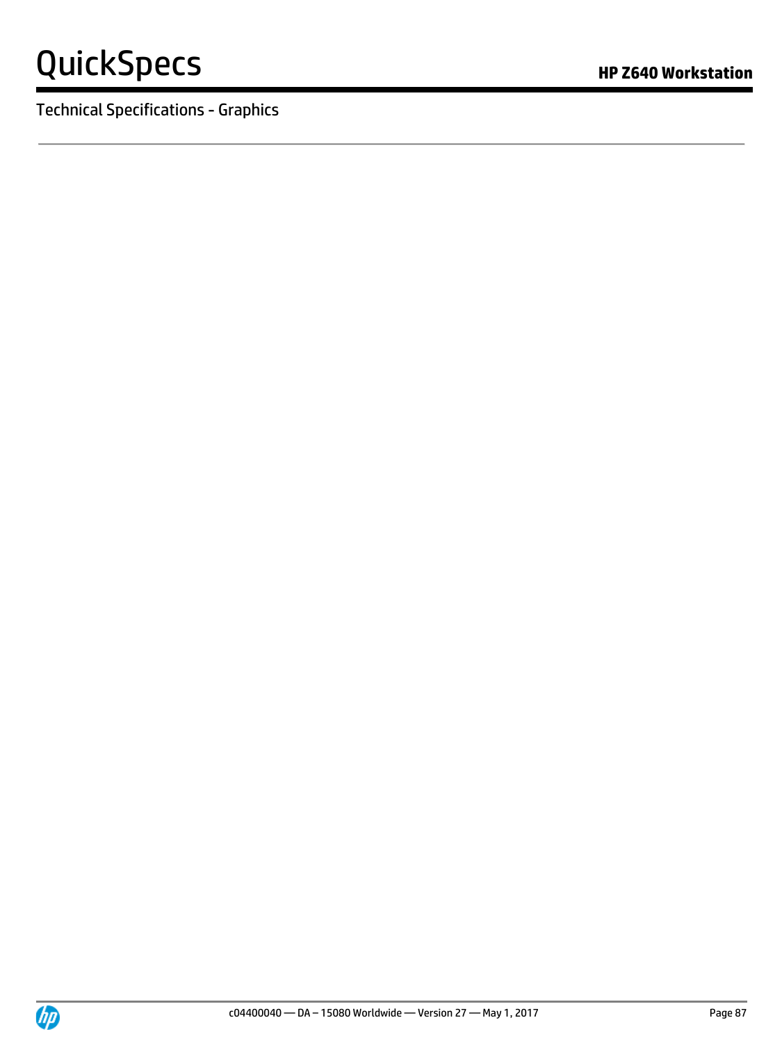## Technical Specifications - Graphics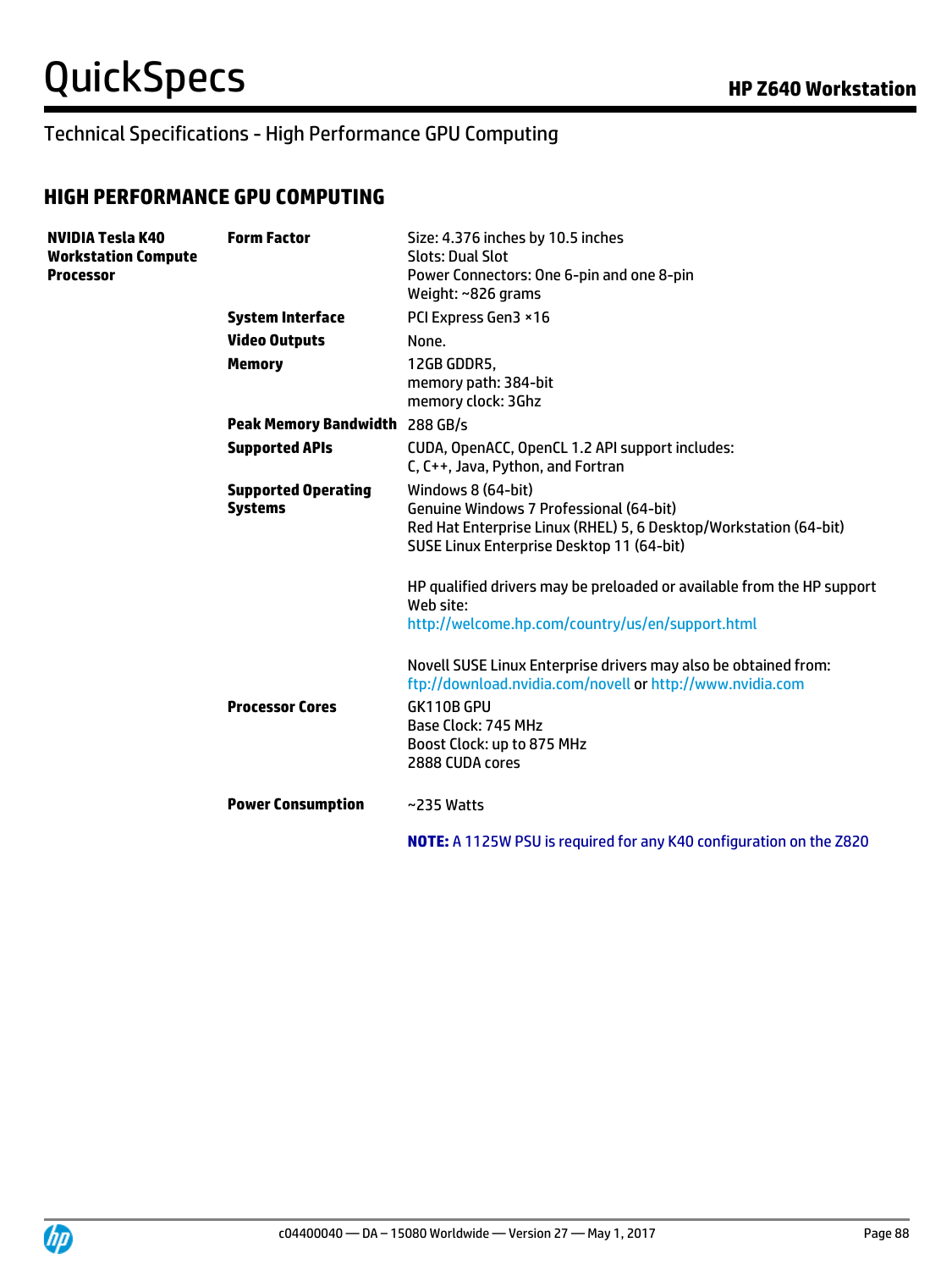## Technical Specifications - High Performance GPU Computing

### HIGH PERFORMANCE GPU COMPUTING

| | | |
|---|---|---|
| **NVIDIA Tesla K40 Workstation Compute Processor** | **Form Factor** | Size: 4.376 inches by 10.5 inches<br>Slots: Dual Slot<br>Power Connectors: One 6-pin and one 8-pin<br>Weight: ~826 grams |
| | **System Interface** | PCI Express Gen3 ×16 |
| | **Video Outputs** | None. |
| | **Memory** | 12GB GDDR5,<br>memory path: 384-bit<br>memory clock: 3Ghz |
| | **Peak Memory Bandwidth** | 288 GB/s |
| | **Supported APIs** | CUDA, OpenACC, OpenCL 1.2 API support includes:<br>C, C++, Java, Python, and Fortran |
| | **Supported Operating Systems** | Windows 8 (64-bit)<br>Genuine Windows 7 Professional (64-bit)<br>Red Hat Enterprise Linux (RHEL) 5, 6 Desktop/Workstation (64-bit)<br>SUSE Linux Enterprise Desktop 11 (64-bit)<br><br>HP qualified drivers may be preloaded or available from the HP support Web site:<br>http://welcome.hp.com/country/us/en/support.html<br><br>Novell SUSE Linux Enterprise drivers may also be obtained from:<br>ftp://download.nvidia.com/novell or http://www.nvidia.com |
| | **Processor Cores** | GK110B GPU<br>Base Clock: 745 MHz<br>Boost Clock: up to 875 MHz<br>2888 CUDA cores |
| | **Power Consumption** | ~235 Watts<br><br>**NOTE:** A 1125W PSU is required for any K40 configuration on the Z820 |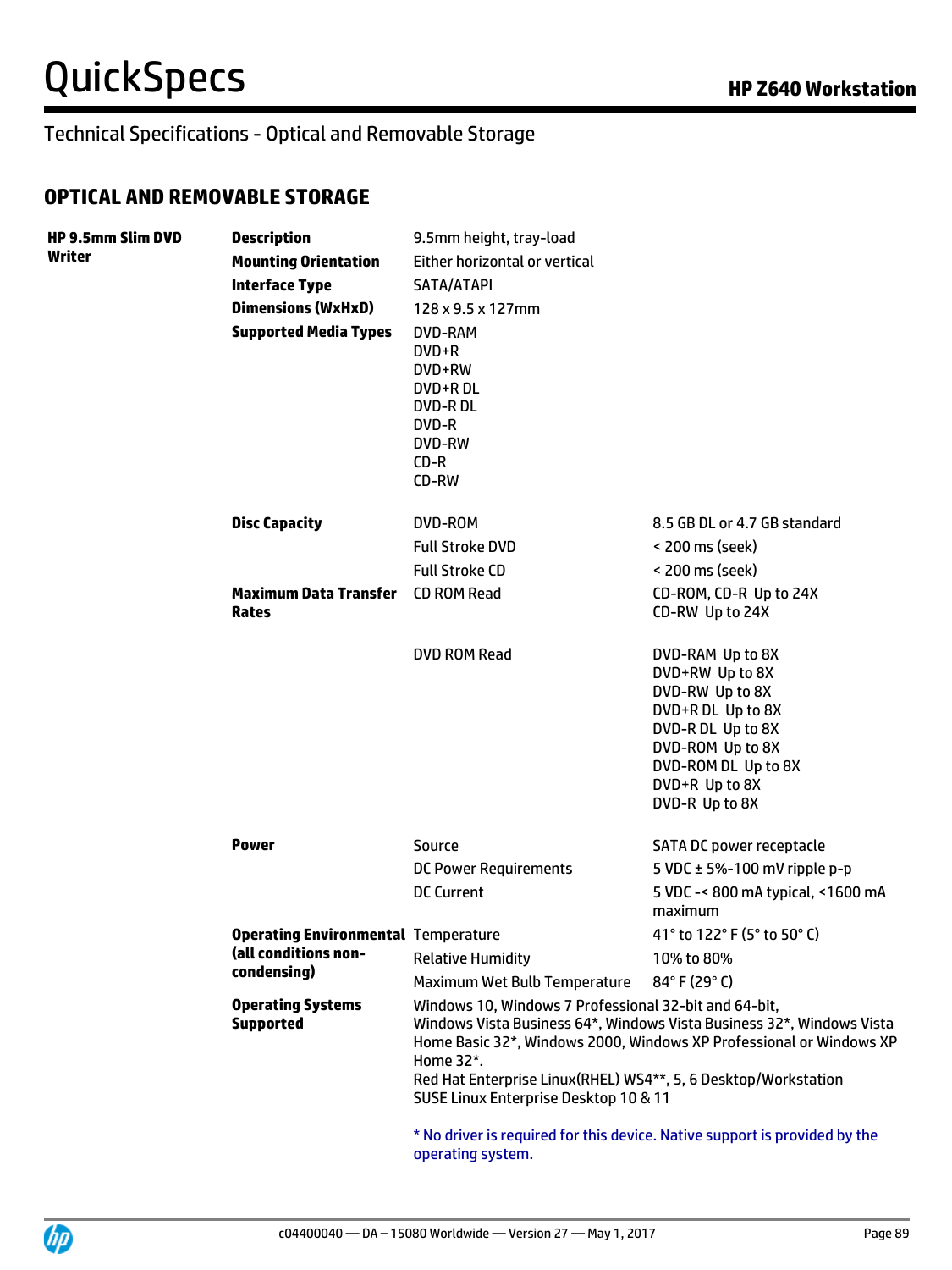Technical Specifications - Optical and Removable Storage

## OPTICAL AND REMOVABLE STORAGE

| | | | |
|---|---|---|---|
| **HP 9.5mm Slim DVD Writer** | **Description** | 9.5mm height, tray-load | |
| | **Mounting Orientation** | Either horizontal or vertical | |
| | **Interface Type** | SATA/ATAPI | |
| | **Dimensions (WxHxD)** | 128 x 9.5 x 127mm | |
| | **Supported Media Types** | DVD-RAM<br>DVD+R<br>DVD+RW<br>DVD+R DL<br>DVD-R DL<br>DVD-R<br>DVD-RW<br>CD-R<br>CD-RW | |
| | **Disc Capacity** | DVD-ROM | 8.5 GB DL or 4.7 GB standard |
| | | Full Stroke DVD | < 200 ms (seek) |
| | | Full Stroke CD | < 200 ms (seek) |
| | **Maximum Data Transfer Rates** | CD ROM Read | CD-ROM, CD-R Up to 24X<br>CD-RW Up to 24X |
| | | DVD ROM Read | DVD-RAM Up to 8X<br>DVD+RW Up to 8X<br>DVD-RW Up to 8X<br>DVD+R DL Up to 8X<br>DVD-R DL Up to 8X<br>DVD-ROM Up to 8X<br>DVD-ROM DL Up to 8X<br>DVD+R Up to 8X<br>DVD-R Up to 8X |
| | **Power** | Source | SATA DC power receptacle |
| | | DC Power Requirements | 5 VDC ± 5%-100 mV ripple p-p |
| | | DC Current | 5 VDC -< 800 mA typical, <1600 mA maximum |
| | **Operating Environmental (all conditions non-condensing)** | Temperature | 41° to 122° F (5° to 50° C) |
| | | Relative Humidity | 10% to 80% |
| | | Maximum Wet Bulb Temperature | 84° F (29° C) |
| | **Operating Systems Supported** | Windows 10, Windows 7 Professional 32-bit and 64-bit, Windows Vista Business 64*, Windows Vista Business 32*, Windows Vista Home Basic 32*, Windows 2000, Windows XP Professional or Windows XP Home 32*.<br>Red Hat Enterprise Linux(RHEL) WS4**, 5, 6 Desktop/Workstation<br>SUSE Linux Enterprise Desktop 10 & 11<br><br>* No driver is required for this device. Native support is provided by the operating system. | |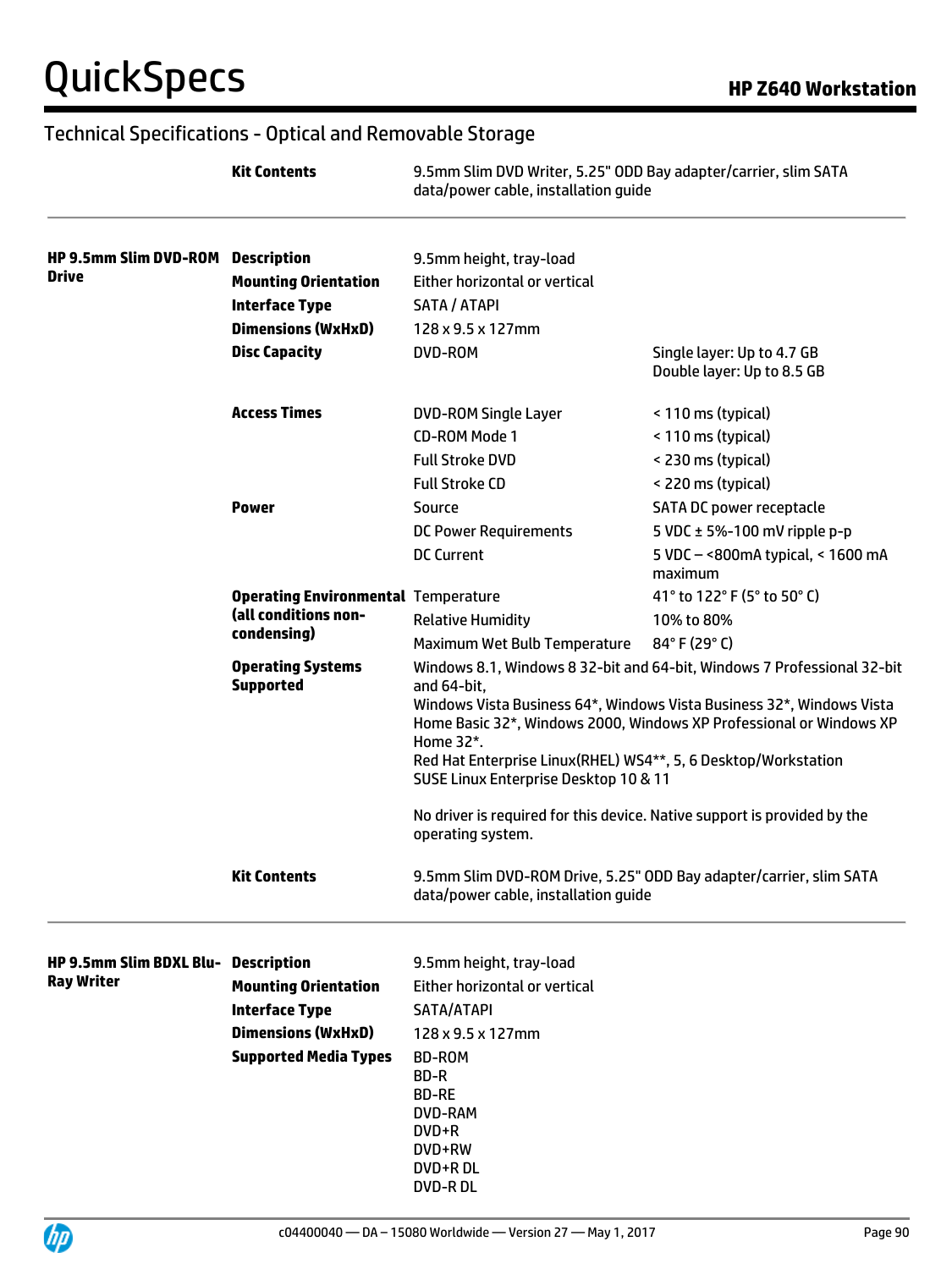## Technical Specifications - Optical and Removable Storage

| | | | |
|---|---|---|---|
| | **Kit Contents** | 9.5mm Slim DVD Writer, 5.25" ODD Bay adapter/carrier, slim SATA data/power cable, installation guide | |
| **HP 9.5mm Slim DVD-ROM Drive** | **Description** | 9.5mm height, tray-load | |
| | **Mounting Orientation** | Either horizontal or vertical | |
| | **Interface Type** | SATA / ATAPI | |
| | **Dimensions (WxHxD)** | 128 x 9.5 x 127mm | |
| | **Disc Capacity** | DVD-ROM | Single layer: Up to 4.7 GB<br>Double layer: Up to 8.5 GB |
| | **Access Times** | DVD-ROM Single Layer | < 110 ms (typical) |
| | | CD-ROM Mode 1 | < 110 ms (typical) |
| | | Full Stroke DVD | < 230 ms (typical) |
| | | Full Stroke CD | < 220 ms (typical) |
| | **Power** | Source | SATA DC power receptacle |
| | | DC Power Requirements | 5 VDC ± 5%-100 mV ripple p-p |
| | | DC Current | 5 VDC – <800mA typical, < 1600 mA maximum |
| | **Operating Environmental (all conditions non-condensing)** | Temperature | 41° to 122° F (5° to 50° C) |
| | | Relative Humidity | 10% to 80% |
| | | Maximum Wet Bulb Temperature | 84° F (29° C) |
| | **Operating Systems Supported** | Windows 8.1, Windows 8 32-bit and 64-bit, Windows 7 Professional 32-bit and 64-bit,<br>Windows Vista Business 64*, Windows Vista Business 32*, Windows Vista Home Basic 32*, Windows 2000, Windows XP Professional or Windows XP Home 32*.<br>Red Hat Enterprise Linux(RHEL) WS4**, 5, 6 Desktop/Workstation<br>SUSE Linux Enterprise Desktop 10 & 11<br><br>No driver is required for this device. Native support is provided by the operating system. | |
| | **Kit Contents** | 9.5mm Slim DVD-ROM Drive, 5.25" ODD Bay adapter/carrier, slim SATA data/power cable, installation guide | |
| **HP 9.5mm Slim BDXL Blu-Ray Writer** | **Description** | 9.5mm height, tray-load | |
| | **Mounting Orientation** | Either horizontal or vertical | |
| | **Interface Type** | SATA/ATAPI | |
| | **Dimensions (WxHxD)** | 128 x 9.5 x 127mm | |
| | **Supported Media Types** | BD-ROM<br>BD-R<br>BD-RE<br>DVD-RAM<br>DVD+R<br>DVD+RW<br>DVD+R DL<br>DVD-R DL | |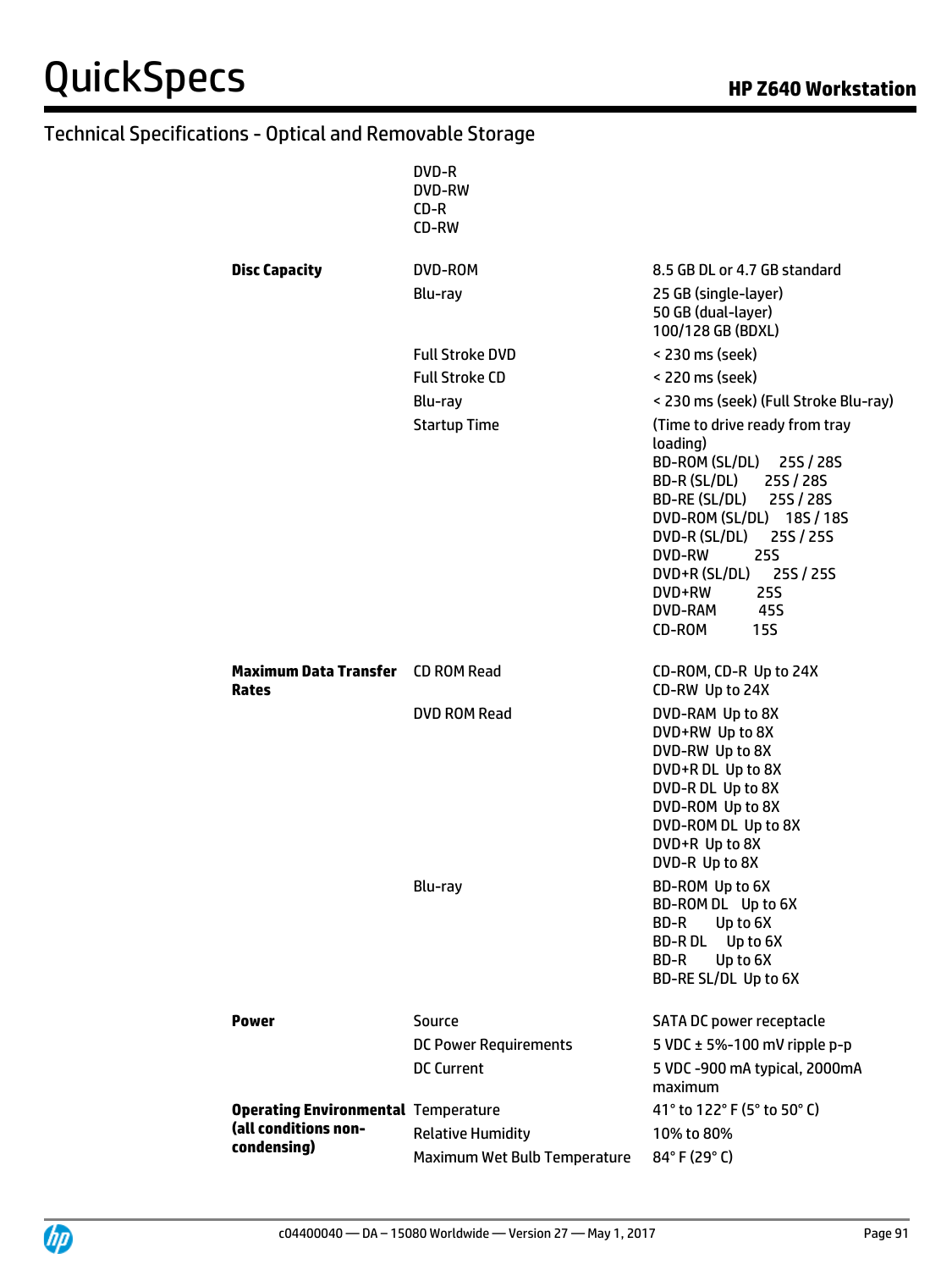## Technical Specifications - Optical and Removable Storage

| | | |
|---|---|---|
| | DVD-R<br>DVD-RW<br>CD-R<br>CD-RW | |
| **Disc Capacity** | DVD-ROM | 8.5 GB DL or 4.7 GB standard |
| | Blu-ray | 25 GB (single-layer)<br>50 GB (dual-layer)<br>100/128 GB (BDXL) |
| | Full Stroke DVD | < 230 ms (seek) |
| | Full Stroke CD | < 220 ms (seek) |
| | Blu-ray | < 230 ms (seek) (Full Stroke Blu-ray) |
| | Startup Time | (Time to drive ready from tray loading)<br>BD-ROM (SL/DL) 25S / 28S<br>BD-R (SL/DL) 25S / 28S<br>BD-RE (SL/DL) 25S / 28S<br>DVD-ROM (SL/DL) 18S / 18S<br>DVD-R (SL/DL) 25S / 25S<br>DVD-RW 25S<br>DVD+R (SL/DL) 25S / 25S<br>DVD+RW 25S<br>DVD-RAM 45S<br>CD-ROM 15S |
| **Maximum Data Transfer Rates** | CD ROM Read | CD-ROM, CD-R Up to 24X<br>CD-RW Up to 24X |
| | DVD ROM Read | DVD-RAM Up to 8X<br>DVD+RW Up to 8X<br>DVD-RW Up to 8X<br>DVD+R DL Up to 8X<br>DVD-R DL Up to 8X<br>DVD-ROM Up to 8X<br>DVD-ROM DL Up to 8X<br>DVD+R Up to 8X<br>DVD-R Up to 8X |
| | Blu-ray | BD-ROM Up to 6X<br>BD-ROM DL Up to 6X<br>BD-R Up to 6X<br>BD-R DL Up to 6X<br>BD-R Up to 6X<br>BD-RE SL/DL Up to 6X |
| **Power** | Source | SATA DC power receptacle |
| | DC Power Requirements | 5 VDC ± 5%-100 mV ripple p-p |
| | DC Current | 5 VDC -900 mA typical, 2000mA maximum |
| **Operating Environmental (all conditions non-condensing)** | Temperature | 41° to 122° F (5° to 50° C) |
| | Relative Humidity | 10% to 80% |
| | Maximum Wet Bulb Temperature | 84° F (29° C) |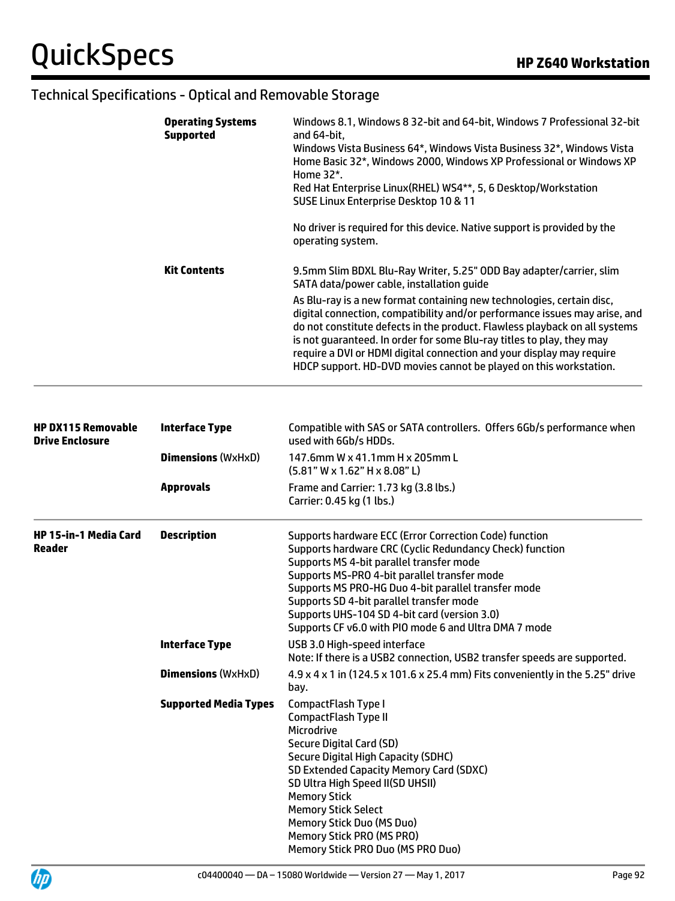## Technical Specifications - Optical and Removable Storage

| | | |
|---|---|---|
| | **Operating Systems Supported** | Windows 8.1, Windows 8 32-bit and 64-bit, Windows 7 Professional 32-bit and 64-bit,<br>Windows Vista Business 64*, Windows Vista Business 32*, Windows Vista Home Basic 32*, Windows 2000, Windows XP Professional or Windows XP Home 32*.<br>Red Hat Enterprise Linux(RHEL) WS4**, 5, 6 Desktop/Workstation<br>SUSE Linux Enterprise Desktop 10 & 11<br><br>No driver is required for this device. Native support is provided by the operating system. |
| | **Kit Contents** | 9.5mm Slim BDXL Blu-Ray Writer, 5.25" ODD Bay adapter/carrier, slim SATA data/power cable, installation guide<br>As Blu-ray is a new format containing new technologies, certain disc, digital connection, compatibility and/or performance issues may arise, and do not constitute defects in the product. Flawless playback on all systems is not guaranteed. In order for some Blu-ray titles to play, they may require a DVI or HDMI digital connection and your display may require HDCP support. HD-DVD movies cannot be played on this workstation. |

| | | |
|---|---|---|
| **HP DX115 Removable Drive Enclosure** | **Interface Type** | Compatible with SAS or SATA controllers. Offers 6Gb/s performance when used with 6Gb/s HDDs. |
| | **Dimensions** (WxHxD) | 147.6mm W x 41.1mm H x 205mm L<br>(5.81" W x 1.62" H x 8.08" L) |
| | **Approvals** | Frame and Carrier: 1.73 kg (3.8 lbs.)<br>Carrier: 0.45 kg (1 lbs.) |
| **HP 15-in-1 Media Card Reader** | **Description** | Supports hardware ECC (Error Correction Code) function<br>Supports hardware CRC (Cyclic Redundancy Check) function<br>Supports MS 4-bit parallel transfer mode<br>Supports MS-PRO 4-bit parallel transfer mode<br>Supports MS PRO-HG Duo 4-bit parallel transfer mode<br>Supports SD 4-bit parallel transfer mode<br>Supports UHS-104 SD 4-bit card (version 3.0)<br>Supports CF v6.0 with PIO mode 6 and Ultra DMA 7 mode |
| | **Interface Type** | USB 3.0 High-speed interface<br>Note: If there is a USB2 connection, USB2 transfer speeds are supported. |
| | **Dimensions** (WxHxD) | 4.9 x 4 x 1 in (124.5 x 101.6 x 25.4 mm) Fits conveniently in the 5.25" drive bay. |
| | **Supported Media Types** | CompactFlash Type I<br>CompactFlash Type II<br>Microdrive<br>Secure Digital Card (SD)<br>Secure Digital High Capacity (SDHC)<br>SD Extended Capacity Memory Card (SDXC)<br>SD Ultra High Speed II(SD UHSII)<br>Memory Stick<br>Memory Stick Select<br>Memory Stick Duo (MS Duo)<br>Memory Stick PRO (MS PRO)<br>Memory Stick PRO Duo (MS PRO Duo) |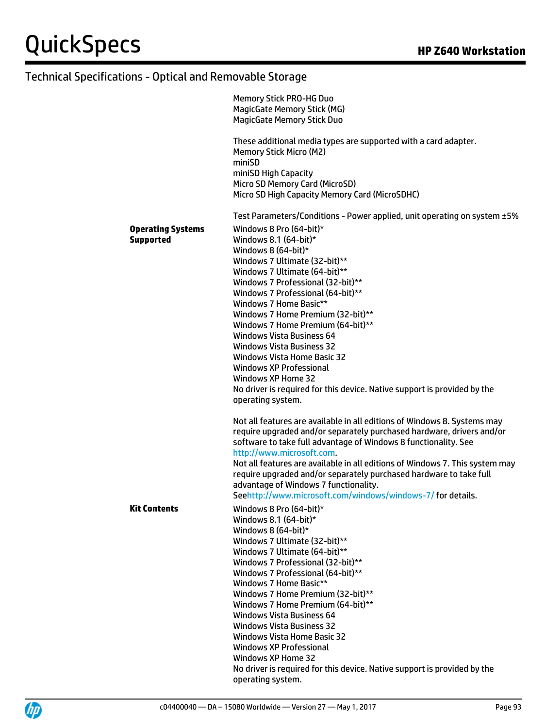## Technical Specifications - Optical and Removable Storage

| | |
|---|---|
| | Memory Stick PRO-HG Duo<br>MagicGate Memory Stick (MG)<br>MagicGate Memory Stick Duo<br><br>These additional media types are supported with a card adapter.<br>Memory Stick Micro (M2)<br>miniSD<br>miniSD High Capacity<br>Micro SD Memory Card (MicroSD)<br>Micro SD High Capacity Memory Card (MicroSDHC)<br><br>Test Parameters/Conditions - Power applied, unit operating on system ±5% |
| **Operating Systems Supported** | Windows 8 Pro (64-bit)*<br>Windows 8.1 (64-bit)*<br>Windows 8 (64-bit)*<br>Windows 7 Ultimate (32-bit)**<br>Windows 7 Ultimate (64-bit)**<br>Windows 7 Professional (32-bit)**<br>Windows 7 Professional (64-bit)**<br>Windows 7 Home Basic**<br>Windows 7 Home Premium (32-bit)**<br>Windows 7 Home Premium (64-bit)**<br>Windows Vista Business 64<br>Windows Vista Business 32<br>Windows Vista Home Basic 32<br>Windows XP Professional<br>Windows XP Home 32<br>No driver is required for this device. Native support is provided by the operating system.<br><br>Not all features are available in all editions of Windows 8. Systems may require upgraded and/or separately purchased hardware, drivers and/or software to take full advantage of Windows 8 functionality. See http://www.microsoft.com.<br>Not all features are available in all editions of Windows 7. This system may require upgraded and/or separately purchased hardware to take full advantage of Windows 7 functionality.<br>Seehttp://www.microsoft.com/windows/windows-7/ for details. |
| **Kit Contents** | Windows 8 Pro (64-bit)*<br>Windows 8.1 (64-bit)*<br>Windows 8 (64-bit)*<br>Windows 7 Ultimate (32-bit)**<br>Windows 7 Ultimate (64-bit)**<br>Windows 7 Professional (32-bit)**<br>Windows 7 Professional (64-bit)**<br>Windows 7 Home Basic**<br>Windows 7 Home Premium (32-bit)**<br>Windows 7 Home Premium (64-bit)**<br>Windows Vista Business 64<br>Windows Vista Business 32<br>Windows Vista Home Basic 32<br>Windows XP Professional<br>Windows XP Home 32<br>No driver is required for this device. Native support is provided by the operating system. |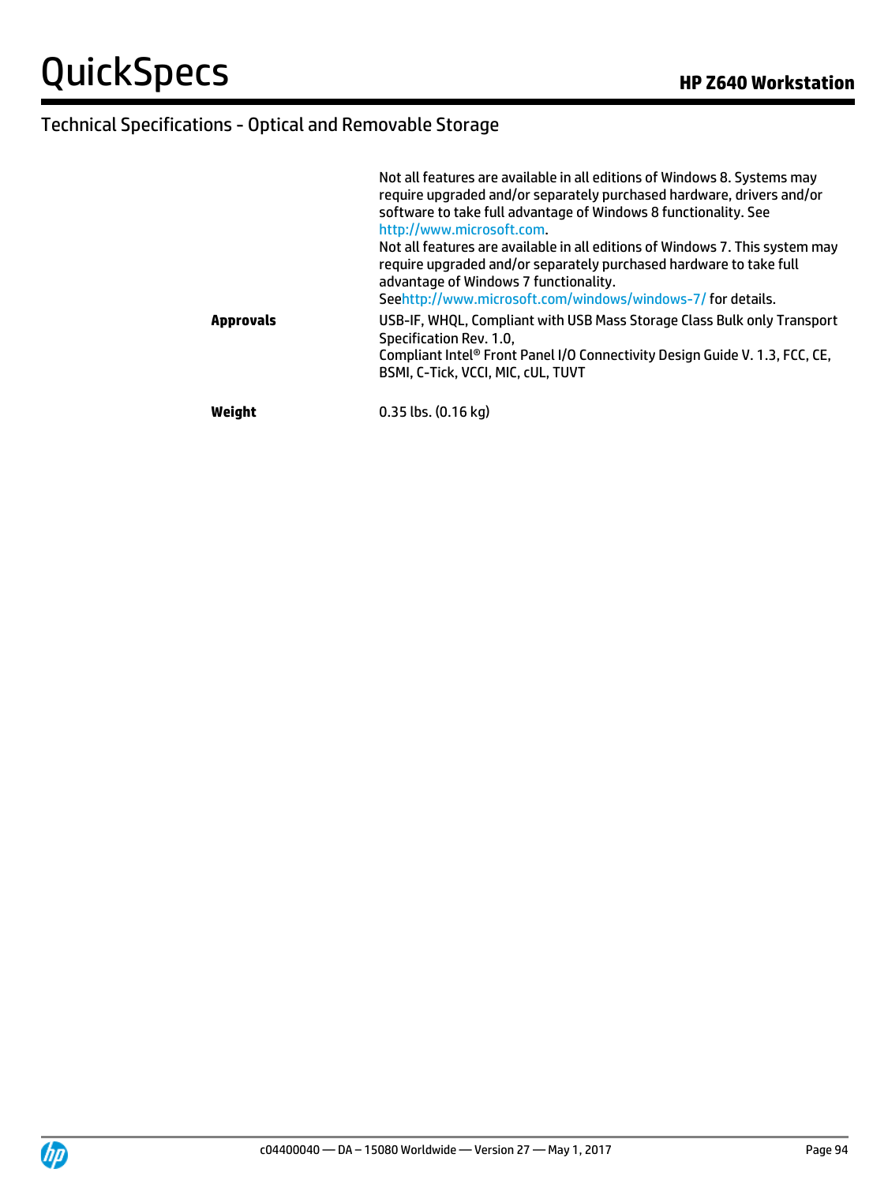## Technical Specifications - Optical and Removable Storage

| | |
|---|---|
| | Not all features are available in all editions of Windows 8. Systems may require upgraded and/or separately purchased hardware, drivers and/or software to take full advantage of Windows 8 functionality. See http://www.microsoft.com.<br>Not all features are available in all editions of Windows 7. This system may require upgraded and/or separately purchased hardware to take full advantage of Windows 7 functionality.<br>Seehttp://www.microsoft.com/windows/windows-7/ for details. |
| **Approvals** | USB-IF, WHQL, Compliant with USB Mass Storage Class Bulk only Transport Specification Rev. 1.0,<br>Compliant Intel® Front Panel I/O Connectivity Design Guide V. 1.3, FCC, CE, BSMI, C-Tick, VCCI, MIC, cUL, TUVT |
| **Weight** | 0.35 lbs. (0.16 kg) |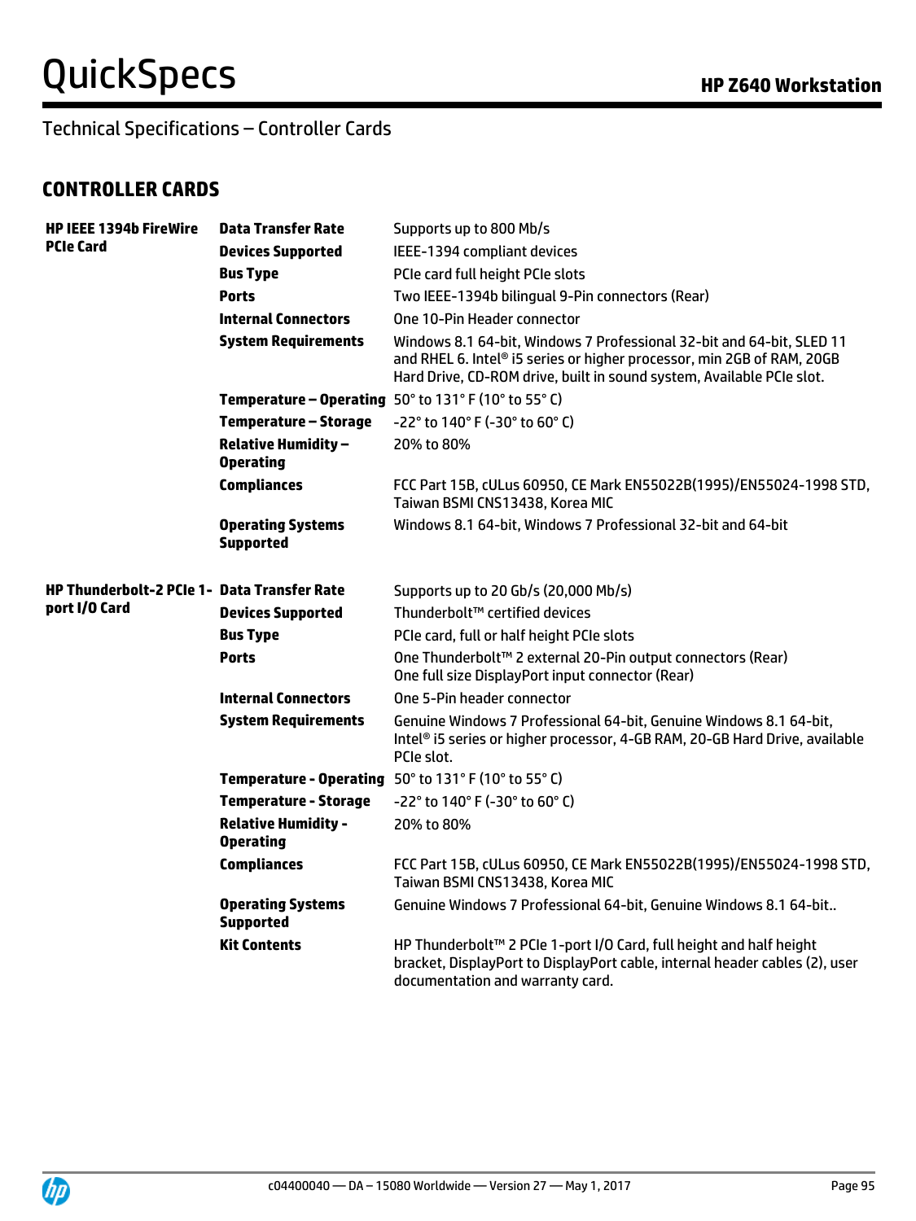## Technical Specifications – Controller Cards

### CONTROLLER CARDS

| | | |
|---|---|---|
| **HP IEEE 1394b FireWire PCIe Card** | **Data Transfer Rate** | Supports up to 800 Mb/s |
| | **Devices Supported** | IEEE-1394 compliant devices |
| | **Bus Type** | PCIe card full height PCIe slots |
| | **Ports** | Two IEEE-1394b bilingual 9-Pin connectors (Rear) |
| | **Internal Connectors** | One 10-Pin Header connector |
| | **System Requirements** | Windows 8.1 64-bit, Windows 7 Professional 32-bit and 64-bit, SLED 11 and RHEL 6. Intel® i5 series or higher processor, min 2GB of RAM, 20GB Hard Drive, CD-ROM drive, built in sound system, Available PCIe slot. |
| | **Temperature – Operating** | 50° to 131° F (10° to 55° C) |
| | **Temperature – Storage** | -22° to 140° F (-30° to 60° C) |
| | **Relative Humidity – Operating** | 20% to 80% |
| | **Compliances** | FCC Part 15B, cULus 60950, CE Mark EN55022B(1995)/EN55024-1998 STD, Taiwan BSMI CNS13438, Korea MIC |
| | **Operating Systems Supported** | Windows 8.1 64-bit, Windows 7 Professional 32-bit and 64-bit |
| **HP Thunderbolt-2 PCIe 1-port I/O Card** | **Data Transfer Rate** | Supports up to 20 Gb/s (20,000 Mb/s) |
| | **Devices Supported** | Thunderbolt™ certified devices |
| | **Bus Type** | PCIe card, full or half height PCIe slots |
| | **Ports** | One Thunderbolt™ 2 external 20-Pin output connectors (Rear)<br>One full size DisplayPort input connector (Rear) |
| | **Internal Connectors** | One 5-Pin header connector |
| | **System Requirements** | Genuine Windows 7 Professional 64-bit, Genuine Windows 8.1 64-bit, Intel® i5 series or higher processor, 4-GB RAM, 20-GB Hard Drive, available PCIe slot. |
| | **Temperature - Operating** | 50° to 131° F (10° to 55° C) |
| | **Temperature - Storage** | -22° to 140° F (-30° to 60° C) |
| | **Relative Humidity - Operating** | 20% to 80% |
| | **Compliances** | FCC Part 15B, cULus 60950, CE Mark EN55022B(1995)/EN55024-1998 STD, Taiwan BSMI CNS13438, Korea MIC |
| | **Operating Systems Supported** | Genuine Windows 7 Professional 64-bit, Genuine Windows 8.1 64-bit.. |
| | **Kit Contents** | HP Thunderbolt™ 2 PCIe 1-port I/O Card, full height and half height bracket, DisplayPort to DisplayPort cable, internal header cables (2), user documentation and warranty card. |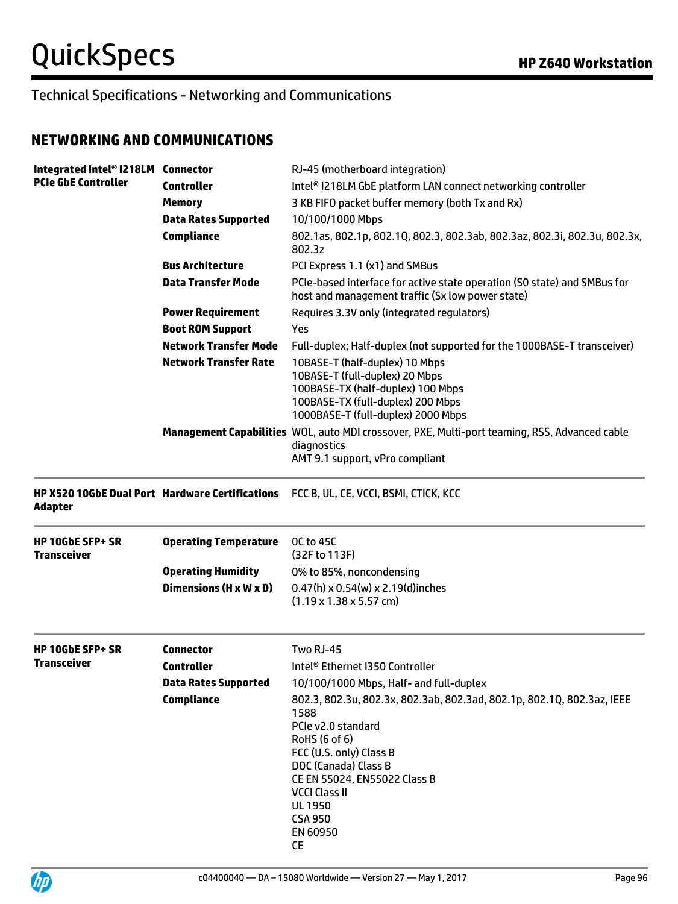## Technical Specifications - Networking and Communications

### NETWORKING AND COMMUNICATIONS

| | | |
|---|---|---|
| **Integrated Intel® I218LM PCIe GbE Controller** | **Connector** | RJ-45 (motherboard integration) |
| | **Controller** | Intel® I218LM GbE platform LAN connect networking controller |
| | **Memory** | 3 KB FIFO packet buffer memory (both Tx and Rx) |
| | **Data Rates Supported** | 10/100/1000 Mbps |
| | **Compliance** | 802.1as, 802.1p, 802.1Q, 802.3, 802.3ab, 802.3az, 802.3i, 802.3u, 802.3x, 802.3z |
| | **Bus Architecture** | PCI Express 1.1 (x1) and SMBus |
| | **Data Transfer Mode** | PCIe-based interface for active state operation (S0 state) and SMBus for host and management traffic (Sx low power state) |
| | **Power Requirement** | Requires 3.3V only (integrated regulators) |
| | **Boot ROM Support** | Yes |
| | **Network Transfer Mode** | Full-duplex; Half-duplex (not supported for the 1000BASE-T transceiver) |
| | **Network Transfer Rate** | 10BASE-T (half-duplex) 10 Mbps<br>10BASE-T (full-duplex) 20 Mbps<br>100BASE-TX (half-duplex) 100 Mbps<br>100BASE-TX (full-duplex) 200 Mbps<br>1000BASE-T (full-duplex) 2000 Mbps |
| | **Management Capabilities** | WOL, auto MDI crossover, PXE, Multi-port teaming, RSS, Advanced cable diagnostics<br>AMT 9.1 support, vPro compliant |
| **HP X520 10GbE Dual Port Adapter** | **Hardware Certifications** | FCC B, UL, CE, VCCI, BSMI, CTICK, KCC |
| **HP 10GbE SFP+ SR Transceiver** | **Operating Temperature** | 0C to 45C<br>(32F to 113F) |
| | **Operating Humidity** | 0% to 85%, noncondensing |
| | **Dimensions (H x W x D)** | 0.47(h) x 0.54(w) x 2.19(d)inches<br>(1.19 x 1.38 x 5.57 cm) |
| **HP 10GbE SFP+ SR Transceiver** | **Connector** | Two RJ-45 |
| | **Controller** | Intel® Ethernet I350 Controller |
| | **Data Rates Supported** | 10/100/1000 Mbps, Half- and full-duplex |
| | **Compliance** | 802.3, 802.3u, 802.3x, 802.3ab, 802.3ad, 802.1p, 802.1Q, 802.3az, IEEE 1588<br>PCIe v2.0 standard<br>RoHS (6 of 6)<br>FCC (U.S. only) Class B<br>DOC (Canada) Class B<br>CE EN 55024, EN55022 Class B<br>VCCI Class II<br>UL 1950<br>CSA 950<br>EN 60950<br>CE |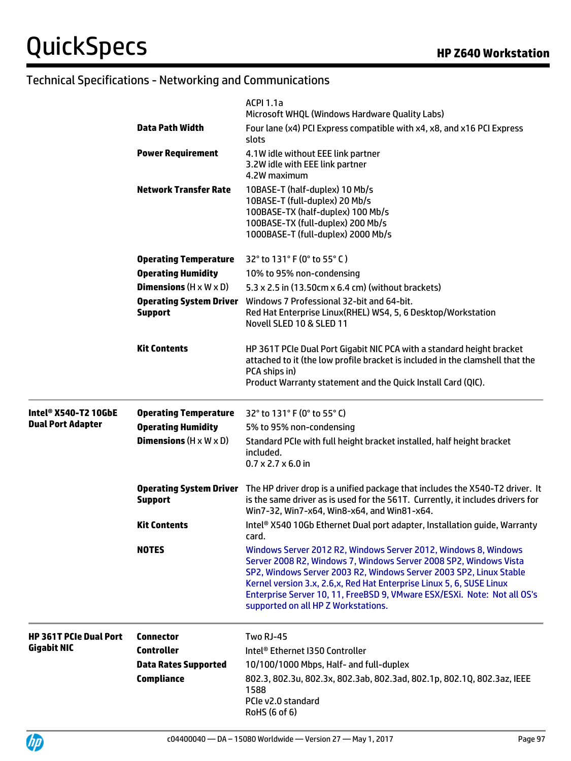## Technical Specifications - Networking and Communications

| | | |
|---|---|---|
| | | ACPI 1.1a<br>Microsoft WHQL (Windows Hardware Quality Labs) |
| | **Data Path Width** | Four lane (x4) PCI Express compatible with x4, x8, and x16 PCI Express slots |
| | **Power Requirement** | 4.1W idle without EEE link partner<br>3.2W idle with EEE link partner<br>4.2W maximum |
| | **Network Transfer Rate** | 10BASE-T (half-duplex) 10 Mb/s<br>10BASE-T (full-duplex) 20 Mb/s<br>100BASE-TX (half-duplex) 100 Mb/s<br>100BASE-TX (full-duplex) 200 Mb/s<br>1000BASE-T (full-duplex) 2000 Mb/s |
| | **Operating Temperature** | 32° to 131° F (0° to 55° C ) |
| | **Operating Humidity** | 10% to 95% non-condensing |
| | **Dimensions** (H x W x D) | 5.3 x 2.5 in (13.50cm x 6.4 cm) (without brackets) |
| | **Operating System Driver Support** | Windows 7 Professional 32-bit and 64-bit.<br>Red Hat Enterprise Linux(RHEL) WS4, 5, 6 Desktop/Workstation<br>Novell SLED 10 & SLED 11 |
| | **Kit Contents** | HP 361T PCIe Dual Port Gigabit NIC PCA with a standard height bracket attached to it (the low profile bracket is included in the clamshell that the PCA ships in)<br>Product Warranty statement and the Quick Install Card (QIC). |
| **Intel® X540-T2 10GbE Dual Port Adapter** | **Operating Temperature** | 32° to 131° F (0° to 55° C) |
| | **Operating Humidity** | 5% to 95% non-condensing |
| | **Dimensions** (H x W x D) | Standard PCIe with full height bracket installed, half height bracket included.<br>0.7 x 2.7 x 6.0 in |
| | **Operating System Driver Support** | The HP driver drop is a unified package that includes the X540-T2 driver. It is the same driver as is used for the 561T. Currently, it includes drivers for Win7-32, Win7-x64, Win8-x64, and Win81-x64. |
| | **Kit Contents** | Intel® X540 10Gb Ethernet Dual port adapter, Installation guide, Warranty card. |
| | **NOTES** | Windows Server 2012 R2, Windows Server 2012, Windows 8, Windows Server 2008 R2, Windows 7, Windows Server 2008 SP2, Windows Vista SP2, Windows Server 2003 R2, Windows Server 2003 SP2, Linux Stable Kernel version 3.x, 2.6,x, Red Hat Enterprise Linux 5, 6, SUSE Linux Enterprise Server 10, 11, FreeBSD 9, VMware ESX/ESXi. Note: Not all OS's supported on all HP Z Workstations. |
| **HP 361T PCIe Dual Port Gigabit NIC** | **Connector** | Two RJ-45 |
| | **Controller** | Intel® Ethernet I350 Controller |
| | **Data Rates Supported** | 10/100/1000 Mbps, Half- and full-duplex |
| | **Compliance** | 802.3, 802.3u, 802.3x, 802.3ab, 802.3ad, 802.1p, 802.1Q, 802.3az, IEEE 1588<br>PCIe v2.0 standard<br>RoHS (6 of 6) |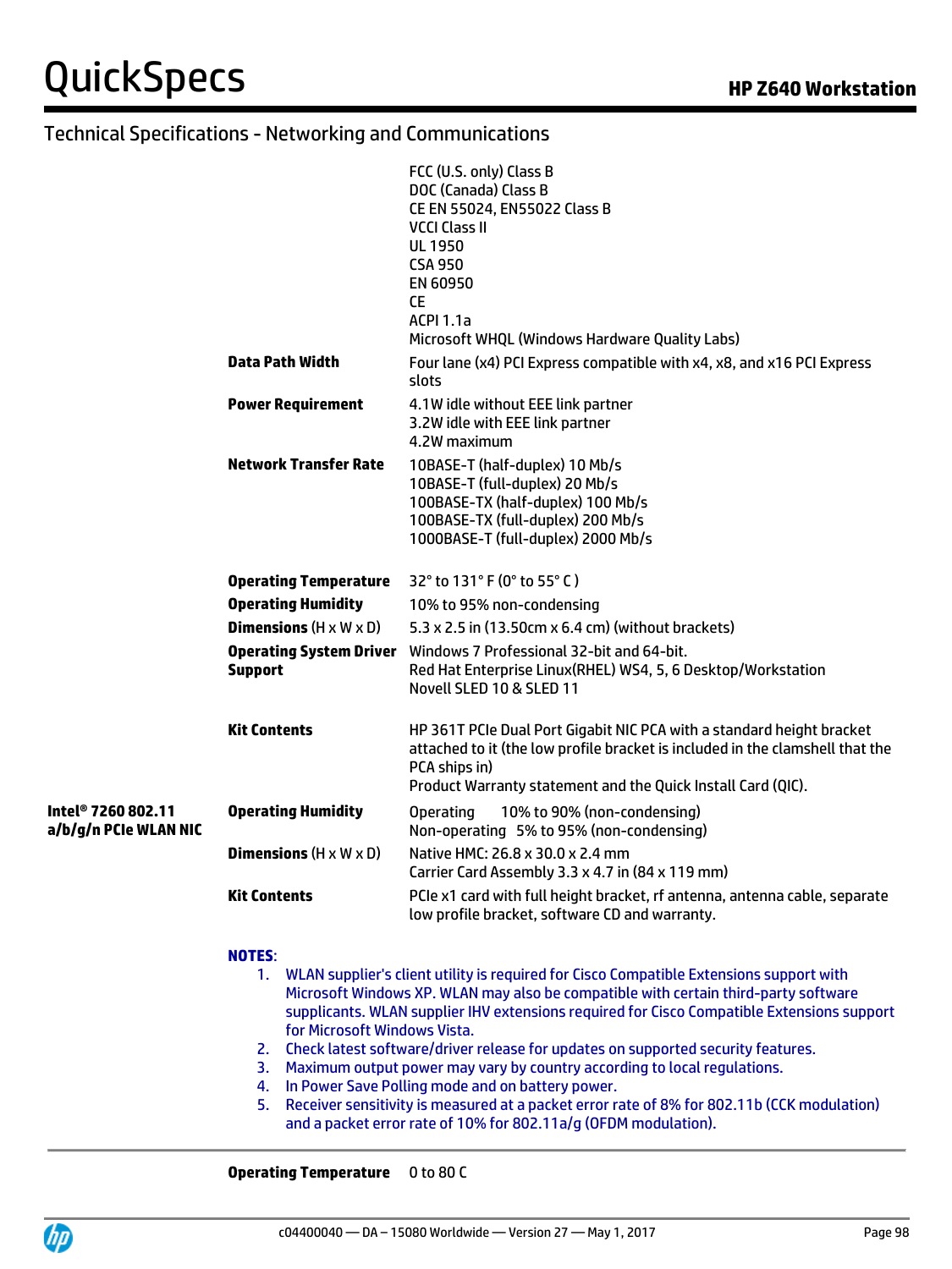## Technical Specifications - Networking and Communications

| | | |
|---|---|---|
| | | FCC (U.S. only) Class B<br>DOC (Canada) Class B<br>CE EN 55024, EN55022 Class B<br>VCCI Class II<br>UL 1950<br>CSA 950<br>EN 60950<br>CE<br>ACPI 1.1a<br>Microsoft WHQL (Windows Hardware Quality Labs) |
| | **Data Path Width** | Four lane (x4) PCI Express compatible with x4, x8, and x16 PCI Express slots |
| | **Power Requirement** | 4.1W idle without EEE link partner<br>3.2W idle with EEE link partner<br>4.2W maximum |
| | **Network Transfer Rate** | 10BASE-T (half-duplex) 10 Mb/s<br>10BASE-T (full-duplex) 20 Mb/s<br>100BASE-TX (half-duplex) 100 Mb/s<br>100BASE-TX (full-duplex) 200 Mb/s<br>1000BASE-T (full-duplex) 2000 Mb/s |
| | **Operating Temperature** | 32° to 131° F (0° to 55° C ) |
| | **Operating Humidity** | 10% to 95% non-condensing |
| | **Dimensions** (H x W x D) | 5.3 x 2.5 in (13.50cm x 6.4 cm) (without brackets) |
| | **Operating System Driver Support** | Windows 7 Professional 32-bit and 64-bit.<br>Red Hat Enterprise Linux(RHEL) WS4, 5, 6 Desktop/Workstation<br>Novell SLED 10 & SLED 11 |
| | **Kit Contents** | HP 361T PCIe Dual Port Gigabit NIC PCA with a standard height bracket attached to it (the low profile bracket is included in the clamshell that the PCA ships in)<br>Product Warranty statement and the Quick Install Card (QIC). |
| **Intel® 7260 802.11 a/b/g/n PCIe WLAN NIC** | **Operating Humidity** | Operating 10% to 90% (non-condensing)<br>Non-operating 5% to 95% (non-condensing) |
| | **Dimensions** (H x W x D) | Native HMC: 26.8 x 30.0 x 2.4 mm<br>Carrier Card Assembly 3.3 x 4.7 in (84 x 119 mm) |
| | **Kit Contents** | PCIe x1 card with full height bracket, rf antenna, antenna cable, separate low profile bracket, software CD and warranty. |

**NOTES**:

1. WLAN supplier's client utility is required for Cisco Compatible Extensions support with Microsoft Windows XP. WLAN may also be compatible with certain third-party software supplicants. WLAN supplier IHV extensions required for Cisco Compatible Extensions support for Microsoft Windows Vista.
2. Check latest software/driver release for updates on supported security features.
3. Maximum output power may vary by country according to local regulations.
4. In Power Save Polling mode and on battery power.
5. Receiver sensitivity is measured at a packet error rate of 8% for 802.11b (CCK modulation) and a packet error rate of 10% for 802.11a/g (OFDM modulation).

---

| | |
|---|---|
| **Operating Temperature** | 0 to 80 C |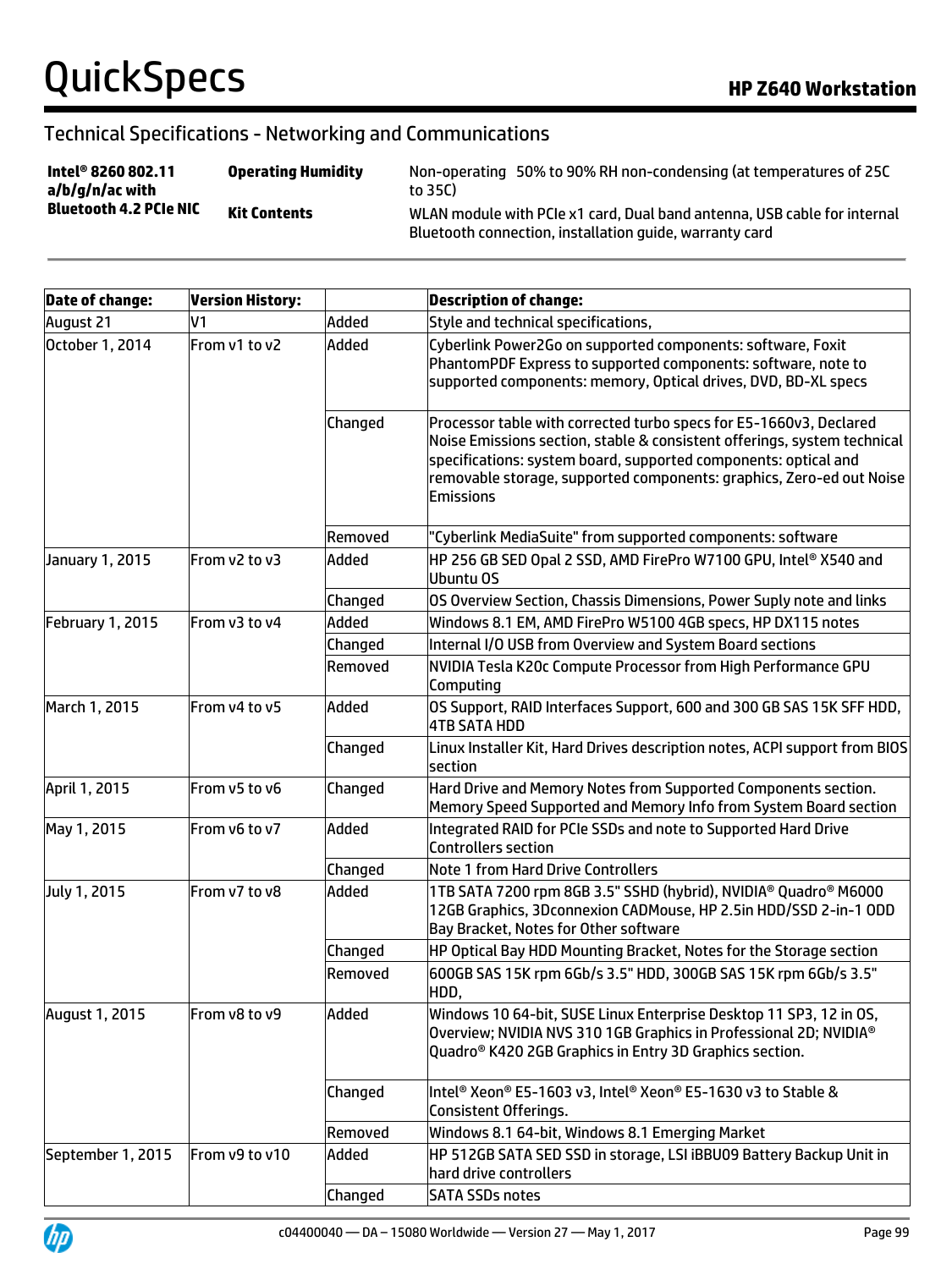## Technical Specifications - Networking and Communications

| | | |
|---|---|---|
| **Intel® 8260 802.11 a/b/g/n/ac with Bluetooth 4.2 PCIe NIC** | **Operating Humidity** | Non-operating 50% to 90% RH non-condensing (at temperatures of 25C to 35C) |
| | **Kit Contents** | WLAN module with PCIe x1 card, Dual band antenna, USB cable for internal Bluetooth connection, installation guide, warranty card |

| **Date of change:** | **Version History:** | | **Description of change:** |
|---|---|---|---|
| August 21 | V1 | Added | Style and technical specifications, |
| October 1, 2014 | From v1 to v2 | Added | Cyberlink Power2Go on supported components: software, Foxit PhantomPDF Express to supported components: software, note to supported components: memory, Optical drives, DVD, BD-XL specs |
| | | Changed | Processor table with corrected turbo specs for E5-1660v3, Declared Noise Emissions section, stable & consistent offerings, system technical specifications: system board, supported components: optical and removable storage, supported components: graphics, Zero-ed out Noise Emissions |
| | | Removed | "Cyberlink MediaSuite" from supported components: software |
| January 1, 2015 | From v2 to v3 | Added | HP 256 GB SED Opal 2 SSD, AMD FirePro W7100 GPU, Intel® X540 and Ubuntu OS |
| | | Changed | OS Overview Section, Chassis Dimensions, Power Suply note and links |
| February 1, 2015 | From v3 to v4 | Added | Windows 8.1 EM, AMD FirePro W5100 4GB specs, HP DX115 notes |
| | | Changed | Internal I/O USB from Overview and System Board sections |
| | | Removed | NVIDIA Tesla K20c Compute Processor from High Performance GPU Computing |
| March 1, 2015 | From v4 to v5 | Added | OS Support, RAID Interfaces Support, 600 and 300 GB SAS 15K SFF HDD, 4TB SATA HDD |
| | | Changed | Linux Installer Kit, Hard Drives description notes, ACPI support from BIOS section |
| April 1, 2015 | From v5 to v6 | Changed | Hard Drive and Memory Notes from Supported Components section. Memory Speed Supported and Memory Info from System Board section |
| May 1, 2015 | From v6 to v7 | Added | Integrated RAID for PCIe SSDs and note to Supported Hard Drive Controllers section |
| | | Changed | Note 1 from Hard Drive Controllers |
| July 1, 2015 | From v7 to v8 | Added | 1TB SATA 7200 rpm 8GB 3.5" SSHD (hybrid), NVIDIA® Quadro® M6000 12GB Graphics, 3Dconnexion CADMouse, HP 2.5in HDD/SSD 2-in-1 ODD Bay Bracket, Notes for Other software |
| | | Changed | HP Optical Bay HDD Mounting Bracket, Notes for the Storage section |
| | | Removed | 600GB SAS 15K rpm 6Gb/s 3.5" HDD, 300GB SAS 15K rpm 6Gb/s 3.5" HDD, |
| August 1, 2015 | From v8 to v9 | Added | Windows 10 64-bit, SUSE Linux Enterprise Desktop 11 SP3, 12 in OS, Overview; NVIDIA NVS 310 1GB Graphics in Professional 2D; NVIDIA® Quadro® K420 2GB Graphics in Entry 3D Graphics section. |
| | | Changed | Intel® Xeon® E5-1603 v3, Intel® Xeon® E5-1630 v3 to Stable & Consistent Offerings. |
| | | Removed | Windows 8.1 64-bit, Windows 8.1 Emerging Market |
| September 1, 2015 | From v9 to v10 | Added | HP 512GB SATA SED SSD in storage, LSI iBBU09 Battery Backup Unit in hard drive controllers |
| | | Changed | SATA SSDs notes |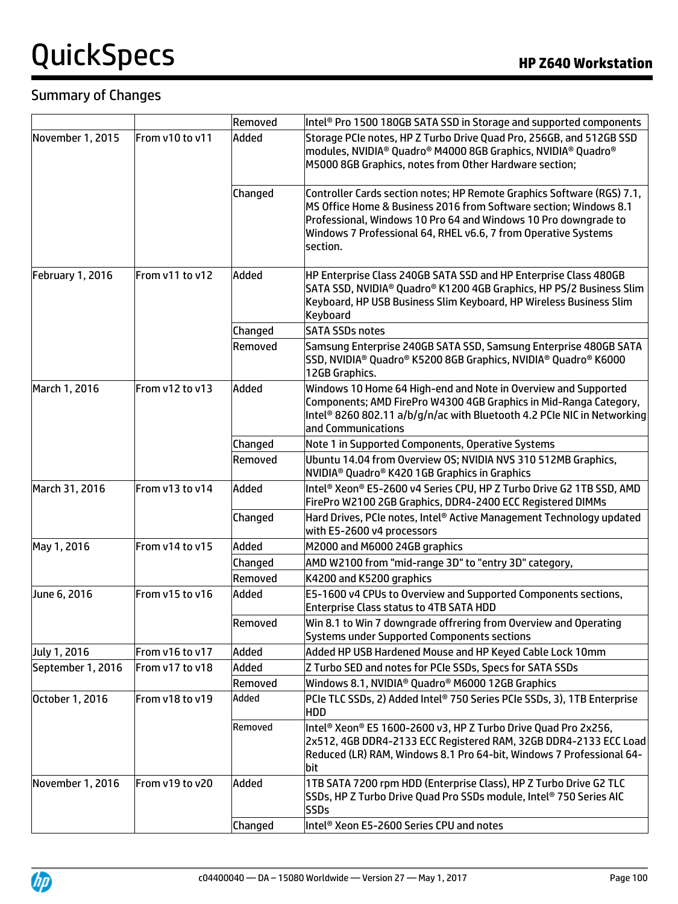## Summary of Changes

| | | | |
|---|---|---|---|
| | | Removed | Intel® Pro 1500 180GB SATA SSD in Storage and supported components |
| November 1, 2015 | From v10 to v11 | Added | Storage PCIe notes, HP Z Turbo Drive Quad Pro, 256GB, and 512GB SSD modules, NVIDIA® Quadro® M4000 8GB Graphics, NVIDIA® Quadro® M5000 8GB Graphics, notes from Other Hardware section; |
| | | Changed | Controller Cards section notes; HP Remote Graphics Software (RGS) 7.1, MS Office Home & Business 2016 from Software section; Windows 8.1 Professional, Windows 10 Pro 64 and Windows 10 Pro downgrade to Windows 7 Professional 64, RHEL v6.6, 7 from Operative Systems section. |
| February 1, 2016 | From v11 to v12 | Added | HP Enterprise Class 240GB SATA SSD and HP Enterprise Class 480GB SATA SSD, NVIDIA® Quadro® K1200 4GB Graphics, HP PS/2 Business Slim Keyboard, HP USB Business Slim Keyboard, HP Wireless Business Slim Keyboard |
| | | Changed | SATA SSDs notes |
| | | Removed | Samsung Enterprise 240GB SATA SSD, Samsung Enterprise 480GB SATA SSD, NVIDIA® Quadro® K5200 8GB Graphics, NVIDIA® Quadro® K6000 12GB Graphics. |
| March 1, 2016 | From v12 to v13 | Added | Windows 10 Home 64 High-end and Note in Overview and Supported Components; AMD FirePro W4300 4GB Graphics in Mid-Ranga Category, Intel® 8260 802.11 a/b/g/n/ac with Bluetooth 4.2 PCIe NIC in Networking and Communications |
| | | Changed | Note 1 in Supported Components, Operative Systems |
| | | Removed | Ubuntu 14.04 from Overview OS; NVIDIA NVS 310 512MB Graphics, NVIDIA® Quadro® K420 1GB Graphics in Graphics |
| March 31, 2016 | From v13 to v14 | Added | Intel® Xeon® E5-2600 v4 Series CPU, HP Z Turbo Drive G2 1TB SSD, AMD FirePro W2100 2GB Graphics, DDR4-2400 ECC Registered DIMMs |
| | | Changed | Hard Drives, PCIe notes, Intel® Active Management Technology updated with E5-2600 v4 processors |
| May 1, 2016 | From v14 to v15 | Added | M2000 and M6000 24GB graphics |
| | | Changed | AMD W2100 from "mid-range 3D" to "entry 3D" category, |
| | | Removed | K4200 and K5200 graphics |
| June 6, 2016 | From v15 to v16 | Added | E5-1600 v4 CPUs to Overview and Supported Components sections, Enterprise Class status to 4TB SATA HDD |
| | | Removed | Win 8.1 to Win 7 downgrade offrering from Overview and Operating Systems under Supported Components sections |
| July 1, 2016 | From v16 to v17 | Added | Added HP USB Hardened Mouse and HP Keyed Cable Lock 10mm |
| September 1, 2016 | From v17 to v18 | Added | Z Turbo SED and notes for PCIe SSDs, Specs for SATA SSDs |
| | | Removed | Windows 8.1, NVIDIA® Quadro® M6000 12GB Graphics |
| October 1, 2016 | From v18 to v19 | Added | PCIe TLC SSDs, 2) Added Intel® 750 Series PCIe SSDs, 3), 1TB Enterprise HDD |
| | | Removed | Intel® Xeon® E5 1600-2600 v3, HP Z Turbo Drive Quad Pro 2x256, 2x512, 4GB DDR4-2133 ECC Registered RAM, 32GB DDR4-2133 ECC Load Reduced (LR) RAM, Windows 8.1 Pro 64-bit, Windows 7 Professional 64-bit |
| November 1, 2016 | From v19 to v20 | Added | 1TB SATA 7200 rpm HDD (Enterprise Class), HP Z Turbo Drive G2 TLC SSDs, HP Z Turbo Drive Quad Pro SSDs module, Intel® 750 Series AIC SSDs |
| | | Changed | Intel® Xeon E5-2600 Series CPU and notes |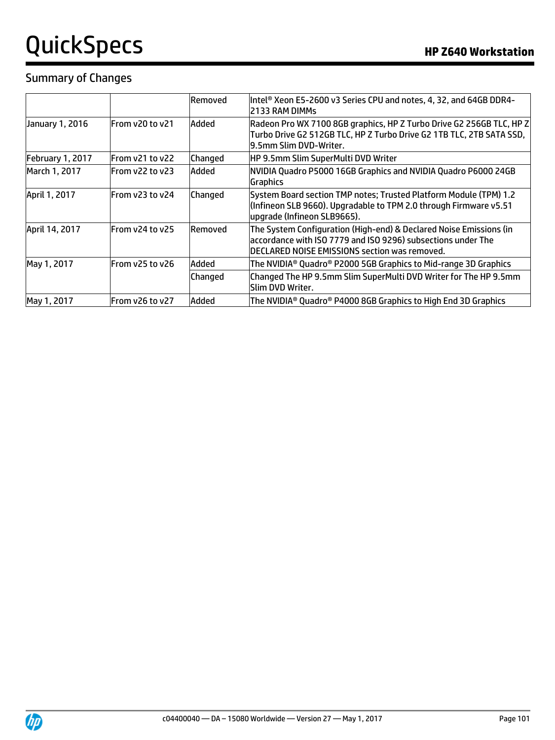## Summary of Changes

| | | | |
|---|---|---|---|
| | | Removed | Intel® Xeon E5-2600 v3 Series CPU and notes, 4, 32, and 64GB DDR4-2133 RAM DIMMs |
| January 1, 2016 | From v20 to v21 | Added | Radeon Pro WX 7100 8GB graphics, HP Z Turbo Drive G2 256GB TLC, HP Z Turbo Drive G2 512GB TLC, HP Z Turbo Drive G2 1TB TLC, 2TB SATA SSD, 9.5mm Slim DVD-Writer. |
| February 1, 2017 | From v21 to v22 | Changed | HP 9.5mm Slim SuperMulti DVD Writer |
| March 1, 2017 | From v22 to v23 | Added | NVIDIA Quadro P5000 16GB Graphics and NVIDIA Quadro P6000 24GB Graphics |
| April 1, 2017 | From v23 to v24 | Changed | System Board section TMP notes; Trusted Platform Module (TPM) 1.2 (Infineon SLB 9660). Upgradable to TPM 2.0 through Firmware v5.51 upgrade (Infineon SLB9665). |
| April 14, 2017 | From v24 to v25 | Removed | The System Configuration (High-end) & Declared Noise Emissions (in accordance with ISO 7779 and ISO 9296) subsections under The DECLARED NOISE EMISSIONS section was removed. |
| May 1, 2017 | From v25 to v26 | Added | The NVIDIA® Quadro® P2000 5GB Graphics to Mid-range 3D Graphics |
| | | Changed | Changed The HP 9.5mm Slim SuperMulti DVD Writer for The HP 9.5mm Slim DVD Writer. |
| May 1, 2017 | From v26 to v27 | Added | The NVIDIA® Quadro® P4000 8GB Graphics to High End 3D Graphics |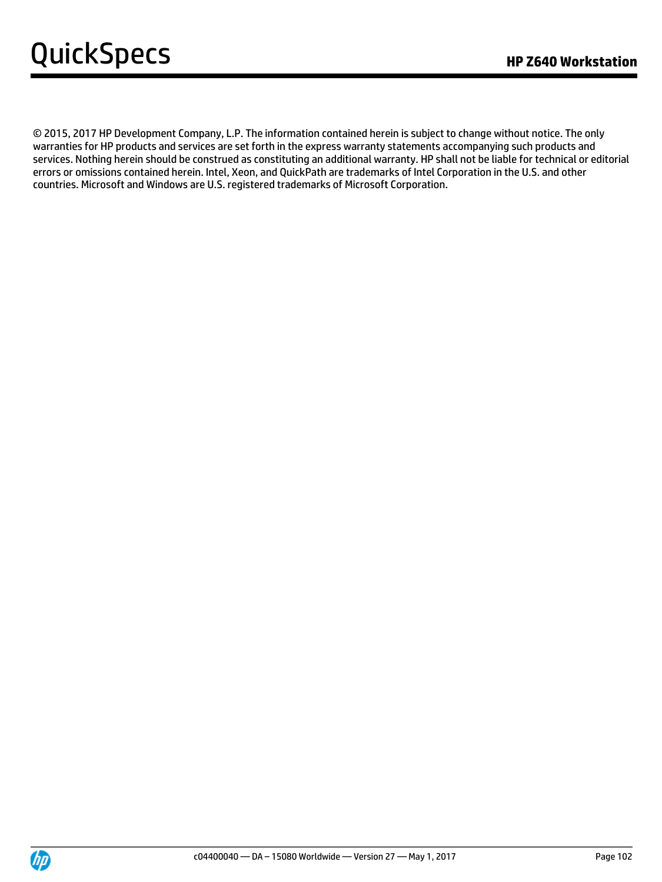© 2015, 2017 HP Development Company, L.P. The information contained herein is subject to change without notice. The only warranties for HP products and services are set forth in the express warranty statements accompanying such products and services. Nothing herein should be construed as constituting an additional warranty. HP shall not be liable for technical or editorial errors or omissions contained herein. Intel, Xeon, and QuickPath are trademarks of Intel Corporation in the U.S. and other countries. Microsoft and Windows are U.S. registered trademarks of Microsoft Corporation.